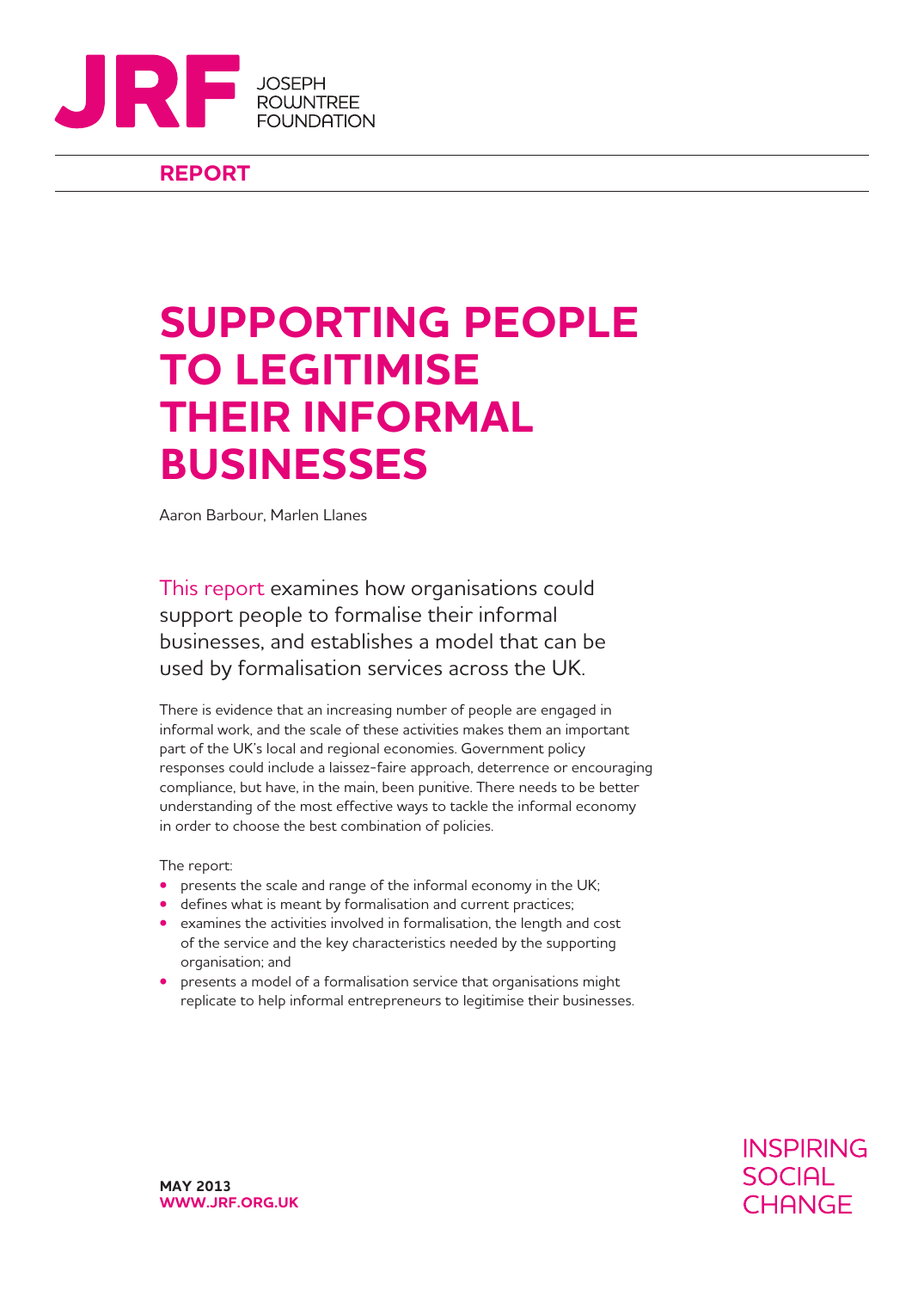JOSEPH ROWNTREE FOUNDATION

**REPORT**

# SUPPORTING PEOPLE TO LEGITIMISE THEIR INFORMAL BUSINESSES

Aaron Barbour, Marlen Llanes

This report examines how organisations could support people to formalise their informal businesses, and establishes a model that can be used by formalisation services across the UK.

There is evidence that an increasing number of people are engaged in informal work, and the scale of these activities makes them an important part of the UK's local and regional economies. Government policy responses could include a laissez-faire approach, deterrence or encouraging compliance, but have, in the main, been punitive. There needs to be better understanding of the most effective ways to tackle the informal economy in order to choose the best combination of policies.

The report:

- presents the scale and range of the informal economy in the UK;
- defines what is meant by formalisation and current practices;
- examines the activities involved in formalisation, the length and cost of the service and the key characteristics needed by the supporting organisation; and
- presents a model of a formalisation service that organisations might replicate to help informal entrepreneurs to legitimise their businesses.

**MAY 2013**
**WWW.JRF.ORG.UK**

INSPIRING SOCIAL CHANGE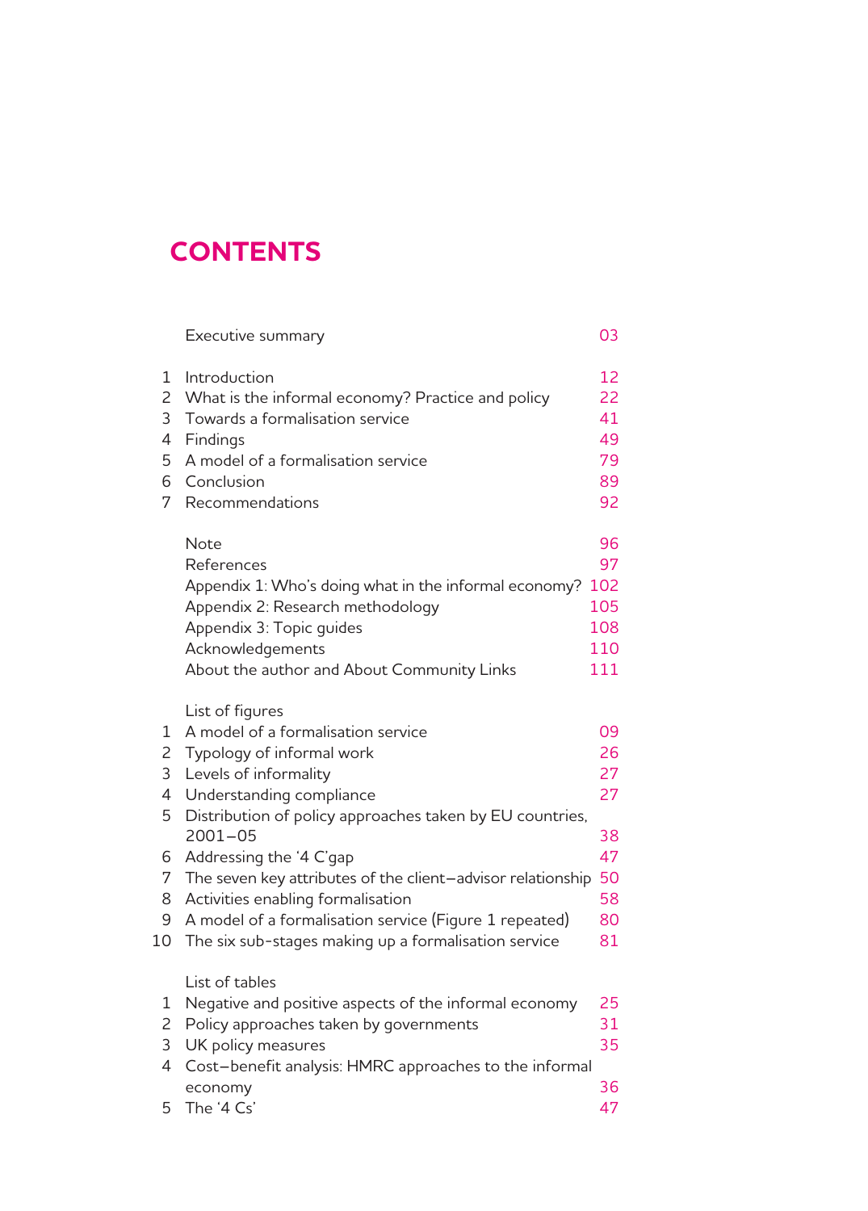# CONTENTS

| | | |
|---|---|---|
| | Executive summary | 03 |
| 1 | Introduction | 12 |
| 2 | What is the informal economy? Practice and policy | 22 |
| 3 | Towards a formalisation service | 41 |
| 4 | Findings | 49 |
| 5 | A model of a formalisation service | 79 |
| 6 | Conclusion | 89 |
| 7 | Recommendations | 92 |
| | Note | 96 |
| | References | 97 |
| | Appendix 1: Who's doing what in the informal economy? | 102 |
| | Appendix 2: Research methodology | 105 |
| | Appendix 3: Topic guides | 108 |
| | Acknowledgements | 110 |
| | About the author and About Community Links | 111 |

List of figures

| | | |
|---|---|---|
| 1 | A model of a formalisation service | 09 |
| 2 | Typology of informal work | 26 |
| 3 | Levels of informality | 27 |
| 4 | Understanding compliance | 27 |
| 5 | Distribution of policy approaches taken by EU countries, 2001–05 | 38 |
| 6 | Addressing the '4 C'gap | 47 |
| 7 | The seven key attributes of the client–advisor relationship | 50 |
| 8 | Activities enabling formalisation | 58 |
| 9 | A model of a formalisation service (Figure 1 repeated) | 80 |
| 10 | The six sub-stages making up a formalisation service | 81 |

List of tables

| | | |
|---|---|---|
| 1 | Negative and positive aspects of the informal economy | 25 |
| 2 | Policy approaches taken by governments | 31 |
| 3 | UK policy measures | 35 |
| 4 | Cost–benefit analysis: HMRC approaches to the informal economy | 36 |
| 5 | The '4 Cs' | 47 |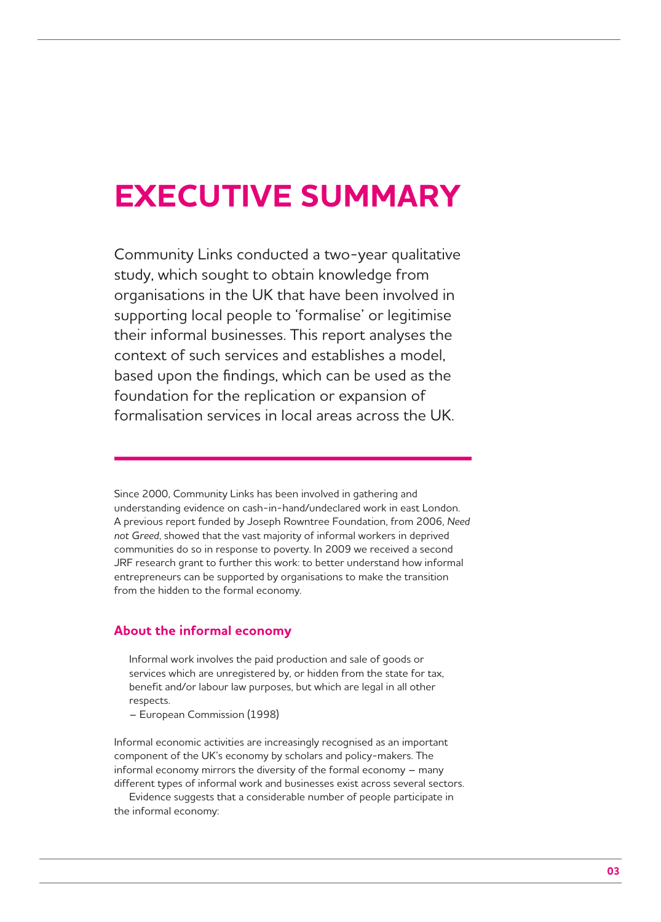# EXECUTIVE SUMMARY

Community Links conducted a two-year qualitative study, which sought to obtain knowledge from organisations in the UK that have been involved in supporting local people to 'formalise' or legitimise their informal businesses. This report analyses the context of such services and establishes a model, based upon the findings, which can be used as the foundation for the replication or expansion of formalisation services in local areas across the UK.

---

Since 2000, Community Links has been involved in gathering and understanding evidence on cash-in-hand/undeclared work in east London. A previous report funded by Joseph Rowntree Foundation, from 2006, *Need not Greed*, showed that the vast majority of informal workers in deprived communities do so in response to poverty. In 2009 we received a second JRF research grant to further this work: to better understand how informal entrepreneurs can be supported by organisations to make the transition from the hidden to the formal economy.

## About the informal economy

> Informal work involves the paid production and sale of goods or services which are unregistered by, or hidden from the state for tax, benefit and/or labour law purposes, but which are legal in all other respects.
> – European Commission (1998)

Informal economic activities are increasingly recognised as an important component of the UK's economy by scholars and policy-makers. The informal economy mirrors the diversity of the formal economy – many different types of informal work and businesses exist across several sectors.

Evidence suggests that a considerable number of people participate in the informal economy: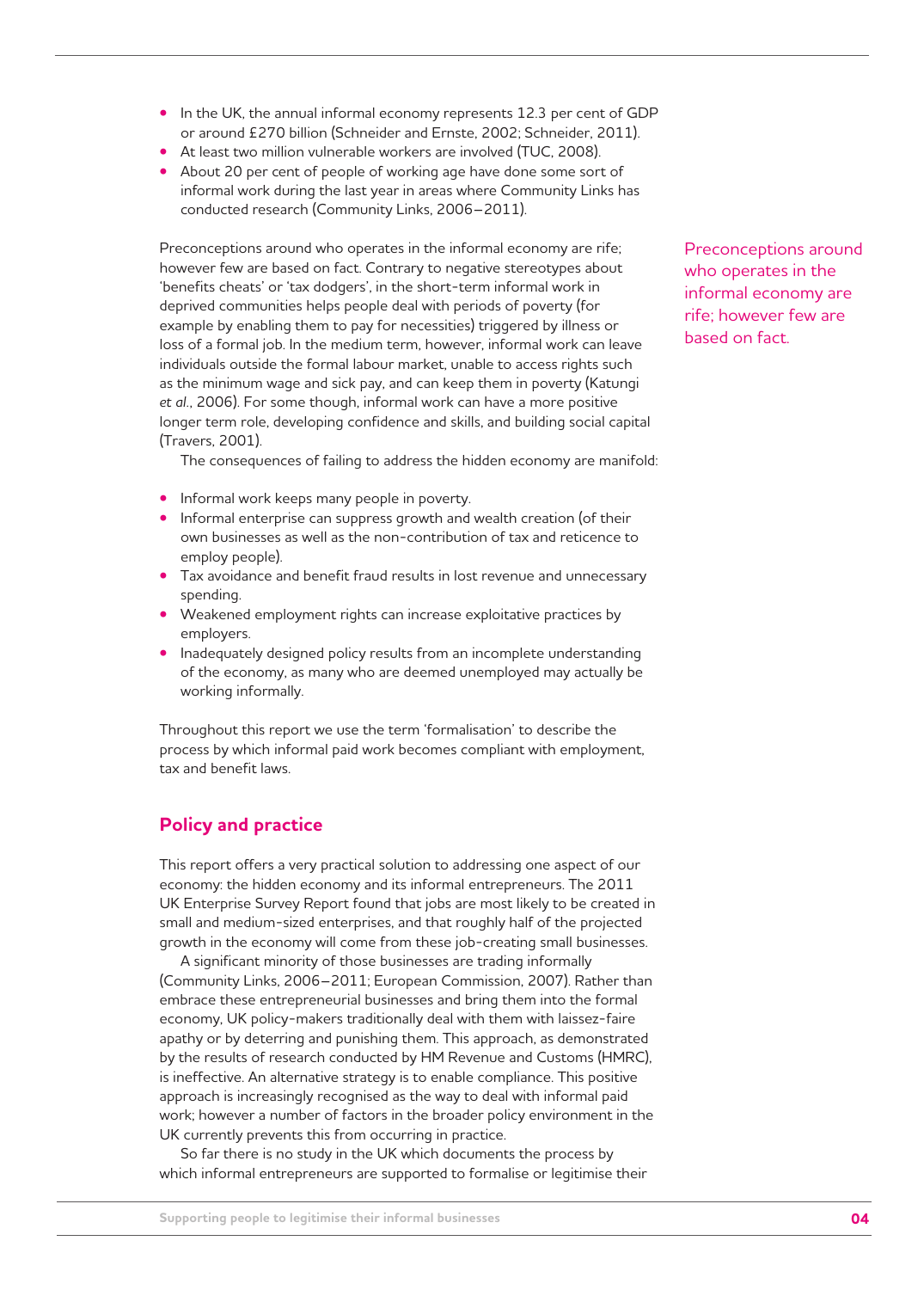- In the UK, the annual informal economy represents 12.3 per cent of GDP or around £270 billion (Schneider and Ernste, 2002; Schneider, 2011).
- At least two million vulnerable workers are involved (TUC, 2008).
- About 20 per cent of people of working age have done some sort of informal work during the last year in areas where Community Links has conducted research (Community Links, 2006–2011).

Preconceptions around who operates in the informal economy are rife; however few are based on fact. Contrary to negative stereotypes about 'benefits cheats' or 'tax dodgers', in the short-term informal work in deprived communities helps people deal with periods of poverty (for example by enabling them to pay for necessities) triggered by illness or loss of a formal job. In the medium term, however, informal work can leave individuals outside the formal labour market, unable to access rights such as the minimum wage and sick pay, and can keep them in poverty (Katungi *et al.*, 2006). For some though, informal work can have a more positive longer term role, developing confidence and skills, and building social capital (Travers, 2001).

Preconceptions around who operates in the informal economy are rife; however few are based on fact.

The consequences of failing to address the hidden economy are manifold:

- Informal work keeps many people in poverty.
- Informal enterprise can suppress growth and wealth creation (of their own businesses as well as the non-contribution of tax and reticence to employ people).
- Tax avoidance and benefit fraud results in lost revenue and unnecessary spending.
- Weakened employment rights can increase exploitative practices by employers.
- Inadequately designed policy results from an incomplete understanding of the economy, as many who are deemed unemployed may actually be working informally.

Throughout this report we use the term 'formalisation' to describe the process by which informal paid work becomes compliant with employment, tax and benefit laws.

## Policy and practice

This report offers a very practical solution to addressing one aspect of our economy: the hidden economy and its informal entrepreneurs. The 2011 UK Enterprise Survey Report found that jobs are most likely to be created in small and medium-sized enterprises, and that roughly half of the projected growth in the economy will come from these job-creating small businesses.

A significant minority of those businesses are trading informally (Community Links, 2006–2011; European Commission, 2007). Rather than embrace these entrepreneurial businesses and bring them into the formal economy, UK policy-makers traditionally deal with them with laissez-faire apathy or by deterring and punishing them. This approach, as demonstrated by the results of research conducted by HM Revenue and Customs (HMRC), is ineffective. An alternative strategy is to enable compliance. This positive approach is increasingly recognised as the way to deal with informal paid work; however a number of factors in the broader policy environment in the UK currently prevents this from occurring in practice.

So far there is no study in the UK which documents the process by which informal entrepreneurs are supported to formalise or legitimise their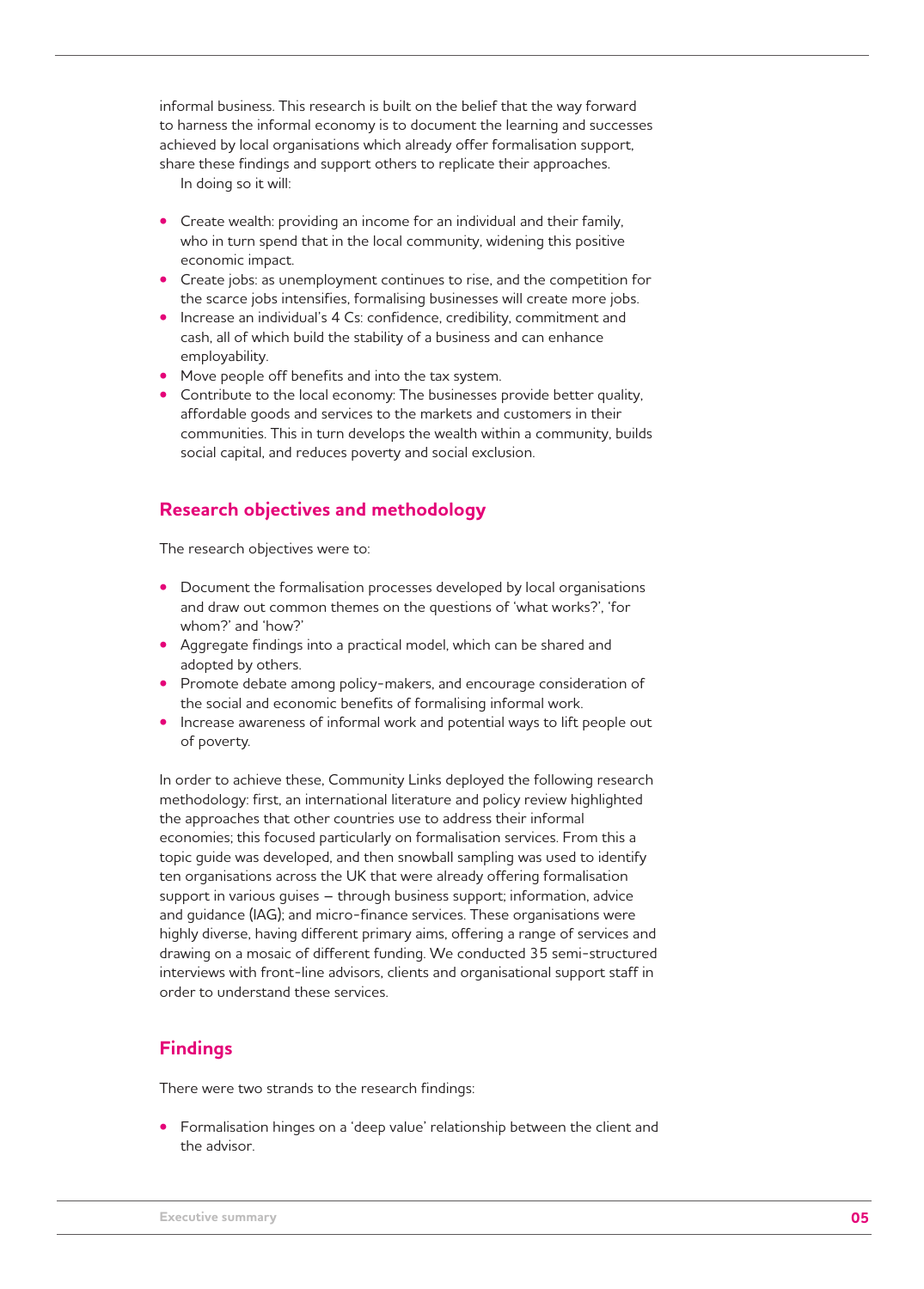informal business. This research is built on the belief that the way forward to harness the informal economy is to document the learning and successes achieved by local organisations which already offer formalisation support, share these findings and support others to replicate their approaches.

In doing so it will:

- Create wealth: providing an income for an individual and their family, who in turn spend that in the local community, widening this positive economic impact.
- Create jobs: as unemployment continues to rise, and the competition for the scarce jobs intensifies, formalising businesses will create more jobs.
- Increase an individual's 4 Cs: confidence, credibility, commitment and cash, all of which build the stability of a business and can enhance employability.
- Move people off benefits and into the tax system.
- Contribute to the local economy: The businesses provide better quality, affordable goods and services to the markets and customers in their communities. This in turn develops the wealth within a community, builds social capital, and reduces poverty and social exclusion.

## Research objectives and methodology

The research objectives were to:

- Document the formalisation processes developed by local organisations and draw out common themes on the questions of 'what works?', 'for whom?' and 'how?'
- Aggregate findings into a practical model, which can be shared and adopted by others.
- Promote debate among policy-makers, and encourage consideration of the social and economic benefits of formalising informal work.
- Increase awareness of informal work and potential ways to lift people out of poverty.

In order to achieve these, Community Links deployed the following research methodology: first, an international literature and policy review highlighted the approaches that other countries use to address their informal economies; this focused particularly on formalisation services. From this a topic guide was developed, and then snowball sampling was used to identify ten organisations across the UK that were already offering formalisation support in various guises – through business support; information, advice and guidance (IAG); and micro-finance services. These organisations were highly diverse, having different primary aims, offering a range of services and drawing on a mosaic of different funding. We conducted 35 semi-structured interviews with front-line advisors, clients and organisational support staff in order to understand these services.

## Findings

There were two strands to the research findings:

- Formalisation hinges on a 'deep value' relationship between the client and the advisor.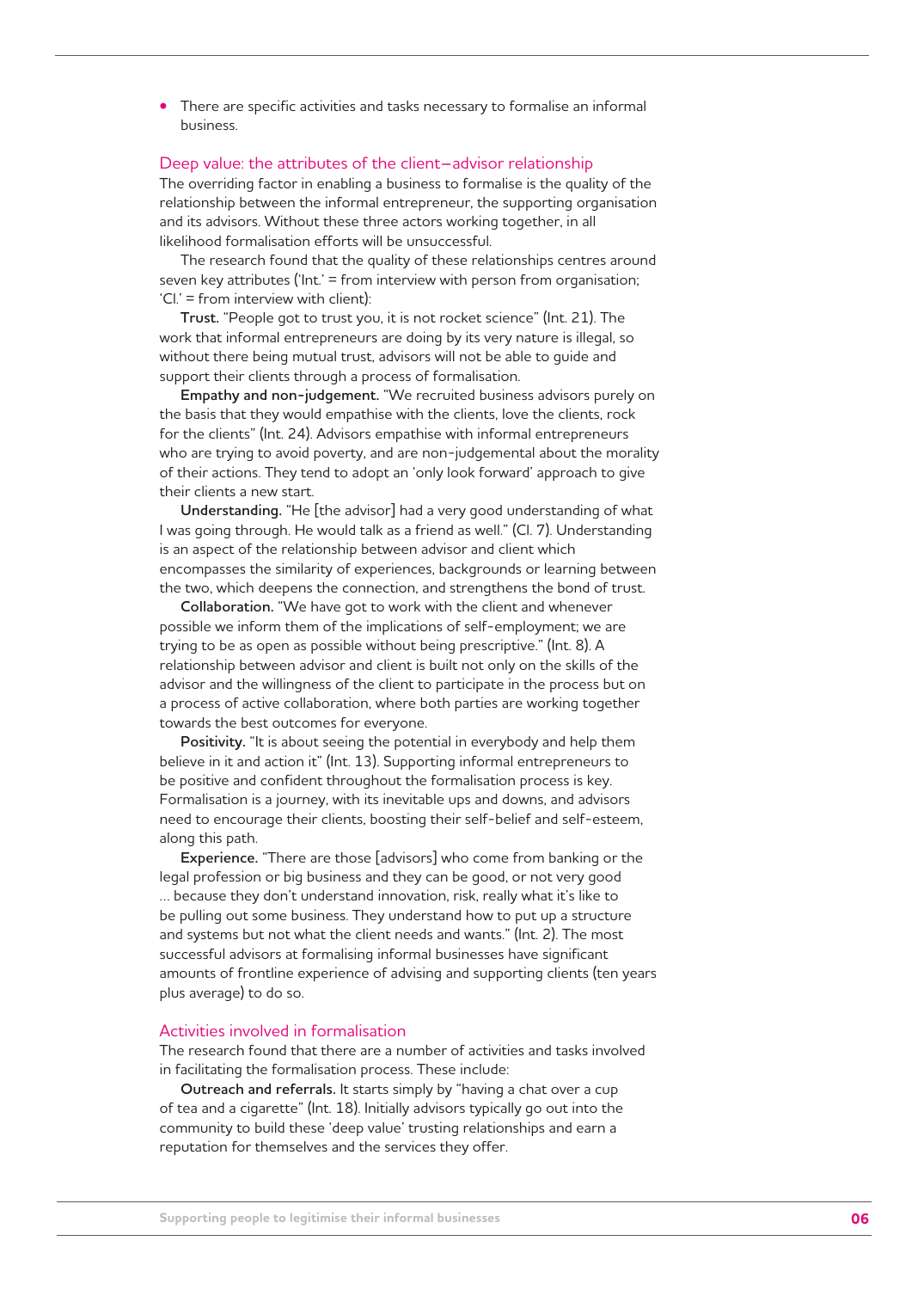- There are specific activities and tasks necessary to formalise an informal business.

## Deep value: the attributes of the client–advisor relationship

The overriding factor in enabling a business to formalise is the quality of the relationship between the informal entrepreneur, the supporting organisation and its advisors. Without these three actors working together, in all likelihood formalisation efforts will be unsuccessful.

The research found that the quality of these relationships centres around seven key attributes ('Int.' = from interview with person from organisation; 'Cl.' = from interview with client):

**Trust.** "People got to trust you, it is not rocket science" (Int. 21). The work that informal entrepreneurs are doing by its very nature is illegal, so without there being mutual trust, advisors will not be able to guide and support their clients through a process of formalisation.

**Empathy and non-judgement.** "We recruited business advisors purely on the basis that they would empathise with the clients, love the clients, rock for the clients" (Int. 24). Advisors empathise with informal entrepreneurs who are trying to avoid poverty, and are non-judgemental about the morality of their actions. They tend to adopt an 'only look forward' approach to give their clients a new start.

**Understanding.** "He [the advisor] had a very good understanding of what I was going through. He would talk as a friend as well." (Cl. 7). Understanding is an aspect of the relationship between advisor and client which encompasses the similarity of experiences, backgrounds or learning between the two, which deepens the connection, and strengthens the bond of trust.

**Collaboration.** "We have got to work with the client and whenever possible we inform them of the implications of self-employment; we are trying to be as open as possible without being prescriptive." (Int. 8). A relationship between advisor and client is built not only on the skills of the advisor and the willingness of the client to participate in the process but on a process of active collaboration, where both parties are working together towards the best outcomes for everyone.

**Positivity.** "It is about seeing the potential in everybody and help them believe in it and action it" (Int. 13). Supporting informal entrepreneurs to be positive and confident throughout the formalisation process is key. Formalisation is a journey, with its inevitable ups and downs, and advisors need to encourage their clients, boosting their self-belief and self-esteem, along this path.

**Experience.** "There are those [advisors] who come from banking or the legal profession or big business and they can be good, or not very good … because they don't understand innovation, risk, really what it's like to be pulling out some business. They understand how to put up a structure and systems but not what the client needs and wants." (Int. 2). The most successful advisors at formalising informal businesses have significant amounts of frontline experience of advising and supporting clients (ten years plus average) to do so.

## Activities involved in formalisation

The research found that there are a number of activities and tasks involved in facilitating the formalisation process. These include:

**Outreach and referrals.** It starts simply by "having a chat over a cup of tea and a cigarette" (Int. 18). Initially advisors typically go out into the community to build these 'deep value' trusting relationships and earn a reputation for themselves and the services they offer.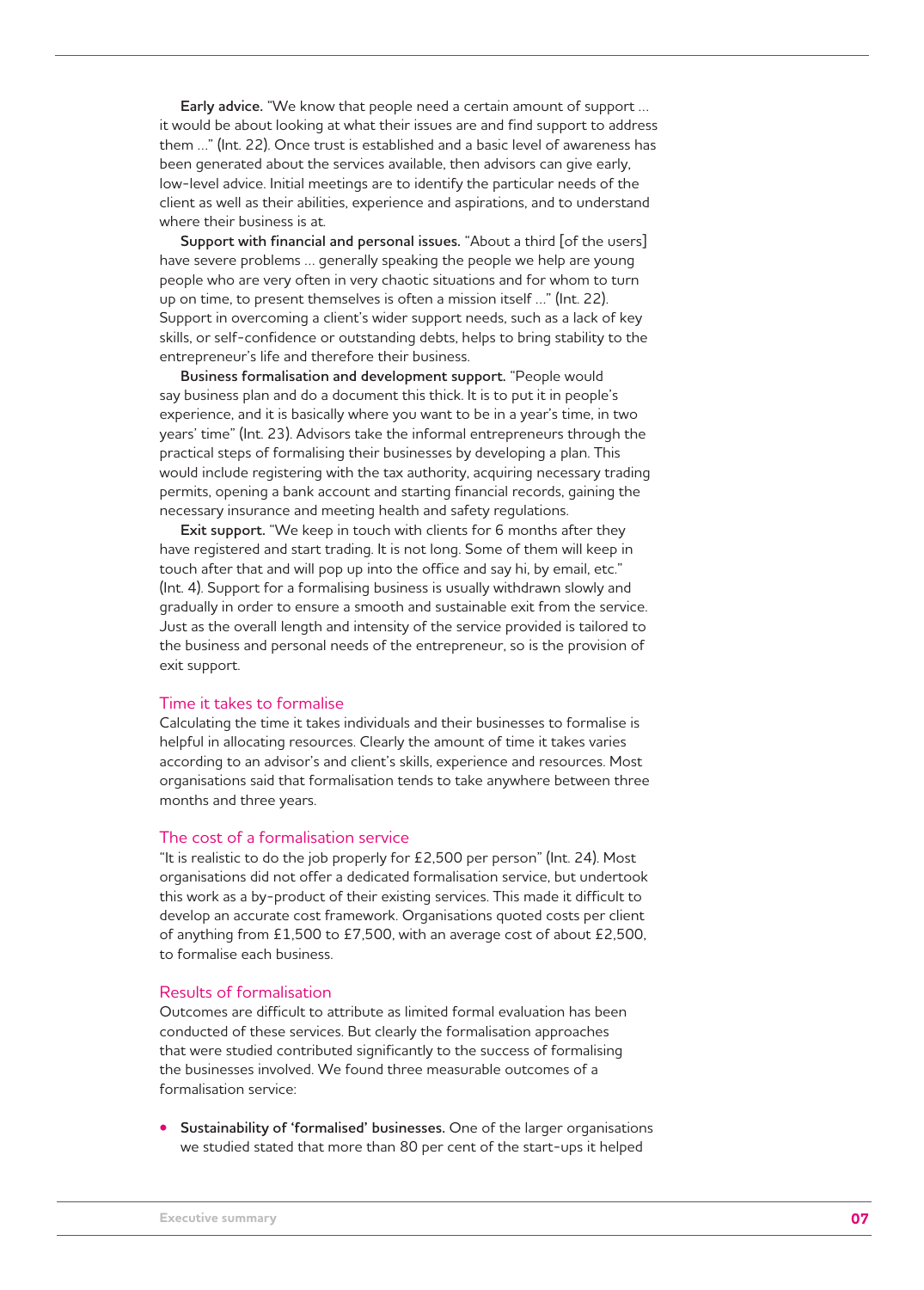**Early advice.** "We know that people need a certain amount of support … it would be about looking at what their issues are and find support to address them …" (Int. 22). Once trust is established and a basic level of awareness has been generated about the services available, then advisors can give early, low-level advice. Initial meetings are to identify the particular needs of the client as well as their abilities, experience and aspirations, and to understand where their business is at.

**Support with financial and personal issues.** "About a third [of the users] have severe problems … generally speaking the people we help are young people who are very often in very chaotic situations and for whom to turn up on time, to present themselves is often a mission itself …" (Int. 22). Support in overcoming a client's wider support needs, such as a lack of key skills, or self-confidence or outstanding debts, helps to bring stability to the entrepreneur's life and therefore their business.

**Business formalisation and development support.** "People would say business plan and do a document this thick. It is to put it in people's experience, and it is basically where you want to be in a year's time, in two years' time" (Int. 23). Advisors take the informal entrepreneurs through the practical steps of formalising their businesses by developing a plan. This would include registering with the tax authority, acquiring necessary trading permits, opening a bank account and starting financial records, gaining the necessary insurance and meeting health and safety regulations.

**Exit support.** "We keep in touch with clients for 6 months after they have registered and start trading. It is not long. Some of them will keep in touch after that and will pop up into the office and say hi, by email, etc." (Int. 4). Support for a formalising business is usually withdrawn slowly and gradually in order to ensure a smooth and sustainable exit from the service. Just as the overall length and intensity of the service provided is tailored to the business and personal needs of the entrepreneur, so is the provision of exit support.

## Time it takes to formalise

Calculating the time it takes individuals and their businesses to formalise is helpful in allocating resources. Clearly the amount of time it takes varies according to an advisor's and client's skills, experience and resources. Most organisations said that formalisation tends to take anywhere between three months and three years.

## The cost of a formalisation service

"It is realistic to do the job properly for £2,500 per person" (Int. 24). Most organisations did not offer a dedicated formalisation service, but undertook this work as a by-product of their existing services. This made it difficult to develop an accurate cost framework. Organisations quoted costs per client of anything from £1,500 to £7,500, with an average cost of about £2,500, to formalise each business.

## Results of formalisation

Outcomes are difficult to attribute as limited formal evaluation has been conducted of these services. But clearly the formalisation approaches that were studied contributed significantly to the success of formalising the businesses involved. We found three measurable outcomes of a formalisation service:

- **Sustainability of 'formalised' businesses.** One of the larger organisations we studied stated that more than 80 per cent of the start-ups it helped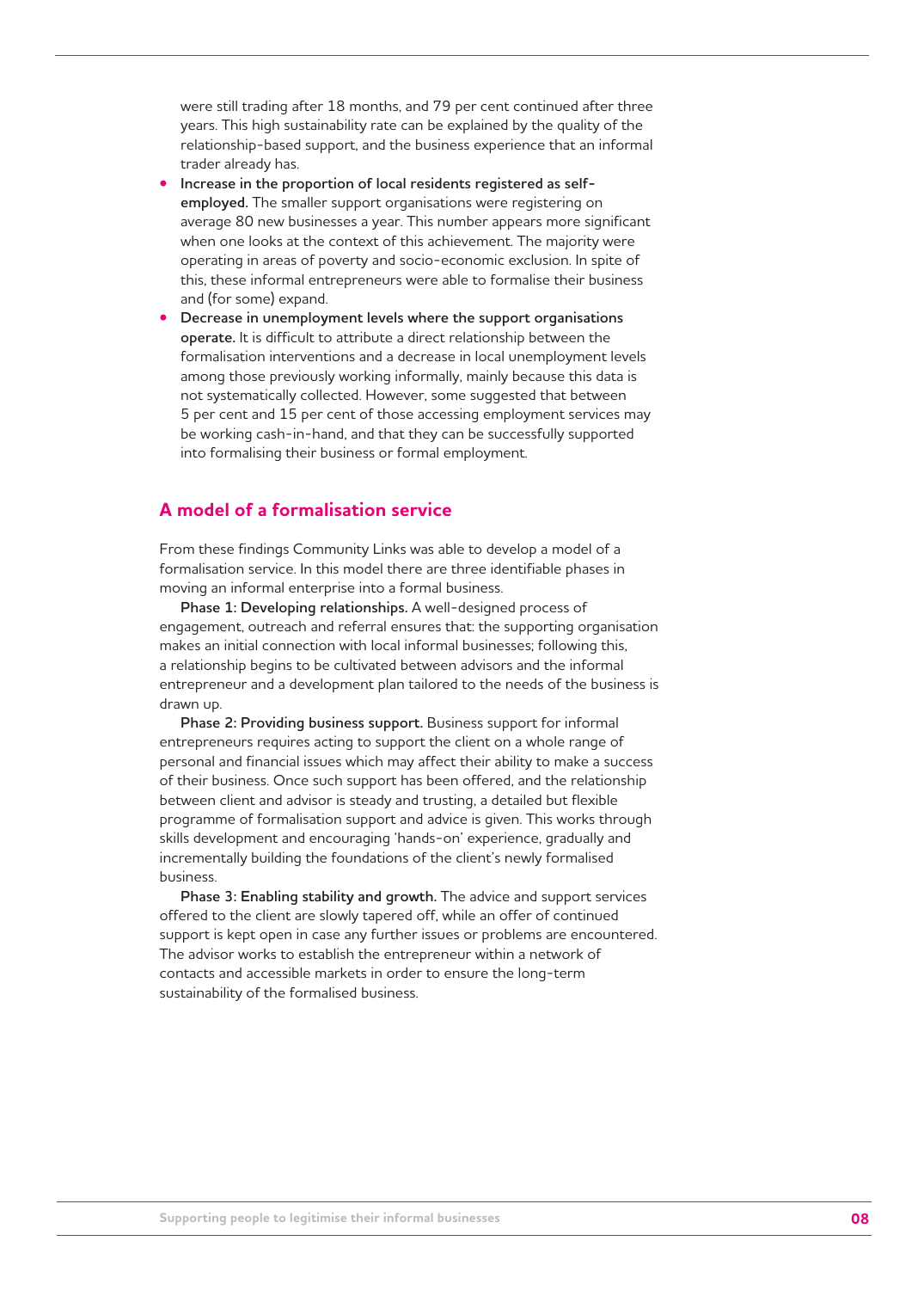were still trading after 18 months, and 79 per cent continued after three years. This high sustainability rate can be explained by the quality of the relationship-based support, and the business experience that an informal trader already has.

- **Increase in the proportion of local residents registered as self-employed.** The smaller support organisations were registering on average 80 new businesses a year. This number appears more significant when one looks at the context of this achievement. The majority were operating in areas of poverty and socio-economic exclusion. In spite of this, these informal entrepreneurs were able to formalise their business and (for some) expand.
- **Decrease in unemployment levels where the support organisations operate.** It is difficult to attribute a direct relationship between the formalisation interventions and a decrease in local unemployment levels among those previously working informally, mainly because this data is not systematically collected. However, some suggested that between 5 per cent and 15 per cent of those accessing employment services may be working cash-in-hand, and that they can be successfully supported into formalising their business or formal employment.

## A model of a formalisation service

From these findings Community Links was able to develop a model of a formalisation service. In this model there are three identifiable phases in moving an informal enterprise into a formal business.

**Phase 1: Developing relationships.** A well-designed process of engagement, outreach and referral ensures that: the supporting organisation makes an initial connection with local informal businesses; following this, a relationship begins to be cultivated between advisors and the informal entrepreneur and a development plan tailored to the needs of the business is drawn up.

**Phase 2: Providing business support.** Business support for informal entrepreneurs requires acting to support the client on a whole range of personal and financial issues which may affect their ability to make a success of their business. Once such support has been offered, and the relationship between client and advisor is steady and trusting, a detailed but flexible programme of formalisation support and advice is given. This works through skills development and encouraging 'hands-on' experience, gradually and incrementally building the foundations of the client's newly formalised business.

**Phase 3: Enabling stability and growth.** The advice and support services offered to the client are slowly tapered off, while an offer of continued support is kept open in case any further issues or problems are encountered. The advisor works to establish the entrepreneur within a network of contacts and accessible markets in order to ensure the long-term sustainability of the formalised business.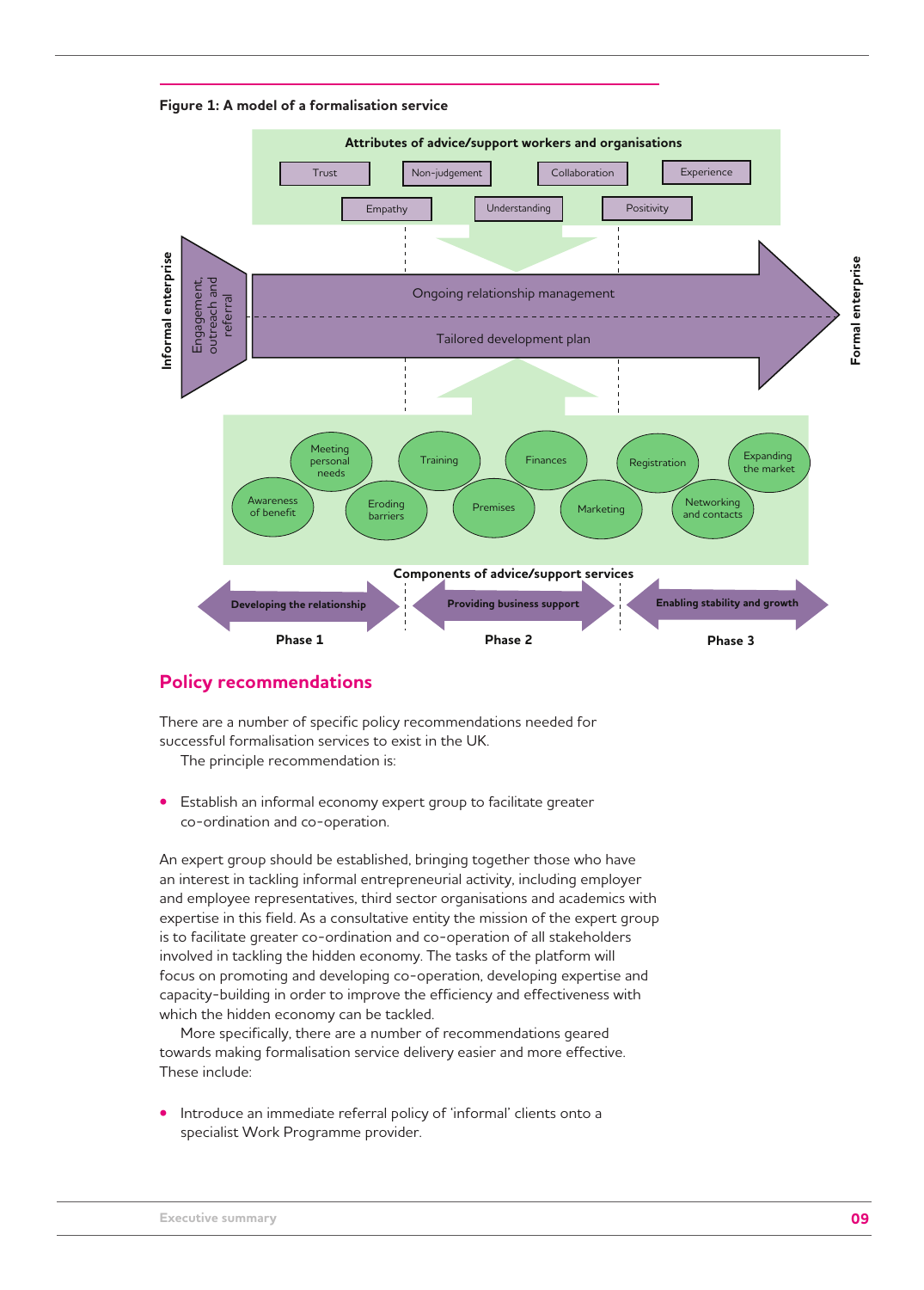**Figure 1: A model of a formalisation service**

Attributes of advice/support workers and organisations

Trust | Non-judgement | Collaboration | Experience | Empathy | Understanding | Positivity

Informal enterprise — Engagement, outreach and referral — Ongoing relationship management / Tailored development plan — Formal enterprise

Meeting personal needs | Training | Finances | Registration | Expanding the market | Awareness of benefit | Eroding barriers | Premises | Marketing | Networking and contacts

Components of advice/support services

Phase 1: Developing the relationship | Phase 2: Providing business support | Phase 3: Enabling stability and growth

## Policy recommendations

There are a number of specific policy recommendations needed for successful formalisation services to exist in the UK.

The principle recommendation is:

- Establish an informal economy expert group to facilitate greater co-ordination and co-operation.

An expert group should be established, bringing together those who have an interest in tackling informal entrepreneurial activity, including employer and employee representatives, third sector organisations and academics with expertise in this field. As a consultative entity the mission of the expert group is to facilitate greater co-ordination and co-operation of all stakeholders involved in tackling the hidden economy. The tasks of the platform will focus on promoting and developing co-operation, developing expertise and capacity-building in order to improve the efficiency and effectiveness with which the hidden economy can be tackled.

More specifically, there are a number of recommendations geared towards making formalisation service delivery easier and more effective. These include:

- Introduce an immediate referral policy of 'informal' clients onto a specialist Work Programme provider.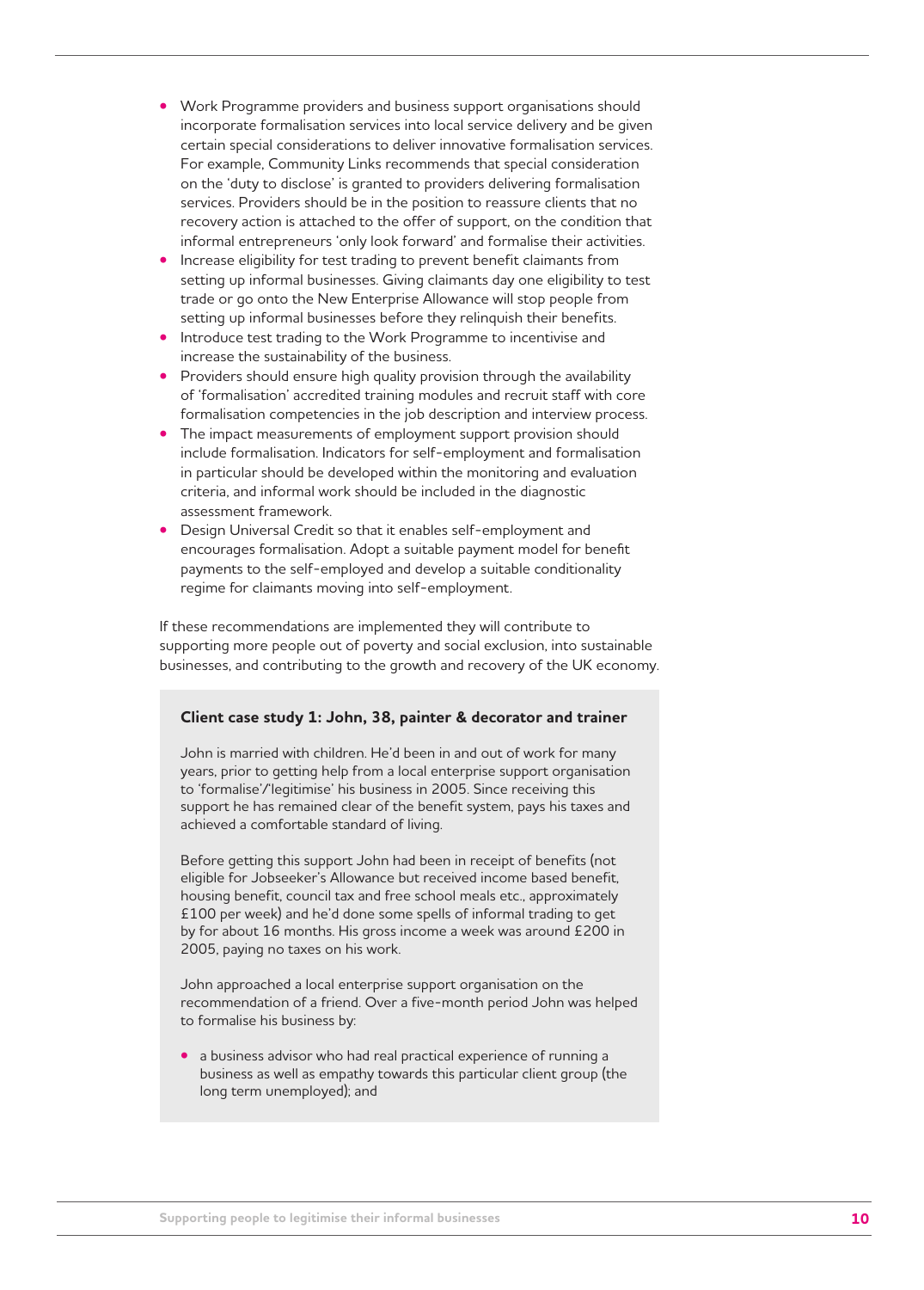- Work Programme providers and business support organisations should incorporate formalisation services into local service delivery and be given certain special considerations to deliver innovative formalisation services. For example, Community Links recommends that special consideration on the 'duty to disclose' is granted to providers delivering formalisation services. Providers should be in the position to reassure clients that no recovery action is attached to the offer of support, on the condition that informal entrepreneurs 'only look forward' and formalise their activities.
- Increase eligibility for test trading to prevent benefit claimants from setting up informal businesses. Giving claimants day one eligibility to test trade or go onto the New Enterprise Allowance will stop people from setting up informal businesses before they relinquish their benefits.
- Introduce test trading to the Work Programme to incentivise and increase the sustainability of the business.
- Providers should ensure high quality provision through the availability of 'formalisation' accredited training modules and recruit staff with core formalisation competencies in the job description and interview process.
- The impact measurements of employment support provision should include formalisation. Indicators for self-employment and formalisation in particular should be developed within the monitoring and evaluation criteria, and informal work should be included in the diagnostic assessment framework.
- Design Universal Credit so that it enables self-employment and encourages formalisation. Adopt a suitable payment model for benefit payments to the self-employed and develop a suitable conditionality regime for claimants moving into self-employment.

If these recommendations are implemented they will contribute to supporting more people out of poverty and social exclusion, into sustainable businesses, and contributing to the growth and recovery of the UK economy.

**Client case study 1: John, 38, painter & decorator and trainer**

John is married with children. He'd been in and out of work for many years, prior to getting help from a local enterprise support organisation to 'formalise'/'legitimise' his business in 2005. Since receiving this support he has remained clear of the benefit system, pays his taxes and achieved a comfortable standard of living.

Before getting this support John had been in receipt of benefits (not eligible for Jobseeker's Allowance but received income based benefit, housing benefit, council tax and free school meals etc., approximately £100 per week) and he'd done some spells of informal trading to get by for about 16 months. His gross income a week was around £200 in 2005, paying no taxes on his work.

John approached a local enterprise support organisation on the recommendation of a friend. Over a five-month period John was helped to formalise his business by:

- a business advisor who had real practical experience of running a business as well as empathy towards this particular client group (the long term unemployed); and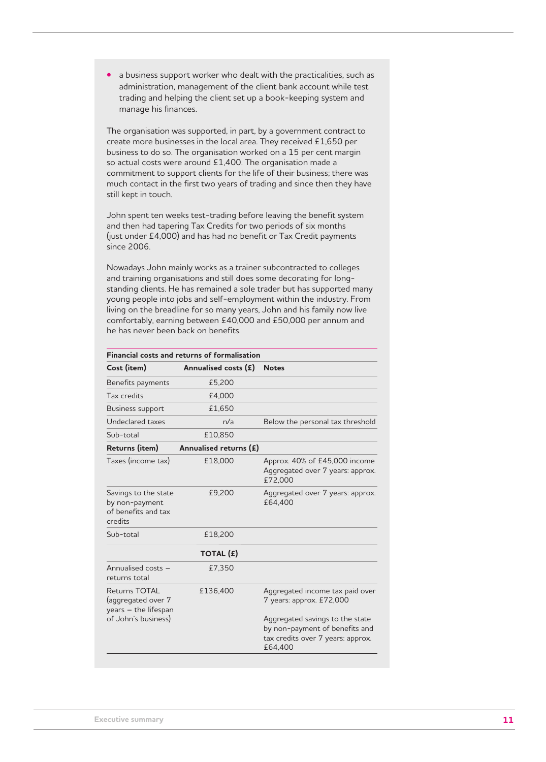- a business support worker who dealt with the practicalities, such as administration, management of the client bank account while test trading and helping the client set up a book-keeping system and manage his finances.

The organisation was supported, in part, by a government contract to create more businesses in the local area. They received £1,650 per business to do so. The organisation worked on a 15 per cent margin so actual costs were around £1,400. The organisation made a commitment to support clients for the life of their business; there was much contact in the first two years of trading and since then they have still kept in touch.

John spent ten weeks test-trading before leaving the benefit system and then had tapering Tax Credits for two periods of six months (just under £4,000) and has had no benefit or Tax Credit payments since 2006.

Nowadays John mainly works as a trainer subcontracted to colleges and training organisations and still does some decorating for long-standing clients. He has remained a sole trader but has supported many young people into jobs and self-employment within the industry. From living on the breadline for so many years, John and his family now live comfortably, earning between £40,000 and £50,000 per annum and he has never been back on benefits.

**Financial costs and returns of formalisation**

| Cost (item) | Annualised costs (£) | Notes |
|---|---|---|
| Benefits payments | £5,200 | |
| Tax credits | £4,000 | |
| Business support | £1,650 | |
| Undeclared taxes | n/a | Below the personal tax threshold |
| Sub-total | £10,850 | |
| **Returns (item)** | **Annualised returns (£)** | |
| Taxes (income tax) | £18,000 | Approx. 40% of £45,000 income Aggregated over 7 years: approx. £72,000 |
| Savings to the state by non-payment of benefits and tax credits | £9,200 | Aggregated over 7 years: approx. £64,400 |
| Sub-total | £18,200 | |
| | **TOTAL (£)** | |
| Annualised costs – returns total | £7,350 | |
| Returns TOTAL (aggregated over 7 years – the lifespan of John's business) | £136,400 | Aggregated income tax paid over 7 years: approx. £72,000<br><br>Aggregated savings to the state by non-payment of benefits and tax credits over 7 years: approx. £64,400 |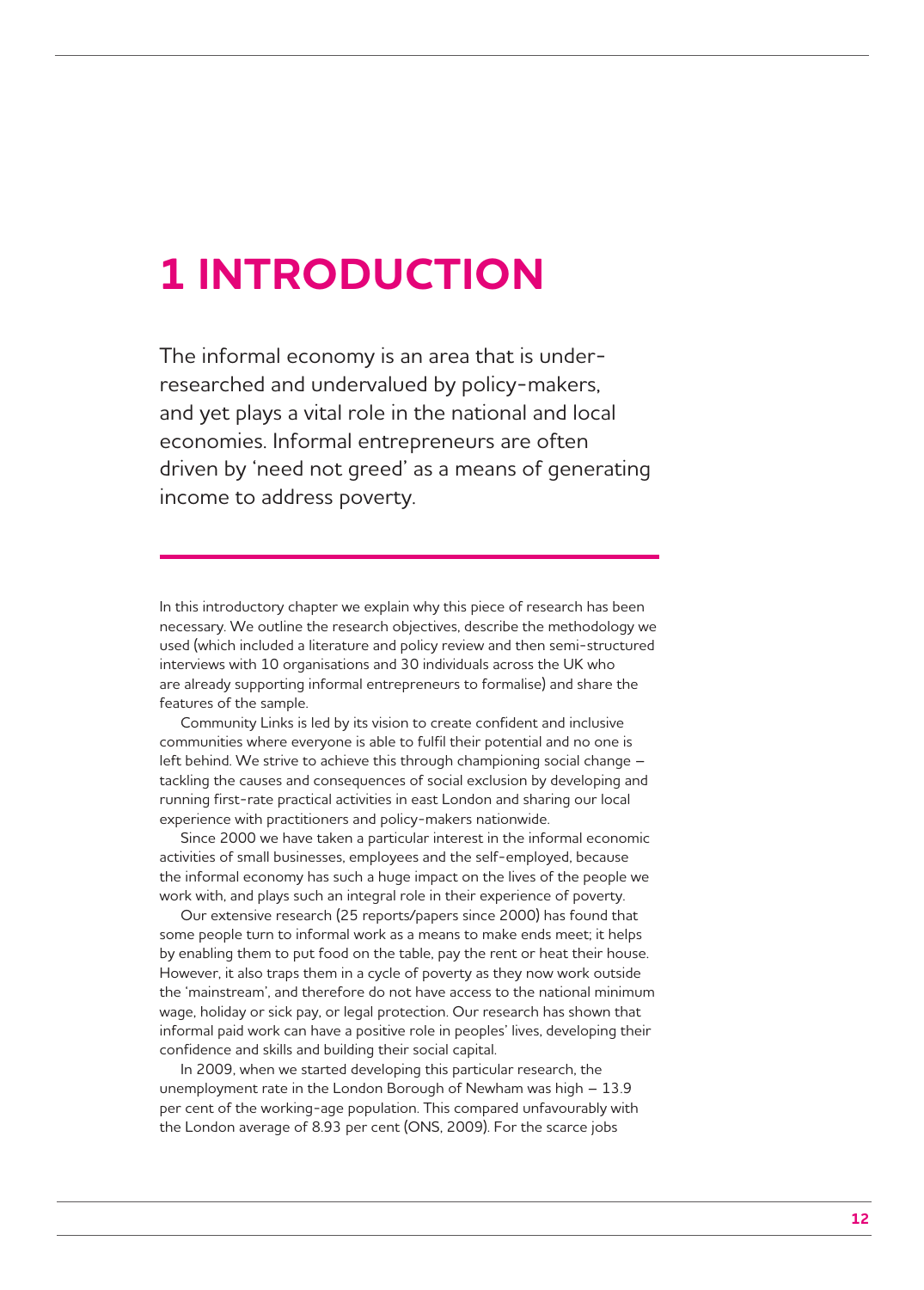# 1 INTRODUCTION

The informal economy is an area that is under-researched and undervalued by policy-makers, and yet plays a vital role in the national and local economies. Informal entrepreneurs are often driven by 'need not greed' as a means of generating income to address poverty.

In this introductory chapter we explain why this piece of research has been necessary. We outline the research objectives, describe the methodology we used (which included a literature and policy review and then semi-structured interviews with 10 organisations and 30 individuals across the UK who are already supporting informal entrepreneurs to formalise) and share the features of the sample.

Community Links is led by its vision to create confident and inclusive communities where everyone is able to fulfil their potential and no one is left behind. We strive to achieve this through championing social change – tackling the causes and consequences of social exclusion by developing and running first-rate practical activities in east London and sharing our local experience with practitioners and policy-makers nationwide.

Since 2000 we have taken a particular interest in the informal economic activities of small businesses, employees and the self-employed, because the informal economy has such a huge impact on the lives of the people we work with, and plays such an integral role in their experience of poverty.

Our extensive research (25 reports/papers since 2000) has found that some people turn to informal work as a means to make ends meet; it helps by enabling them to put food on the table, pay the rent or heat their house. However, it also traps them in a cycle of poverty as they now work outside the 'mainstream', and therefore do not have access to the national minimum wage, holiday or sick pay, or legal protection. Our research has shown that informal paid work can have a positive role in peoples' lives, developing their confidence and skills and building their social capital.

In 2009, when we started developing this particular research, the unemployment rate in the London Borough of Newham was high – 13.9 per cent of the working-age population. This compared unfavourably with the London average of 8.93 per cent (ONS, 2009). For the scarce jobs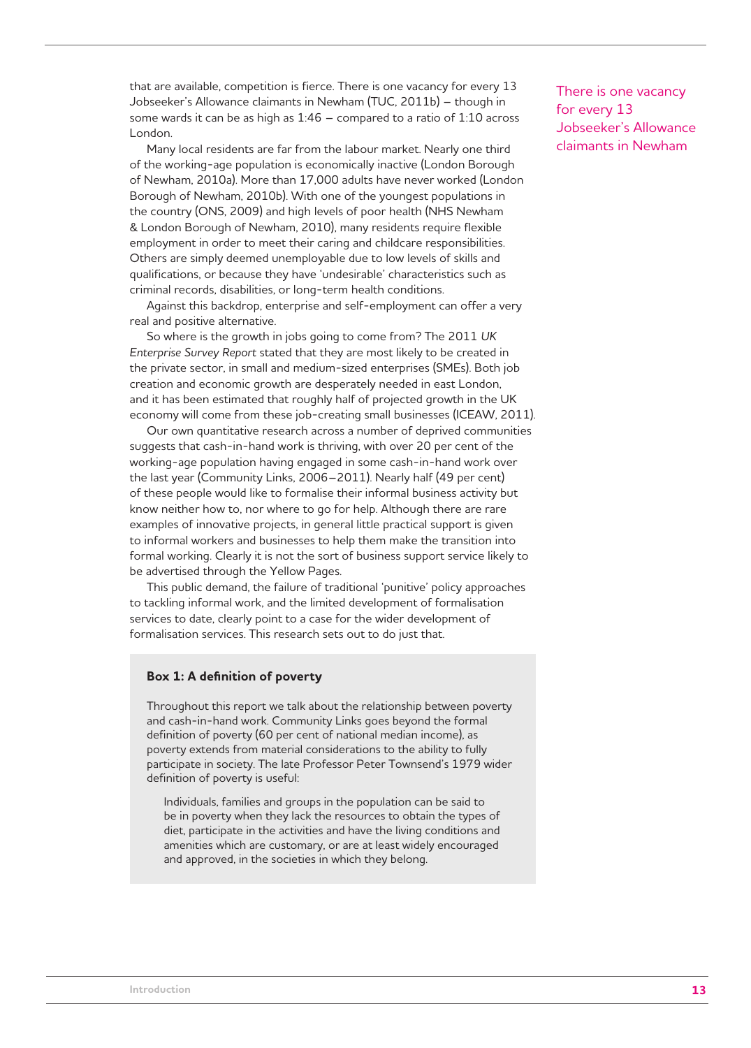that are available, competition is fierce. There is one vacancy for every 13 Jobseeker's Allowance claimants in Newham (TUC, 2011b) – though in some wards it can be as high as 1:46 – compared to a ratio of 1:10 across London.

There is one vacancy for every 13 Jobseeker's Allowance claimants in Newham

Many local residents are far from the labour market. Nearly one third of the working-age population is economically inactive (London Borough of Newham, 2010a). More than 17,000 adults have never worked (London Borough of Newham, 2010b). With one of the youngest populations in the country (ONS, 2009) and high levels of poor health (NHS Newham & London Borough of Newham, 2010), many residents require flexible employment in order to meet their caring and childcare responsibilities. Others are simply deemed unemployable due to low levels of skills and qualifications, or because they have 'undesirable' characteristics such as criminal records, disabilities, or long-term health conditions.

Against this backdrop, enterprise and self-employment can offer a very real and positive alternative.

So where is the growth in jobs going to come from? The 2011 *UK Enterprise Survey Report* stated that they are most likely to be created in the private sector, in small and medium-sized enterprises (SMEs). Both job creation and economic growth are desperately needed in east London, and it has been estimated that roughly half of projected growth in the UK economy will come from these job-creating small businesses (ICEAW, 2011).

Our own quantitative research across a number of deprived communities suggests that cash-in-hand work is thriving, with over 20 per cent of the working-age population having engaged in some cash-in-hand work over the last year (Community Links, 2006–2011). Nearly half (49 per cent) of these people would like to formalise their informal business activity but know neither how to, nor where to go for help. Although there are rare examples of innovative projects, in general little practical support is given to informal workers and businesses to help them make the transition into formal working. Clearly it is not the sort of business support service likely to be advertised through the Yellow Pages.

This public demand, the failure of traditional 'punitive' policy approaches to tackling informal work, and the limited development of formalisation services to date, clearly point to a case for the wider development of formalisation services. This research sets out to do just that.

**Box 1: A definition of poverty**

Throughout this report we talk about the relationship between poverty and cash-in-hand work. Community Links goes beyond the formal definition of poverty (60 per cent of national median income), as poverty extends from material considerations to the ability to fully participate in society. The late Professor Peter Townsend's 1979 wider definition of poverty is useful:

> Individuals, families and groups in the population can be said to be in poverty when they lack the resources to obtain the types of diet, participate in the activities and have the living conditions and amenities which are customary, or are at least widely encouraged and approved, in the societies in which they belong.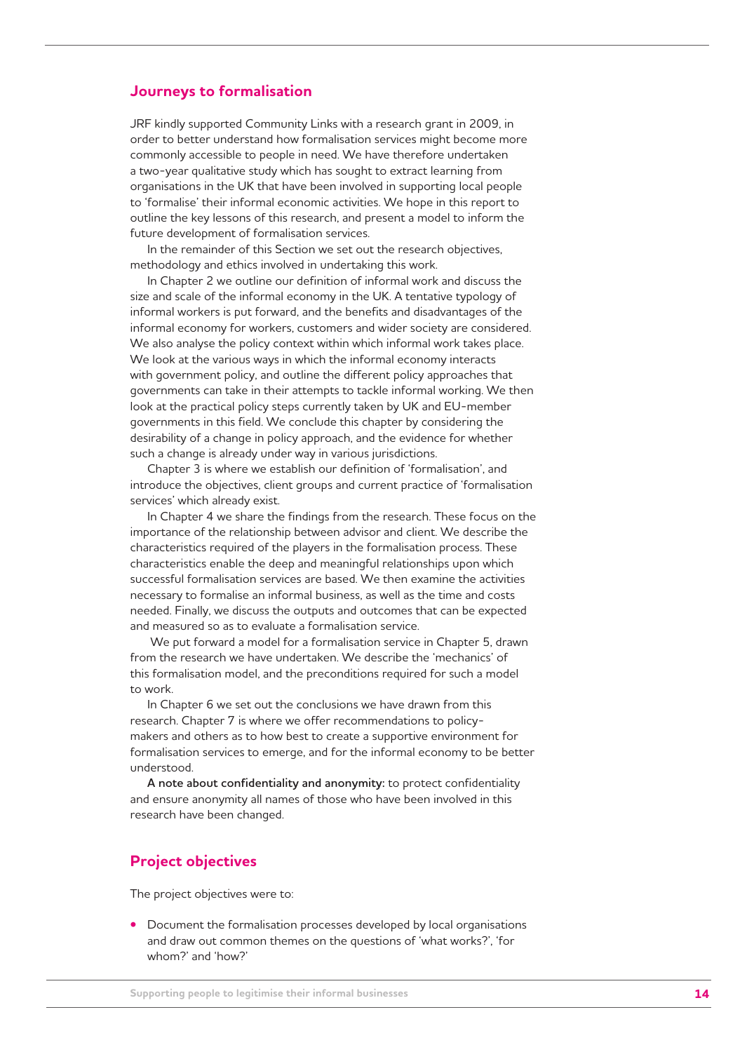## Journeys to formalisation

JRF kindly supported Community Links with a research grant in 2009, in order to better understand how formalisation services might become more commonly accessible to people in need. We have therefore undertaken a two-year qualitative study which has sought to extract learning from organisations in the UK that have been involved in supporting local people to 'formalise' their informal economic activities. We hope in this report to outline the key lessons of this research, and present a model to inform the future development of formalisation services.

In the remainder of this Section we set out the research objectives, methodology and ethics involved in undertaking this work.

In Chapter 2 we outline our definition of informal work and discuss the size and scale of the informal economy in the UK. A tentative typology of informal workers is put forward, and the benefits and disadvantages of the informal economy for workers, customers and wider society are considered. We also analyse the policy context within which informal work takes place. We look at the various ways in which the informal economy interacts with government policy, and outline the different policy approaches that governments can take in their attempts to tackle informal working. We then look at the practical policy steps currently taken by UK and EU-member governments in this field. We conclude this chapter by considering the desirability of a change in policy approach, and the evidence for whether such a change is already under way in various jurisdictions.

Chapter 3 is where we establish our definition of 'formalisation', and introduce the objectives, client groups and current practice of 'formalisation services' which already exist.

In Chapter 4 we share the findings from the research. These focus on the importance of the relationship between advisor and client. We describe the characteristics required of the players in the formalisation process. These characteristics enable the deep and meaningful relationships upon which successful formalisation services are based. We then examine the activities necessary to formalise an informal business, as well as the time and costs needed. Finally, we discuss the outputs and outcomes that can be expected and measured so as to evaluate a formalisation service.

We put forward a model for a formalisation service in Chapter 5, drawn from the research we have undertaken. We describe the 'mechanics' of this formalisation model, and the preconditions required for such a model to work.

In Chapter 6 we set out the conclusions we have drawn from this research. Chapter 7 is where we offer recommendations to policy-makers and others as to how best to create a supportive environment for formalisation services to emerge, and for the informal economy to be better understood.

**A note about confidentiality and anonymity:** to protect confidentiality and ensure anonymity all names of those who have been involved in this research have been changed.

## Project objectives

The project objectives were to:

- Document the formalisation processes developed by local organisations and draw out common themes on the questions of 'what works?', 'for whom?' and 'how?'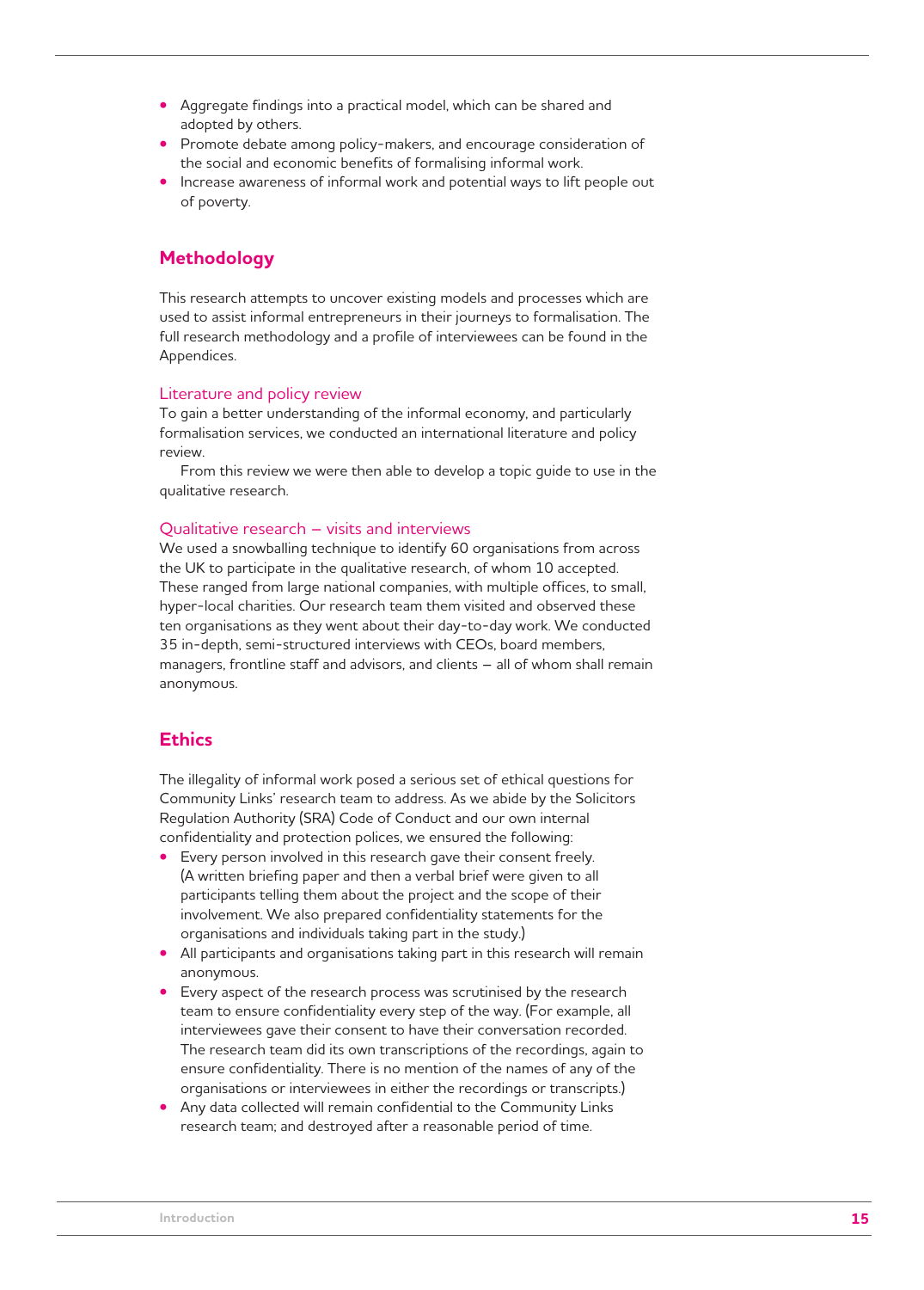- Aggregate findings into a practical model, which can be shared and adopted by others.
- Promote debate among policy-makers, and encourage consideration of the social and economic benefits of formalising informal work.
- Increase awareness of informal work and potential ways to lift people out of poverty.

## Methodology

This research attempts to uncover existing models and processes which are used to assist informal entrepreneurs in their journeys to formalisation. The full research methodology and a profile of interviewees can be found in the Appendices.

### Literature and policy review

To gain a better understanding of the informal economy, and particularly formalisation services, we conducted an international literature and policy review.

From this review we were then able to develop a topic guide to use in the qualitative research.

### Qualitative research – visits and interviews

We used a snowballing technique to identify 60 organisations from across the UK to participate in the qualitative research, of whom 10 accepted. These ranged from large national companies, with multiple offices, to small, hyper-local charities. Our research team them visited and observed these ten organisations as they went about their day-to-day work. We conducted 35 in-depth, semi-structured interviews with CEOs, board members, managers, frontline staff and advisors, and clients – all of whom shall remain anonymous.

## Ethics

The illegality of informal work posed a serious set of ethical questions for Community Links' research team to address. As we abide by the Solicitors Regulation Authority (SRA) Code of Conduct and our own internal confidentiality and protection polices, we ensured the following:

- Every person involved in this research gave their consent freely. (A written briefing paper and then a verbal brief were given to all participants telling them about the project and the scope of their involvement. We also prepared confidentiality statements for the organisations and individuals taking part in the study.)
- All participants and organisations taking part in this research will remain anonymous.
- Every aspect of the research process was scrutinised by the research team to ensure confidentiality every step of the way. (For example, all interviewees gave their consent to have their conversation recorded. The research team did its own transcriptions of the recordings, again to ensure confidentiality. There is no mention of the names of any of the organisations or interviewees in either the recordings or transcripts.)
- Any data collected will remain confidential to the Community Links research team; and destroyed after a reasonable period of time.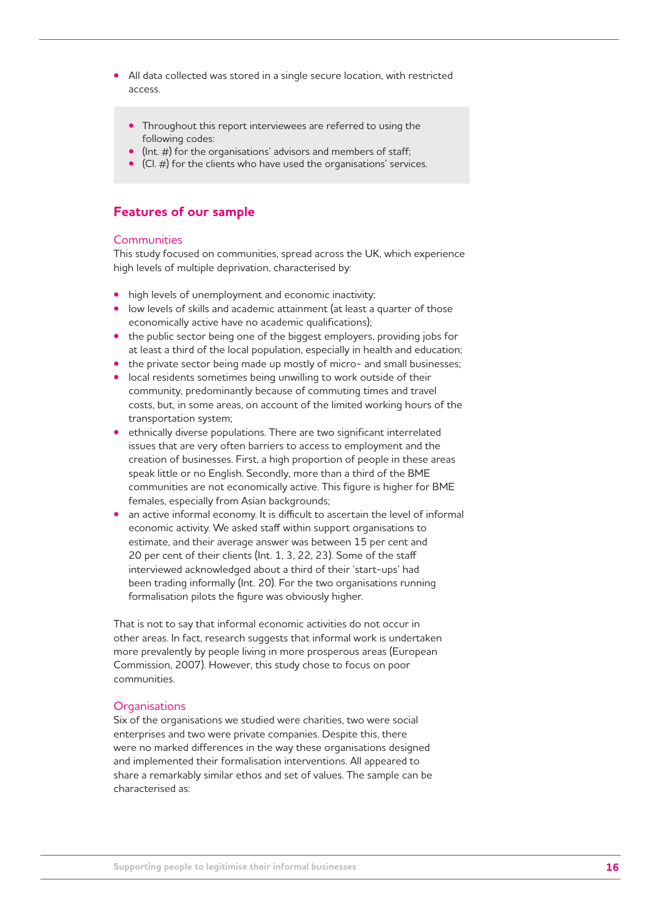- All data collected was stored in a single secure location, with restricted access.

> - Throughout this report interviewees are referred to using the following codes:
> - (Int. #) for the organisations' advisors and members of staff;
> - (Cl. #) for the clients who have used the organisations' services.

## Features of our sample

### Communities

This study focused on communities, spread across the UK, which experience high levels of multiple deprivation, characterised by:

- high levels of unemployment and economic inactivity;
- low levels of skills and academic attainment (at least a quarter of those economically active have no academic qualifications);
- the public sector being one of the biggest employers, providing jobs for at least a third of the local population, especially in health and education;
- the private sector being made up mostly of micro- and small businesses;
- local residents sometimes being unwilling to work outside of their community, predominantly because of commuting times and travel costs, but, in some areas, on account of the limited working hours of the transportation system;
- ethnically diverse populations. There are two significant interrelated issues that are very often barriers to access to employment and the creation of businesses. First, a high proportion of people in these areas speak little or no English. Secondly, more than a third of the BME communities are not economically active. This figure is higher for BME females, especially from Asian backgrounds;
- an active informal economy. It is difficult to ascertain the level of informal economic activity. We asked staff within support organisations to estimate, and their average answer was between 15 per cent and 20 per cent of their clients (Int. 1, 3, 22, 23). Some of the staff interviewed acknowledged about a third of their 'start-ups' had been trading informally (Int. 20). For the two organisations running formalisation pilots the figure was obviously higher.

That is not to say that informal economic activities do not occur in other areas. In fact, research suggests that informal work is undertaken more prevalently by people living in more prosperous areas (European Commission, 2007). However, this study chose to focus on poor communities.

### Organisations

Six of the organisations we studied were charities, two were social enterprises and two were private companies. Despite this, there were no marked differences in the way these organisations designed and implemented their formalisation interventions. All appeared to share a remarkably similar ethos and set of values. The sample can be characterised as: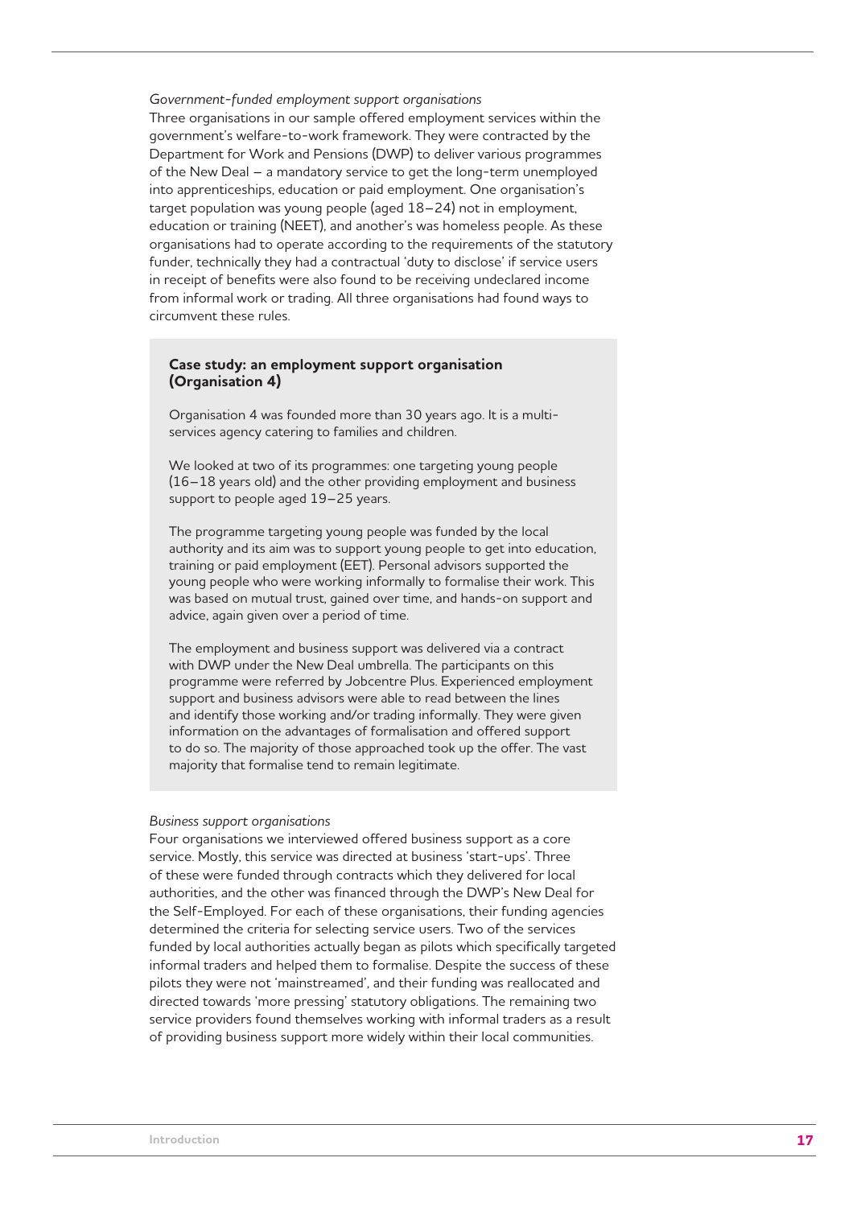*Government-funded employment support organisations*

Three organisations in our sample offered employment services within the government's welfare-to-work framework. They were contracted by the Department for Work and Pensions (DWP) to deliver various programmes of the New Deal – a mandatory service to get the long-term unemployed into apprenticeships, education or paid employment. One organisation's target population was young people (aged 18–24) not in employment, education or training (NEET), and another's was homeless people. As these organisations had to operate according to the requirements of the statutory funder, technically they had a contractual 'duty to disclose' if service users in receipt of benefits were also found to be receiving undeclared income from informal work or trading. All three organisations had found ways to circumvent these rules.

> **Case study: an employment support organisation (Organisation 4)**
>
> Organisation 4 was founded more than 30 years ago. It is a multi-services agency catering to families and children.
>
> We looked at two of its programmes: one targeting young people (16–18 years old) and the other providing employment and business support to people aged 19–25 years.
>
> The programme targeting young people was funded by the local authority and its aim was to support young people to get into education, training or paid employment (EET). Personal advisors supported the young people who were working informally to formalise their work. This was based on mutual trust, gained over time, and hands-on support and advice, again given over a period of time.
>
> The employment and business support was delivered via a contract with DWP under the New Deal umbrella. The participants on this programme were referred by Jobcentre Plus. Experienced employment support and business advisors were able to read between the lines and identify those working and/or trading informally. They were given information on the advantages of formalisation and offered support to do so. The majority of those approached took up the offer. The vast majority that formalise tend to remain legitimate.

*Business support organisations*

Four organisations we interviewed offered business support as a core service. Mostly, this service was directed at business 'start-ups'. Three of these were funded through contracts which they delivered for local authorities, and the other was financed through the DWP's New Deal for the Self-Employed. For each of these organisations, their funding agencies determined the criteria for selecting service users. Two of the services funded by local authorities actually began as pilots which specifically targeted informal traders and helped them to formalise. Despite the success of these pilots they were not 'mainstreamed', and their funding was reallocated and directed towards 'more pressing' statutory obligations. The remaining two service providers found themselves working with informal traders as a result of providing business support more widely within their local communities.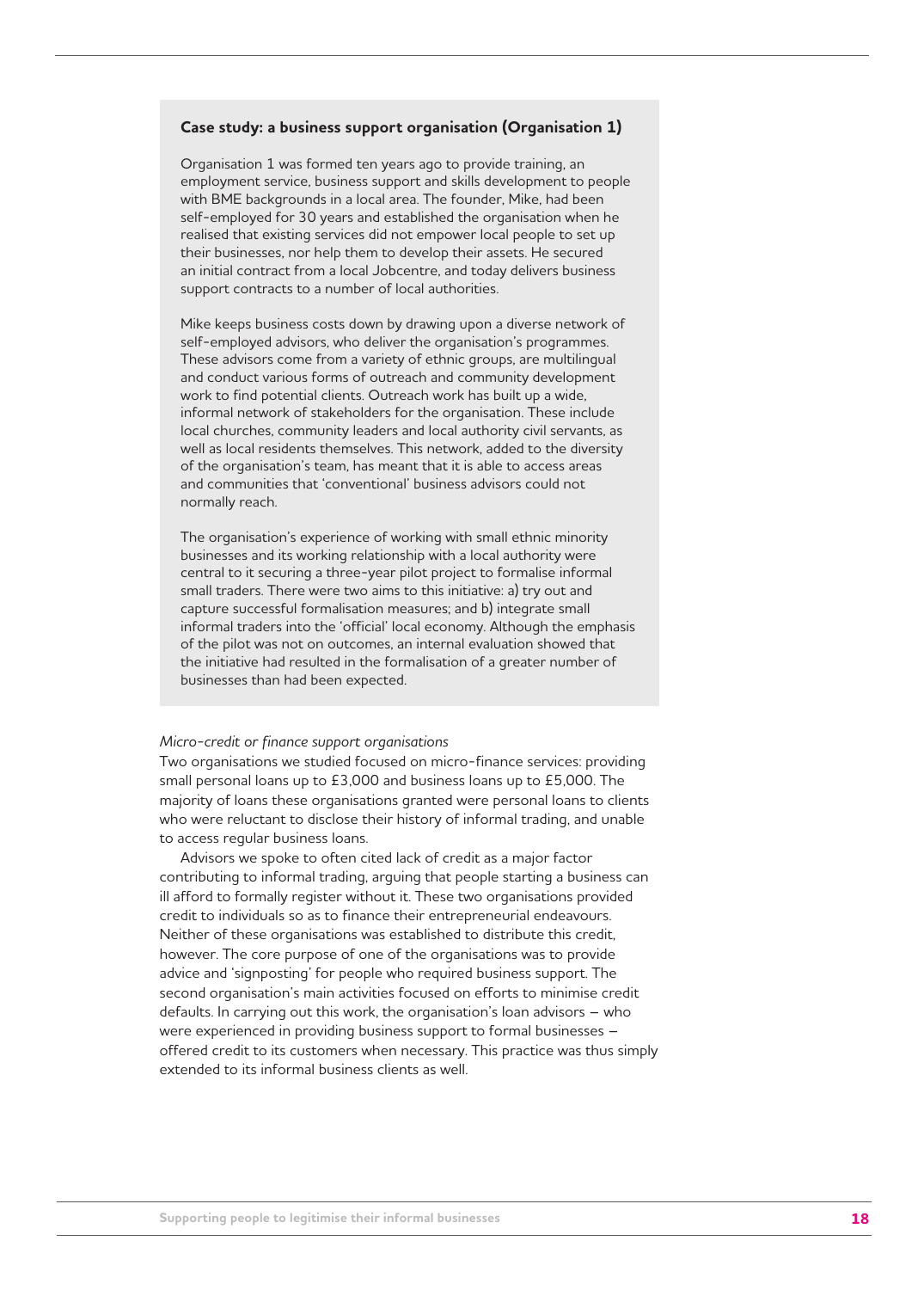**Case study: a business support organisation (Organisation 1)**

Organisation 1 was formed ten years ago to provide training, an employment service, business support and skills development to people with BME backgrounds in a local area. The founder, Mike, had been self-employed for 30 years and established the organisation when he realised that existing services did not empower local people to set up their businesses, nor help them to develop their assets. He secured an initial contract from a local Jobcentre, and today delivers business support contracts to a number of local authorities.

Mike keeps business costs down by drawing upon a diverse network of self-employed advisors, who deliver the organisation's programmes. These advisors come from a variety of ethnic groups, are multilingual and conduct various forms of outreach and community development work to find potential clients. Outreach work has built up a wide, informal network of stakeholders for the organisation. These include local churches, community leaders and local authority civil servants, as well as local residents themselves. This network, added to the diversity of the organisation's team, has meant that it is able to access areas and communities that 'conventional' business advisors could not normally reach.

The organisation's experience of working with small ethnic minority businesses and its working relationship with a local authority were central to it securing a three-year pilot project to formalise informal small traders. There were two aims to this initiative: a) try out and capture successful formalisation measures; and b) integrate small informal traders into the 'official' local economy. Although the emphasis of the pilot was not on outcomes, an internal evaluation showed that the initiative had resulted in the formalisation of a greater number of businesses than had been expected.

*Micro-credit or finance support organisations*

Two organisations we studied focused on micro-finance services: providing small personal loans up to £3,000 and business loans up to £5,000. The majority of loans these organisations granted were personal loans to clients who were reluctant to disclose their history of informal trading, and unable to access regular business loans.

Advisors we spoke to often cited lack of credit as a major factor contributing to informal trading, arguing that people starting a business can ill afford to formally register without it. These two organisations provided credit to individuals so as to finance their entrepreneurial endeavours. Neither of these organisations was established to distribute this credit, however. The core purpose of one of the organisations was to provide advice and 'signposting' for people who required business support. The second organisation's main activities focused on efforts to minimise credit defaults. In carrying out this work, the organisation's loan advisors – who were experienced in providing business support to formal businesses – offered credit to its customers when necessary. This practice was thus simply extended to its informal business clients as well.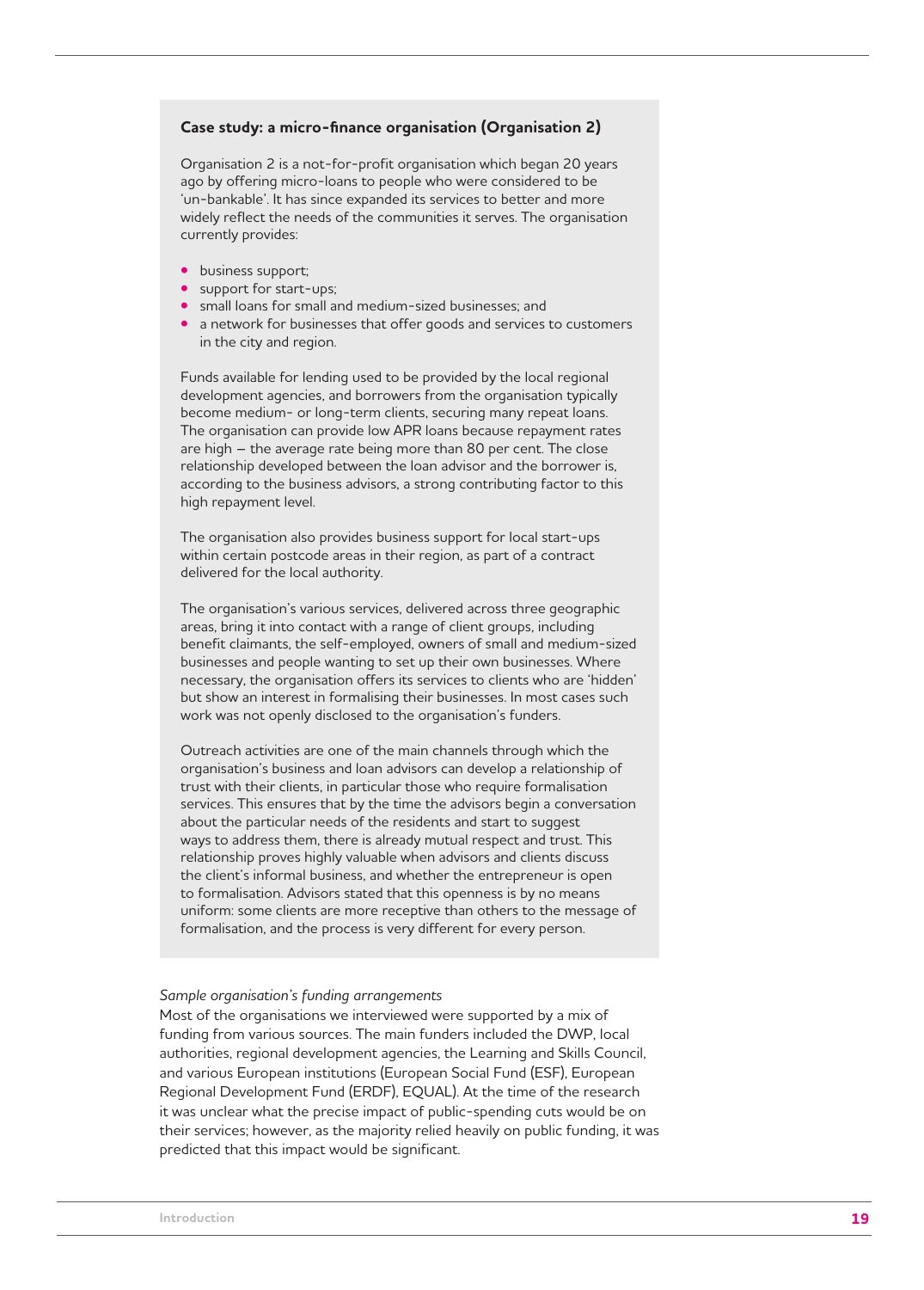### Case study: a micro-finance organisation (Organisation 2)

Organisation 2 is a not-for-profit organisation which began 20 years ago by offering micro-loans to people who were considered to be 'un-bankable'. It has since expanded its services to better and more widely reflect the needs of the communities it serves. The organisation currently provides:

- business support;
- support for start-ups;
- small loans for small and medium-sized businesses; and
- a network for businesses that offer goods and services to customers in the city and region.

Funds available for lending used to be provided by the local regional development agencies, and borrowers from the organisation typically become medium- or long-term clients, securing many repeat loans. The organisation can provide low APR loans because repayment rates are high – the average rate being more than 80 per cent. The close relationship developed between the loan advisor and the borrower is, according to the business advisors, a strong contributing factor to this high repayment level.

The organisation also provides business support for local start-ups within certain postcode areas in their region, as part of a contract delivered for the local authority.

The organisation's various services, delivered across three geographic areas, bring it into contact with a range of client groups, including benefit claimants, the self-employed, owners of small and medium-sized businesses and people wanting to set up their own businesses. Where necessary, the organisation offers its services to clients who are 'hidden' but show an interest in formalising their businesses. In most cases such work was not openly disclosed to the organisation's funders.

Outreach activities are one of the main channels through which the organisation's business and loan advisors can develop a relationship of trust with their clients, in particular those who require formalisation services. This ensures that by the time the advisors begin a conversation about the particular needs of the residents and start to suggest ways to address them, there is already mutual respect and trust. This relationship proves highly valuable when advisors and clients discuss the client's informal business, and whether the entrepreneur is open to formalisation. Advisors stated that this openness is by no means uniform: some clients are more receptive than others to the message of formalisation, and the process is very different for every person.

*Sample organisation's funding arrangements*

Most of the organisations we interviewed were supported by a mix of funding from various sources. The main funders included the DWP, local authorities, regional development agencies, the Learning and Skills Council, and various European institutions (European Social Fund (ESF), European Regional Development Fund (ERDF), EQUAL). At the time of the research it was unclear what the precise impact of public-spending cuts would be on their services; however, as the majority relied heavily on public funding, it was predicted that this impact would be significant.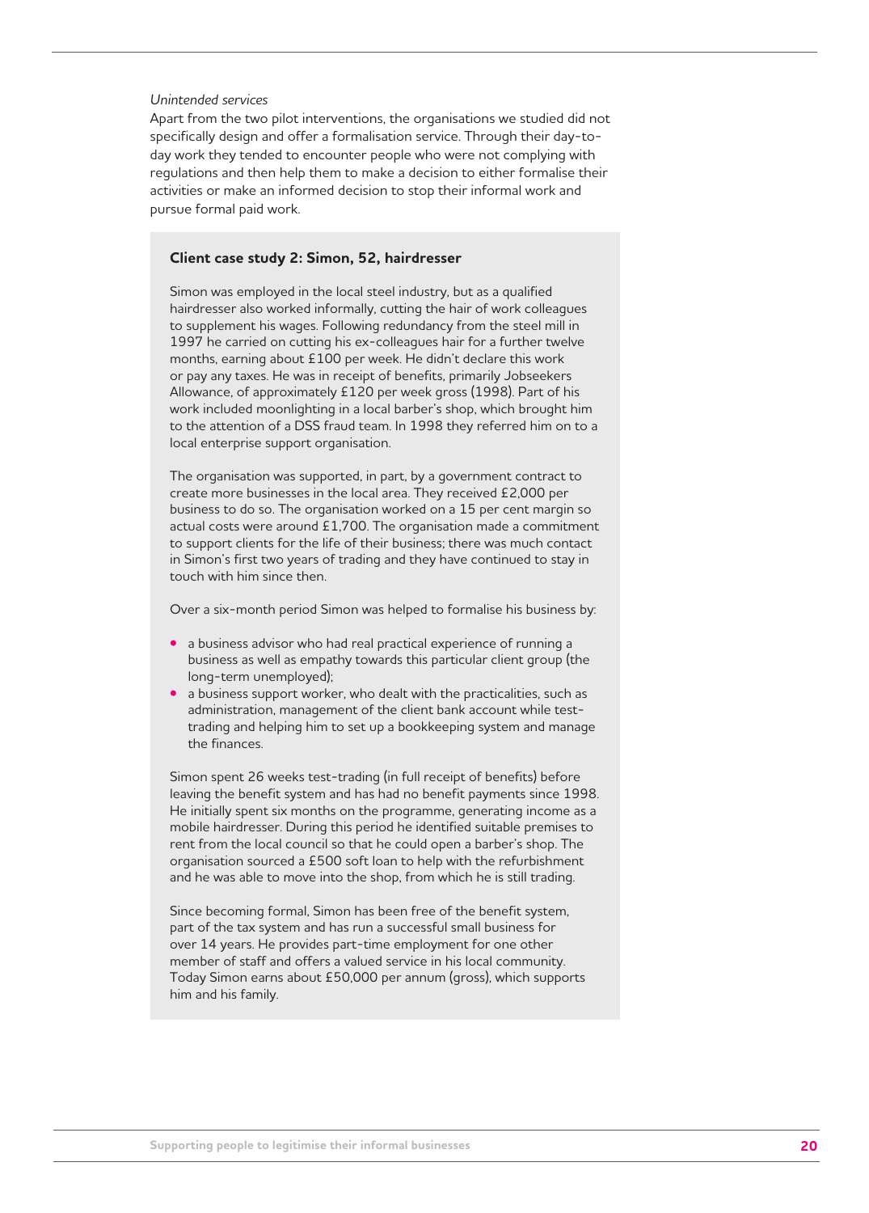*Unintended services*

Apart from the two pilot interventions, the organisations we studied did not specifically design and offer a formalisation service. Through their day-to-day work they tended to encounter people who were not complying with regulations and then help them to make a decision to either formalise their activities or make an informed decision to stop their informal work and pursue formal paid work.

**Client case study 2: Simon, 52, hairdresser**

Simon was employed in the local steel industry, but as a qualified hairdresser also worked informally, cutting the hair of work colleagues to supplement his wages. Following redundancy from the steel mill in 1997 he carried on cutting his ex-colleagues hair for a further twelve months, earning about £100 per week. He didn't declare this work or pay any taxes. He was in receipt of benefits, primarily Jobseekers Allowance, of approximately £120 per week gross (1998). Part of his work included moonlighting in a local barber's shop, which brought him to the attention of a DSS fraud team. In 1998 they referred him on to a local enterprise support organisation.

The organisation was supported, in part, by a government contract to create more businesses in the local area. They received £2,000 per business to do so. The organisation worked on a 15 per cent margin so actual costs were around £1,700. The organisation made a commitment to support clients for the life of their business; there was much contact in Simon's first two years of trading and they have continued to stay in touch with him since then.

Over a six-month period Simon was helped to formalise his business by:

- a business advisor who had real practical experience of running a business as well as empathy towards this particular client group (the long-term unemployed);
- a business support worker, who dealt with the practicalities, such as administration, management of the client bank account while test-trading and helping him to set up a bookkeeping system and manage the finances.

Simon spent 26 weeks test-trading (in full receipt of benefits) before leaving the benefit system and has had no benefit payments since 1998. He initially spent six months on the programme, generating income as a mobile hairdresser. During this period he identified suitable premises to rent from the local council so that he could open a barber's shop. The organisation sourced a £500 soft loan to help with the refurbishment and he was able to move into the shop, from which he is still trading.

Since becoming formal, Simon has been free of the benefit system, part of the tax system and has run a successful small business for over 14 years. He provides part-time employment for one other member of staff and offers a valued service in his local community. Today Simon earns about £50,000 per annum (gross), which supports him and his family.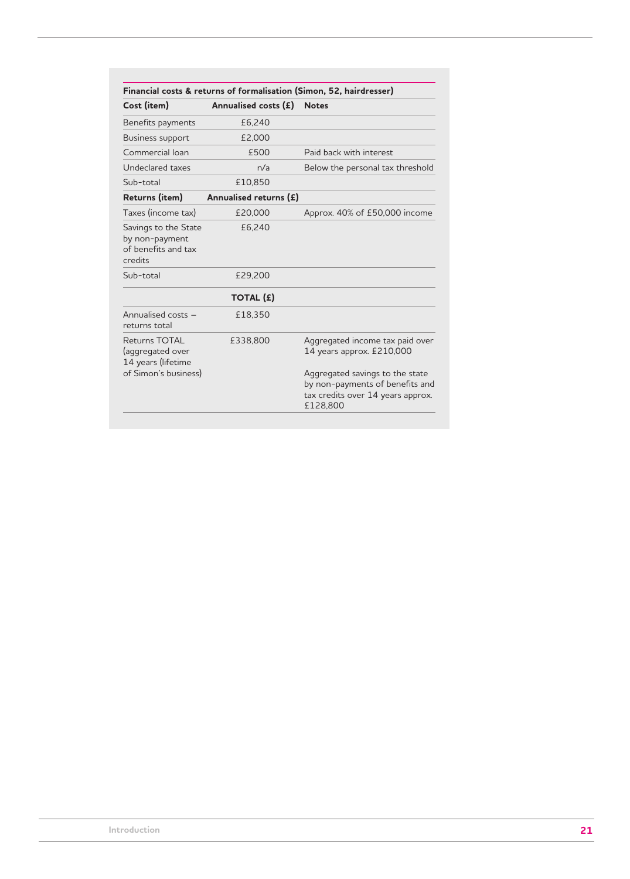**Financial costs & returns of formalisation (Simon, 52, hairdresser)**

| Cost (item) | Annualised costs (£) | Notes |
|---|---|---|
| Benefits payments | £6,240 | |
| Business support | £2,000 | |
| Commercial loan | £500 | Paid back with interest |
| Undeclared taxes | n/a | Below the personal tax threshold |
| Sub-total | £10,850 | |
| **Returns (item)** | **Annualised returns (£)** | |
| Taxes (income tax) | £20,000 | Approx. 40% of £50,000 income |
| Savings to the State by non-payment of benefits and tax credits | £6,240 | |
| Sub-total | £29,200 | |
| | **TOTAL (£)** | |
| Annualised costs – returns total | £18,350 | |
| Returns TOTAL (aggregated over 14 years (lifetime of Simon's business) | £338,800 | Aggregated income tax paid over 14 years approx. £210,000<br><br>Aggregated savings to the state by non-payments of benefits and tax credits over 14 years approx. £128,800 |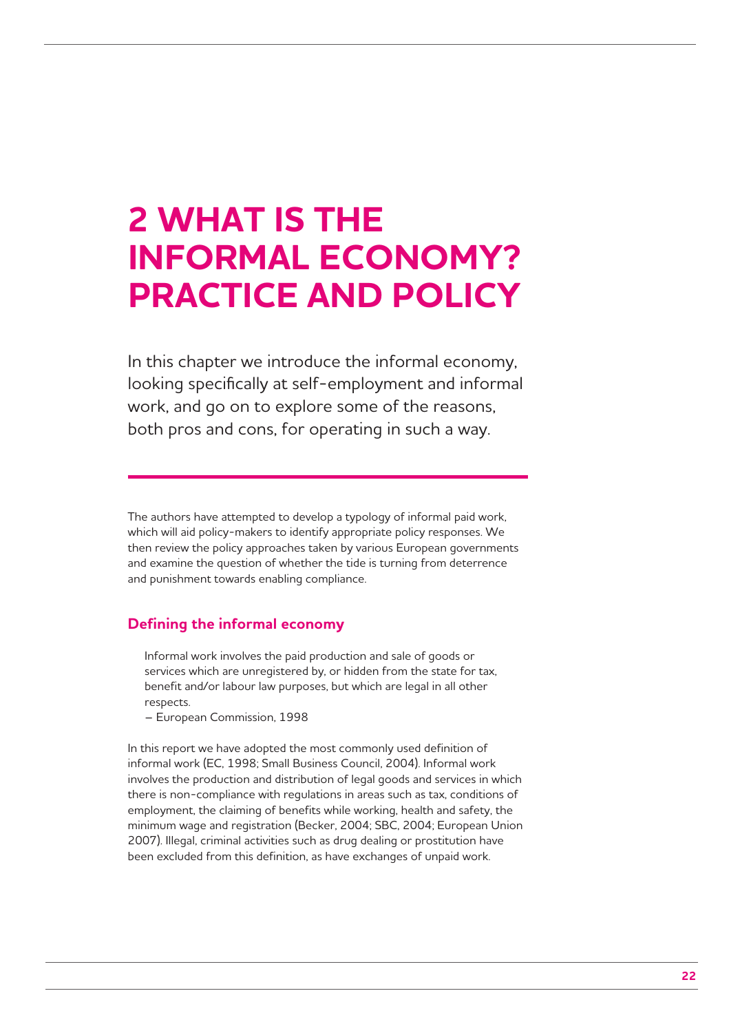# 2 WHAT IS THE INFORMAL ECONOMY? PRACTICE AND POLICY

In this chapter we introduce the informal economy, looking specifically at self-employment and informal work, and go on to explore some of the reasons, both pros and cons, for operating in such a way.

The authors have attempted to develop a typology of informal paid work, which will aid policy-makers to identify appropriate policy responses. We then review the policy approaches taken by various European governments and examine the question of whether the tide is turning from deterrence and punishment towards enabling compliance.

## Defining the informal economy

> Informal work involves the paid production and sale of goods or services which are unregistered by, or hidden from the state for tax, benefit and/or labour law purposes, but which are legal in all other respects.
>
> – European Commission, 1998

In this report we have adopted the most commonly used definition of informal work (EC, 1998; Small Business Council, 2004). Informal work involves the production and distribution of legal goods and services in which there is non-compliance with regulations in areas such as tax, conditions of employment, the claiming of benefits while working, health and safety, the minimum wage and registration (Becker, 2004; SBC, 2004; European Union 2007). Illegal, criminal activities such as drug dealing or prostitution have been excluded from this definition, as have exchanges of unpaid work.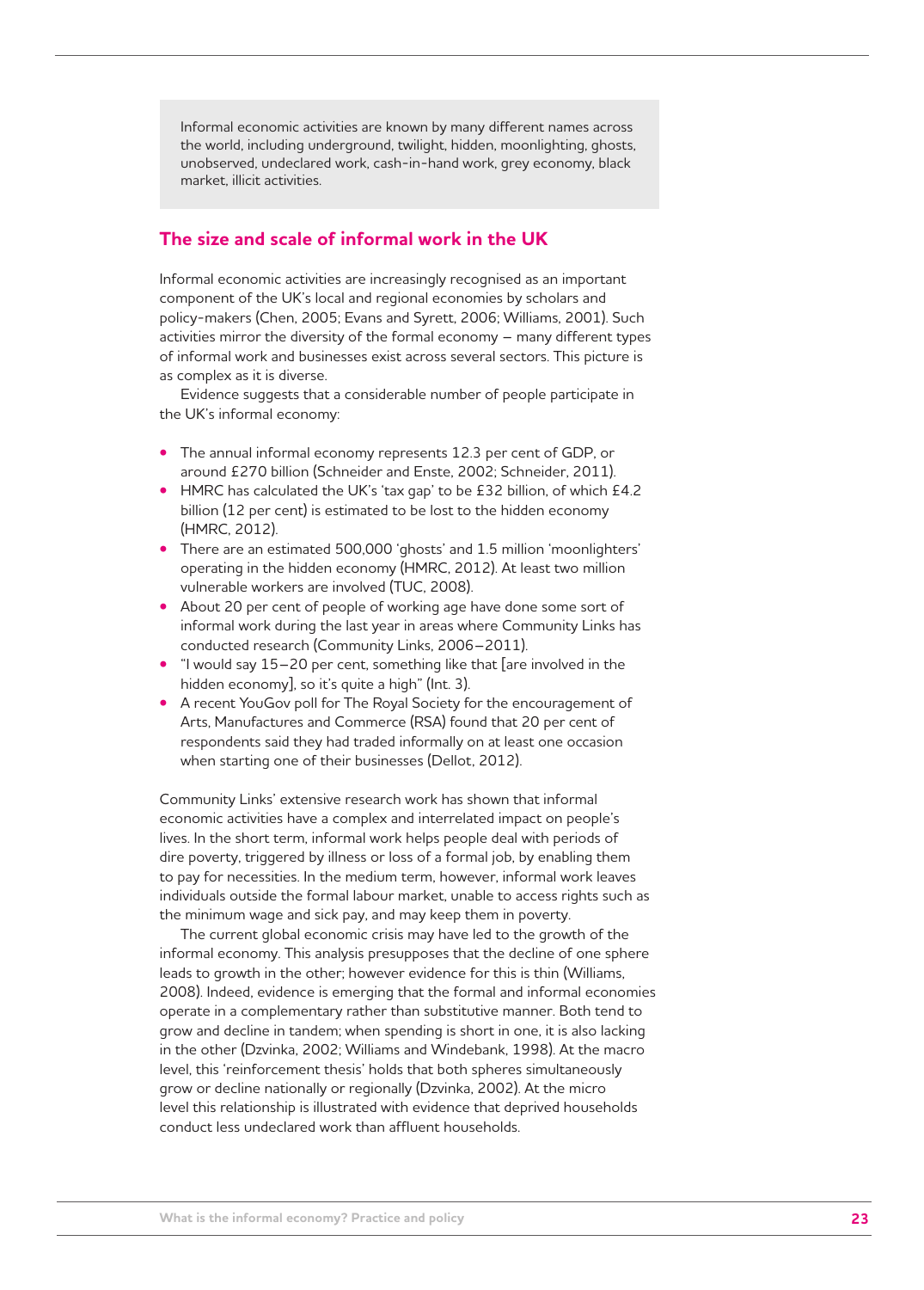> Informal economic activities are known by many different names across the world, including underground, twilight, hidden, moonlighting, ghosts, unobserved, undeclared work, cash-in-hand work, grey economy, black market, illicit activities.

## The size and scale of informal work in the UK

Informal economic activities are increasingly recognised as an important component of the UK's local and regional economies by scholars and policy-makers (Chen, 2005; Evans and Syrett, 2006; Williams, 2001). Such activities mirror the diversity of the formal economy – many different types of informal work and businesses exist across several sectors. This picture is as complex as it is diverse.

Evidence suggests that a considerable number of people participate in the UK's informal economy:

- The annual informal economy represents 12.3 per cent of GDP, or around £270 billion (Schneider and Enste, 2002; Schneider, 2011).
- HMRC has calculated the UK's 'tax gap' to be £32 billion, of which £4.2 billion (12 per cent) is estimated to be lost to the hidden economy (HMRC, 2012).
- There are an estimated 500,000 'ghosts' and 1.5 million 'moonlighters' operating in the hidden economy (HMRC, 2012). At least two million vulnerable workers are involved (TUC, 2008).
- About 20 per cent of people of working age have done some sort of informal work during the last year in areas where Community Links has conducted research (Community Links, 2006–2011).
- "I would say 15–20 per cent, something like that [are involved in the hidden economy], so it's quite a high" (Int. 3).
- A recent YouGov poll for The Royal Society for the encouragement of Arts, Manufactures and Commerce (RSA) found that 20 per cent of respondents said they had traded informally on at least one occasion when starting one of their businesses (Dellot, 2012).

Community Links' extensive research work has shown that informal economic activities have a complex and interrelated impact on people's lives. In the short term, informal work helps people deal with periods of dire poverty, triggered by illness or loss of a formal job, by enabling them to pay for necessities. In the medium term, however, informal work leaves individuals outside the formal labour market, unable to access rights such as the minimum wage and sick pay, and may keep them in poverty.

The current global economic crisis may have led to the growth of the informal economy. This analysis presupposes that the decline of one sphere leads to growth in the other; however evidence for this is thin (Williams, 2008). Indeed, evidence is emerging that the formal and informal economies operate in a complementary rather than substitutive manner. Both tend to grow and decline in tandem; when spending is short in one, it is also lacking in the other (Dzvinka, 2002; Williams and Windebank, 1998). At the macro level, this 'reinforcement thesis' holds that both spheres simultaneously grow or decline nationally or regionally (Dzvinka, 2002). At the micro level this relationship is illustrated with evidence that deprived households conduct less undeclared work than affluent households.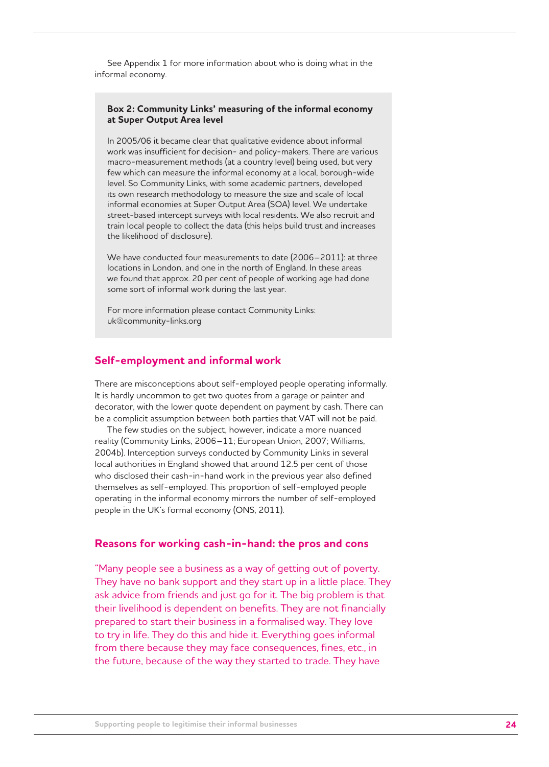See Appendix 1 for more information about who is doing what in the informal economy.

> **Box 2: Community Links' measuring of the informal economy at Super Output Area level**
>
> In 2005/06 it became clear that qualitative evidence about informal work was insufficient for decision- and policy-makers. There are various macro-measurement methods (at a country level) being used, but very few which can measure the informal economy at a local, borough-wide level. So Community Links, with some academic partners, developed its own research methodology to measure the size and scale of local informal economies at Super Output Area (SOA) level. We undertake street-based intercept surveys with local residents. We also recruit and train local people to collect the data (this helps build trust and increases the likelihood of disclosure).
>
> We have conducted four measurements to date (2006–2011): at three locations in London, and one in the north of England. In these areas we found that approx. 20 per cent of people of working age had done some sort of informal work during the last year.
>
> For more information please contact Community Links: uk@community-links.org

## Self-employment and informal work

There are misconceptions about self-employed people operating informally. It is hardly uncommon to get two quotes from a garage or painter and decorator, with the lower quote dependent on payment by cash. There can be a complicit assumption between both parties that VAT will not be paid.

The few studies on the subject, however, indicate a more nuanced reality (Community Links, 2006–11; European Union, 2007; Williams, 2004b). Interception surveys conducted by Community Links in several local authorities in England showed that around 12.5 per cent of those who disclosed their cash-in-hand work in the previous year also defined themselves as self-employed. This proportion of self-employed people operating in the informal economy mirrors the number of self-employed people in the UK's formal economy (ONS, 2011).

## Reasons for working cash-in-hand: the pros and cons

"Many people see a business as a way of getting out of poverty. They have no bank support and they start up in a little place. They ask advice from friends and just go for it. The big problem is that their livelihood is dependent on benefits. They are not financially prepared to start their business in a formalised way. They love to try in life. They do this and hide it. Everything goes informal from there because they may face consequences, fines, etc., in the future, because of the way they started to trade. They have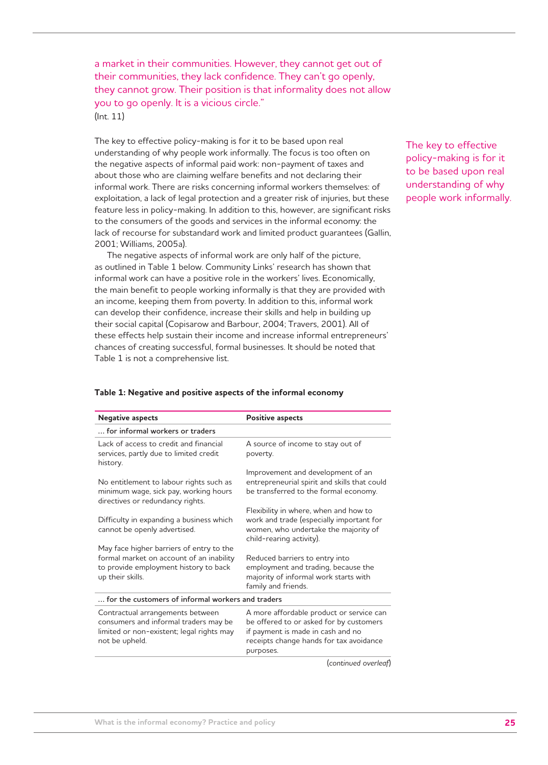a market in their communities. However, they cannot get out of their communities, they lack confidence. They can't go openly, they cannot grow. Their position is that informality does not allow you to go openly. It is a vicious circle."
(Int. 11)

The key to effective policy-making is for it to be based upon real understanding of why people work informally. The focus is too often on the negative aspects of informal paid work: non-payment of taxes and about those who are claiming welfare benefits and not declaring their informal work. There are risks concerning informal workers themselves: of exploitation, a lack of legal protection and a greater risk of injuries, but these feature less in policy-making. In addition to this, however, are significant risks to the consumers of the goods and services in the informal economy: the lack of recourse for substandard work and limited product guarantees (Gallin, 2001; Williams, 2005a).

The key to effective policy-making is for it to be based upon real understanding of why people work informally.

The negative aspects of informal work are only half of the picture, as outlined in Table 1 below. Community Links' research has shown that informal work can have a positive role in the workers' lives. Economically, the main benefit to people working informally is that they are provided with an income, keeping them from poverty. In addition to this, informal work can develop their confidence, increase their skills and help in building up their social capital (Copisarow and Barbour, 2004; Travers, 2001). All of these effects help sustain their income and increase informal entrepreneurs' chances of creating successful, formal businesses. It should be noted that Table 1 is not a comprehensive list.

**Table 1: Negative and positive aspects of the informal economy**

| Negative aspects | Positive aspects |
|---|---|
| **… for informal workers or traders** | |
| Lack of access to credit and financial services, partly due to limited credit history. | A source of income to stay out of poverty. |
| No entitlement to labour rights such as minimum wage, sick pay, working hours directives or redundancy rights. | Improvement and development of an entrepreneurial spirit and skills that could be transferred to the formal economy. |
| Difficulty in expanding a business which cannot be openly advertised. | Flexibility in where, when and how to work and trade (especially important for women, who undertake the majority of child-rearing activity). |
| May face higher barriers of entry to the formal market on account of an inability to provide employment history to back up their skills. | Reduced barriers to entry into employment and trading, because the majority of informal work starts with family and friends. |
| **… for the customers of informal workers and traders** | |
| Contractual arrangements between consumers and informal traders may be limited or non-existent; legal rights may not be upheld. | A more affordable product or service can be offered to or asked for by customers if payment is made in cash and no receipts change hands for tax avoidance purposes. |

(*continued overleaf*)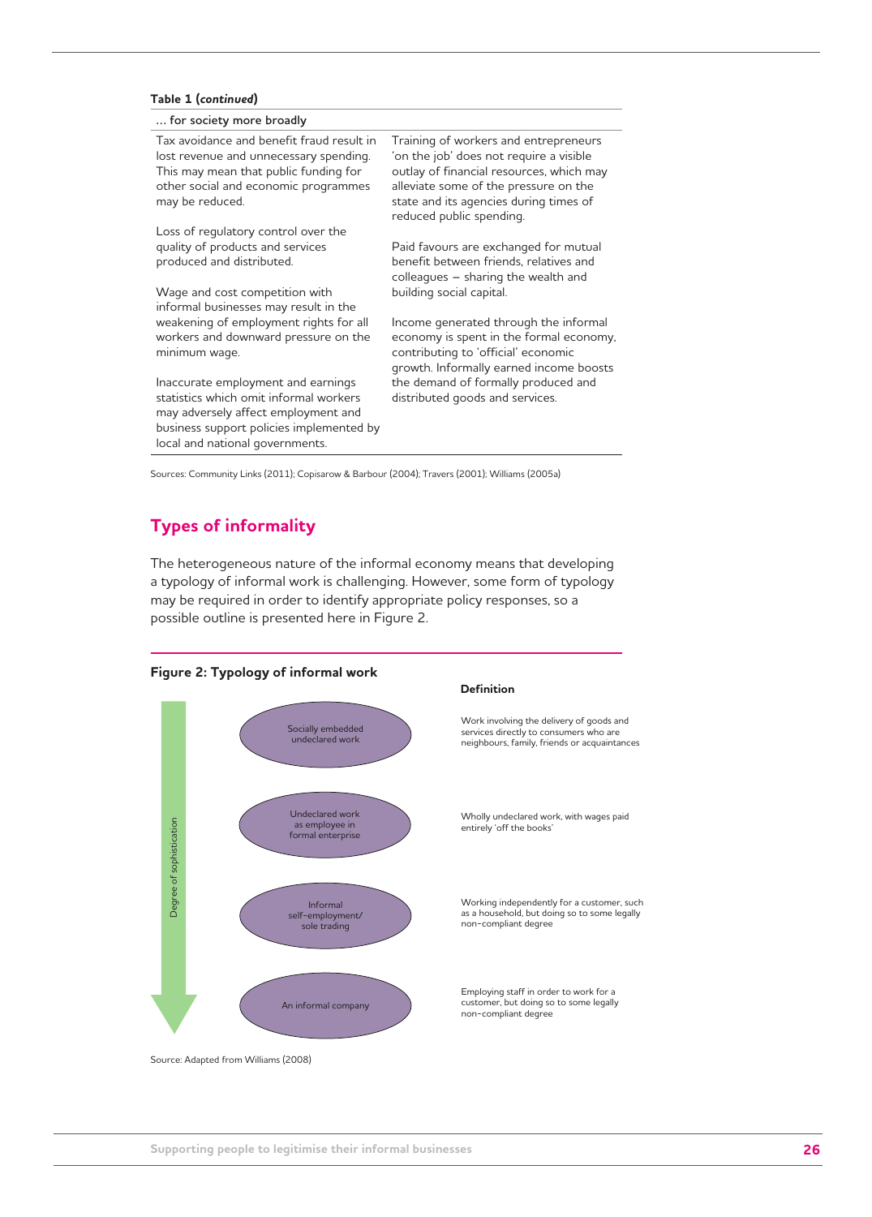**Table 1 (*continued*)**

| … for society more broadly | |
|---|---|
| Tax avoidance and benefit fraud result in lost revenue and unnecessary spending. This may mean that public funding for other social and economic programmes may be reduced. | Training of workers and entrepreneurs 'on the job' does not require a visible outlay of financial resources, which may alleviate some of the pressure on the state and its agencies during times of reduced public spending. |
| Loss of regulatory control over the quality of products and services produced and distributed. | Paid favours are exchanged for mutual benefit between friends, relatives and colleagues – sharing the wealth and building social capital. |
| Wage and cost competition with informal businesses may result in the weakening of employment rights for all workers and downward pressure on the minimum wage. | Income generated through the informal economy is spent in the formal economy, contributing to 'official' economic growth. Informally earned income boosts the demand of formally produced and distributed goods and services. |
| Inaccurate employment and earnings statistics which omit informal workers may adversely affect employment and business support policies implemented by local and national governments. | |

Sources: Community Links (2011); Copisarow & Barbour (2004); Travers (2001); Williams (2005a)

## Types of informality

The heterogeneous nature of the informal economy means that developing a typology of informal work is challenging. However, some form of typology may be required in order to identify appropriate policy responses, so a possible outline is presented here in Figure 2.

**Figure 2: Typology of informal work**

Degree of sophistication (increasing downwards)

| Type | Definition |
|---|---|
| Socially embedded undeclared work | Work involving the delivery of goods and services directly to consumers who are neighbours, family, friends or acquaintances |
| Undeclared work as employee in formal enterprise | Wholly undeclared work, with wages paid entirely 'off the books' |
| Informal self-employment/ sole trading | Working independently for a customer, such as a household, but doing so to some legally non-compliant degree |
| An informal company | Employing staff in order to work for a customer, but doing so to some legally non-compliant degree |

Source: Adapted from Williams (2008)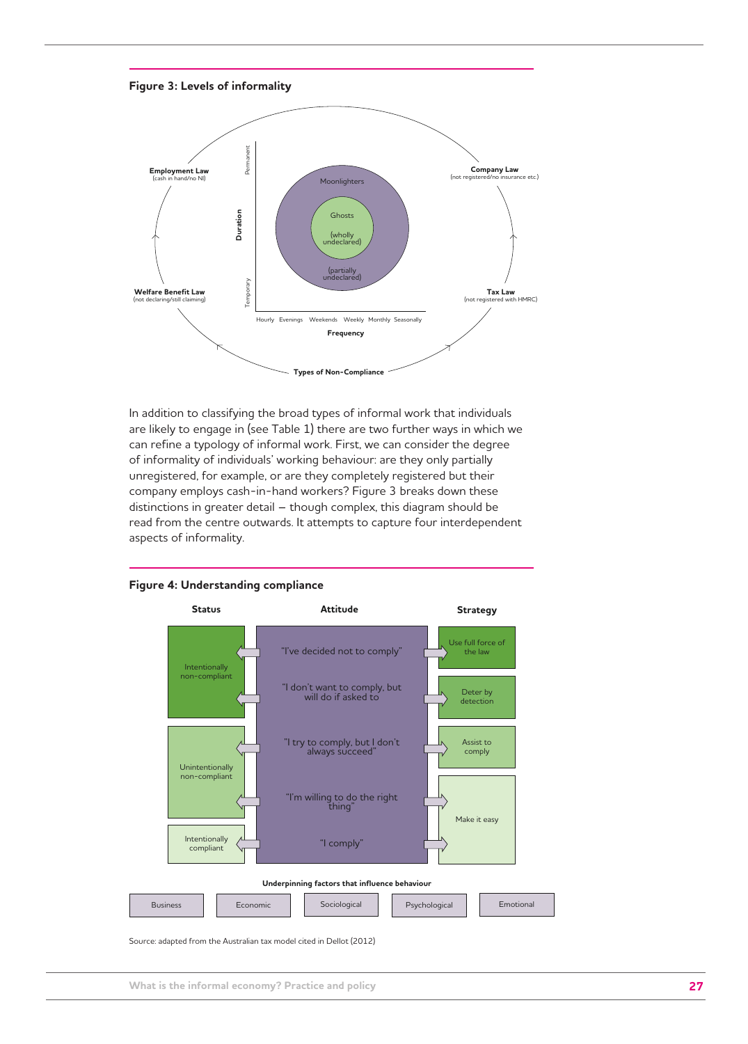**Figure 3: Levels of informality**

Employment Law
(cash in hand/no NI)

Company Law
(not registered/no insurance etc.)

Welfare Benefit Law
(not declaring/still claiming)

Tax Law
(not registered with HMRC)

Duration: Permanent – Temporary

Moonlighters (partially undeclared)

Ghosts (wholly undeclared)

Frequency: Hourly, Evenings, Weekends, Weekly, Monthly, Seasonally

Types of Non-Compliance

In addition to classifying the broad types of informal work that individuals are likely to engage in (see Table 1) there are two further ways in which we can refine a typology of informal work. First, we can consider the degree of informality of individuals' working behaviour: are they only partially unregistered, for example, or are they completely registered but their company employs cash-in-hand workers? Figure 3 breaks down these distinctions in greater detail – though complex, this diagram should be read from the centre outwards. It attempts to capture four interdependent aspects of informality.

**Figure 4: Understanding compliance**

| Status | Attitude | Strategy |
| --- | --- | --- |
| Intentionally non-compliant | "I've decided not to comply" | Use full force of the law |
| | "I don't want to comply, but will do if asked to" | Deter by detection |
| Unintentionally non-compliant | "I try to comply, but I don't always succeed" | Assist to comply |
| | "I'm willing to do the right thing" | Make it easy |
| Intentionally compliant | "I comply" | |

Underpinning factors that influence behaviour: Business, Economic, Sociological, Psychological, Emotional

Source: adapted from the Australian tax model cited in Dellot (2012)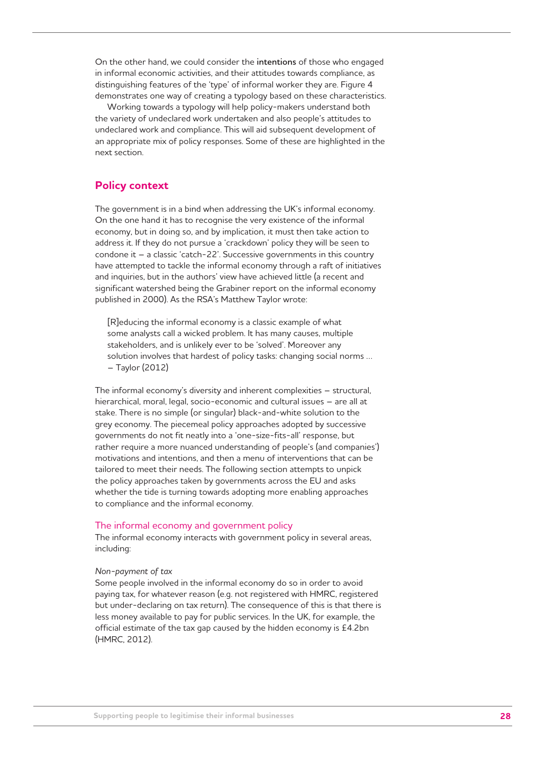On the other hand, we could consider the **intentions** of those who engaged in informal economic activities, and their attitudes towards compliance, as distinguishing features of the 'type' of informal worker they are. Figure 4 demonstrates one way of creating a typology based on these characteristics.

Working towards a typology will help policy-makers understand both the variety of undeclared work undertaken and also people's attitudes to undeclared work and compliance. This will aid subsequent development of an appropriate mix of policy responses. Some of these are highlighted in the next section.

## Policy context

The government is in a bind when addressing the UK's informal economy. On the one hand it has to recognise the very existence of the informal economy, but in doing so, and by implication, it must then take action to address it. If they do not pursue a 'crackdown' policy they will be seen to condone it – a classic 'catch-22'. Successive governments in this country have attempted to tackle the informal economy through a raft of initiatives and inquiries, but in the authors' view have achieved little (a recent and significant watershed being the Grabiner report on the informal economy published in 2000). As the RSA's Matthew Taylor wrote:

> [R]educing the informal economy is a classic example of what some analysts call a wicked problem. It has many causes, multiple stakeholders, and is unlikely ever to be 'solved'. Moreover any solution involves that hardest of policy tasks: changing social norms …
> – Taylor (2012)

The informal economy's diversity and inherent complexities – structural, hierarchical, moral, legal, socio-economic and cultural issues – are all at stake. There is no simple (or singular) black-and-white solution to the grey economy. The piecemeal policy approaches adopted by successive governments do not fit neatly into a 'one-size-fits-all' response, but rather require a more nuanced understanding of people's (and companies') motivations and intentions, and then a menu of interventions that can be tailored to meet their needs. The following section attempts to unpick the policy approaches taken by governments across the EU and asks whether the tide is turning towards adopting more enabling approaches to compliance and the informal economy.

### The informal economy and government policy

The informal economy interacts with government policy in several areas, including:

*Non-payment of tax*

Some people involved in the informal economy do so in order to avoid paying tax, for whatever reason (e.g. not registered with HMRC, registered but under-declaring on tax return). The consequence of this is that there is less money available to pay for public services. In the UK, for example, the official estimate of the tax gap caused by the hidden economy is £4.2bn (HMRC, 2012).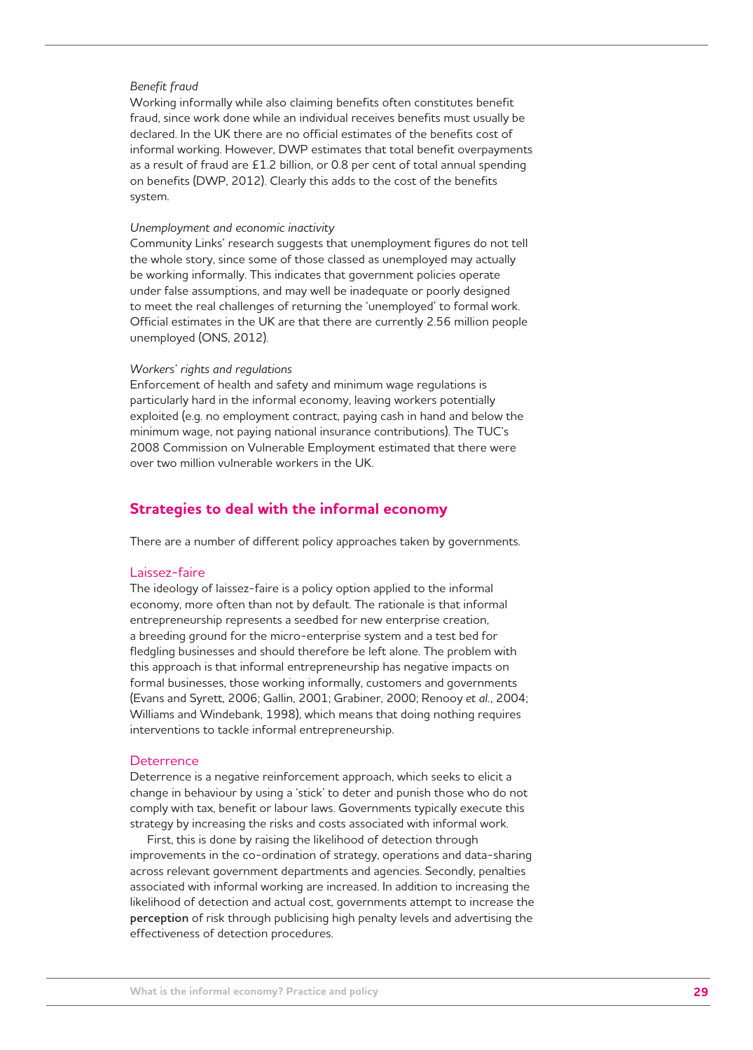*Benefit fraud*

Working informally while also claiming benefits often constitutes benefit fraud, since work done while an individual receives benefits must usually be declared. In the UK there are no official estimates of the benefits cost of informal working. However, DWP estimates that total benefit overpayments as a result of fraud are £1.2 billion, or 0.8 per cent of total annual spending on benefits (DWP, 2012). Clearly this adds to the cost of the benefits system.

*Unemployment and economic inactivity*

Community Links' research suggests that unemployment figures do not tell the whole story, since some of those classed as unemployed may actually be working informally. This indicates that government policies operate under false assumptions, and may well be inadequate or poorly designed to meet the real challenges of returning the 'unemployed' to formal work. Official estimates in the UK are that there are currently 2.56 million people unemployed (ONS, 2012).

*Workers' rights and regulations*

Enforcement of health and safety and minimum wage regulations is particularly hard in the informal economy, leaving workers potentially exploited (e.g. no employment contract, paying cash in hand and below the minimum wage, not paying national insurance contributions). The TUC's 2008 Commission on Vulnerable Employment estimated that there were over two million vulnerable workers in the UK.

## Strategies to deal with the informal economy

There are a number of different policy approaches taken by governments.

### Laissez-faire

The ideology of laissez-faire is a policy option applied to the informal economy, more often than not by default. The rationale is that informal entrepreneurship represents a seedbed for new enterprise creation, a breeding ground for the micro-enterprise system and a test bed for fledgling businesses and should therefore be left alone. The problem with this approach is that informal entrepreneurship has negative impacts on formal businesses, those working informally, customers and governments (Evans and Syrett, 2006; Gallin, 2001; Grabiner, 2000; Renooy *et al.*, 2004; Williams and Windebank, 1998), which means that doing nothing requires interventions to tackle informal entrepreneurship.

### Deterrence

Deterrence is a negative reinforcement approach, which seeks to elicit a change in behaviour by using a 'stick' to deter and punish those who do not comply with tax, benefit or labour laws. Governments typically execute this strategy by increasing the risks and costs associated with informal work.

First, this is done by raising the likelihood of detection through improvements in the co-ordination of strategy, operations and data-sharing across relevant government departments and agencies. Secondly, penalties associated with informal working are increased. In addition to increasing the likelihood of detection and actual cost, governments attempt to increase the **perception** of risk through publicising high penalty levels and advertising the effectiveness of detection procedures.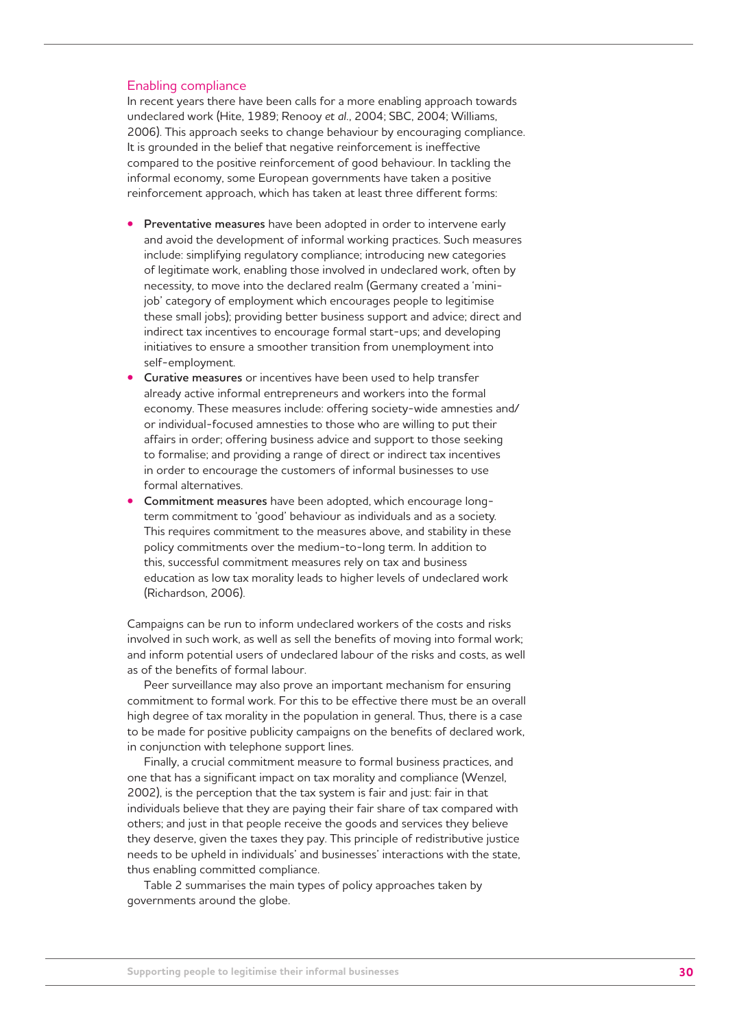## Enabling compliance

In recent years there have been calls for a more enabling approach towards undeclared work (Hite, 1989; Renooy *et al.*, 2004; SBC, 2004; Williams, 2006). This approach seeks to change behaviour by encouraging compliance. It is grounded in the belief that negative reinforcement is ineffective compared to the positive reinforcement of good behaviour. In tackling the informal economy, some European governments have taken a positive reinforcement approach, which has taken at least three different forms:

- **Preventative measures** have been adopted in order to intervene early and avoid the development of informal working practices. Such measures include: simplifying regulatory compliance; introducing new categories of legitimate work, enabling those involved in undeclared work, often by necessity, to move into the declared realm (Germany created a 'mini-job' category of employment which encourages people to legitimise these small jobs); providing better business support and advice; direct and indirect tax incentives to encourage formal start-ups; and developing initiatives to ensure a smoother transition from unemployment into self-employment.
- **Curative measures** or incentives have been used to help transfer already active informal entrepreneurs and workers into the formal economy. These measures include: offering society-wide amnesties and/or individual-focused amnesties to those who are willing to put their affairs in order; offering business advice and support to those seeking to formalise; and providing a range of direct or indirect tax incentives in order to encourage the customers of informal businesses to use formal alternatives.
- **Commitment measures** have been adopted, which encourage long-term commitment to 'good' behaviour as individuals and as a society. This requires commitment to the measures above, and stability in these policy commitments over the medium-to-long term. In addition to this, successful commitment measures rely on tax and business education as low tax morality leads to higher levels of undeclared work (Richardson, 2006).

Campaigns can be run to inform undeclared workers of the costs and risks involved in such work, as well as sell the benefits of moving into formal work; and inform potential users of undeclared labour of the risks and costs, as well as of the benefits of formal labour.

Peer surveillance may also prove an important mechanism for ensuring commitment to formal work. For this to be effective there must be an overall high degree of tax morality in the population in general. Thus, there is a case to be made for positive publicity campaigns on the benefits of declared work, in conjunction with telephone support lines.

Finally, a crucial commitment measure to formal business practices, and one that has a significant impact on tax morality and compliance (Wenzel, 2002), is the perception that the tax system is fair and just: fair in that individuals believe that they are paying their fair share of tax compared with others; and just in that people receive the goods and services they believe they deserve, given the taxes they pay. This principle of redistributive justice needs to be upheld in individuals' and businesses' interactions with the state, thus enabling committed compliance.

Table 2 summarises the main types of policy approaches taken by governments around the globe.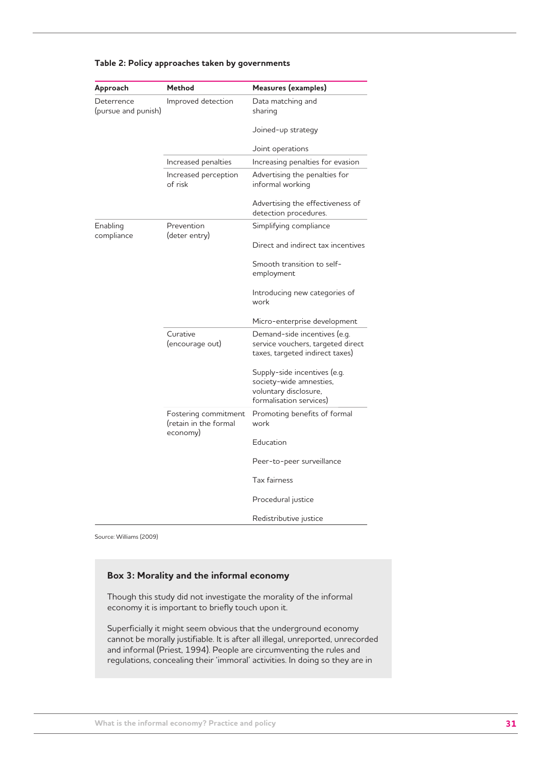**Table 2: Policy approaches taken by governments**

| Approach | Method | Measures (examples) |
|---|---|---|
| Deterrence (pursue and punish) | Improved detection | Data matching and sharing |
| | | Joined-up strategy |
| | | Joint operations |
| | Increased penalties | Increasing penalties for evasion |
| | Increased perception of risk | Advertising the penalties for informal working |
| | | Advertising the effectiveness of detection procedures. |
| Enabling compliance | Prevention (deter entry) | Simplifying compliance |
| | | Direct and indirect tax incentives |
| | | Smooth transition to self-employment |
| | | Introducing new categories of work |
| | | Micro-enterprise development |
| | Curative (encourage out) | Demand-side incentives (e.g. service vouchers, targeted direct taxes, targeted indirect taxes) |
| | | Supply-side incentives (e.g. society-wide amnesties, voluntary disclosure, formalisation services) |
| | Fostering commitment (retain in the formal economy) | Promoting benefits of formal work |
| | | Education |
| | | Peer-to-peer surveillance |
| | | Tax fairness |
| | | Procedural justice |
| | | Redistributive justice |

Source: Williams (2009)

### Box 3: Morality and the informal economy

Though this study did not investigate the morality of the informal economy it is important to briefly touch upon it.

Superficially it might seem obvious that the underground economy cannot be morally justifiable. It is after all illegal, unreported, unrecorded and informal (Priest, 1994). People are circumventing the rules and regulations, concealing their 'immoral' activities. In doing so they are in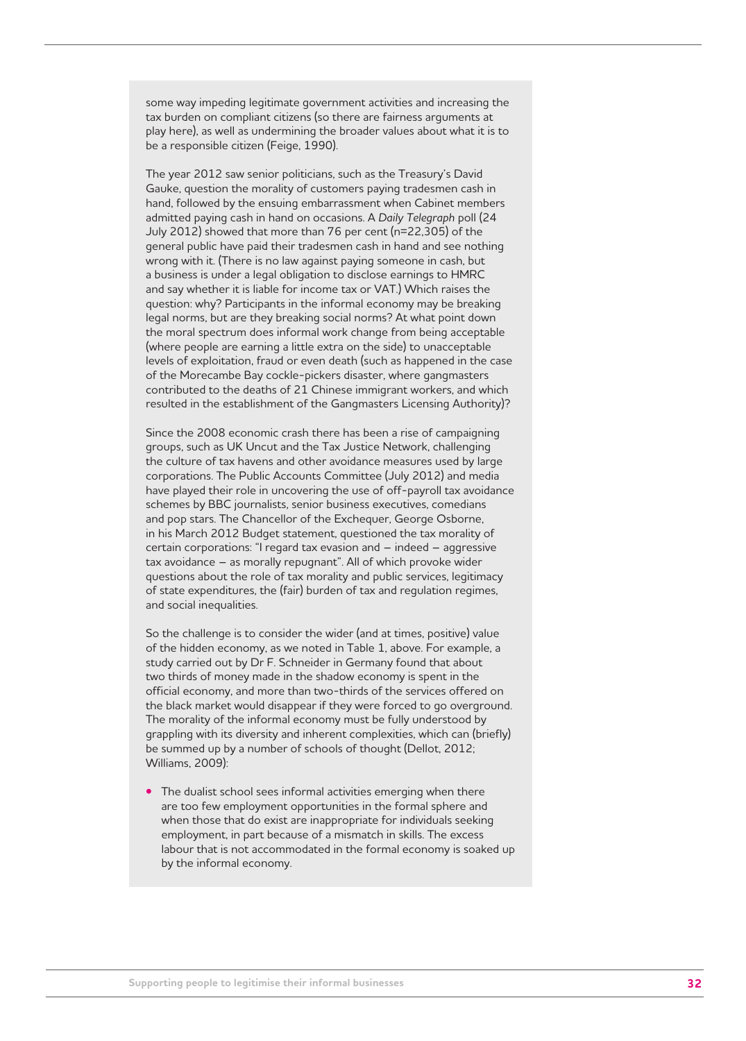some way impeding legitimate government activities and increasing the tax burden on compliant citizens (so there are fairness arguments at play here), as well as undermining the broader values about what it is to be a responsible citizen (Feige, 1990).

The year 2012 saw senior politicians, such as the Treasury's David Gauke, question the morality of customers paying tradesmen cash in hand, followed by the ensuing embarrassment when Cabinet members admitted paying cash in hand on occasions. A *Daily Telegraph* poll (24 July 2012) showed that more than 76 per cent (n=22,305) of the general public have paid their tradesmen cash in hand and see nothing wrong with it. (There is no law against paying someone in cash, but a business is under a legal obligation to disclose earnings to HMRC and say whether it is liable for income tax or VAT.) Which raises the question: why? Participants in the informal economy may be breaking legal norms, but are they breaking social norms? At what point down the moral spectrum does informal work change from being acceptable (where people are earning a little extra on the side) to unacceptable levels of exploitation, fraud or even death (such as happened in the case of the Morecambe Bay cockle-pickers disaster, where gangmasters contributed to the deaths of 21 Chinese immigrant workers, and which resulted in the establishment of the Gangmasters Licensing Authority)?

Since the 2008 economic crash there has been a rise of campaigning groups, such as UK Uncut and the Tax Justice Network, challenging the culture of tax havens and other avoidance measures used by large corporations. The Public Accounts Committee (July 2012) and media have played their role in uncovering the use of off-payroll tax avoidance schemes by BBC journalists, senior business executives, comedians and pop stars. The Chancellor of the Exchequer, George Osborne, in his March 2012 Budget statement, questioned the tax morality of certain corporations: "I regard tax evasion and – indeed – aggressive tax avoidance – as morally repugnant". All of which provoke wider questions about the role of tax morality and public services, legitimacy of state expenditures, the (fair) burden of tax and regulation regimes, and social inequalities.

So the challenge is to consider the wider (and at times, positive) value of the hidden economy, as we noted in Table 1, above. For example, a study carried out by Dr F. Schneider in Germany found that about two thirds of money made in the shadow economy is spent in the official economy, and more than two-thirds of the services offered on the black market would disappear if they were forced to go overground. The morality of the informal economy must be fully understood by grappling with its diversity and inherent complexities, which can (briefly) be summed up by a number of schools of thought (Dellot, 2012; Williams, 2009):

- The dualist school sees informal activities emerging when there are too few employment opportunities in the formal sphere and when those that do exist are inappropriate for individuals seeking employment, in part because of a mismatch in skills. The excess labour that is not accommodated in the formal economy is soaked up by the informal economy.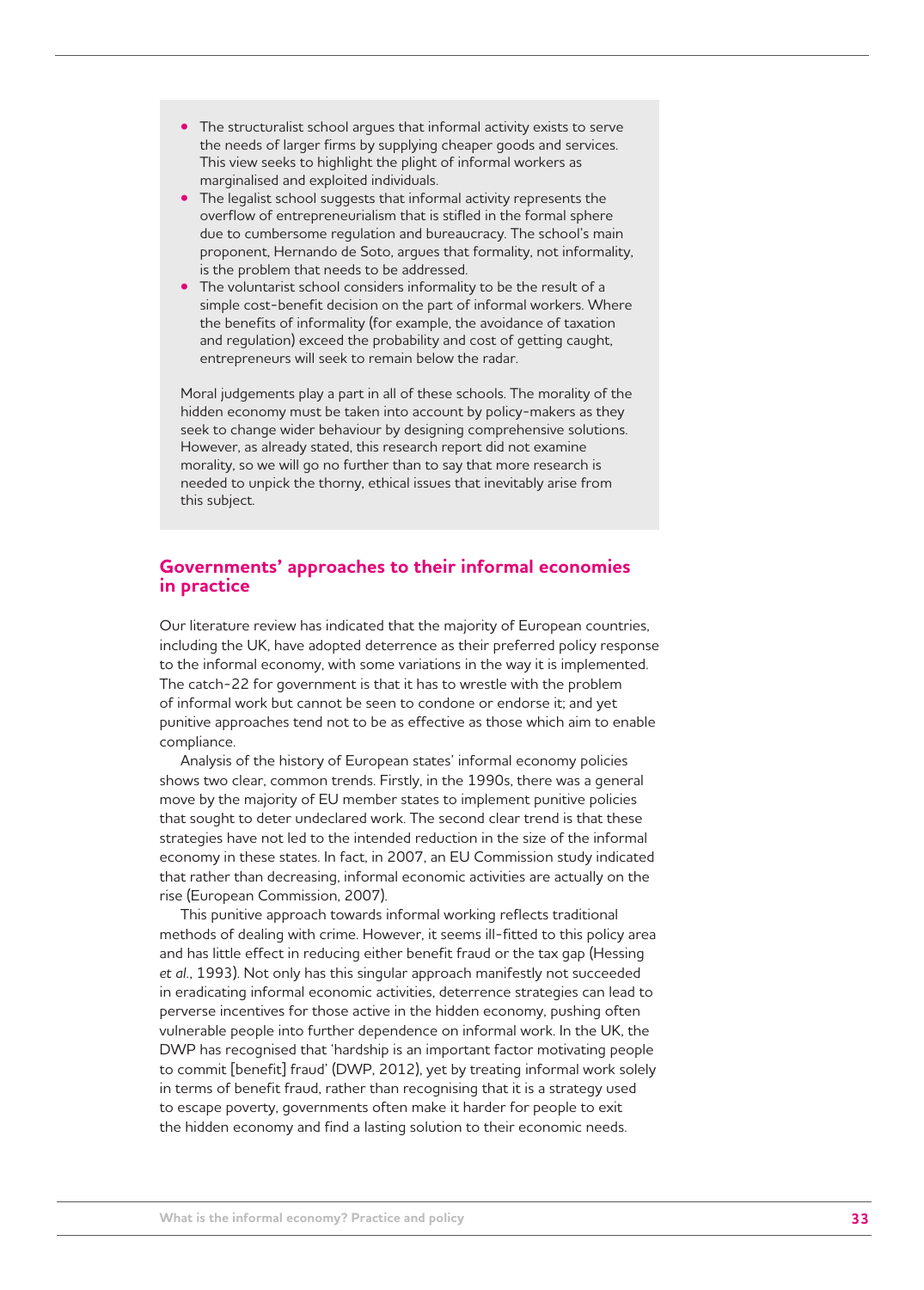- The structuralist school argues that informal activity exists to serve the needs of larger firms by supplying cheaper goods and services. This view seeks to highlight the plight of informal workers as marginalised and exploited individuals.
- The legalist school suggests that informal activity represents the overflow of entrepreneurialism that is stifled in the formal sphere due to cumbersome regulation and bureaucracy. The school's main proponent, Hernando de Soto, argues that formality, not informality, is the problem that needs to be addressed.
- The voluntarist school considers informality to be the result of a simple cost-benefit decision on the part of informal workers. Where the benefits of informality (for example, the avoidance of taxation and regulation) exceed the probability and cost of getting caught, entrepreneurs will seek to remain below the radar.

Moral judgements play a part in all of these schools. The morality of the hidden economy must be taken into account by policy-makers as they seek to change wider behaviour by designing comprehensive solutions. However, as already stated, this research report did not examine morality, so we will go no further than to say that more research is needed to unpick the thorny, ethical issues that inevitably arise from this subject.

## Governments' approaches to their informal economies in practice

Our literature review has indicated that the majority of European countries, including the UK, have adopted deterrence as their preferred policy response to the informal economy, with some variations in the way it is implemented. The catch-22 for government is that it has to wrestle with the problem of informal work but cannot be seen to condone or endorse it; and yet punitive approaches tend not to be as effective as those which aim to enable compliance.

Analysis of the history of European states' informal economy policies shows two clear, common trends. Firstly, in the 1990s, there was a general move by the majority of EU member states to implement punitive policies that sought to deter undeclared work. The second clear trend is that these strategies have not led to the intended reduction in the size of the informal economy in these states. In fact, in 2007, an EU Commission study indicated that rather than decreasing, informal economic activities are actually on the rise (European Commission, 2007).

This punitive approach towards informal working reflects traditional methods of dealing with crime. However, it seems ill-fitted to this policy area and has little effect in reducing either benefit fraud or the tax gap (Hessing *et al.*, 1993). Not only has this singular approach manifestly not succeeded in eradicating informal economic activities, deterrence strategies can lead to perverse incentives for those active in the hidden economy, pushing often vulnerable people into further dependence on informal work. In the UK, the DWP has recognised that 'hardship is an important factor motivating people to commit [benefit] fraud' (DWP, 2012), yet by treating informal work solely in terms of benefit fraud, rather than recognising that it is a strategy used to escape poverty, governments often make it harder for people to exit the hidden economy and find a lasting solution to their economic needs.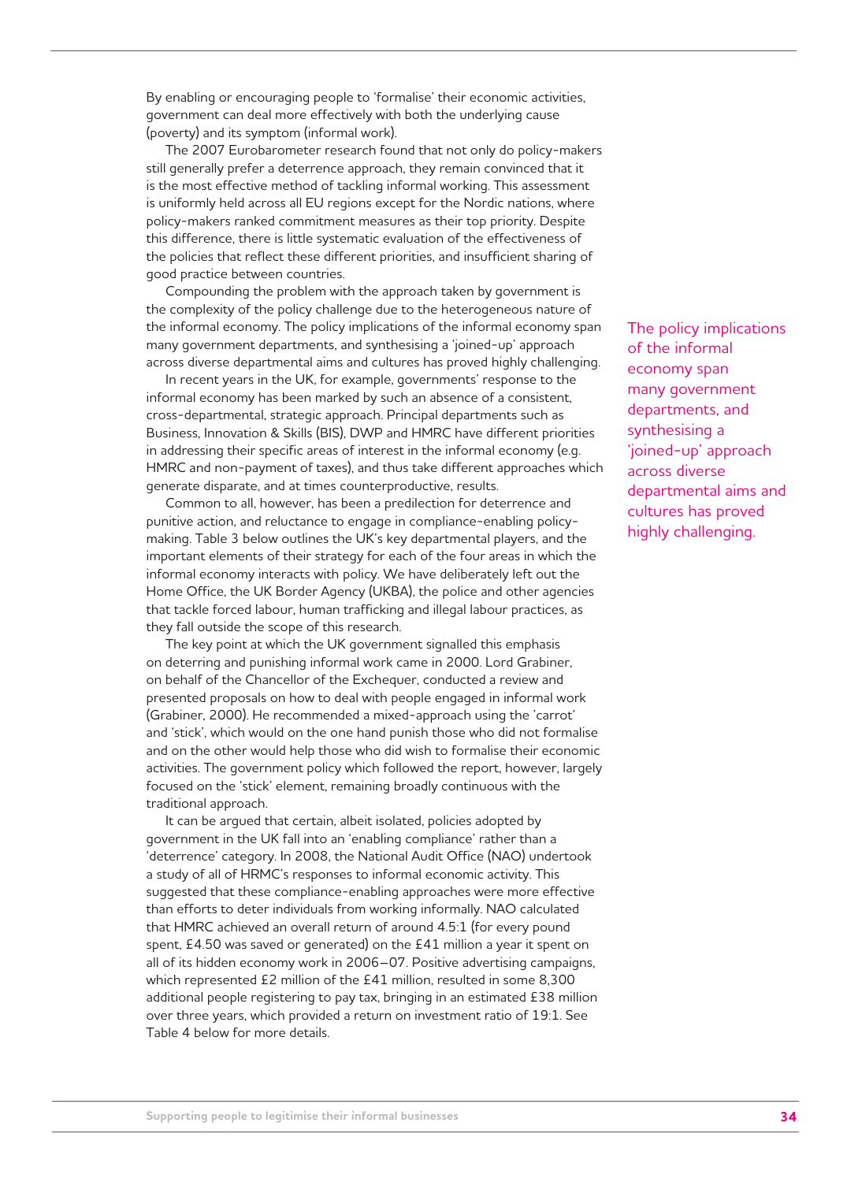By enabling or encouraging people to 'formalise' their economic activities, government can deal more effectively with both the underlying cause (poverty) and its symptom (informal work).

The 2007 Eurobarometer research found that not only do policy-makers still generally prefer a deterrence approach, they remain convinced that it is the most effective method of tackling informal working. This assessment is uniformly held across all EU regions except for the Nordic nations, where policy-makers ranked commitment measures as their top priority. Despite this difference, there is little systematic evaluation of the effectiveness of the policies that reflect these different priorities, and insufficient sharing of good practice between countries.

Compounding the problem with the approach taken by government is the complexity of the policy challenge due to the heterogeneous nature of the informal economy. The policy implications of the informal economy span many government departments, and synthesising a 'joined-up' approach across diverse departmental aims and cultures has proved highly challenging.

> The policy implications of the informal economy span many government departments, and synthesising a 'joined-up' approach across diverse departmental aims and cultures has proved highly challenging.

In recent years in the UK, for example, governments' response to the informal economy has been marked by such an absence of a consistent, cross-departmental, strategic approach. Principal departments such as Business, Innovation & Skills (BIS), DWP and HMRC have different priorities in addressing their specific areas of interest in the informal economy (e.g. HMRC and non-payment of taxes), and thus take different approaches which generate disparate, and at times counterproductive, results.

Common to all, however, has been a predilection for deterrence and punitive action, and reluctance to engage in compliance-enabling policy-making. Table 3 below outlines the UK's key departmental players, and the important elements of their strategy for each of the four areas in which the informal economy interacts with policy. We have deliberately left out the Home Office, the UK Border Agency (UKBA), the police and other agencies that tackle forced labour, human trafficking and illegal labour practices, as they fall outside the scope of this research.

The key point at which the UK government signalled this emphasis on deterring and punishing informal work came in 2000. Lord Grabiner, on behalf of the Chancellor of the Exchequer, conducted a review and presented proposals on how to deal with people engaged in informal work (Grabiner, 2000). He recommended a mixed-approach using the 'carrot' and 'stick', which would on the one hand punish those who did not formalise and on the other would help those who did wish to formalise their economic activities. The government policy which followed the report, however, largely focused on the 'stick' element, remaining broadly continuous with the traditional approach.

It can be argued that certain, albeit isolated, policies adopted by government in the UK fall into an 'enabling compliance' rather than a 'deterrence' category. In 2008, the National Audit Office (NAO) undertook a study of all of HRMC's responses to informal economic activity. This suggested that these compliance-enabling approaches were more effective than efforts to deter individuals from working informally. NAO calculated that HMRC achieved an overall return of around 4.5:1 (for every pound spent, £4.50 was saved or generated) on the £41 million a year it spent on all of its hidden economy work in 2006–07. Positive advertising campaigns, which represented £2 million of the £41 million, resulted in some 8,300 additional people registering to pay tax, bringing in an estimated £38 million over three years, which provided a return on investment ratio of 19:1. See Table 4 below for more details.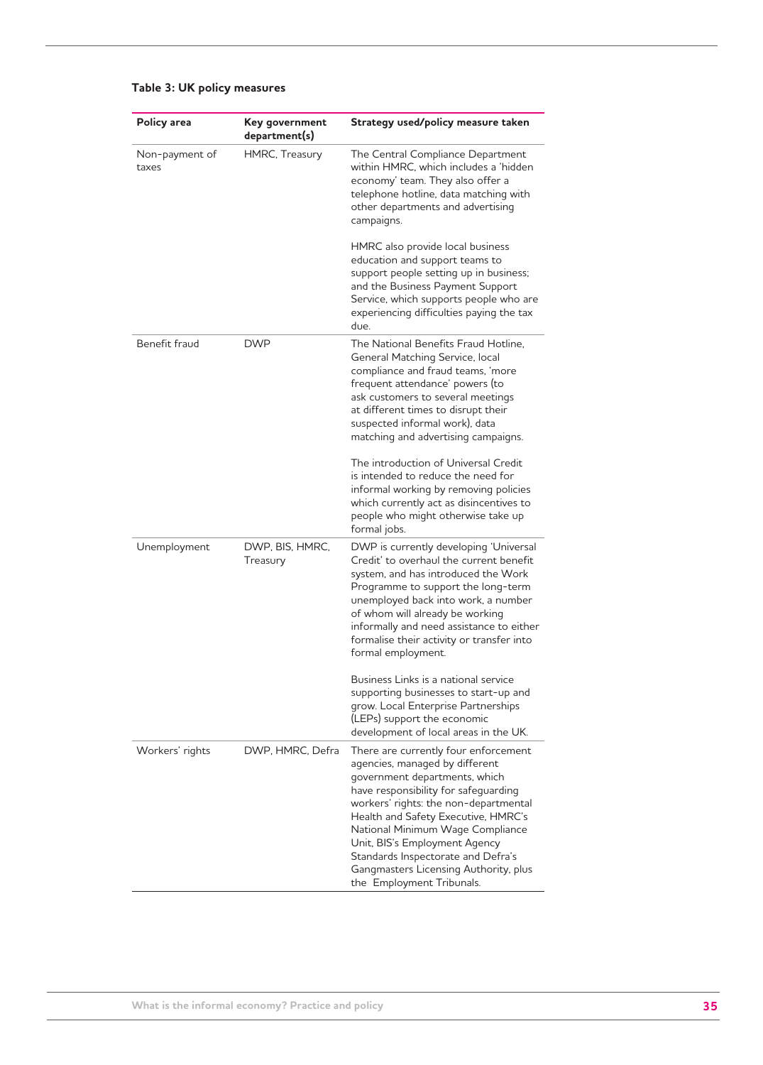**Table 3: UK policy measures**

| Policy area | Key government department(s) | Strategy used/policy measure taken |
|---|---|---|
| Non-payment of taxes | HMRC, Treasury | The Central Compliance Department within HMRC, which includes a 'hidden economy' team. They also offer a telephone hotline, data matching with other departments and advertising campaigns.<br><br>HMRC also provide local business education and support teams to support people setting up in business; and the Business Payment Support Service, which supports people who are experiencing difficulties paying the tax due. |
| Benefit fraud | DWP | The National Benefits Fraud Hotline, General Matching Service, local compliance and fraud teams, 'more frequent attendance' powers (to ask customers to several meetings at different times to disrupt their suspected informal work), data matching and advertising campaigns.<br><br>The introduction of Universal Credit is intended to reduce the need for informal working by removing policies which currently act as disincentives to people who might otherwise take up formal jobs. |
| Unemployment | DWP, BIS, HMRC, Treasury | DWP is currently developing 'Universal Credit' to overhaul the current benefit system, and has introduced the Work Programme to support the long-term unemployed back into work, a number of whom will already be working informally and need assistance to either formalise their activity or transfer into formal employment.<br><br>Business Links is a national service supporting businesses to start-up and grow. Local Enterprise Partnerships (LEPs) support the economic development of local areas in the UK. |
| Workers' rights | DWP, HMRC, Defra | There are currently four enforcement agencies, managed by different government departments, which have responsibility for safeguarding workers' rights: the non-departmental Health and Safety Executive, HMRC's National Minimum Wage Compliance Unit, BIS's Employment Agency Standards Inspectorate and Defra's Gangmasters Licensing Authority, plus the Employment Tribunals. |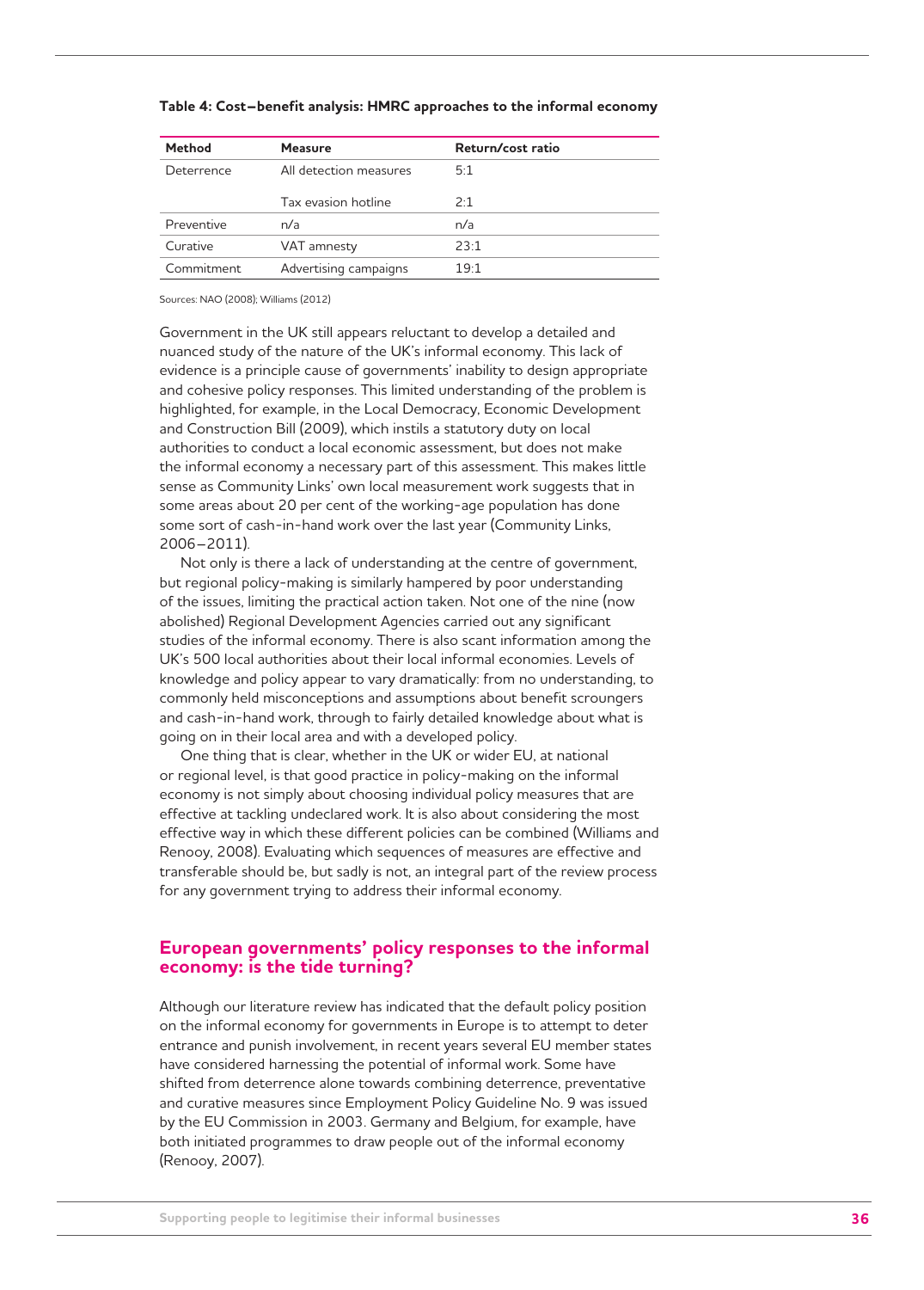**Table 4: Cost–benefit analysis: HMRC approaches to the informal economy**

| Method | Measure | Return/cost ratio |
|---|---|---|
| Deterrence | All detection measures | 5:1 |
| | Tax evasion hotline | 2:1 |
| Preventive | n/a | n/a |
| Curative | VAT amnesty | 23:1 |
| Commitment | Advertising campaigns | 19:1 |

Sources: NAO (2008); Williams (2012)

Government in the UK still appears reluctant to develop a detailed and nuanced study of the nature of the UK's informal economy. This lack of evidence is a principle cause of governments' inability to design appropriate and cohesive policy responses. This limited understanding of the problem is highlighted, for example, in the Local Democracy, Economic Development and Construction Bill (2009), which instils a statutory duty on local authorities to conduct a local economic assessment, but does not make the informal economy a necessary part of this assessment. This makes little sense as Community Links' own local measurement work suggests that in some areas about 20 per cent of the working-age population has done some sort of cash-in-hand work over the last year (Community Links, 2006–2011).

Not only is there a lack of understanding at the centre of government, but regional policy-making is similarly hampered by poor understanding of the issues, limiting the practical action taken. Not one of the nine (now abolished) Regional Development Agencies carried out any significant studies of the informal economy. There is also scant information among the UK's 500 local authorities about their local informal economies. Levels of knowledge and policy appear to vary dramatically: from no understanding, to commonly held misconceptions and assumptions about benefit scroungers and cash-in-hand work, through to fairly detailed knowledge about what is going on in their local area and with a developed policy.

One thing that is clear, whether in the UK or wider EU, at national or regional level, is that good practice in policy-making on the informal economy is not simply about choosing individual policy measures that are effective at tackling undeclared work. It is also about considering the most effective way in which these different policies can be combined (Williams and Renooy, 2008). Evaluating which sequences of measures are effective and transferable should be, but sadly is not, an integral part of the review process for any government trying to address their informal economy.

## European governments' policy responses to the informal economy: is the tide turning?

Although our literature review has indicated that the default policy position on the informal economy for governments in Europe is to attempt to deter entrance and punish involvement, in recent years several EU member states have considered harnessing the potential of informal work. Some have shifted from deterrence alone towards combining deterrence, preventative and curative measures since Employment Policy Guideline No. 9 was issued by the EU Commission in 2003. Germany and Belgium, for example, have both initiated programmes to draw people out of the informal economy (Renooy, 2007).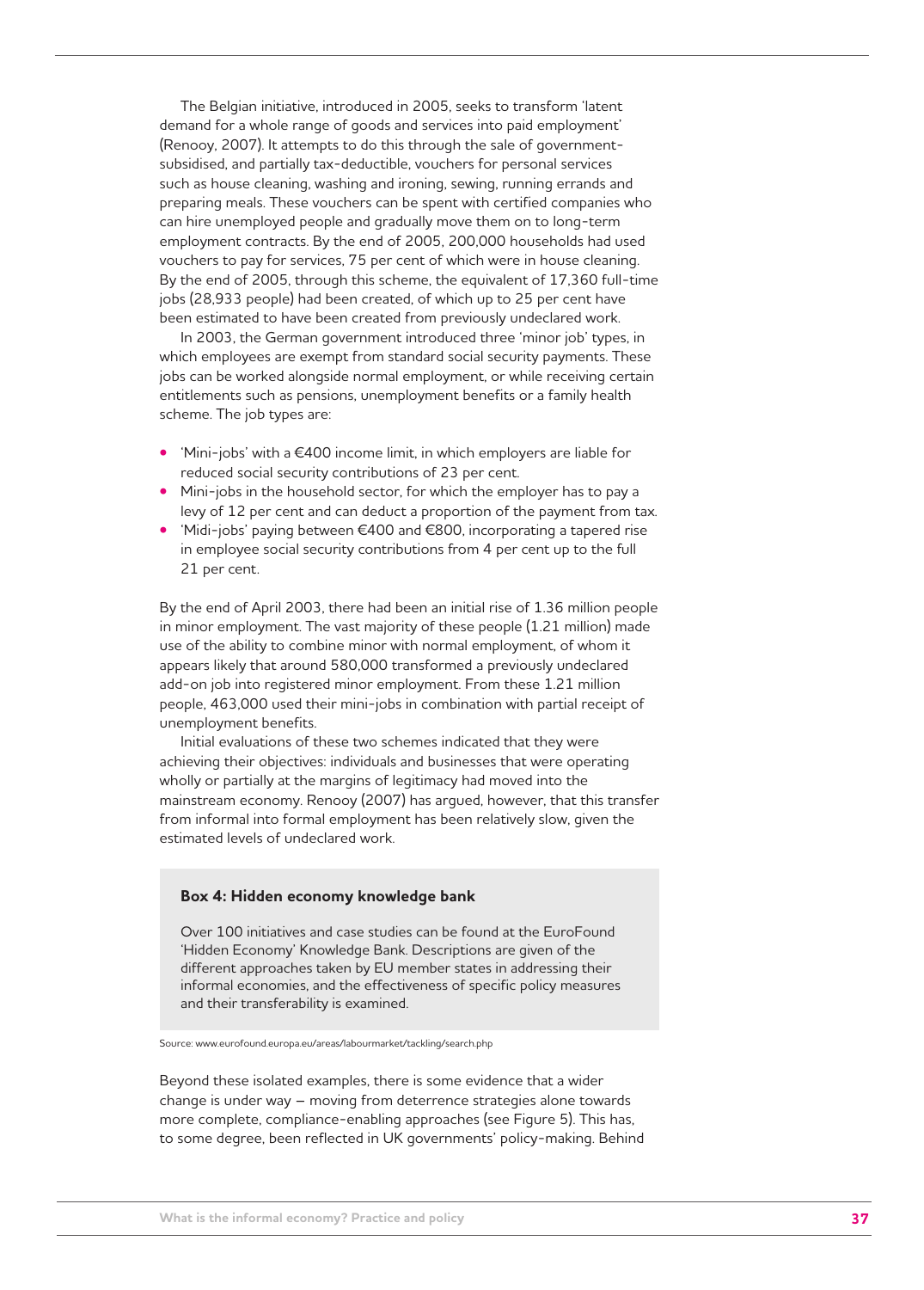The Belgian initiative, introduced in 2005, seeks to transform 'latent demand for a whole range of goods and services into paid employment' (Renooy, 2007). It attempts to do this through the sale of government-subsidised, and partially tax-deductible, vouchers for personal services such as house cleaning, washing and ironing, sewing, running errands and preparing meals. These vouchers can be spent with certified companies who can hire unemployed people and gradually move them on to long-term employment contracts. By the end of 2005, 200,000 households had used vouchers to pay for services, 75 per cent of which were in house cleaning. By the end of 2005, through this scheme, the equivalent of 17,360 full-time jobs (28,933 people) had been created, of which up to 25 per cent have been estimated to have been created from previously undeclared work.

In 2003, the German government introduced three 'minor job' types, in which employees are exempt from standard social security payments. These jobs can be worked alongside normal employment, or while receiving certain entitlements such as pensions, unemployment benefits or a family health scheme. The job types are:

- 'Mini-jobs' with a €400 income limit, in which employers are liable for reduced social security contributions of 23 per cent.
- Mini-jobs in the household sector, for which the employer has to pay a levy of 12 per cent and can deduct a proportion of the payment from tax.
- 'Midi-jobs' paying between €400 and €800, incorporating a tapered rise in employee social security contributions from 4 per cent up to the full 21 per cent.

By the end of April 2003, there had been an initial rise of 1.36 million people in minor employment. The vast majority of these people (1.21 million) made use of the ability to combine minor with normal employment, of whom it appears likely that around 580,000 transformed a previously undeclared add-on job into registered minor employment. From these 1.21 million people, 463,000 used their mini-jobs in combination with partial receipt of unemployment benefits.

Initial evaluations of these two schemes indicated that they were achieving their objectives: individuals and businesses that were operating wholly or partially at the margins of legitimacy had moved into the mainstream economy. Renooy (2007) has argued, however, that this transfer from informal into formal employment has been relatively slow, given the estimated levels of undeclared work.

**Box 4: Hidden economy knowledge bank**

Over 100 initiatives and case studies can be found at the EuroFound 'Hidden Economy' Knowledge Bank. Descriptions are given of the different approaches taken by EU member states in addressing their informal economies, and the effectiveness of specific policy measures and their transferability is examined.

Source: www.eurofound.europa.eu/areas/labourmarket/tackling/search.php

Beyond these isolated examples, there is some evidence that a wider change is under way – moving from deterrence strategies alone towards more complete, compliance-enabling approaches (see Figure 5). This has, to some degree, been reflected in UK governments' policy-making. Behind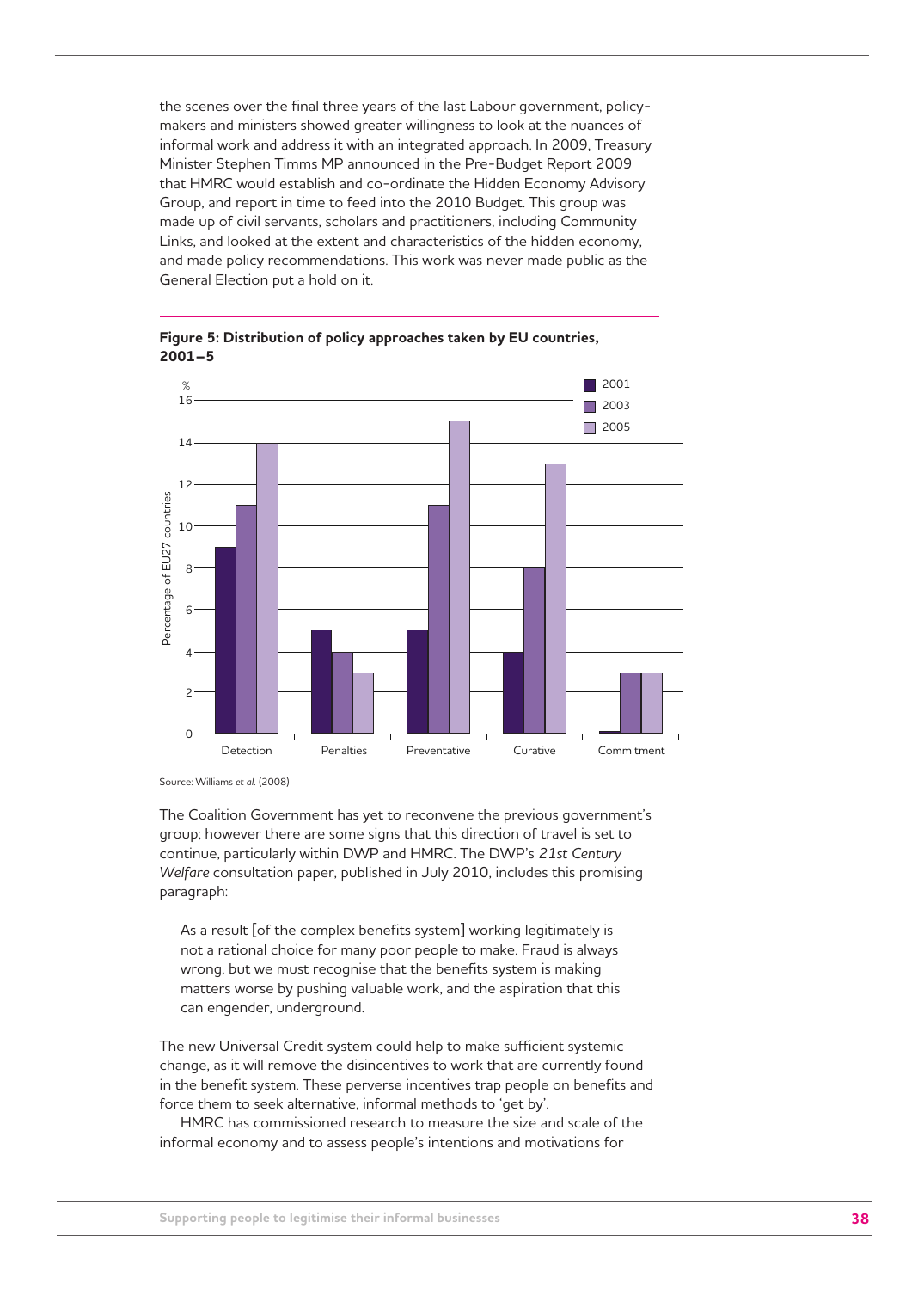the scenes over the final three years of the last Labour government, policy-makers and ministers showed greater willingness to look at the nuances of informal work and address it with an integrated approach. In 2009, Treasury Minister Stephen Timms MP announced in the Pre-Budget Report 2009 that HMRC would establish and co-ordinate the Hidden Economy Advisory Group, and report in time to feed into the 2010 Budget. This group was made up of civil servants, scholars and practitioners, including Community Links, and looked at the extent and characteristics of the hidden economy, and made policy recommendations. This work was never made public as the General Election put a hold on it.

**Figure 5: Distribution of policy approaches taken by EU countries, 2001–5**

| Percentage of EU27 countries (%) | 2001 | 2003 | 2005 |
|---|---|---|---|
| Detection | 9 | 11 | 14 |
| Penalties | 5 | 4 | 3 |
| Preventative | 5 | 11 | 15 |
| Curative | 4 | 8 | 13 |
| Commitment | 0 | 3 | 3 |

Source: Williams *et al.* (2008)

The Coalition Government has yet to reconvene the previous government's group; however there are some signs that this direction of travel is set to continue, particularly within DWP and HMRC. The DWP's *21st Century Welfare* consultation paper, published in July 2010, includes this promising paragraph:

> As a result [of the complex benefits system] working legitimately is not a rational choice for many poor people to make. Fraud is always wrong, but we must recognise that the benefits system is making matters worse by pushing valuable work, and the aspiration that this can engender, underground.

The new Universal Credit system could help to make sufficient systemic change, as it will remove the disincentives to work that are currently found in the benefit system. These perverse incentives trap people on benefits and force them to seek alternative, informal methods to 'get by'.

HMRC has commissioned research to measure the size and scale of the informal economy and to assess people's intentions and motivations for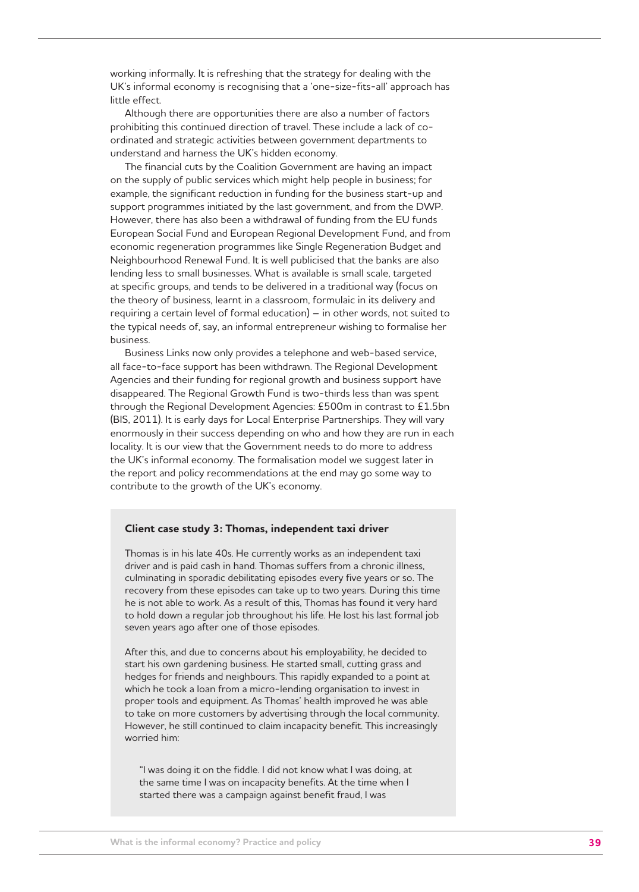working informally. It is refreshing that the strategy for dealing with the UK's informal economy is recognising that a 'one-size-fits-all' approach has little effect.

Although there are opportunities there are also a number of factors prohibiting this continued direction of travel. These include a lack of co-ordinated and strategic activities between government departments to understand and harness the UK's hidden economy.

The financial cuts by the Coalition Government are having an impact on the supply of public services which might help people in business; for example, the significant reduction in funding for the business start-up and support programmes initiated by the last government, and from the DWP. However, there has also been a withdrawal of funding from the EU funds European Social Fund and European Regional Development Fund, and from economic regeneration programmes like Single Regeneration Budget and Neighbourhood Renewal Fund. It is well publicised that the banks are also lending less to small businesses. What is available is small scale, targeted at specific groups, and tends to be delivered in a traditional way (focus on the theory of business, learnt in a classroom, formulaic in its delivery and requiring a certain level of formal education) – in other words, not suited to the typical needs of, say, an informal entrepreneur wishing to formalise her business.

Business Links now only provides a telephone and web-based service, all face-to-face support has been withdrawn. The Regional Development Agencies and their funding for regional growth and business support have disappeared. The Regional Growth Fund is two-thirds less than was spent through the Regional Development Agencies: £500m in contrast to £1.5bn (BIS, 2011). It is early days for Local Enterprise Partnerships. They will vary enormously in their success depending on who and how they are run in each locality. It is our view that the Government needs to do more to address the UK's informal economy. The formalisation model we suggest later in the report and policy recommendations at the end may go some way to contribute to the growth of the UK's economy.

**Client case study 3: Thomas, independent taxi driver**

Thomas is in his late 40s. He currently works as an independent taxi driver and is paid cash in hand. Thomas suffers from a chronic illness, culminating in sporadic debilitating episodes every five years or so. The recovery from these episodes can take up to two years. During this time he is not able to work. As a result of this, Thomas has found it very hard to hold down a regular job throughout his life. He lost his last formal job seven years ago after one of those episodes.

After this, and due to concerns about his employability, he decided to start his own gardening business. He started small, cutting grass and hedges for friends and neighbours. This rapidly expanded to a point at which he took a loan from a micro-lending organisation to invest in proper tools and equipment. As Thomas' health improved he was able to take on more customers by advertising through the local community. However, he still continued to claim incapacity benefit. This increasingly worried him:

> "I was doing it on the fiddle. I did not know what I was doing, at the same time I was on incapacity benefits. At the time when I started there was a campaign against benefit fraud, I was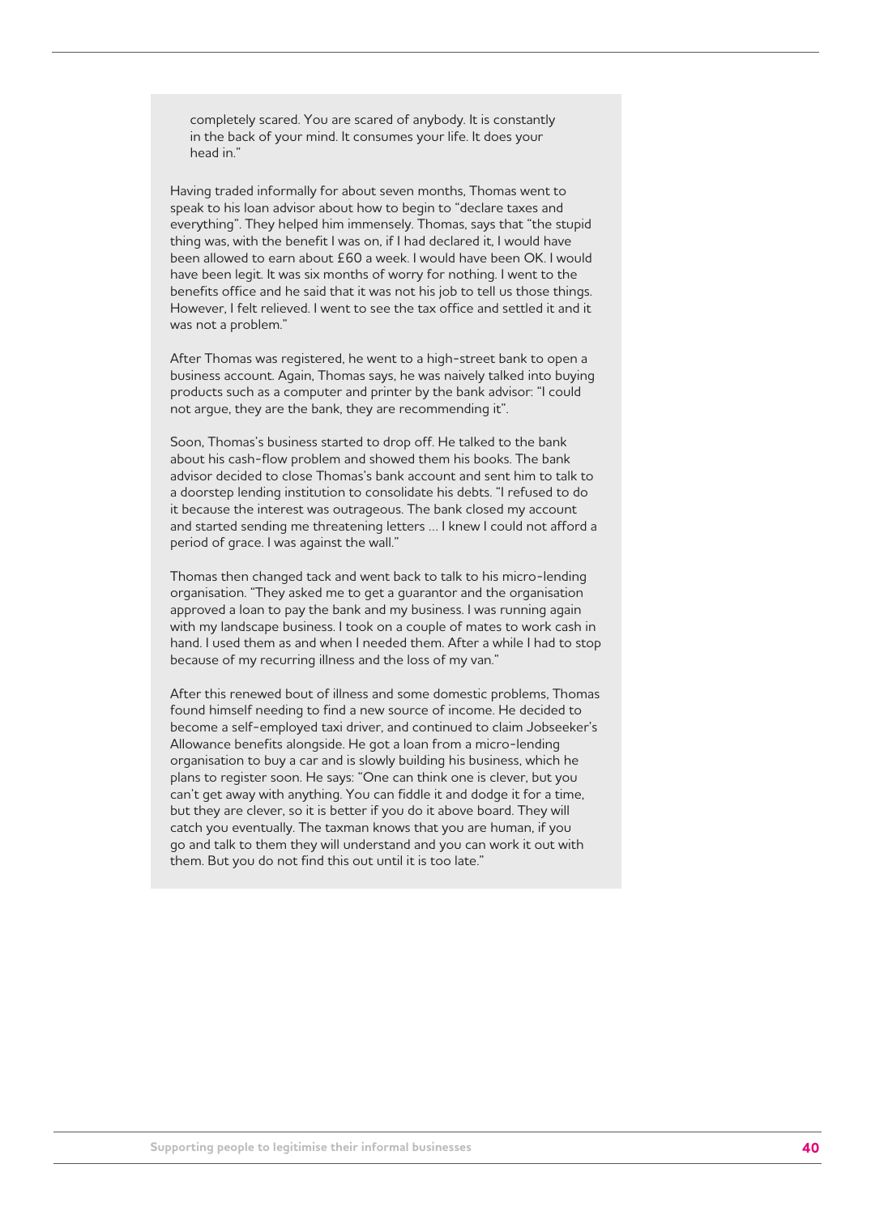completely scared. You are scared of anybody. It is constantly in the back of your mind. It consumes your life. It does your head in."

Having traded informally for about seven months, Thomas went to speak to his loan advisor about how to begin to "declare taxes and everything". They helped him immensely. Thomas, says that "the stupid thing was, with the benefit I was on, if I had declared it, I would have been allowed to earn about £60 a week. I would have been OK. I would have been legit. It was six months of worry for nothing. I went to the benefits office and he said that it was not his job to tell us those things. However, I felt relieved. I went to see the tax office and settled it and it was not a problem."

After Thomas was registered, he went to a high-street bank to open a business account. Again, Thomas says, he was naively talked into buying products such as a computer and printer by the bank advisor: "I could not argue, they are the bank, they are recommending it".

Soon, Thomas's business started to drop off. He talked to the bank about his cash-flow problem and showed them his books. The bank advisor decided to close Thomas's bank account and sent him to talk to a doorstep lending institution to consolidate his debts. "I refused to do it because the interest was outrageous. The bank closed my account and started sending me threatening letters … I knew I could not afford a period of grace. I was against the wall."

Thomas then changed tack and went back to talk to his micro-lending organisation. "They asked me to get a guarantor and the organisation approved a loan to pay the bank and my business. I was running again with my landscape business. I took on a couple of mates to work cash in hand. I used them as and when I needed them. After a while I had to stop because of my recurring illness and the loss of my van."

After this renewed bout of illness and some domestic problems, Thomas found himself needing to find a new source of income. He decided to become a self-employed taxi driver, and continued to claim Jobseeker's Allowance benefits alongside. He got a loan from a micro-lending organisation to buy a car and is slowly building his business, which he plans to register soon. He says: "One can think one is clever, but you can't get away with anything. You can fiddle it and dodge it for a time, but they are clever, so it is better if you do it above board. They will catch you eventually. The taxman knows that you are human, if you go and talk to them they will understand and you can work it out with them. But you do not find this out until it is too late."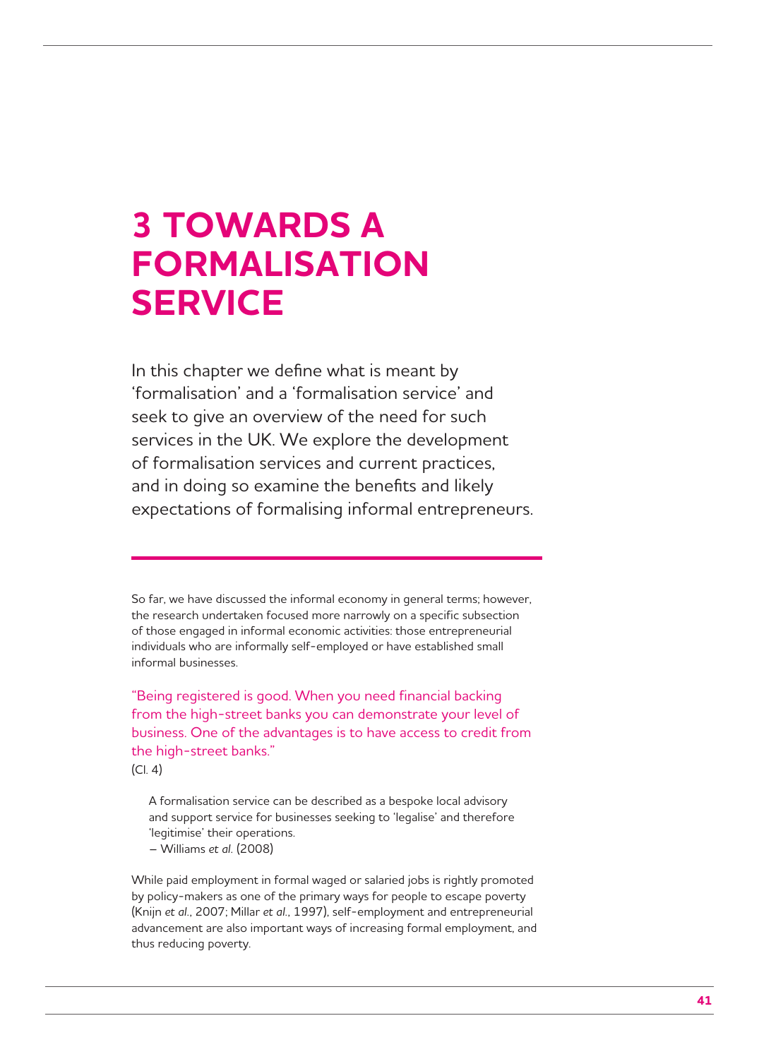# 3 TOWARDS A FORMALISATION SERVICE

In this chapter we define what is meant by 'formalisation' and a 'formalisation service' and seek to give an overview of the need for such services in the UK. We explore the development of formalisation services and current practices, and in doing so examine the benefits and likely expectations of formalising informal entrepreneurs.

So far, we have discussed the informal economy in general terms; however, the research undertaken focused more narrowly on a specific subsection of those engaged in informal economic activities: those entrepreneurial individuals who are informally self-employed or have established small informal businesses.

"Being registered is good. When you need financial backing from the high-street banks you can demonstrate your level of business. One of the advantages is to have access to credit from the high-street banks."
(Cl. 4)

> A formalisation service can be described as a bespoke local advisory and support service for businesses seeking to 'legalise' and therefore 'legitimise' their operations.
> – Williams *et al.* (2008)

While paid employment in formal waged or salaried jobs is rightly promoted by policy-makers as one of the primary ways for people to escape poverty (Knijn *et al.*, 2007; Millar *et al.*, 1997), self-employment and entrepreneurial advancement are also important ways of increasing formal employment, and thus reducing poverty.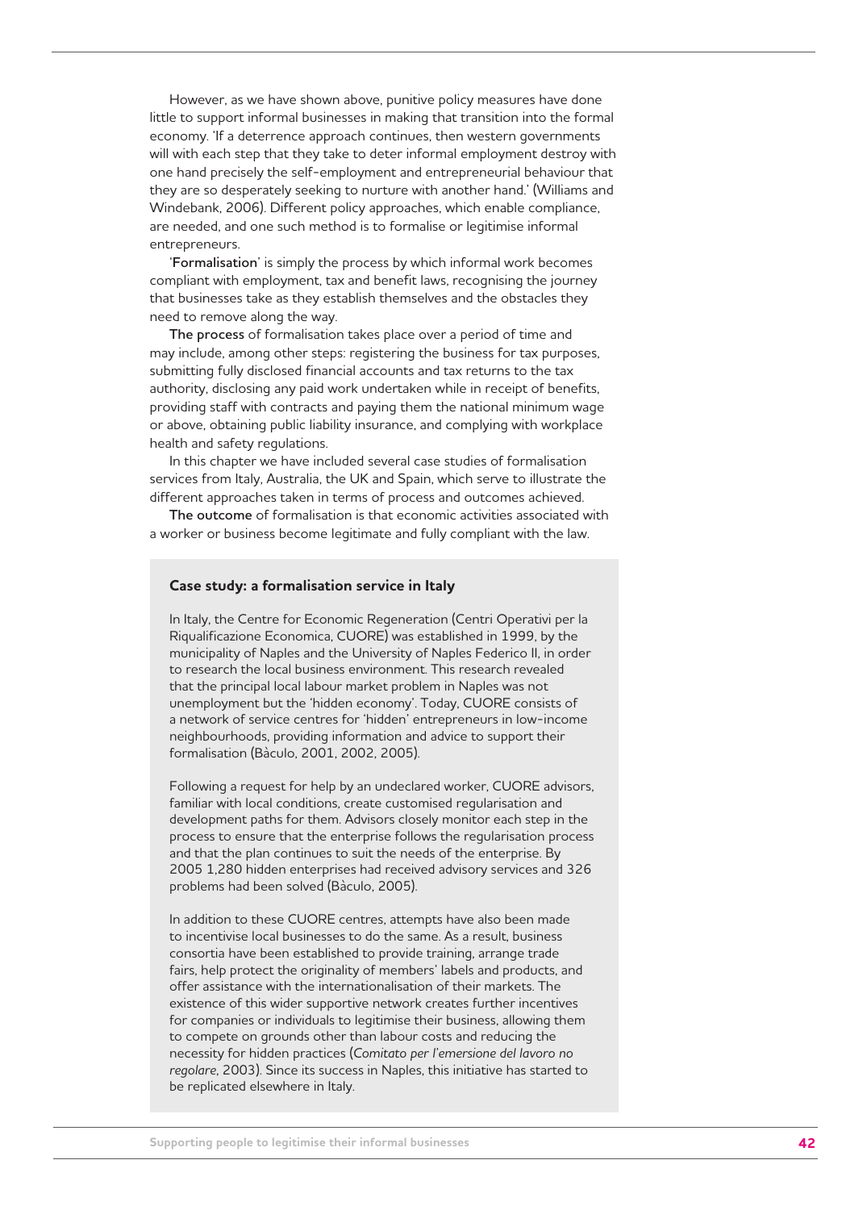However, as we have shown above, punitive policy measures have done little to support informal businesses in making that transition into the formal economy. 'If a deterrence approach continues, then western governments will with each step that they take to deter informal employment destroy with one hand precisely the self-employment and entrepreneurial behaviour that they are so desperately seeking to nurture with another hand.' (Williams and Windebank, 2006). Different policy approaches, which enable compliance, are needed, and one such method is to formalise or legitimise informal entrepreneurs.

'**Formalisation**' is simply the process by which informal work becomes compliant with employment, tax and benefit laws, recognising the journey that businesses take as they establish themselves and the obstacles they need to remove along the way.

**The process** of formalisation takes place over a period of time and may include, among other steps: registering the business for tax purposes, submitting fully disclosed financial accounts and tax returns to the tax authority, disclosing any paid work undertaken while in receipt of benefits, providing staff with contracts and paying them the national minimum wage or above, obtaining public liability insurance, and complying with workplace health and safety regulations.

In this chapter we have included several case studies of formalisation services from Italy, Australia, the UK and Spain, which serve to illustrate the different approaches taken in terms of process and outcomes achieved.

**The outcome** of formalisation is that economic activities associated with a worker or business become legitimate and fully compliant with the law.

### Case study: a formalisation service in Italy

In Italy, the Centre for Economic Regeneration (Centri Operativi per la Riqualificazione Economica, CUORE) was established in 1999, by the municipality of Naples and the University of Naples Federico II, in order to research the local business environment. This research revealed that the principal local labour market problem in Naples was not unemployment but the 'hidden economy'. Today, CUORE consists of a network of service centres for 'hidden' entrepreneurs in low-income neighbourhoods, providing information and advice to support their formalisation (Bàculo, 2001, 2002, 2005).

Following a request for help by an undeclared worker, CUORE advisors, familiar with local conditions, create customised regularisation and development paths for them. Advisors closely monitor each step in the process to ensure that the enterprise follows the regularisation process and that the plan continues to suit the needs of the enterprise. By 2005 1,280 hidden enterprises had received advisory services and 326 problems had been solved (Bàculo, 2005).

In addition to these CUORE centres, attempts have also been made to incentivise local businesses to do the same. As a result, business consortia have been established to provide training, arrange trade fairs, help protect the originality of members' labels and products, and offer assistance with the internationalisation of their markets. The existence of this wider supportive network creates further incentives for companies or individuals to legitimise their business, allowing them to compete on grounds other than labour costs and reducing the necessity for hidden practices (*Comitato per l'emersione del lavoro no regolare*, 2003). Since its success in Naples, this initiative has started to be replicated elsewhere in Italy.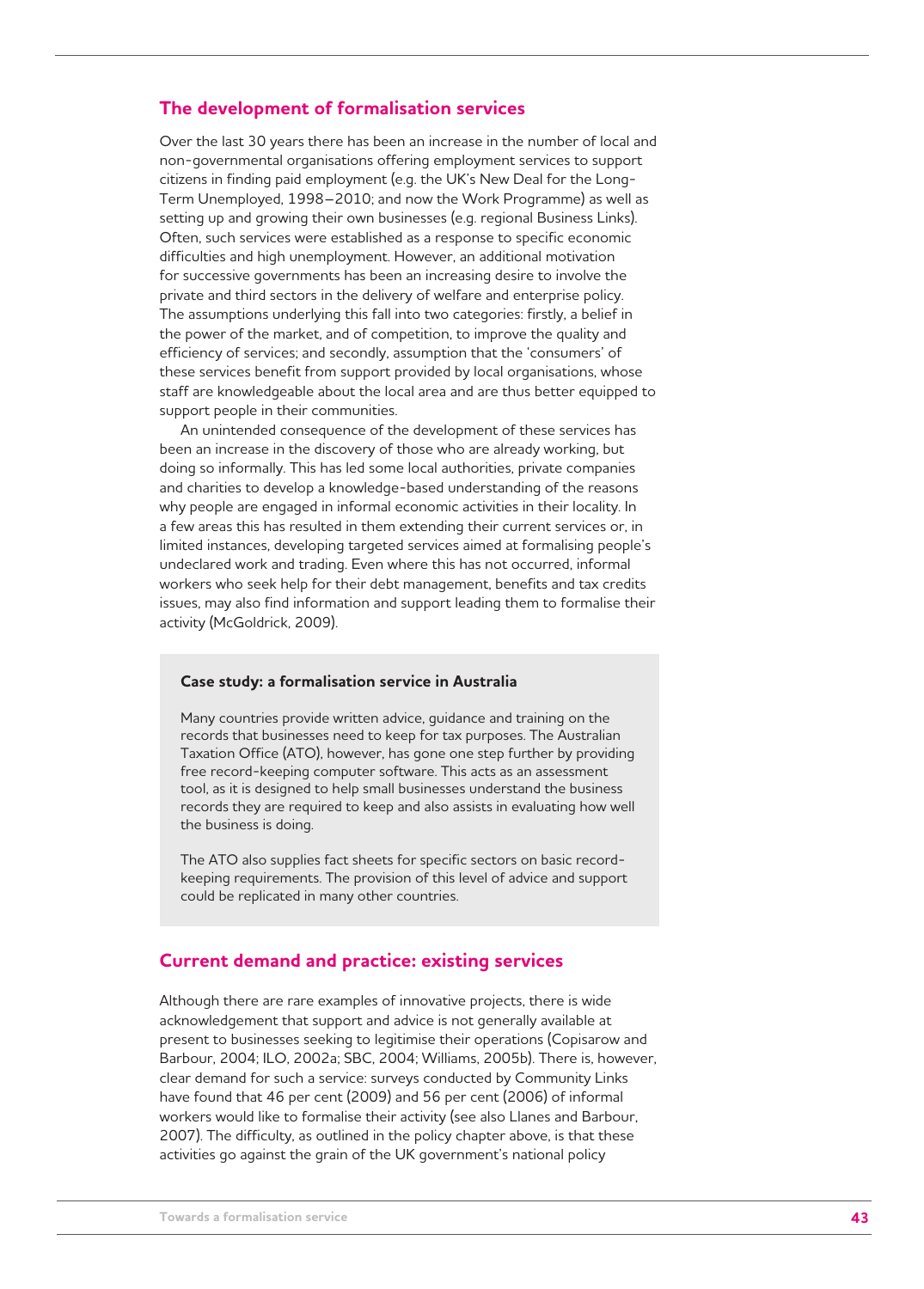## The development of formalisation services

Over the last 30 years there has been an increase in the number of local and non-governmental organisations offering employment services to support citizens in finding paid employment (e.g. the UK's New Deal for the Long-Term Unemployed, 1998–2010; and now the Work Programme) as well as setting up and growing their own businesses (e.g. regional Business Links). Often, such services were established as a response to specific economic difficulties and high unemployment. However, an additional motivation for successive governments has been an increasing desire to involve the private and third sectors in the delivery of welfare and enterprise policy. The assumptions underlying this fall into two categories: firstly, a belief in the power of the market, and of competition, to improve the quality and efficiency of services; and secondly, assumption that the 'consumers' of these services benefit from support provided by local organisations, whose staff are knowledgeable about the local area and are thus better equipped to support people in their communities.

An unintended consequence of the development of these services has been an increase in the discovery of those who are already working, but doing so informally. This has led some local authorities, private companies and charities to develop a knowledge-based understanding of the reasons why people are engaged in informal economic activities in their locality. In a few areas this has resulted in them extending their current services or, in limited instances, developing targeted services aimed at formalising people's undeclared work and trading. Even where this has not occurred, informal workers who seek help for their debt management, benefits and tax credits issues, may also find information and support leading them to formalise their activity (McGoldrick, 2009).

> **Case study: a formalisation service in Australia**
>
> Many countries provide written advice, guidance and training on the records that businesses need to keep for tax purposes. The Australian Taxation Office (ATO), however, has gone one step further by providing free record-keeping computer software. This acts as an assessment tool, as it is designed to help small businesses understand the business records they are required to keep and also assists in evaluating how well the business is doing.
>
> The ATO also supplies fact sheets for specific sectors on basic record-keeping requirements. The provision of this level of advice and support could be replicated in many other countries.

## Current demand and practice: existing services

Although there are rare examples of innovative projects, there is wide acknowledgement that support and advice is not generally available at present to businesses seeking to legitimise their operations (Copisarow and Barbour, 2004; ILO, 2002a; SBC, 2004; Williams, 2005b). There is, however, clear demand for such a service: surveys conducted by Community Links have found that 46 per cent (2009) and 56 per cent (2006) of informal workers would like to formalise their activity (see also Llanes and Barbour, 2007). The difficulty, as outlined in the policy chapter above, is that these activities go against the grain of the UK government's national policy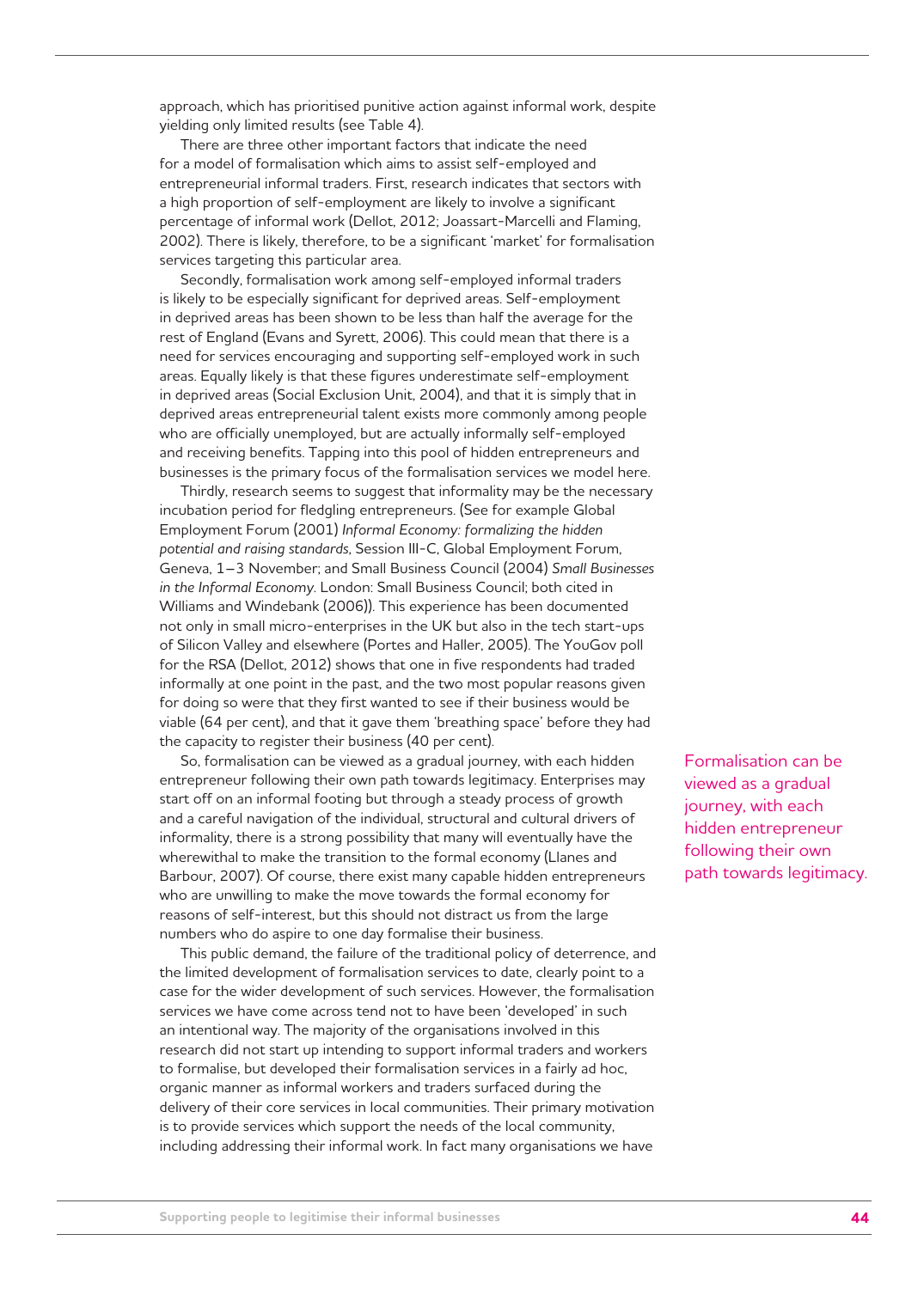approach, which has prioritised punitive action against informal work, despite yielding only limited results (see Table 4).

There are three other important factors that indicate the need for a model of formalisation which aims to assist self-employed and entrepreneurial informal traders. First, research indicates that sectors with a high proportion of self-employment are likely to involve a significant percentage of informal work (Dellot, 2012; Joassart-Marcelli and Flaming, 2002). There is likely, therefore, to be a significant 'market' for formalisation services targeting this particular area.

Secondly, formalisation work among self-employed informal traders is likely to be especially significant for deprived areas. Self-employment in deprived areas has been shown to be less than half the average for the rest of England (Evans and Syrett, 2006). This could mean that there is a need for services encouraging and supporting self-employed work in such areas. Equally likely is that these figures underestimate self-employment in deprived areas (Social Exclusion Unit, 2004), and that it is simply that in deprived areas entrepreneurial talent exists more commonly among people who are officially unemployed, but are actually informally self-employed and receiving benefits. Tapping into this pool of hidden entrepreneurs and businesses is the primary focus of the formalisation services we model here.

Thirdly, research seems to suggest that informality may be the necessary incubation period for fledgling entrepreneurs. (See for example Global Employment Forum (2001) *Informal Economy: formalizing the hidden potential and raising standards*, Session III-C, Global Employment Forum, Geneva, 1–3 November; and Small Business Council (2004) *Small Businesses in the Informal Economy*. London: Small Business Council; both cited in Williams and Windebank (2006)). This experience has been documented not only in small micro-enterprises in the UK but also in the tech start-ups of Silicon Valley and elsewhere (Portes and Haller, 2005). The YouGov poll for the RSA (Dellot, 2012) shows that one in five respondents had traded informally at one point in the past, and the two most popular reasons given for doing so were that they first wanted to see if their business would be viable (64 per cent), and that it gave them 'breathing space' before they had the capacity to register their business (40 per cent).

So, formalisation can be viewed as a gradual journey, with each hidden entrepreneur following their own path towards legitimacy. Enterprises may start off on an informal footing but through a steady process of growth and a careful navigation of the individual, structural and cultural drivers of informality, there is a strong possibility that many will eventually have the wherewithal to make the transition to the formal economy (Llanes and Barbour, 2007). Of course, there exist many capable hidden entrepreneurs who are unwilling to make the move towards the formal economy for reasons of self-interest, but this should not distract us from the large numbers who do aspire to one day formalise their business.

> Formalisation can be viewed as a gradual journey, with each hidden entrepreneur following their own path towards legitimacy.

This public demand, the failure of the traditional policy of deterrence, and the limited development of formalisation services to date, clearly point to a case for the wider development of such services. However, the formalisation services we have come across tend not to have been 'developed' in such an intentional way. The majority of the organisations involved in this research did not start up intending to support informal traders and workers to formalise, but developed their formalisation services in a fairly ad hoc, organic manner as informal workers and traders surfaced during the delivery of their core services in local communities. Their primary motivation is to provide services which support the needs of the local community, including addressing their informal work. In fact many organisations we have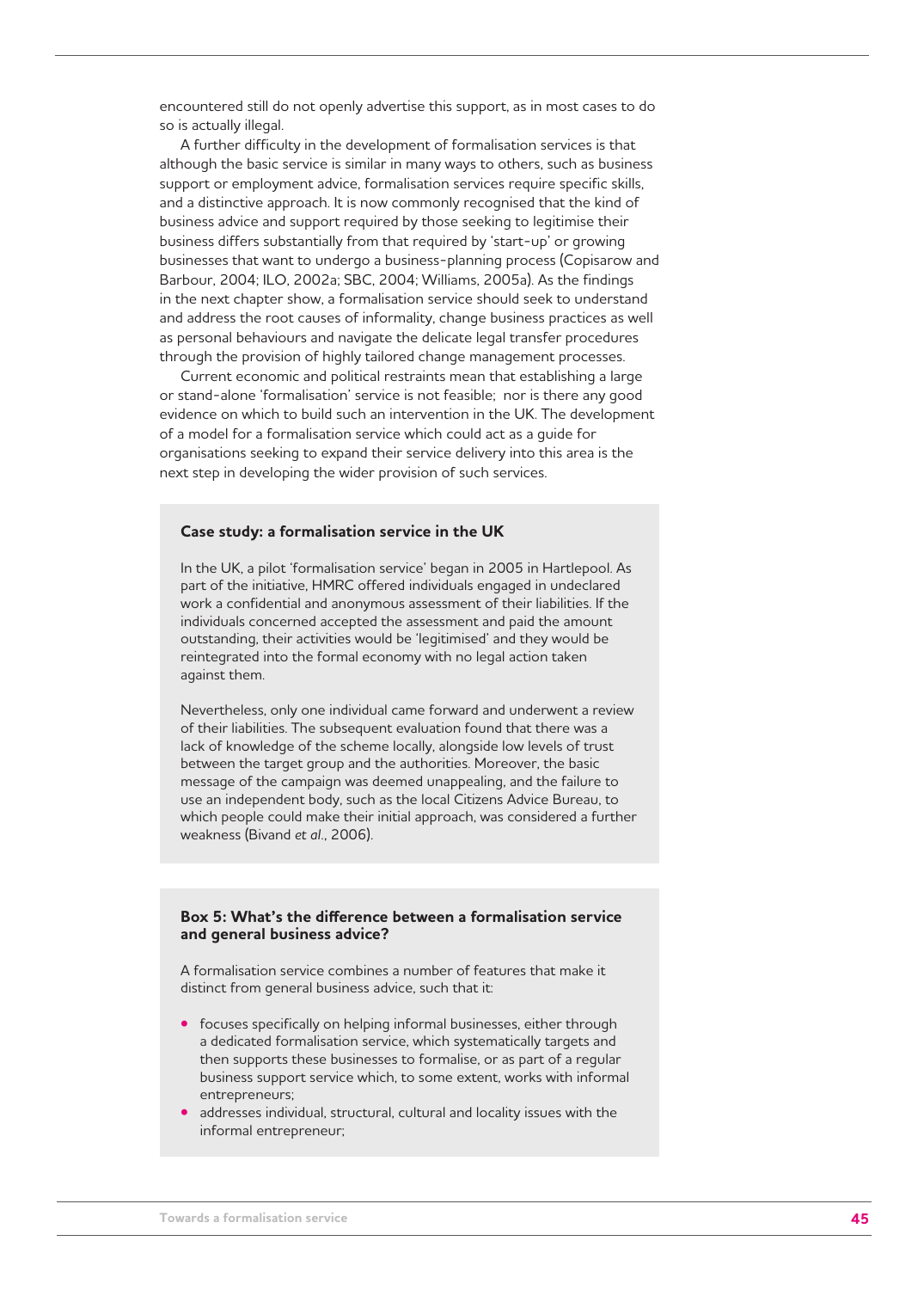encountered still do not openly advertise this support, as in most cases to do so is actually illegal.

A further difficulty in the development of formalisation services is that although the basic service is similar in many ways to others, such as business support or employment advice, formalisation services require specific skills, and a distinctive approach. It is now commonly recognised that the kind of business advice and support required by those seeking to legitimise their business differs substantially from that required by 'start-up' or growing businesses that want to undergo a business-planning process (Copisarow and Barbour, 2004; ILO, 2002a; SBC, 2004; Williams, 2005a). As the findings in the next chapter show, a formalisation service should seek to understand and address the root causes of informality, change business practices as well as personal behaviours and navigate the delicate legal transfer procedures through the provision of highly tailored change management processes.

Current economic and political restraints mean that establishing a large or stand-alone 'formalisation' service is not feasible; nor is there any good evidence on which to build such an intervention in the UK. The development of a model for a formalisation service which could act as a guide for organisations seeking to expand their service delivery into this area is the next step in developing the wider provision of such services.

**Case study: a formalisation service in the UK**

In the UK, a pilot 'formalisation service' began in 2005 in Hartlepool. As part of the initiative, HMRC offered individuals engaged in undeclared work a confidential and anonymous assessment of their liabilities. If the individuals concerned accepted the assessment and paid the amount outstanding, their activities would be 'legitimised' and they would be reintegrated into the formal economy with no legal action taken against them.

Nevertheless, only one individual came forward and underwent a review of their liabilities. The subsequent evaluation found that there was a lack of knowledge of the scheme locally, alongside low levels of trust between the target group and the authorities. Moreover, the basic message of the campaign was deemed unappealing, and the failure to use an independent body, such as the local Citizens Advice Bureau, to which people could make their initial approach, was considered a further weakness (Bivand *et al.*, 2006).

**Box 5: What's the difference between a formalisation service and general business advice?**

A formalisation service combines a number of features that make it distinct from general business advice, such that it:

- focuses specifically on helping informal businesses, either through a dedicated formalisation service, which systematically targets and then supports these businesses to formalise, or as part of a regular business support service which, to some extent, works with informal entrepreneurs;
- addresses individual, structural, cultural and locality issues with the informal entrepreneur;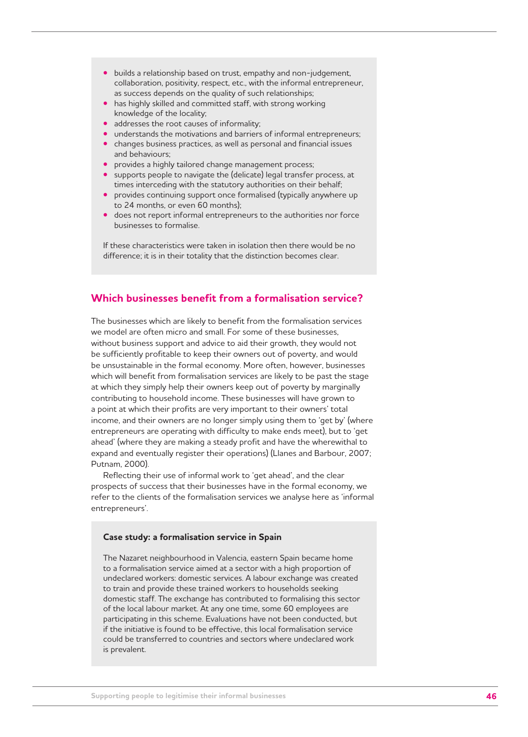- builds a relationship based on trust, empathy and non-judgement, collaboration, positivity, respect, etc., with the informal entrepreneur, as success depends on the quality of such relationships;
- has highly skilled and committed staff, with strong working knowledge of the locality;
- addresses the root causes of informality;
- understands the motivations and barriers of informal entrepreneurs;
- changes business practices, as well as personal and financial issues and behaviours;
- provides a highly tailored change management process;
- supports people to navigate the (delicate) legal transfer process, at times interceding with the statutory authorities on their behalf;
- provides continuing support once formalised (typically anywhere up to 24 months, or even 60 months);
- does not report informal entrepreneurs to the authorities nor force businesses to formalise.

If these characteristics were taken in isolation then there would be no difference; it is in their totality that the distinction becomes clear.

## Which businesses benefit from a formalisation service?

The businesses which are likely to benefit from the formalisation services we model are often micro and small. For some of these businesses, without business support and advice to aid their growth, they would not be sufficiently profitable to keep their owners out of poverty, and would be unsustainable in the formal economy. More often, however, businesses which will benefit from formalisation services are likely to be past the stage at which they simply help their owners keep out of poverty by marginally contributing to household income. These businesses will have grown to a point at which their profits are very important to their owners' total income, and their owners are no longer simply using them to 'get by' (where entrepreneurs are operating with difficulty to make ends meet), but to 'get ahead' (where they are making a steady profit and have the wherewithal to expand and eventually register their operations) (Llanes and Barbour, 2007; Putnam, 2000).

Reflecting their use of informal work to 'get ahead', and the clear prospects of success that their businesses have in the formal economy, we refer to the clients of the formalisation services we analyse here as 'informal entrepreneurs'.

**Case study: a formalisation service in Spain**

The Nazaret neighbourhood in Valencia, eastern Spain became home to a formalisation service aimed at a sector with a high proportion of undeclared workers: domestic services. A labour exchange was created to train and provide these trained workers to households seeking domestic staff. The exchange has contributed to formalising this sector of the local labour market. At any one time, some 60 employees are participating in this scheme. Evaluations have not been conducted, but if the initiative is found to be effective, this local formalisation service could be transferred to countries and sectors where undeclared work is prevalent.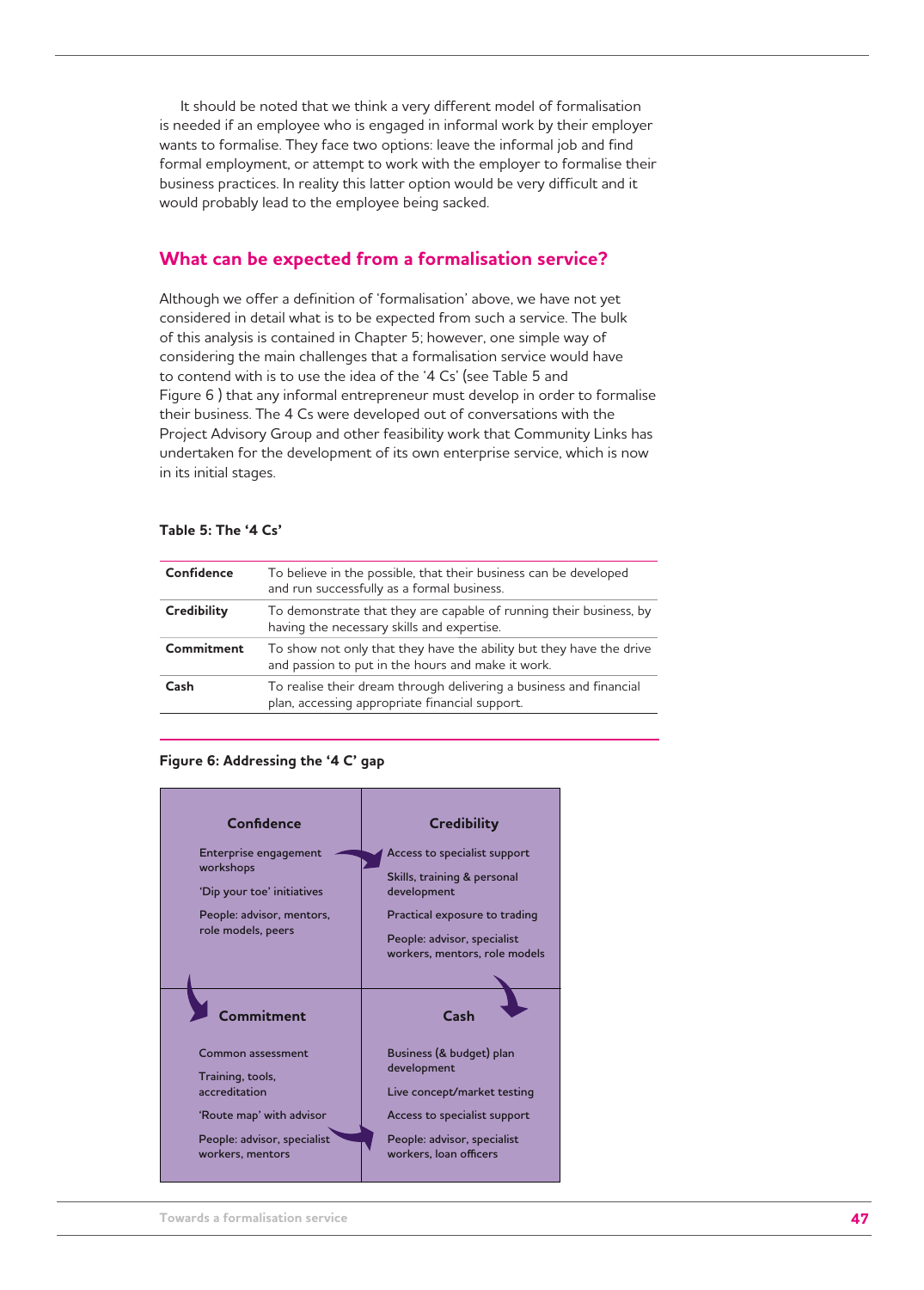It should be noted that we think a very different model of formalisation is needed if an employee who is engaged in informal work by their employer wants to formalise. They face two options: leave the informal job and find formal employment, or attempt to work with the employer to formalise their business practices. In reality this latter option would be very difficult and it would probably lead to the employee being sacked.

## What can be expected from a formalisation service?

Although we offer a definition of 'formalisation' above, we have not yet considered in detail what is to be expected from such a service. The bulk of this analysis is contained in Chapter 5; however, one simple way of considering the main challenges that a formalisation service would have to contend with is to use the idea of the '4 Cs' (see Table 5 and Figure 6 ) that any informal entrepreneur must develop in order to formalise their business. The 4 Cs were developed out of conversations with the Project Advisory Group and other feasibility work that Community Links has undertaken for the development of its own enterprise service, which is now in its initial stages.

**Table 5: The '4 Cs'**

| | |
|---|---|
| **Confidence** | To believe in the possible, that their business can be developed and run successfully as a formal business. |
| **Credibility** | To demonstrate that they are capable of running their business, by having the necessary skills and expertise. |
| **Commitment** | To show not only that they have the ability but they have the drive and passion to put in the hours and make it work. |
| **Cash** | To realise their dream through delivering a business and financial plan, accessing appropriate financial support. |

**Figure 6: Addressing the '4 C' gap**

| **Confidence** | **Credibility** |
|---|---|
| Enterprise engagement workshops<br>'Dip your toe' initiatives<br>People: advisor, mentors, role models, peers | Access to specialist support<br>Skills, training & personal development<br>Practical exposure to trading<br>People: advisor, specialist workers, mentors, role models |
| **Commitment** | **Cash** |
| Common assessment<br>Training, tools, accreditation<br>'Route map' with advisor<br>People: advisor, specialist workers, mentors | Business (& budget) plan development<br>Live concept/market testing<br>Access to specialist support<br>People: advisor, specialist workers, loan officers |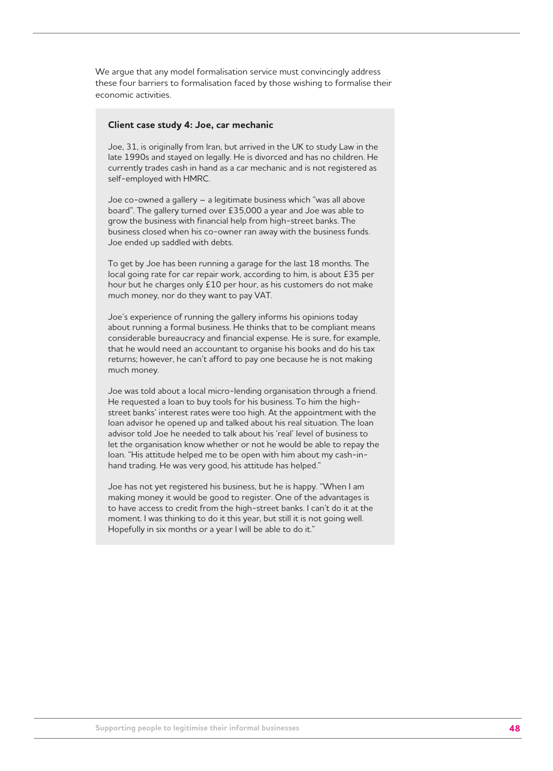We argue that any model formalisation service must convincingly address these four barriers to formalisation faced by those wishing to formalise their economic activities.

**Client case study 4: Joe, car mechanic**

Joe, 31, is originally from Iran, but arrived in the UK to study Law in the late 1990s and stayed on legally. He is divorced and has no children. He currently trades cash in hand as a car mechanic and is not registered as self-employed with HMRC.

Joe co-owned a gallery – a legitimate business which "was all above board". The gallery turned over £35,000 a year and Joe was able to grow the business with financial help from high-street banks. The business closed when his co-owner ran away with the business funds. Joe ended up saddled with debts.

To get by Joe has been running a garage for the last 18 months. The local going rate for car repair work, according to him, is about £35 per hour but he charges only £10 per hour, as his customers do not make much money, nor do they want to pay VAT.

Joe's experience of running the gallery informs his opinions today about running a formal business. He thinks that to be compliant means considerable bureaucracy and financial expense. He is sure, for example, that he would need an accountant to organise his books and do his tax returns; however, he can't afford to pay one because he is not making much money.

Joe was told about a local micro-lending organisation through a friend. He requested a loan to buy tools for his business. To him the high-street banks' interest rates were too high. At the appointment with the loan advisor he opened up and talked about his real situation. The loan advisor told Joe he needed to talk about his 'real' level of business to let the organisation know whether or not he would be able to repay the loan. "His attitude helped me to be open with him about my cash-in-hand trading. He was very good, his attitude has helped."

Joe has not yet registered his business, but he is happy. "When I am making money it would be good to register. One of the advantages is to have access to credit from the high-street banks. I can't do it at the moment. I was thinking to do it this year, but still it is not going well. Hopefully in six months or a year I will be able to do it."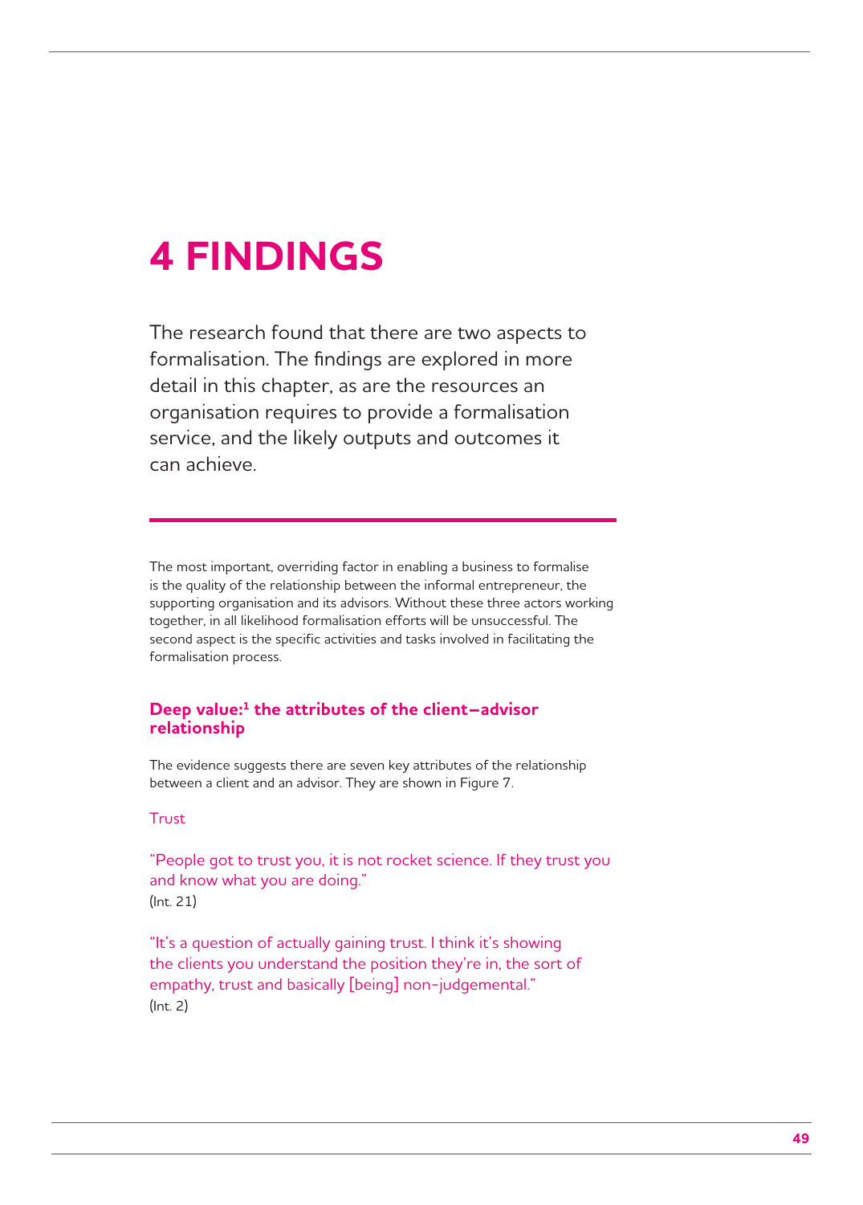# 4 FINDINGS

The research found that there are two aspects to formalisation. The findings are explored in more detail in this chapter, as are the resources an organisation requires to provide a formalisation service, and the likely outputs and outcomes it can achieve.

The most important, overriding factor in enabling a business to formalise is the quality of the relationship between the informal entrepreneur, the supporting organisation and its advisors. Without these three actors working together, in all likelihood formalisation efforts will be unsuccessful. The second aspect is the specific activities and tasks involved in facilitating the formalisation process.

## Deep value:[1] the attributes of the client–advisor relationship

The evidence suggests there are seven key attributes of the relationship between a client and an advisor. They are shown in Figure 7.

### Trust

"People got to trust you, it is not rocket science. If they trust you and know what you are doing."
(Int. 21)

"It's a question of actually gaining trust. I think it's showing the clients you understand the position they're in, the sort of empathy, trust and basically [being] non-judgemental."
(Int. 2)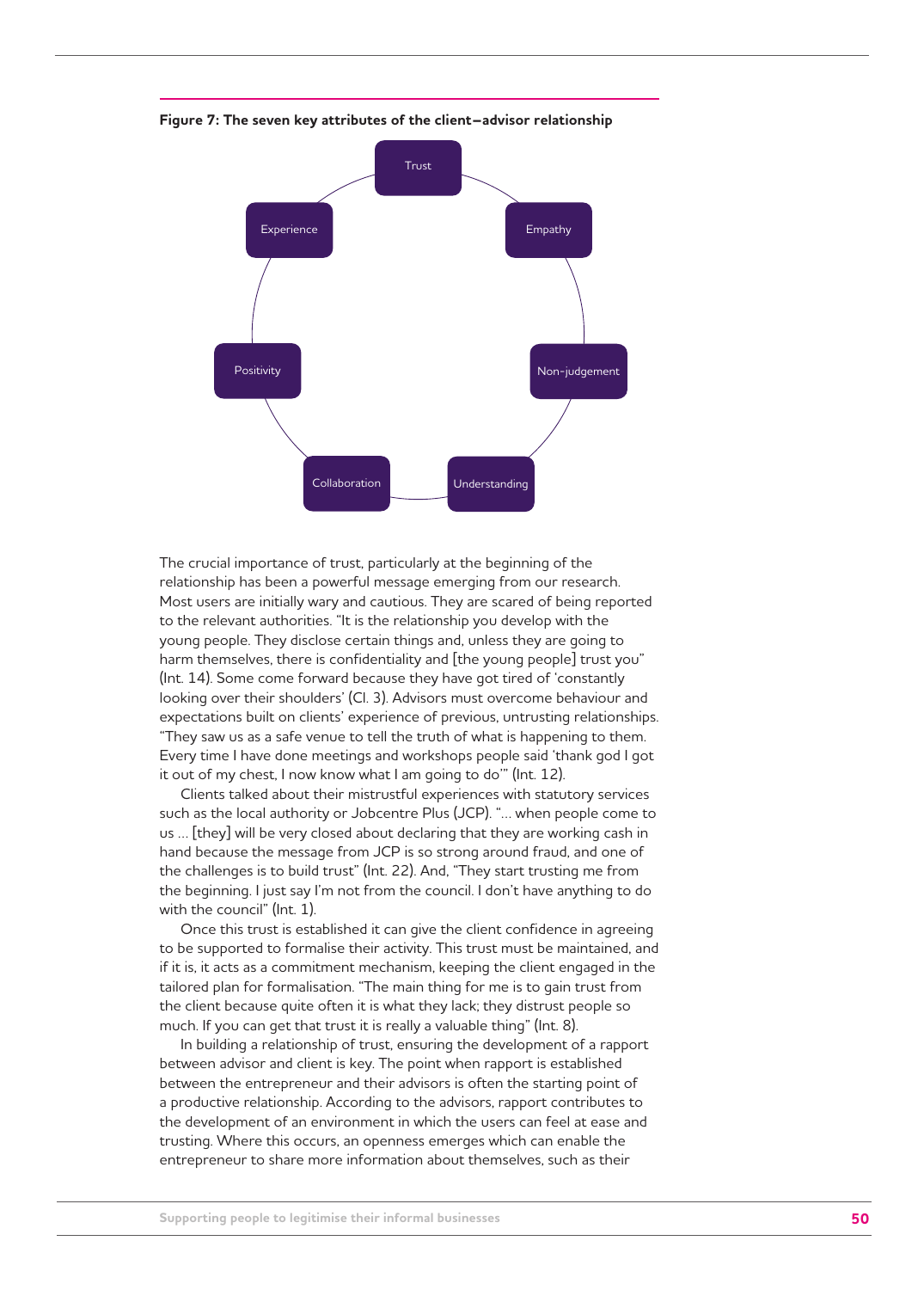**Figure 7: The seven key attributes of the client–advisor relationship**

Trust

Empathy

Non-judgement

Understanding

Collaboration

Positivity

Experience

The crucial importance of trust, particularly at the beginning of the relationship has been a powerful message emerging from our research. Most users are initially wary and cautious. They are scared of being reported to the relevant authorities. "It is the relationship you develop with the young people. They disclose certain things and, unless they are going to harm themselves, there is confidentiality and [the young people] trust you" (Int. 14). Some come forward because they have got tired of 'constantly looking over their shoulders' (Cl. 3). Advisors must overcome behaviour and expectations built on clients' experience of previous, untrusting relationships. "They saw us as a safe venue to tell the truth of what is happening to them. Every time I have done meetings and workshops people said 'thank god I got it out of my chest, I now know what I am going to do'" (Int. 12).

Clients talked about their mistrustful experiences with statutory services such as the local authority or Jobcentre Plus (JCP). "... when people come to us ... [they] will be very closed about declaring that they are working cash in hand because the message from JCP is so strong around fraud, and one of the challenges is to build trust" (Int. 22). And, "They start trusting me from the beginning. I just say I'm not from the council. I don't have anything to do with the council" (Int. 1).

Once this trust is established it can give the client confidence in agreeing to be supported to formalise their activity. This trust must be maintained, and if it is, it acts as a commitment mechanism, keeping the client engaged in the tailored plan for formalisation. "The main thing for me is to gain trust from the client because quite often it is what they lack; they distrust people so much. If you can get that trust it is really a valuable thing" (Int. 8).

In building a relationship of trust, ensuring the development of a rapport between advisor and client is key. The point when rapport is established between the entrepreneur and their advisors is often the starting point of a productive relationship. According to the advisors, rapport contributes to the development of an environment in which the users can feel at ease and trusting. Where this occurs, an openness emerges which can enable the entrepreneur to share more information about themselves, such as their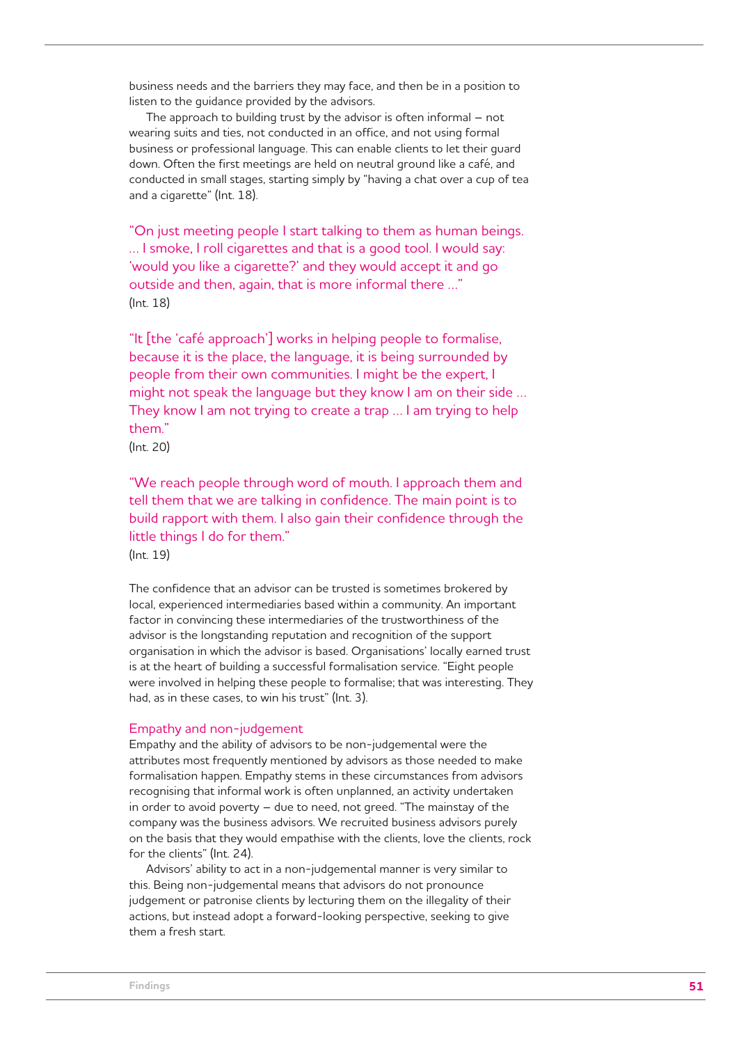business needs and the barriers they may face, and then be in a position to listen to the guidance provided by the advisors.

The approach to building trust by the advisor is often informal – not wearing suits and ties, not conducted in an office, and not using formal business or professional language. This can enable clients to let their guard down. Often the first meetings are held on neutral ground like a café, and conducted in small stages, starting simply by "having a chat over a cup of tea and a cigarette" (Int. 18).

> "On just meeting people I start talking to them as human beings. ... I smoke, I roll cigarettes and that is a good tool. I would say: 'would you like a cigarette?' and they would accept it and go outside and then, again, that is more informal there ..."
> (Int. 18)

> "It [the 'café approach'] works in helping people to formalise, because it is the place, the language, it is being surrounded by people from their own communities. I might be the expert, I might not speak the language but they know I am on their side ... They know I am not trying to create a trap ... I am trying to help them."
> (Int. 20)

> "We reach people through word of mouth. I approach them and tell them that we are talking in confidence. The main point is to build rapport with them. I also gain their confidence through the little things I do for them."
> (Int. 19)

The confidence that an advisor can be trusted is sometimes brokered by local, experienced intermediaries based within a community. An important factor in convincing these intermediaries of the trustworthiness of the advisor is the longstanding reputation and recognition of the support organisation in which the advisor is based. Organisations' locally earned trust is at the heart of building a successful formalisation service. "Eight people were involved in helping these people to formalise; that was interesting. They had, as in these cases, to win his trust" (Int. 3).

### Empathy and non-judgement

Empathy and the ability of advisors to be non-judgemental were the attributes most frequently mentioned by advisors as those needed to make formalisation happen. Empathy stems in these circumstances from advisors recognising that informal work is often unplanned, an activity undertaken in order to avoid poverty – due to need, not greed. "The mainstay of the company was the business advisors. We recruited business advisors purely on the basis that they would empathise with the clients, love the clients, rock for the clients" (Int. 24).

Advisors' ability to act in a non-judgemental manner is very similar to this. Being non-judgemental means that advisors do not pronounce judgement or patronise clients by lecturing them on the illegality of their actions, but instead adopt a forward-looking perspective, seeking to give them a fresh start.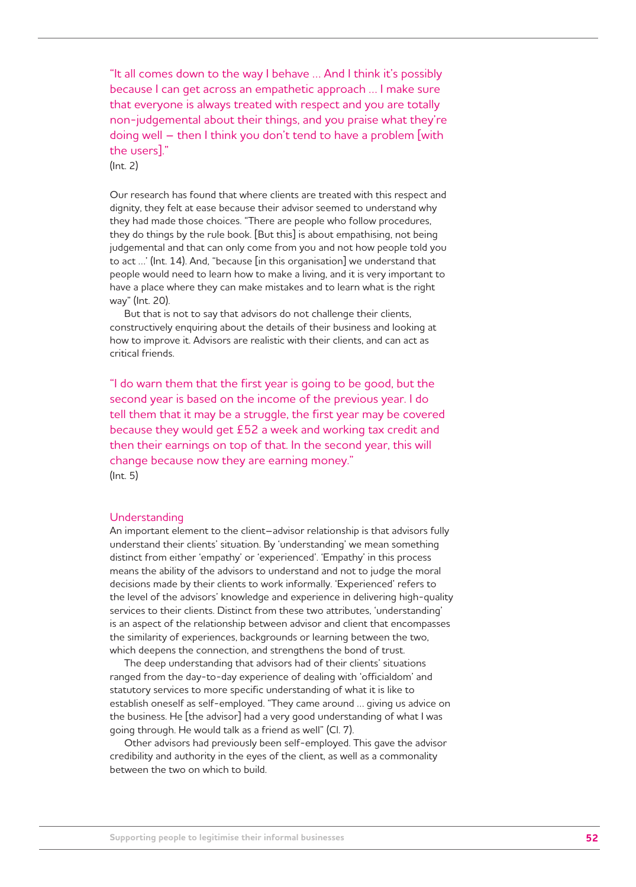> "It all comes down to the way I behave … And I think it's possibly because I can get across an empathetic approach … I make sure that everyone is always treated with respect and you are totally non-judgemental about their things, and you praise what they're doing well – then I think you don't tend to have a problem [with the users]."
>
> (Int. 2)

Our research has found that where clients are treated with this respect and dignity, they felt at ease because their advisor seemed to understand why they had made those choices. "There are people who follow procedures, they do things by the rule book. [But this] is about empathising, not being judgemental and that can only come from you and not how people told you to act …' (Int. 14). And, "because [in this organisation] we understand that people would need to learn how to make a living, and it is very important to have a place where they can make mistakes and to learn what is the right way" (Int. 20).

But that is not to say that advisors do not challenge their clients, constructively enquiring about the details of their business and looking at how to improve it. Advisors are realistic with their clients, and can act as critical friends.

> "I do warn them that the first year is going to be good, but the second year is based on the income of the previous year. I do tell them that it may be a struggle, the first year may be covered because they would get £52 a week and working tax credit and then their earnings on top of that. In the second year, this will change because now they are earning money."
>
> (Int. 5)

## Understanding

An important element to the client–advisor relationship is that advisors fully understand their clients' situation. By 'understanding' we mean something distinct from either 'empathy' or 'experienced'. 'Empathy' in this process means the ability of the advisors to understand and not to judge the moral decisions made by their clients to work informally. 'Experienced' refers to the level of the advisors' knowledge and experience in delivering high-quality services to their clients. Distinct from these two attributes, 'understanding' is an aspect of the relationship between advisor and client that encompasses the similarity of experiences, backgrounds or learning between the two, which deepens the connection, and strengthens the bond of trust.

The deep understanding that advisors had of their clients' situations ranged from the day-to-day experience of dealing with 'officialdom' and statutory services to more specific understanding of what it is like to establish oneself as self-employed. "They came around … giving us advice on the business. He [the advisor] had a very good understanding of what I was going through. He would talk as a friend as well" (Cl. 7).

Other advisors had previously been self-employed. This gave the advisor credibility and authority in the eyes of the client, as well as a commonality between the two on which to build.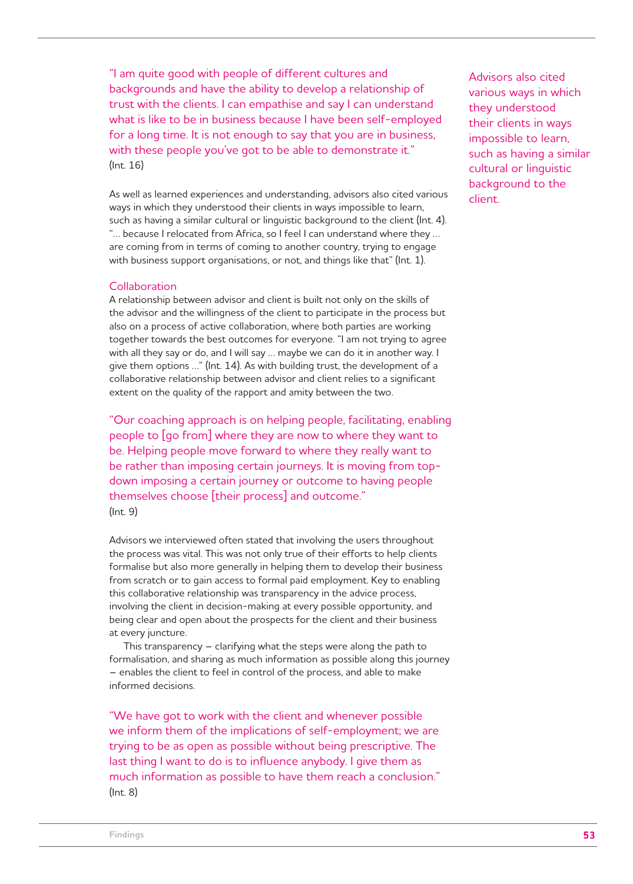"I am quite good with people of different cultures and backgrounds and have the ability to develop a relationship of trust with the clients. I can empathise and say I can understand what is like to be in business because I have been self-employed for a long time. It is not enough to say that you are in business, with these people you've got to be able to demonstrate it."
(Int. 16)

As well as learned experiences and understanding, advisors also cited various ways in which they understood their clients in ways impossible to learn, such as having a similar cultural or linguistic background to the client (Int. 4). "… because I relocated from Africa, so I feel I can understand where they … are coming from in terms of coming to another country, trying to engage with business support organisations, or not, and things like that" (Int. 1).

Advisors also cited various ways in which they understood their clients in ways impossible to learn, such as having a similar cultural or linguistic background to the client.

## Collaboration

A relationship between advisor and client is built not only on the skills of the advisor and the willingness of the client to participate in the process but also on a process of active collaboration, where both parties are working together towards the best outcomes for everyone. "I am not trying to agree with all they say or do, and I will say … maybe we can do it in another way. I give them options …" (Int. 14). As with building trust, the development of a collaborative relationship between advisor and client relies to a significant extent on the quality of the rapport and amity between the two.

"Our coaching approach is on helping people, facilitating, enabling people to [go from] where they are now to where they want to be. Helping people move forward to where they really want to be rather than imposing certain journeys. It is moving from top-down imposing a certain journey or outcome to having people themselves choose [their process] and outcome."
(Int. 9)

Advisors we interviewed often stated that involving the users throughout the process was vital. This was not only true of their efforts to help clients formalise but also more generally in helping them to develop their business from scratch or to gain access to formal paid employment. Key to enabling this collaborative relationship was transparency in the advice process, involving the client in decision-making at every possible opportunity, and being clear and open about the prospects for the client and their business at every juncture.

This transparency – clarifying what the steps were along the path to formalisation, and sharing as much information as possible along this journey – enables the client to feel in control of the process, and able to make informed decisions.

"We have got to work with the client and whenever possible we inform them of the implications of self-employment; we are trying to be as open as possible without being prescriptive. The last thing I want to do is to influence anybody. I give them as much information as possible to have them reach a conclusion."
(Int. 8)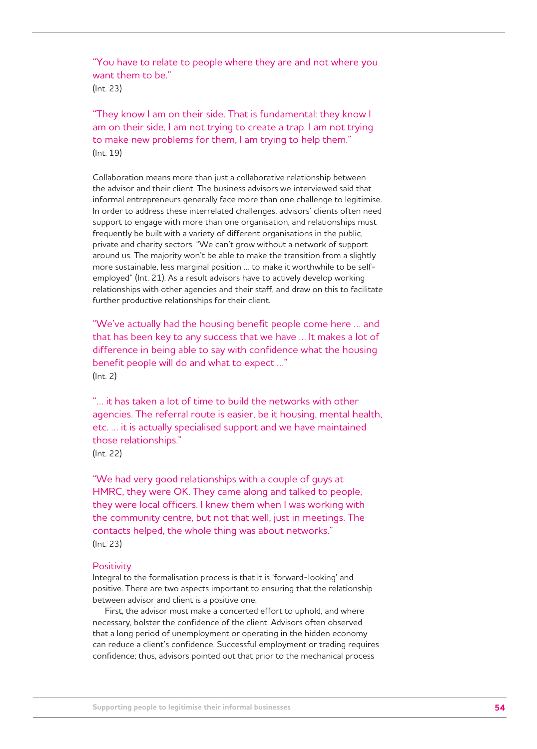"You have to relate to people where they are and not where you want them to be."
(Int. 23)

"They know I am on their side. That is fundamental: they know I am on their side, I am not trying to create a trap. I am not trying to make new problems for them, I am trying to help them."
(Int. 19)

Collaboration means more than just a collaborative relationship between the advisor and their client. The business advisors we interviewed said that informal entrepreneurs generally face more than one challenge to legitimise. In order to address these interrelated challenges, advisors' clients often need support to engage with more than one organisation, and relationships must frequently be built with a variety of different organisations in the public, private and charity sectors. "We can't grow without a network of support around us. The majority won't be able to make the transition from a slightly more sustainable, less marginal position ... to make it worthwhile to be self-employed" (Int. 21). As a result advisors have to actively develop working relationships with other agencies and their staff, and draw on this to facilitate further productive relationships for their client.

"We've actually had the housing benefit people come here ... and that has been key to any success that we have ... It makes a lot of difference in being able to say with confidence what the housing benefit people will do and what to expect ..."
(Int. 2)

"... it has taken a lot of time to build the networks with other agencies. The referral route is easier, be it housing, mental health, etc. ... it is actually specialised support and we have maintained those relationships."
(Int. 22)

"We had very good relationships with a couple of guys at HMRC, they were OK. They came along and talked to people, they were local officers. I knew them when I was working with the community centre, but not that well, just in meetings. The contacts helped, the whole thing was about networks."
(Int. 23)

### Positivity

Integral to the formalisation process is that it is 'forward-looking' and positive. There are two aspects important to ensuring that the relationship between advisor and client is a positive one.

First, the advisor must make a concerted effort to uphold, and where necessary, bolster the confidence of the client. Advisors often observed that a long period of unemployment or operating in the hidden economy can reduce a client's confidence. Successful employment or trading requires confidence; thus, advisors pointed out that prior to the mechanical process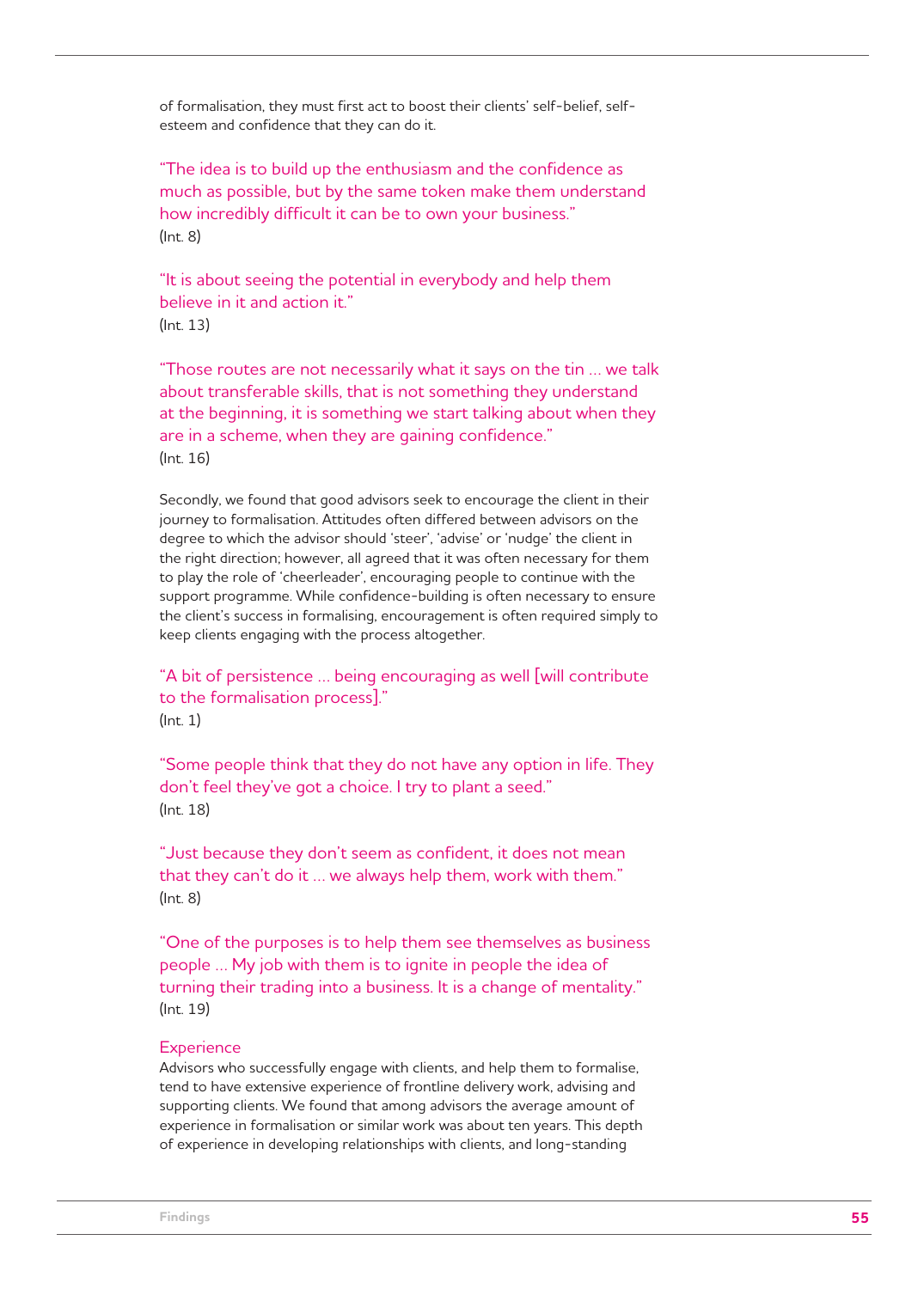of formalisation, they must first act to boost their clients' self-belief, self-esteem and confidence that they can do it.

"The idea is to build up the enthusiasm and the confidence as much as possible, but by the same token make them understand how incredibly difficult it can be to own your business."
(Int. 8)

"It is about seeing the potential in everybody and help them believe in it and action it."
(Int. 13)

"Those routes are not necessarily what it says on the tin ... we talk about transferable skills, that is not something they understand at the beginning, it is something we start talking about when they are in a scheme, when they are gaining confidence."
(Int. 16)

Secondly, we found that good advisors seek to encourage the client in their journey to formalisation. Attitudes often differed between advisors on the degree to which the advisor should 'steer', 'advise' or 'nudge' the client in the right direction; however, all agreed that it was often necessary for them to play the role of 'cheerleader', encouraging people to continue with the support programme. While confidence-building is often necessary to ensure the client's success in formalising, encouragement is often required simply to keep clients engaging with the process altogether.

"A bit of persistence ... being encouraging as well [will contribute to the formalisation process]."
(Int. 1)

"Some people think that they do not have any option in life. They don't feel they've got a choice. I try to plant a seed."
(Int. 18)

"Just because they don't seem as confident, it does not mean that they can't do it ... we always help them, work with them."
(Int. 8)

"One of the purposes is to help them see themselves as business people ... My job with them is to ignite in people the idea of turning their trading into a business. It is a change of mentality."
(Int. 19)

### Experience

Advisors who successfully engage with clients, and help them to formalise, tend to have extensive experience of frontline delivery work, advising and supporting clients. We found that among advisors the average amount of experience in formalisation or similar work was about ten years. This depth of experience in developing relationships with clients, and long-standing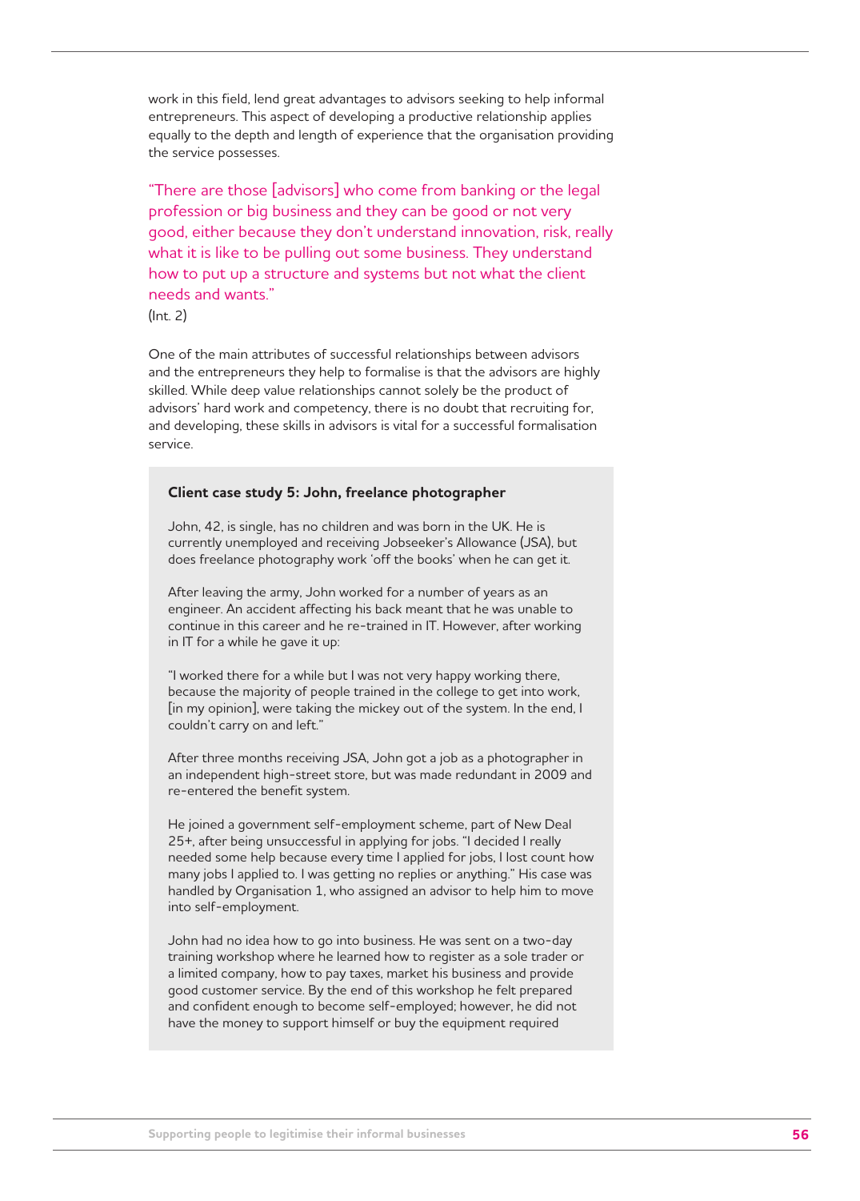work in this field, lend great advantages to advisors seeking to help informal entrepreneurs. This aspect of developing a productive relationship applies equally to the depth and length of experience that the organisation providing the service possesses.

> "There are those [advisors] who come from banking or the legal profession or big business and they can be good or not very good, either because they don't understand innovation, risk, really what it is like to be pulling out some business. They understand how to put up a structure and systems but not what the client needs and wants."

(Int. 2)

One of the main attributes of successful relationships between advisors and the entrepreneurs they help to formalise is that the advisors are highly skilled. While deep value relationships cannot solely be the product of advisors' hard work and competency, there is no doubt that recruiting for, and developing, these skills in advisors is vital for a successful formalisation service.

**Client case study 5: John, freelance photographer**

John, 42, is single, has no children and was born in the UK. He is currently unemployed and receiving Jobseeker's Allowance (JSA), but does freelance photography work 'off the books' when he can get it.

After leaving the army, John worked for a number of years as an engineer. An accident affecting his back meant that he was unable to continue in this career and he re-trained in IT. However, after working in IT for a while he gave it up:

"I worked there for a while but I was not very happy working there, because the majority of people trained in the college to get into work, [in my opinion], were taking the mickey out of the system. In the end, I couldn't carry on and left."

After three months receiving JSA, John got a job as a photographer in an independent high-street store, but was made redundant in 2009 and re-entered the benefit system.

He joined a government self-employment scheme, part of New Deal 25+, after being unsuccessful in applying for jobs. "I decided I really needed some help because every time I applied for jobs, I lost count how many jobs I applied to. I was getting no replies or anything." His case was handled by Organisation 1, who assigned an advisor to help him to move into self-employment.

John had no idea how to go into business. He was sent on a two-day training workshop where he learned how to register as a sole trader or a limited company, how to pay taxes, market his business and provide good customer service. By the end of this workshop he felt prepared and confident enough to become self-employed; however, he did not have the money to support himself or buy the equipment required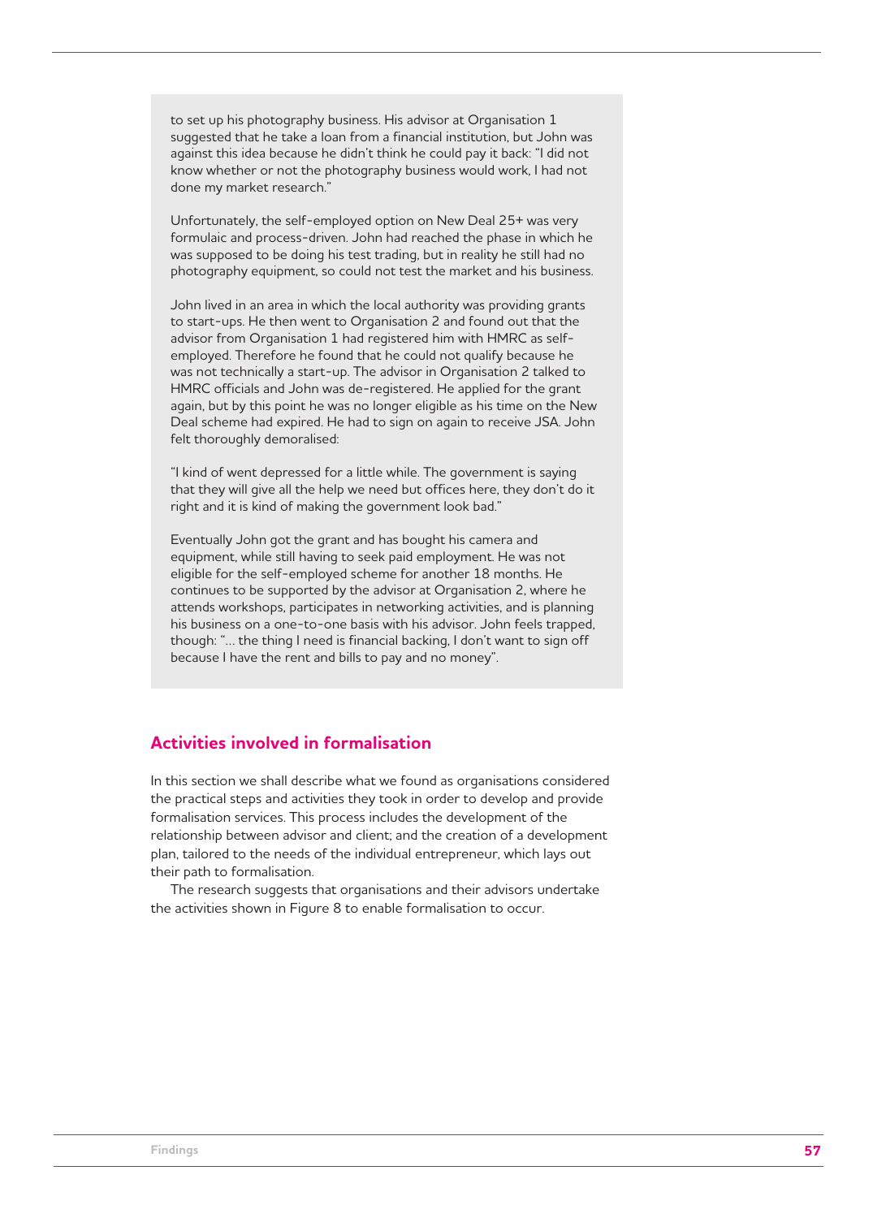to set up his photography business. His advisor at Organisation 1 suggested that he take a loan from a financial institution, but John was against this idea because he didn't think he could pay it back: "I did not know whether or not the photography business would work, I had not done my market research."

Unfortunately, the self-employed option on New Deal 25+ was very formulaic and process-driven. John had reached the phase in which he was supposed to be doing his test trading, but in reality he still had no photography equipment, so could not test the market and his business.

John lived in an area in which the local authority was providing grants to start-ups. He then went to Organisation 2 and found out that the advisor from Organisation 1 had registered him with HMRC as self-employed. Therefore he found that he could not qualify because he was not technically a start-up. The advisor in Organisation 2 talked to HMRC officials and John was de-registered. He applied for the grant again, but by this point he was no longer eligible as his time on the New Deal scheme had expired. He had to sign on again to receive JSA. John felt thoroughly demoralised:

"I kind of went depressed for a little while. The government is saying that they will give all the help we need but offices here, they don't do it right and it is kind of making the government look bad."

Eventually John got the grant and has bought his camera and equipment, while still having to seek paid employment. He was not eligible for the self-employed scheme for another 18 months. He continues to be supported by the advisor at Organisation 2, where he attends workshops, participates in networking activities, and is planning his business on a one-to-one basis with his advisor. John feels trapped, though: "… the thing I need is financial backing, I don't want to sign off because I have the rent and bills to pay and no money".

## Activities involved in formalisation

In this section we shall describe what we found as organisations considered the practical steps and activities they took in order to develop and provide formalisation services. This process includes the development of the relationship between advisor and client; and the creation of a development plan, tailored to the needs of the individual entrepreneur, which lays out their path to formalisation.

The research suggests that organisations and their advisors undertake the activities shown in Figure 8 to enable formalisation to occur.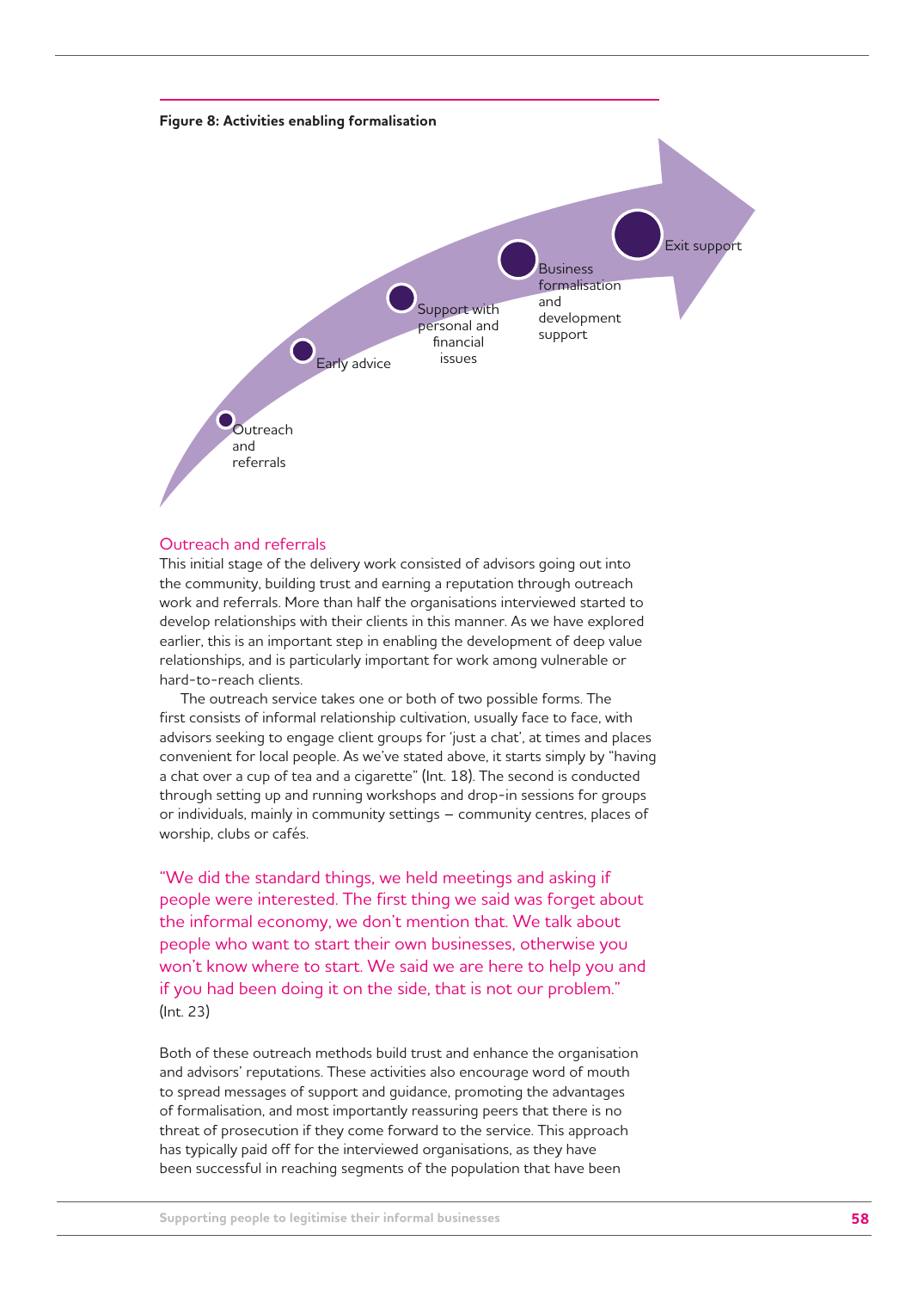**Figure 8: Activities enabling formalisation**

- Outreach and referrals
- Early advice
- Support with personal and financial issues
- Business formalisation and development support
- Exit support

## Outreach and referrals

This initial stage of the delivery work consisted of advisors going out into the community, building trust and earning a reputation through outreach work and referrals. More than half the organisations interviewed started to develop relationships with their clients in this manner. As we have explored earlier, this is an important step in enabling the development of deep value relationships, and is particularly important for work among vulnerable or hard-to-reach clients.

The outreach service takes one or both of two possible forms. The first consists of informal relationship cultivation, usually face to face, with advisors seeking to engage client groups for 'just a chat', at times and places convenient for local people. As we've stated above, it starts simply by "having a chat over a cup of tea and a cigarette" (Int. 18). The second is conducted through setting up and running workshops and drop-in sessions for groups or individuals, mainly in community settings – community centres, places of worship, clubs or cafés.

> "We did the standard things, we held meetings and asking if people were interested. The first thing we said was forget about the informal economy, we don't mention that. We talk about people who want to start their own businesses, otherwise you won't know where to start. We said we are here to help you and if you had been doing it on the side, that is not our problem."
> (Int. 23)

Both of these outreach methods build trust and enhance the organisation and advisors' reputations. These activities also encourage word of mouth to spread messages of support and guidance, promoting the advantages of formalisation, and most importantly reassuring peers that there is no threat of prosecution if they come forward to the service. This approach has typically paid off for the interviewed organisations, as they have been successful in reaching segments of the population that have been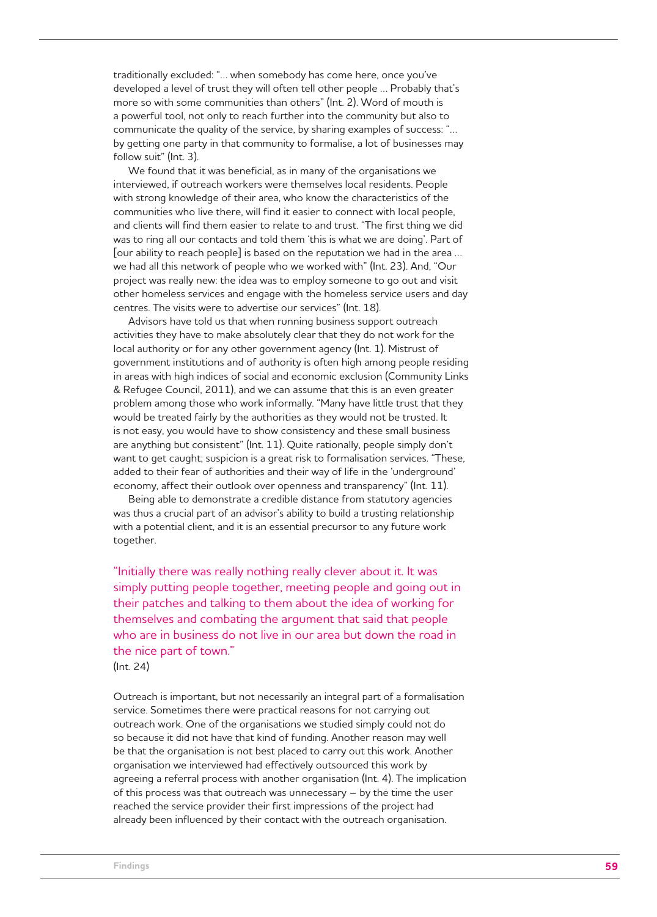traditionally excluded: "… when somebody has come here, once you've developed a level of trust they will often tell other people … Probably that's more so with some communities than others" (Int. 2). Word of mouth is a powerful tool, not only to reach further into the community but also to communicate the quality of the service, by sharing examples of success: "… by getting one party in that community to formalise, a lot of businesses may follow suit" (Int. 3).

We found that it was beneficial, as in many of the organisations we interviewed, if outreach workers were themselves local residents. People with strong knowledge of their area, who know the characteristics of the communities who live there, will find it easier to connect with local people, and clients will find them easier to relate to and trust. "The first thing we did was to ring all our contacts and told them 'this is what we are doing'. Part of [our ability to reach people] is based on the reputation we had in the area … we had all this network of people who we worked with" (Int. 23). And, "Our project was really new: the idea was to employ someone to go out and visit other homeless services and engage with the homeless service users and day centres. The visits were to advertise our services" (Int. 18).

Advisors have told us that when running business support outreach activities they have to make absolutely clear that they do not work for the local authority or for any other government agency (Int. 1). Mistrust of government institutions and of authority is often high among people residing in areas with high indices of social and economic exclusion (Community Links & Refugee Council, 2011), and we can assume that this is an even greater problem among those who work informally. "Many have little trust that they would be treated fairly by the authorities as they would not be trusted. It is not easy, you would have to show consistency and these small business are anything but consistent" (Int. 11). Quite rationally, people simply don't want to get caught; suspicion is a great risk to formalisation services. "These, added to their fear of authorities and their way of life in the 'underground' economy, affect their outlook over openness and transparency" (Int. 11).

Being able to demonstrate a credible distance from statutory agencies was thus a crucial part of an advisor's ability to build a trusting relationship with a potential client, and it is an essential precursor to any future work together.

> "Initially there was really nothing really clever about it. It was simply putting people together, meeting people and going out in their patches and talking to them about the idea of working for themselves and combating the argument that said that people who are in business do not live in our area but down the road in the nice part of town."
> (Int. 24)

Outreach is important, but not necessarily an integral part of a formalisation service. Sometimes there were practical reasons for not carrying out outreach work. One of the organisations we studied simply could not do so because it did not have that kind of funding. Another reason may well be that the organisation is not best placed to carry out this work. Another organisation we interviewed had effectively outsourced this work by agreeing a referral process with another organisation (Int. 4). The implication of this process was that outreach was unnecessary – by the time the user reached the service provider their first impressions of the project had already been influenced by their contact with the outreach organisation.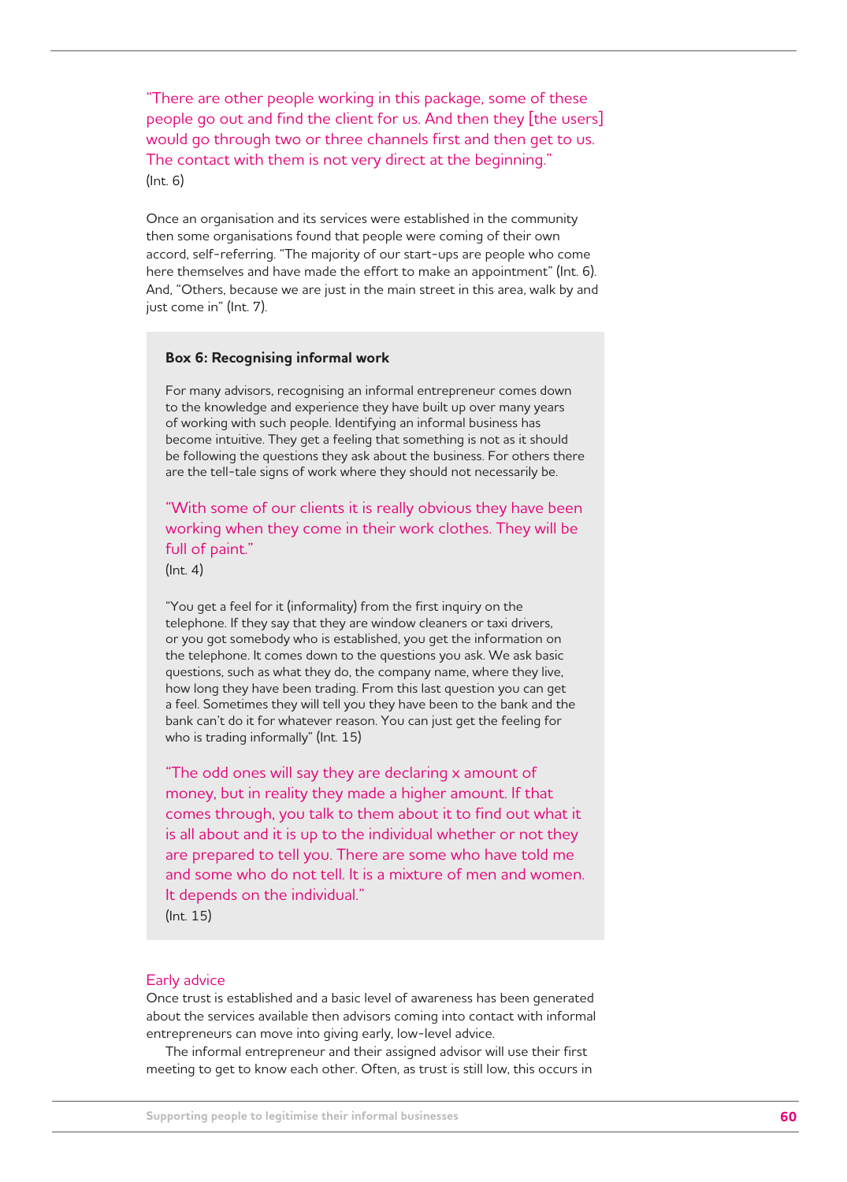> "There are other people working in this package, some of these people go out and find the client for us. And then they [the users] would go through two or three channels first and then get to us. The contact with them is not very direct at the beginning."
>
> (Int. 6)

Once an organisation and its services were established in the community then some organisations found that people were coming of their own accord, self-referring. "The majority of our start-ups are people who come here themselves and have made the effort to make an appointment" (Int. 6). And, "Others, because we are just in the main street in this area, walk by and just come in" (Int. 7).

**Box 6: Recognising informal work**

For many advisors, recognising an informal entrepreneur comes down to the knowledge and experience they have built up over many years of working with such people. Identifying an informal business has become intuitive. They get a feeling that something is not as it should be following the questions they ask about the business. For others there are the tell-tale signs of work where they should not necessarily be.

> "With some of our clients it is really obvious they have been working when they come in their work clothes. They will be full of paint."
>
> (Int. 4)

"You get a feel for it (informality) from the first inquiry on the telephone. If they say that they are window cleaners or taxi drivers, or you got somebody who is established, you get the information on the telephone. It comes down to the questions you ask. We ask basic questions, such as what they do, the company name, where they live, how long they have been trading. From this last question you can get a feel. Sometimes they will tell you they have been to the bank and the bank can't do it for whatever reason. You can just get the feeling for who is trading informally" (Int. 15)

> "The odd ones will say they are declaring x amount of money, but in reality they made a higher amount. If that comes through, you talk to them about it to find out what it is all about and it is up to the individual whether or not they are prepared to tell you. There are some who have told me and some who do not tell. It is a mixture of men and women. It depends on the individual."
>
> (Int. 15)

### Early advice

Once trust is established and a basic level of awareness has been generated about the services available then advisors coming into contact with informal entrepreneurs can move into giving early, low-level advice.

The informal entrepreneur and their assigned advisor will use their first meeting to get to know each other. Often, as trust is still low, this occurs in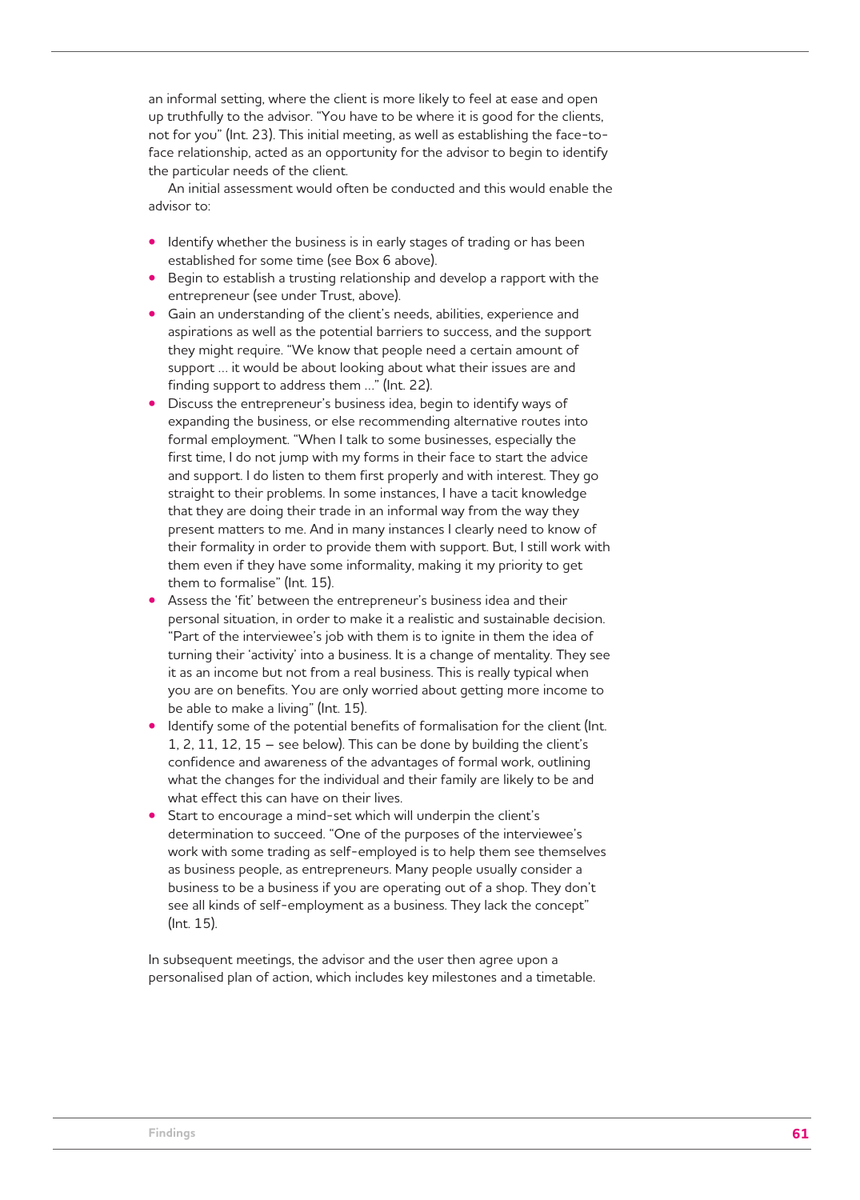an informal setting, where the client is more likely to feel at ease and open up truthfully to the advisor. "You have to be where it is good for the clients, not for you" (Int. 23). This initial meeting, as well as establishing the face-to-face relationship, acted as an opportunity for the advisor to begin to identify the particular needs of the client.

An initial assessment would often be conducted and this would enable the advisor to:

- Identify whether the business is in early stages of trading or has been established for some time (see Box 6 above).
- Begin to establish a trusting relationship and develop a rapport with the entrepreneur (see under Trust, above).
- Gain an understanding of the client's needs, abilities, experience and aspirations as well as the potential barriers to success, and the support they might require. "We know that people need a certain amount of support … it would be about looking about what their issues are and finding support to address them …" (Int. 22).
- Discuss the entrepreneur's business idea, begin to identify ways of expanding the business, or else recommending alternative routes into formal employment. "When I talk to some businesses, especially the first time, I do not jump with my forms in their face to start the advice and support. I do listen to them first properly and with interest. They go straight to their problems. In some instances, I have a tacit knowledge that they are doing their trade in an informal way from the way they present matters to me. And in many instances I clearly need to know of their formality in order to provide them with support. But, I still work with them even if they have some informality, making it my priority to get them to formalise" (Int. 15).
- Assess the 'fit' between the entrepreneur's business idea and their personal situation, in order to make it a realistic and sustainable decision. "Part of the interviewee's job with them is to ignite in them the idea of turning their 'activity' into a business. It is a change of mentality. They see it as an income but not from a real business. This is really typical when you are on benefits. You are only worried about getting more income to be able to make a living" (Int. 15).
- Identify some of the potential benefits of formalisation for the client (Int. 1, 2, 11, 12, 15 – see below). This can be done by building the client's confidence and awareness of the advantages of formal work, outlining what the changes for the individual and their family are likely to be and what effect this can have on their lives.
- Start to encourage a mind-set which will underpin the client's determination to succeed. "One of the purposes of the interviewee's work with some trading as self-employed is to help them see themselves as business people, as entrepreneurs. Many people usually consider a business to be a business if you are operating out of a shop. They don't see all kinds of self-employment as a business. They lack the concept" (Int. 15).

In subsequent meetings, the advisor and the user then agree upon a personalised plan of action, which includes key milestones and a timetable.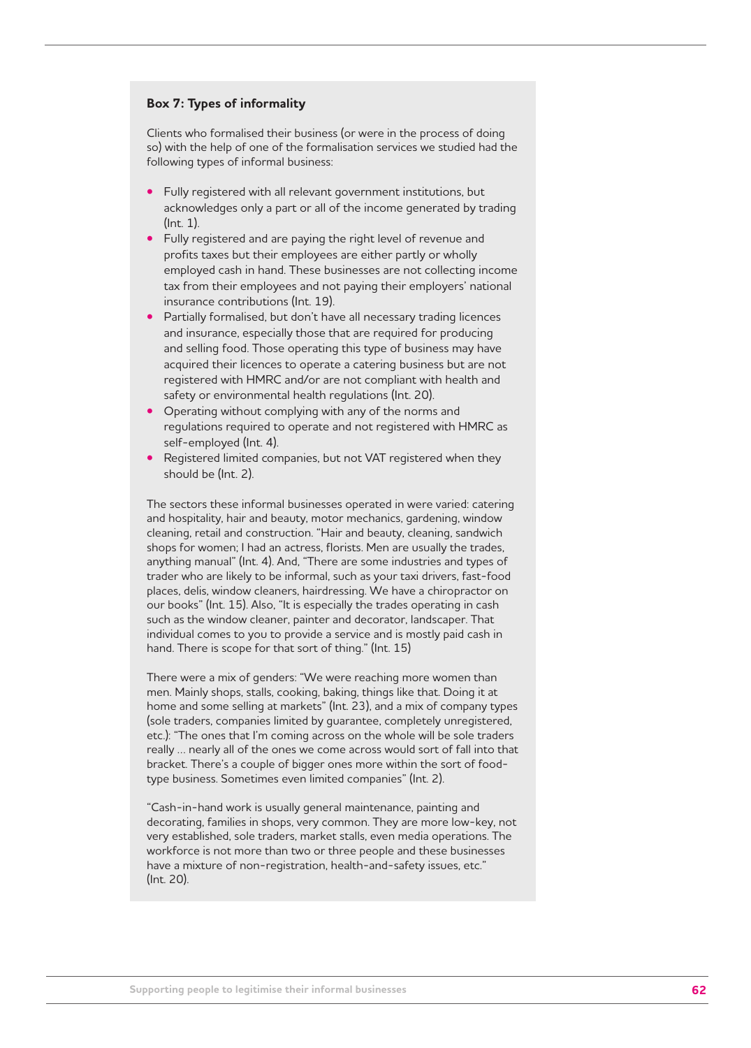### Box 7: Types of informality

Clients who formalised their business (or were in the process of doing so) with the help of one of the formalisation services we studied had the following types of informal business:

- Fully registered with all relevant government institutions, but acknowledges only a part or all of the income generated by trading (Int. 1).
- Fully registered and are paying the right level of revenue and profits taxes but their employees are either partly or wholly employed cash in hand. These businesses are not collecting income tax from their employees and not paying their employers' national insurance contributions (Int. 19).
- Partially formalised, but don't have all necessary trading licences and insurance, especially those that are required for producing and selling food. Those operating this type of business may have acquired their licences to operate a catering business but are not registered with HMRC and/or are not compliant with health and safety or environmental health regulations (Int. 20).
- Operating without complying with any of the norms and regulations required to operate and not registered with HMRC as self-employed (Int. 4).
- Registered limited companies, but not VAT registered when they should be (Int. 2).

The sectors these informal businesses operated in were varied: catering and hospitality, hair and beauty, motor mechanics, gardening, window cleaning, retail and construction. "Hair and beauty, cleaning, sandwich shops for women; I had an actress, florists. Men are usually the trades, anything manual" (Int. 4). And, "There are some industries and types of trader who are likely to be informal, such as your taxi drivers, fast-food places, delis, window cleaners, hairdressing. We have a chiropractor on our books" (Int. 15). Also, "It is especially the trades operating in cash such as the window cleaner, painter and decorator, landscaper. That individual comes to you to provide a service and is mostly paid cash in hand. There is scope for that sort of thing." (Int. 15)

There were a mix of genders: "We were reaching more women than men. Mainly shops, stalls, cooking, baking, things like that. Doing it at home and some selling at markets" (Int. 23), and a mix of company types (sole traders, companies limited by guarantee, completely unregistered, etc.): "The ones that I'm coming across on the whole will be sole traders really … nearly all of the ones we come across would sort of fall into that bracket. There's a couple of bigger ones more within the sort of food-type business. Sometimes even limited companies" (Int. 2).

"Cash-in-hand work is usually general maintenance, painting and decorating, families in shops, very common. They are more low-key, not very established, sole traders, market stalls, even media operations. The workforce is not more than two or three people and these businesses have a mixture of non-registration, health-and-safety issues, etc." (Int. 20).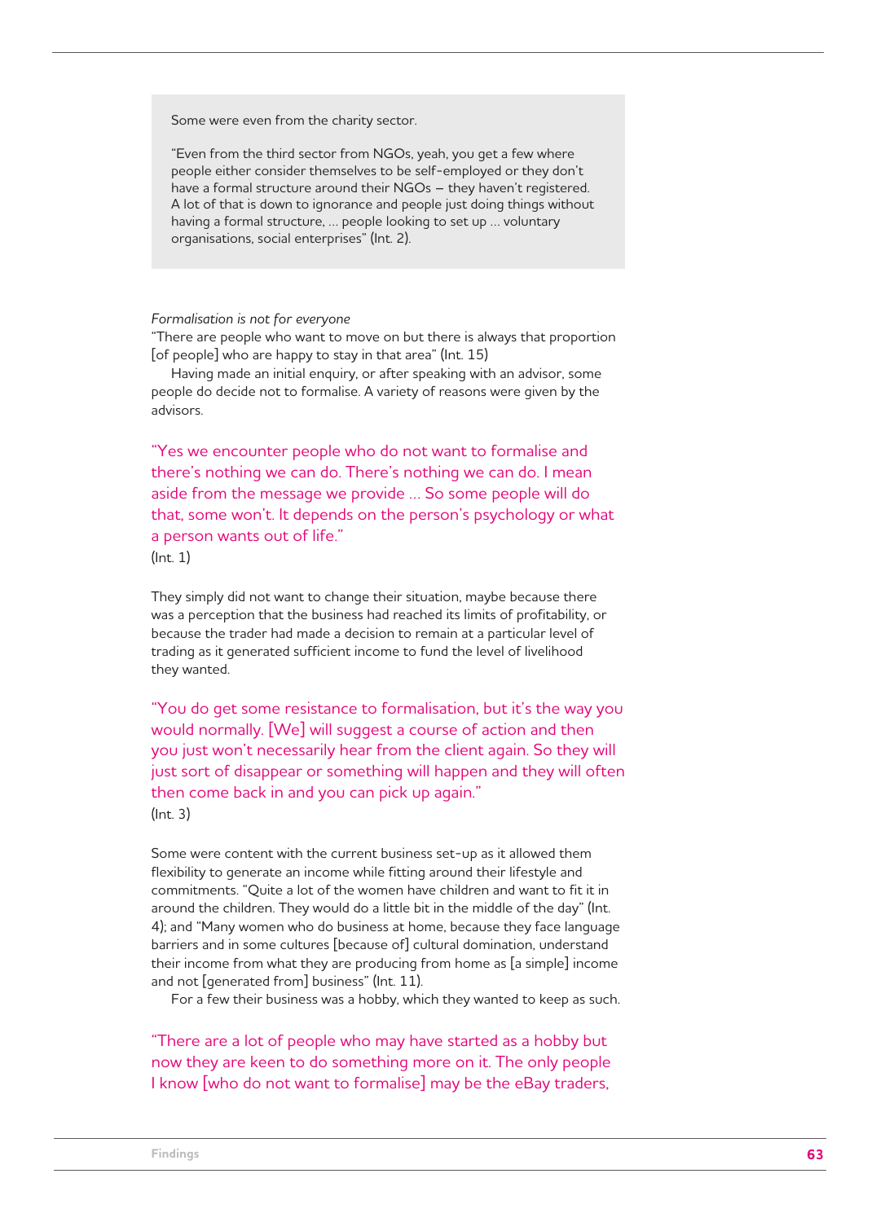> Some were even from the charity sector.
>
> "Even from the third sector from NGOs, yeah, you get a few where people either consider themselves to be self-employed or they don't have a formal structure around their NGOs – they haven't registered. A lot of that is down to ignorance and people just doing things without having a formal structure, … people looking to set up … voluntary organisations, social enterprises" (Int. 2).

*Formalisation is not for everyone*

"There are people who want to move on but there is always that proportion [of people] who are happy to stay in that area" (Int. 15)

Having made an initial enquiry, or after speaking with an advisor, some people do decide not to formalise. A variety of reasons were given by the advisors.

> "Yes we encounter people who do not want to formalise and there's nothing we can do. There's nothing we can do. I mean aside from the message we provide … So some people will do that, some won't. It depends on the person's psychology or what a person wants out of life."
>
> (Int. 1)

They simply did not want to change their situation, maybe because there was a perception that the business had reached its limits of profitability, or because the trader had made a decision to remain at a particular level of trading as it generated sufficient income to fund the level of livelihood they wanted.

> "You do get some resistance to formalisation, but it's the way you would normally. [We] will suggest a course of action and then you just won't necessarily hear from the client again. So they will just sort of disappear or something will happen and they will often then come back in and you can pick up again."
>
> (Int. 3)

Some were content with the current business set-up as it allowed them flexibility to generate an income while fitting around their lifestyle and commitments. "Quite a lot of the women have children and want to fit it in around the children. They would do a little bit in the middle of the day" (Int. 4); and "Many women who do business at home, because they face language barriers and in some cultures [because of] cultural domination, understand their income from what they are producing from home as [a simple] income and not [generated from] business" (Int. 11).

For a few their business was a hobby, which they wanted to keep as such.

> "There are a lot of people who may have started as a hobby but now they are keen to do something more on it. The only people I know [who do not want to formalise] may be the eBay traders,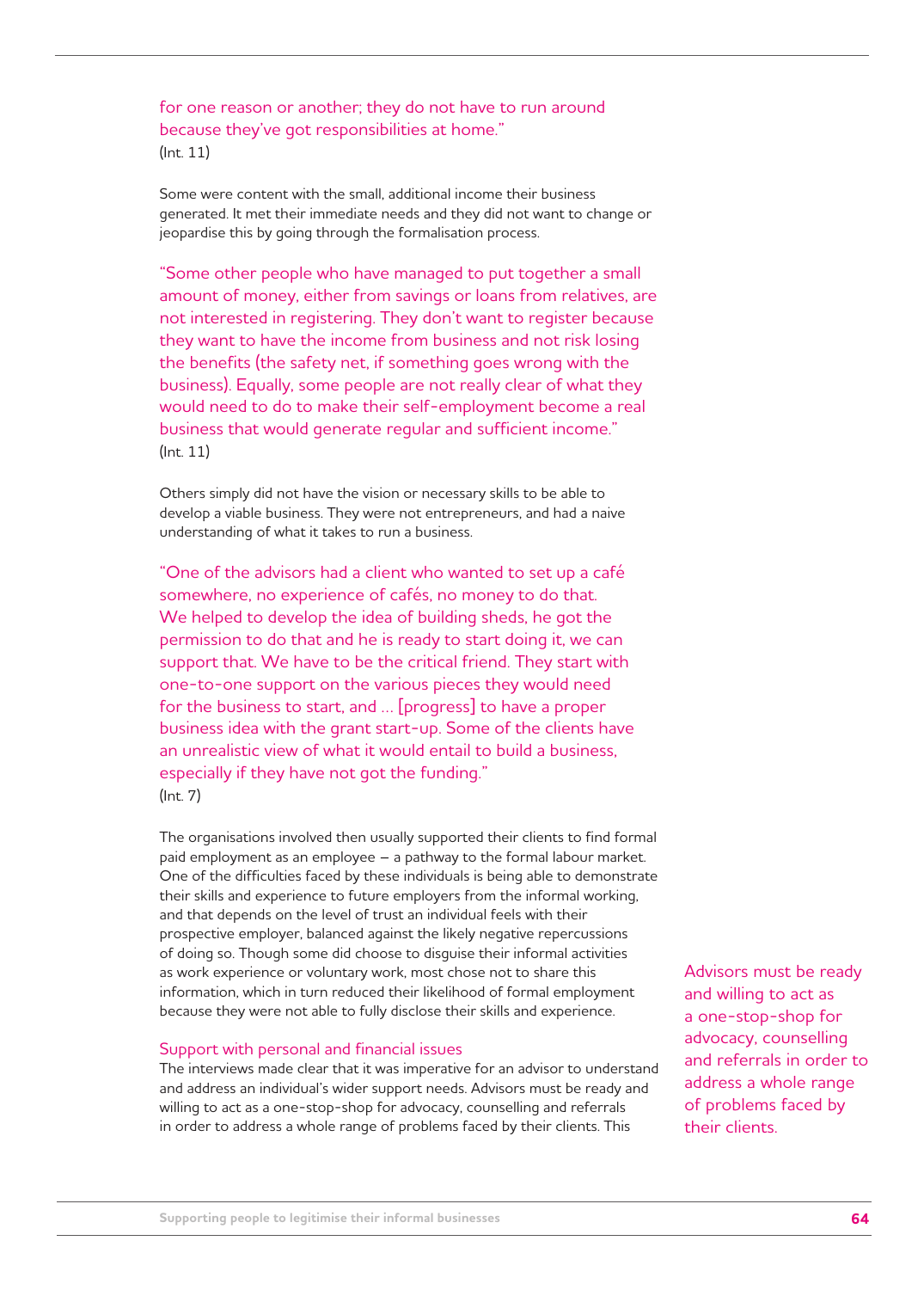for one reason or another; they do not have to run around because they've got responsibilities at home."
(Int. 11)

Some were content with the small, additional income their business generated. It met their immediate needs and they did not want to change or jeopardise this by going through the formalisation process.

"Some other people who have managed to put together a small amount of money, either from savings or loans from relatives, are not interested in registering. They don't want to register because they want to have the income from business and not risk losing the benefits (the safety net, if something goes wrong with the business). Equally, some people are not really clear of what they would need to do to make their self-employment become a real business that would generate regular and sufficient income."
(Int. 11)

Others simply did not have the vision or necessary skills to be able to develop a viable business. They were not entrepreneurs, and had a naive understanding of what it takes to run a business.

"One of the advisors had a client who wanted to set up a café somewhere, no experience of cafés, no money to do that. We helped to develop the idea of building sheds, he got the permission to do that and he is ready to start doing it, we can support that. We have to be the critical friend. They start with one-to-one support on the various pieces they would need for the business to start, and … [progress] to have a proper business idea with the grant start-up. Some of the clients have an unrealistic view of what it would entail to build a business, especially if they have not got the funding."
(Int. 7)

The organisations involved then usually supported their clients to find formal paid employment as an employee – a pathway to the formal labour market. One of the difficulties faced by these individuals is being able to demonstrate their skills and experience to future employers from the informal working, and that depends on the level of trust an individual feels with their prospective employer, balanced against the likely negative repercussions of doing so. Though some did choose to disguise their informal activities as work experience or voluntary work, most chose not to share this information, which in turn reduced their likelihood of formal employment because they were not able to fully disclose their skills and experience.

### Support with personal and financial issues

The interviews made clear that it was imperative for an advisor to understand and address an individual's wider support needs. Advisors must be ready and willing to act as a one-stop-shop for advocacy, counselling and referrals in order to address a whole range of problems faced by their clients. This

Advisors must be ready and willing to act as a one-stop-shop for advocacy, counselling and referrals in order to address a whole range of problems faced by their clients.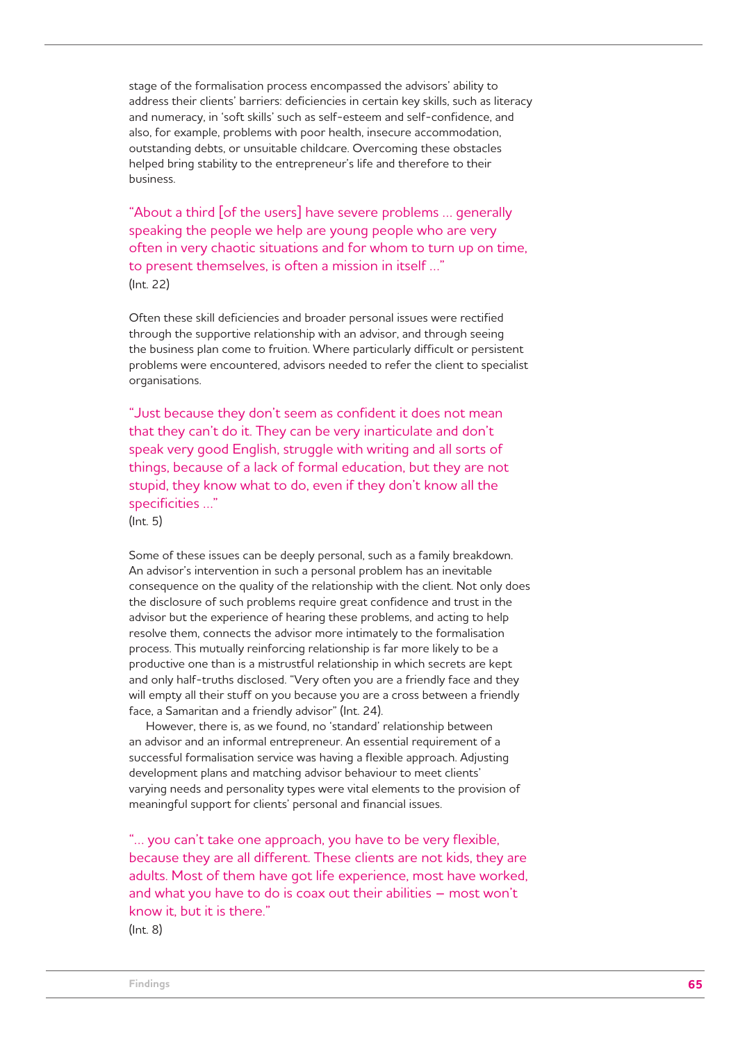stage of the formalisation process encompassed the advisors' ability to address their clients' barriers: deficiencies in certain key skills, such as literacy and numeracy, in 'soft skills' such as self-esteem and self-confidence, and also, for example, problems with poor health, insecure accommodation, outstanding debts, or unsuitable childcare. Overcoming these obstacles helped bring stability to the entrepreneur's life and therefore to their business.

> "About a third [of the users] have severe problems … generally speaking the people we help are young people who are very often in very chaotic situations and for whom to turn up on time, to present themselves, is often a mission in itself …"
>
> (Int. 22)

Often these skill deficiencies and broader personal issues were rectified through the supportive relationship with an advisor, and through seeing the business plan come to fruition. Where particularly difficult or persistent problems were encountered, advisors needed to refer the client to specialist organisations.

> "Just because they don't seem as confident it does not mean that they can't do it. They can be very inarticulate and don't speak very good English, struggle with writing and all sorts of things, because of a lack of formal education, but they are not stupid, they know what to do, even if they don't know all the specificities …"
>
> (Int. 5)

Some of these issues can be deeply personal, such as a family breakdown. An advisor's intervention in such a personal problem has an inevitable consequence on the quality of the relationship with the client. Not only does the disclosure of such problems require great confidence and trust in the advisor but the experience of hearing these problems, and acting to help resolve them, connects the advisor more intimately to the formalisation process. This mutually reinforcing relationship is far more likely to be a productive one than is a mistrustful relationship in which secrets are kept and only half-truths disclosed. "Very often you are a friendly face and they will empty all their stuff on you because you are a cross between a friendly face, a Samaritan and a friendly advisor" (Int. 24).

However, there is, as we found, no 'standard' relationship between an advisor and an informal entrepreneur. An essential requirement of a successful formalisation service was having a flexible approach. Adjusting development plans and matching advisor behaviour to meet clients' varying needs and personality types were vital elements to the provision of meaningful support for clients' personal and financial issues.

> "… you can't take one approach, you have to be very flexible, because they are all different. These clients are not kids, they are adults. Most of them have got life experience, most have worked, and what you have to do is coax out their abilities – most won't know it, but it is there."
>
> (Int. 8)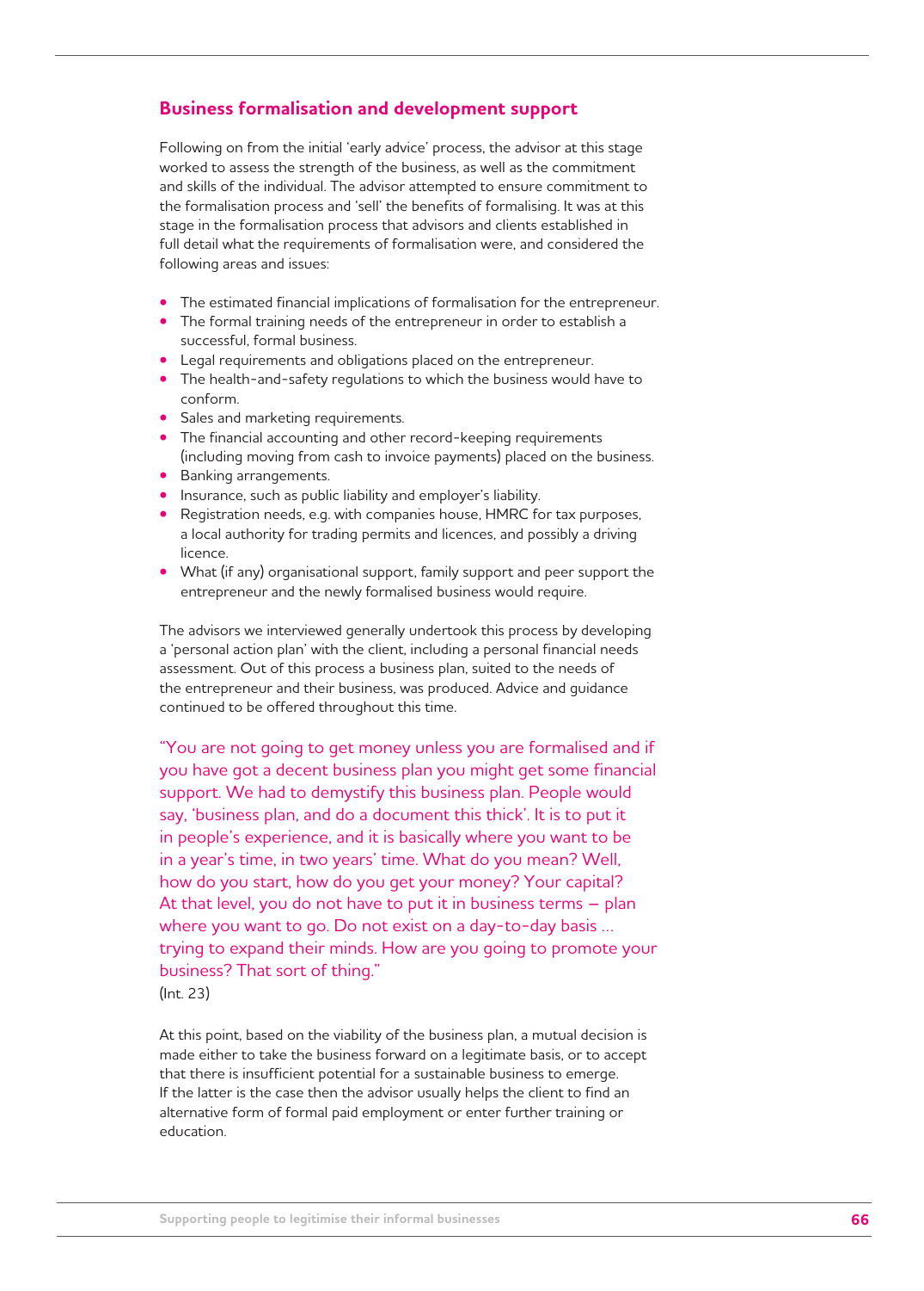## Business formalisation and development support

Following on from the initial 'early advice' process, the advisor at this stage worked to assess the strength of the business, as well as the commitment and skills of the individual. The advisor attempted to ensure commitment to the formalisation process and 'sell' the benefits of formalising. It was at this stage in the formalisation process that advisors and clients established in full detail what the requirements of formalisation were, and considered the following areas and issues:

- The estimated financial implications of formalisation for the entrepreneur.
- The formal training needs of the entrepreneur in order to establish a successful, formal business.
- Legal requirements and obligations placed on the entrepreneur.
- The health-and-safety regulations to which the business would have to conform.
- Sales and marketing requirements.
- The financial accounting and other record-keeping requirements (including moving from cash to invoice payments) placed on the business.
- Banking arrangements.
- Insurance, such as public liability and employer's liability.
- Registration needs, e.g. with companies house, HMRC for tax purposes, a local authority for trading permits and licences, and possibly a driving licence.
- What (if any) organisational support, family support and peer support the entrepreneur and the newly formalised business would require.

The advisors we interviewed generally undertook this process by developing a 'personal action plan' with the client, including a personal financial needs assessment. Out of this process a business plan, suited to the needs of the entrepreneur and their business, was produced. Advice and guidance continued to be offered throughout this time.

"You are not going to get money unless you are formalised and if you have got a decent business plan you might get some financial support. We had to demystify this business plan. People would say, 'business plan, and do a document this thick'. It is to put it in people's experience, and it is basically where you want to be in a year's time, in two years' time. What do you mean? Well, how do you start, how do you get your money? Your capital? At that level, you do not have to put it in business terms – plan where you want to go. Do not exist on a day-to-day basis … trying to expand their minds. How are you going to promote your business? That sort of thing."
(Int. 23)

At this point, based on the viability of the business plan, a mutual decision is made either to take the business forward on a legitimate basis, or to accept that there is insufficient potential for a sustainable business to emerge. If the latter is the case then the advisor usually helps the client to find an alternative form of formal paid employment or enter further training or education.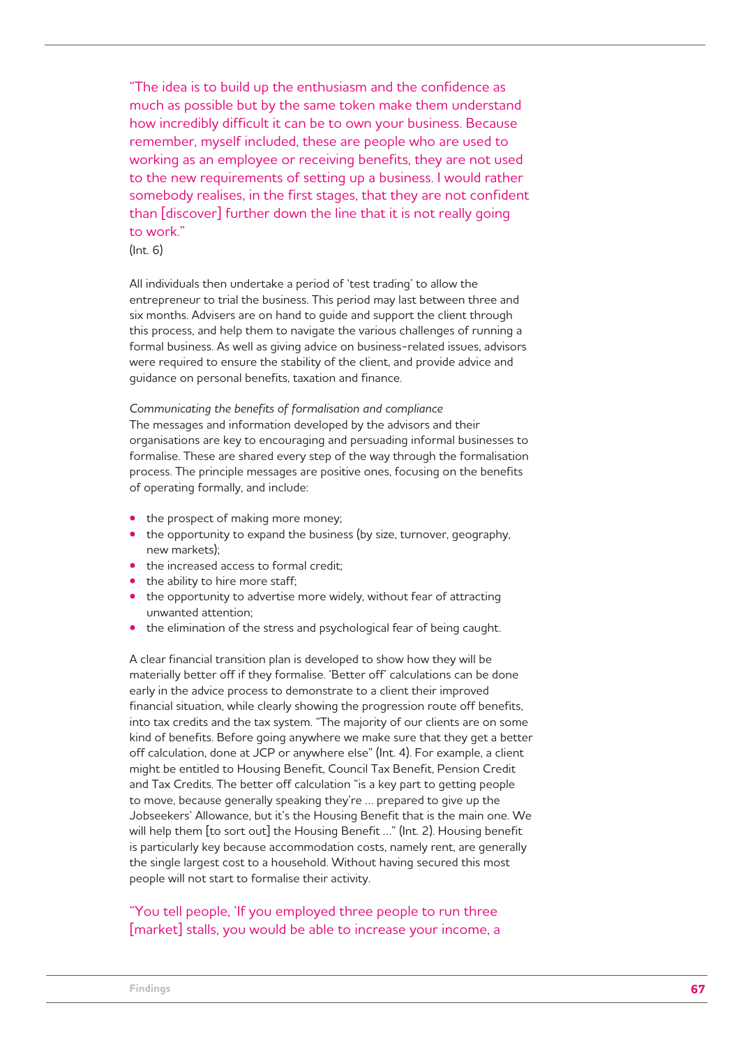"The idea is to build up the enthusiasm and the confidence as much as possible but by the same token make them understand how incredibly difficult it can be to own your business. Because remember, myself included, these are people who are used to working as an employee or receiving benefits, they are not used to the new requirements of setting up a business. I would rather somebody realises, in the first stages, that they are not confident than [discover] further down the line that it is not really going to work."
(Int. 6)

All individuals then undertake a period of 'test trading' to allow the entrepreneur to trial the business. This period may last between three and six months. Advisers are on hand to guide and support the client through this process, and help them to navigate the various challenges of running a formal business. As well as giving advice on business-related issues, advisors were required to ensure the stability of the client, and provide advice and guidance on personal benefits, taxation and finance.

*Communicating the benefits of formalisation and compliance*
The messages and information developed by the advisors and their organisations are key to encouraging and persuading informal businesses to formalise. These are shared every step of the way through the formalisation process. The principle messages are positive ones, focusing on the benefits of operating formally, and include:

- the prospect of making more money;
- the opportunity to expand the business (by size, turnover, geography, new markets);
- the increased access to formal credit;
- the ability to hire more staff;
- the opportunity to advertise more widely, without fear of attracting unwanted attention;
- the elimination of the stress and psychological fear of being caught.

A clear financial transition plan is developed to show how they will be materially better off if they formalise. 'Better off' calculations can be done early in the advice process to demonstrate to a client their improved financial situation, while clearly showing the progression route off benefits, into tax credits and the tax system. "The majority of our clients are on some kind of benefits. Before going anywhere we make sure that they get a better off calculation, done at JCP or anywhere else" (Int. 4). For example, a client might be entitled to Housing Benefit, Council Tax Benefit, Pension Credit and Tax Credits. The better off calculation "is a key part to getting people to move, because generally speaking they're … prepared to give up the Jobseekers' Allowance, but it's the Housing Benefit that is the main one. We will help them [to sort out] the Housing Benefit …" (Int. 2). Housing benefit is particularly key because accommodation costs, namely rent, are generally the single largest cost to a household. Without having secured this most people will not start to formalise their activity.

"You tell people, 'If you employed three people to run three [market] stalls, you would be able to increase your income, a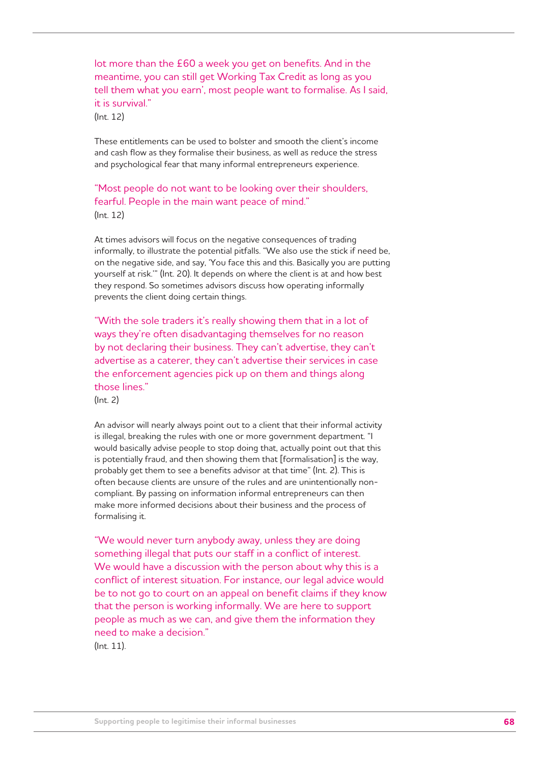lot more than the £60 a week you get on benefits. And in the meantime, you can still get Working Tax Credit as long as you tell them what you earn', most people want to formalise. As I said, it is survival."
(Int. 12)

These entitlements can be used to bolster and smooth the client's income and cash flow as they formalise their business, as well as reduce the stress and psychological fear that many informal entrepreneurs experience.

"Most people do not want to be looking over their shoulders, fearful. People in the main want peace of mind."
(Int. 12)

At times advisors will focus on the negative consequences of trading informally, to illustrate the potential pitfalls. "We also use the stick if need be, on the negative side, and say, 'You face this and this. Basically you are putting yourself at risk.'" (Int. 20). It depends on where the client is at and how best they respond. So sometimes advisors discuss how operating informally prevents the client doing certain things.

"With the sole traders it's really showing them that in a lot of ways they're often disadvantaging themselves for no reason by not declaring their business. They can't advertise, they can't advertise as a caterer, they can't advertise their services in case the enforcement agencies pick up on them and things along those lines."
(Int. 2)

An advisor will nearly always point out to a client that their informal activity is illegal, breaking the rules with one or more government department. "I would basically advise people to stop doing that, actually point out that this is potentially fraud, and then showing them that [formalisation] is the way, probably get them to see a benefits advisor at that time" (Int. 2). This is often because clients are unsure of the rules and are unintentionally non-compliant. By passing on information informal entrepreneurs can then make more informed decisions about their business and the process of formalising it.

"We would never turn anybody away, unless they are doing something illegal that puts our staff in a conflict of interest. We would have a discussion with the person about why this is a conflict of interest situation. For instance, our legal advice would be to not go to court on an appeal on benefit claims if they know that the person is working informally. We are here to support people as much as we can, and give them the information they need to make a decision."
(Int. 11).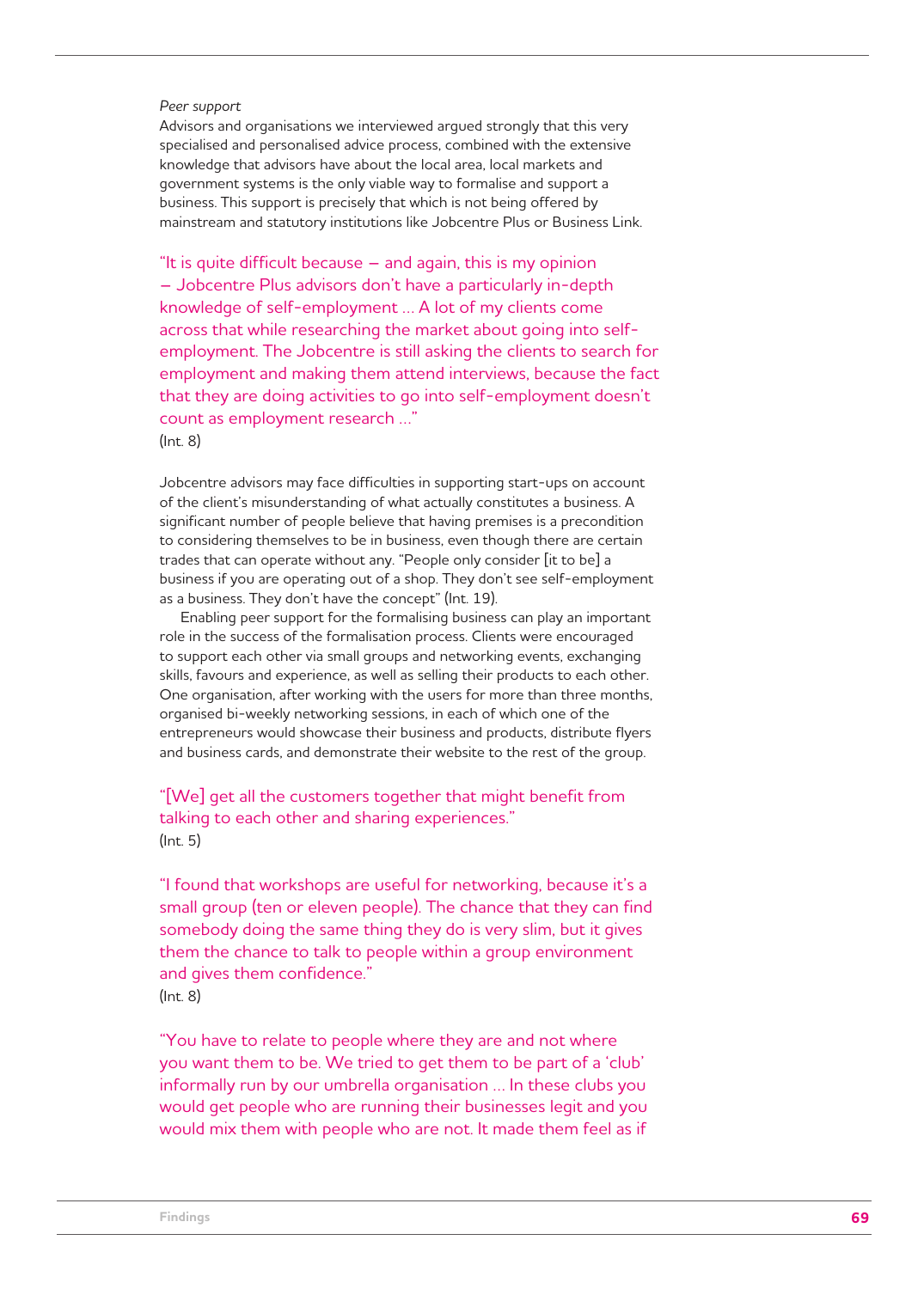*Peer support*

Advisors and organisations we interviewed argued strongly that this very specialised and personalised advice process, combined with the extensive knowledge that advisors have about the local area, local markets and government systems is the only viable way to formalise and support a business. This support is precisely that which is not being offered by mainstream and statutory institutions like Jobcentre Plus or Business Link.

"It is quite difficult because – and again, this is my opinion – Jobcentre Plus advisors don't have a particularly in-depth knowledge of self-employment ... A lot of my clients come across that while researching the market about going into self-employment. The Jobcentre is still asking the clients to search for employment and making them attend interviews, because the fact that they are doing activities to go into self-employment doesn't count as employment research ..."
(Int. 8)

Jobcentre advisors may face difficulties in supporting start-ups on account of the client's misunderstanding of what actually constitutes a business. A significant number of people believe that having premises is a precondition to considering themselves to be in business, even though there are certain trades that can operate without any. "People only consider [it to be] a business if you are operating out of a shop. They don't see self-employment as a business. They don't have the concept" (Int. 19).

Enabling peer support for the formalising business can play an important role in the success of the formalisation process. Clients were encouraged to support each other via small groups and networking events, exchanging skills, favours and experience, as well as selling their products to each other. One organisation, after working with the users for more than three months, organised bi-weekly networking sessions, in each of which one of the entrepreneurs would showcase their business and products, distribute flyers and business cards, and demonstrate their website to the rest of the group.

"[We] get all the customers together that might benefit from talking to each other and sharing experiences."
(Int. 5)

"I found that workshops are useful for networking, because it's a small group (ten or eleven people). The chance that they can find somebody doing the same thing they do is very slim, but it gives them the chance to talk to people within a group environment and gives them confidence."
(Int. 8)

"You have to relate to people where they are and not where you want them to be. We tried to get them to be part of a 'club' informally run by our umbrella organisation ... In these clubs you would get people who are running their businesses legit and you would mix them with people who are not. It made them feel as if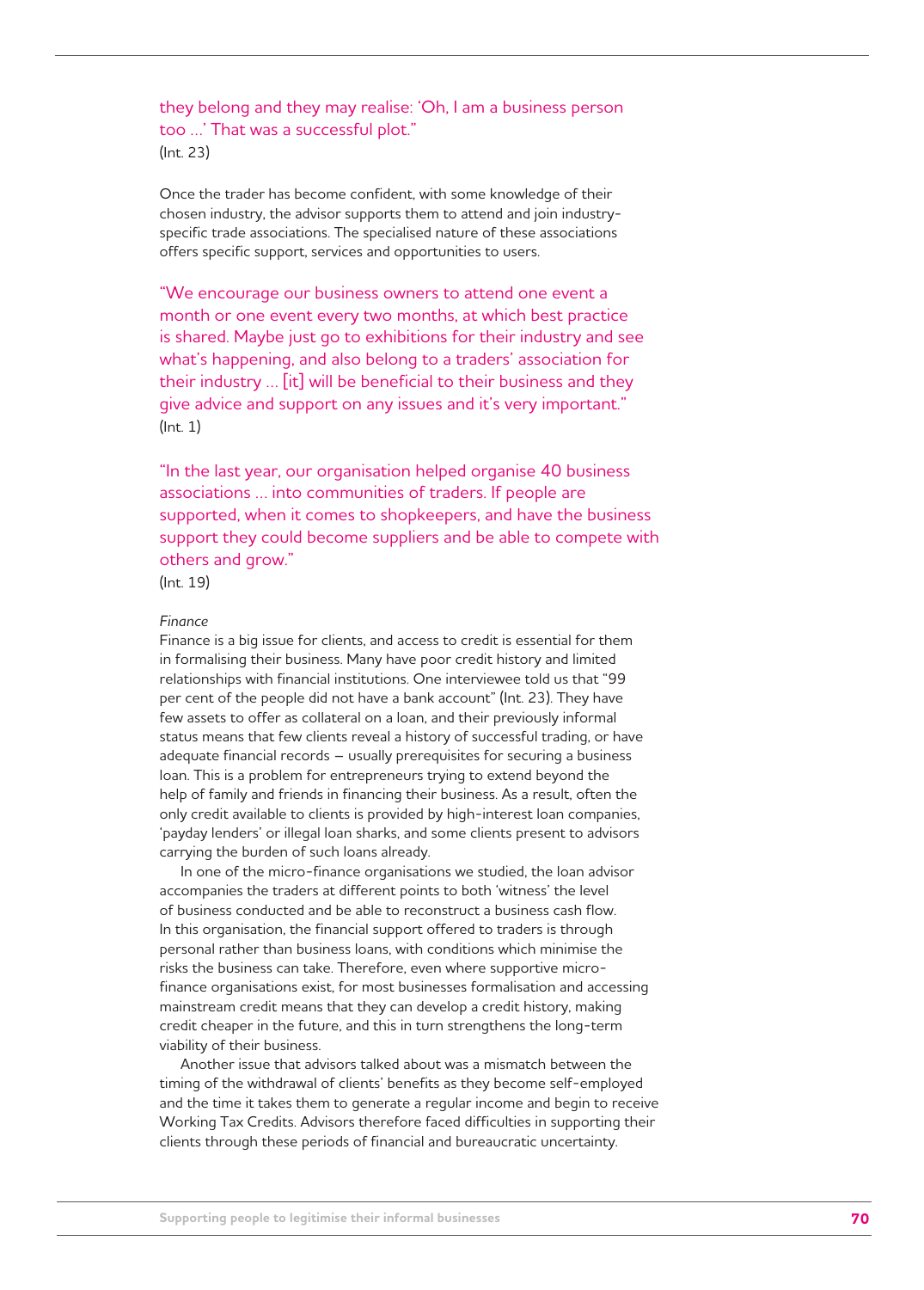they belong and they may realise: 'Oh, I am a business person too ...' That was a successful plot."
(Int. 23)

Once the trader has become confident, with some knowledge of their chosen industry, the advisor supports them to attend and join industry-specific trade associations. The specialised nature of these associations offers specific support, services and opportunities to users.

"We encourage our business owners to attend one event a month or one event every two months, at which best practice is shared. Maybe just go to exhibitions for their industry and see what's happening, and also belong to a traders' association for their industry ... [it] will be beneficial to their business and they give advice and support on any issues and it's very important."
(Int. 1)

"In the last year, our organisation helped organise 40 business associations ... into communities of traders. If people are supported, when it comes to shopkeepers, and have the business support they could become suppliers and be able to compete with others and grow."
(Int. 19)

*Finance*

Finance is a big issue for clients, and access to credit is essential for them in formalising their business. Many have poor credit history and limited relationships with financial institutions. One interviewee told us that "99 per cent of the people did not have a bank account" (Int. 23). They have few assets to offer as collateral on a loan, and their previously informal status means that few clients reveal a history of successful trading, or have adequate financial records – usually prerequisites for securing a business loan. This is a problem for entrepreneurs trying to extend beyond the help of family and friends in financing their business. As a result, often the only credit available to clients is provided by high-interest loan companies, 'payday lenders' or illegal loan sharks, and some clients present to advisors carrying the burden of such loans already.

In one of the micro-finance organisations we studied, the loan advisor accompanies the traders at different points to both 'witness' the level of business conducted and be able to reconstruct a business cash flow. In this organisation, the financial support offered to traders is through personal rather than business loans, with conditions which minimise the risks the business can take. Therefore, even where supportive micro-finance organisations exist, for most businesses formalisation and accessing mainstream credit means that they can develop a credit history, making credit cheaper in the future, and this in turn strengthens the long-term viability of their business.

Another issue that advisors talked about was a mismatch between the timing of the withdrawal of clients' benefits as they become self-employed and the time it takes them to generate a regular income and begin to receive Working Tax Credits. Advisors therefore faced difficulties in supporting their clients through these periods of financial and bureaucratic uncertainty.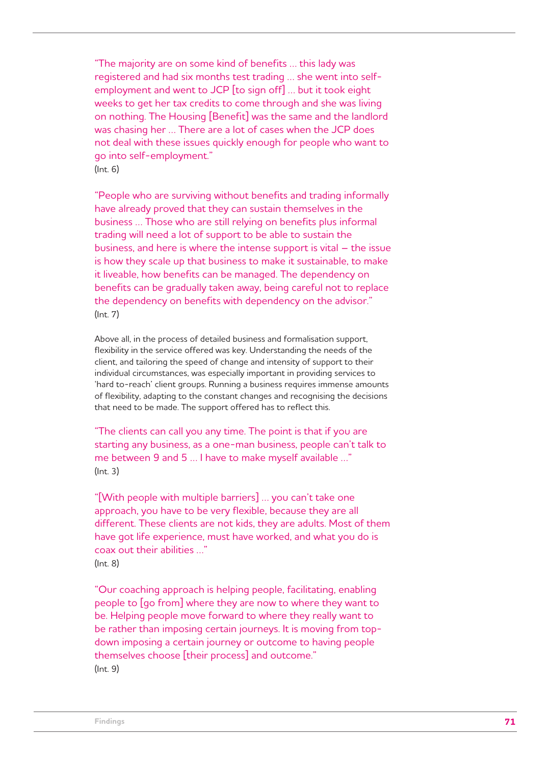"The majority are on some kind of benefits ... this lady was registered and had six months test trading ... she went into self-employment and went to JCP [to sign off] ... but it took eight weeks to get her tax credits to come through and she was living on nothing. The Housing [Benefit] was the same and the landlord was chasing her ... There are a lot of cases when the JCP does not deal with these issues quickly enough for people who want to go into self-employment."
(Int. 6)

"People who are surviving without benefits and trading informally have already proved that they can sustain themselves in the business ... Those who are still relying on benefits plus informal trading will need a lot of support to be able to sustain the business, and here is where the intense support is vital – the issue is how they scale up that business to make it sustainable, to make it liveable, how benefits can be managed. The dependency on benefits can be gradually taken away, being careful not to replace the dependency on benefits with dependency on the advisor."
(Int. 7)

Above all, in the process of detailed business and formalisation support, flexibility in the service offered was key. Understanding the needs of the client, and tailoring the speed of change and intensity of support to their individual circumstances, was especially important in providing services to 'hard to-reach' client groups. Running a business requires immense amounts of flexibility, adapting to the constant changes and recognising the decisions that need to be made. The support offered has to reflect this.

"The clients can call you any time. The point is that if you are starting any business, as a one-man business, people can't talk to me between 9 and 5 ... I have to make myself available ..."
(Int. 3)

"[With people with multiple barriers] ... you can't take one approach, you have to be very flexible, because they are all different. These clients are not kids, they are adults. Most of them have got life experience, must have worked, and what you do is coax out their abilities ..."
(Int. 8)

"Our coaching approach is helping people, facilitating, enabling people to [go from] where they are now to where they want to be. Helping people move forward to where they really want to be rather than imposing certain journeys. It is moving from top-down imposing a certain journey or outcome to having people themselves choose [their process] and outcome."
(Int. 9)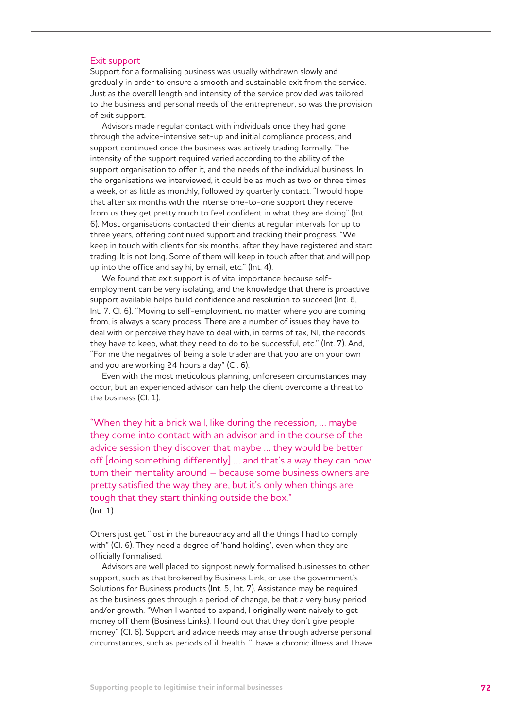## Exit support

Support for a formalising business was usually withdrawn slowly and gradually in order to ensure a smooth and sustainable exit from the service. Just as the overall length and intensity of the service provided was tailored to the business and personal needs of the entrepreneur, so was the provision of exit support.

Advisors made regular contact with individuals once they had gone through the advice-intensive set-up and initial compliance process, and support continued once the business was actively trading formally. The intensity of the support required varied according to the ability of the support organisation to offer it, and the needs of the individual business. In the organisations we interviewed, it could be as much as two or three times a week, or as little as monthly, followed by quarterly contact. "I would hope that after six months with the intense one-to-one support they receive from us they get pretty much to feel confident in what they are doing" (Int. 6). Most organisations contacted their clients at regular intervals for up to three years, offering continued support and tracking their progress. "We keep in touch with clients for six months, after they have registered and start trading. It is not long. Some of them will keep in touch after that and will pop up into the office and say hi, by email, etc." (Int. 4).

We found that exit support is of vital importance because self-employment can be very isolating, and the knowledge that there is proactive support available helps build confidence and resolution to succeed (Int. 6, Int. 7, Cl. 6). "Moving to self-employment, no matter where you are coming from, is always a scary process. There are a number of issues they have to deal with or perceive they have to deal with, in terms of tax, NI, the records they have to keep, what they need to do to be successful, etc." (Int. 7). And, "For me the negatives of being a sole trader are that you are on your own and you are working 24 hours a day" (Cl. 6).

Even with the most meticulous planning, unforeseen circumstances may occur, but an experienced advisor can help the client overcome a threat to the business (Cl. 1).

> "When they hit a brick wall, like during the recession, ... maybe they come into contact with an advisor and in the course of the advice session they discover that maybe ... they would be better off [doing something differently] ... and that's a way they can now turn their mentality around – because some business owners are pretty satisfied the way they are, but it's only when things are tough that they start thinking outside the box."
>
> (Int. 1)

Others just get "lost in the bureaucracy and all the things I had to comply with" (Cl. 6). They need a degree of 'hand holding', even when they are officially formalised.

Advisors are well placed to signpost newly formalised businesses to other support, such as that brokered by Business Link, or use the government's Solutions for Business products (Int. 5, Int. 7). Assistance may be required as the business goes through a period of change, be that a very busy period and/or growth. "When I wanted to expand, I originally went naively to get money off them (Business Links). I found out that they don't give people money" (Cl. 6). Support and advice needs may arise through adverse personal circumstances, such as periods of ill health. "I have a chronic illness and I have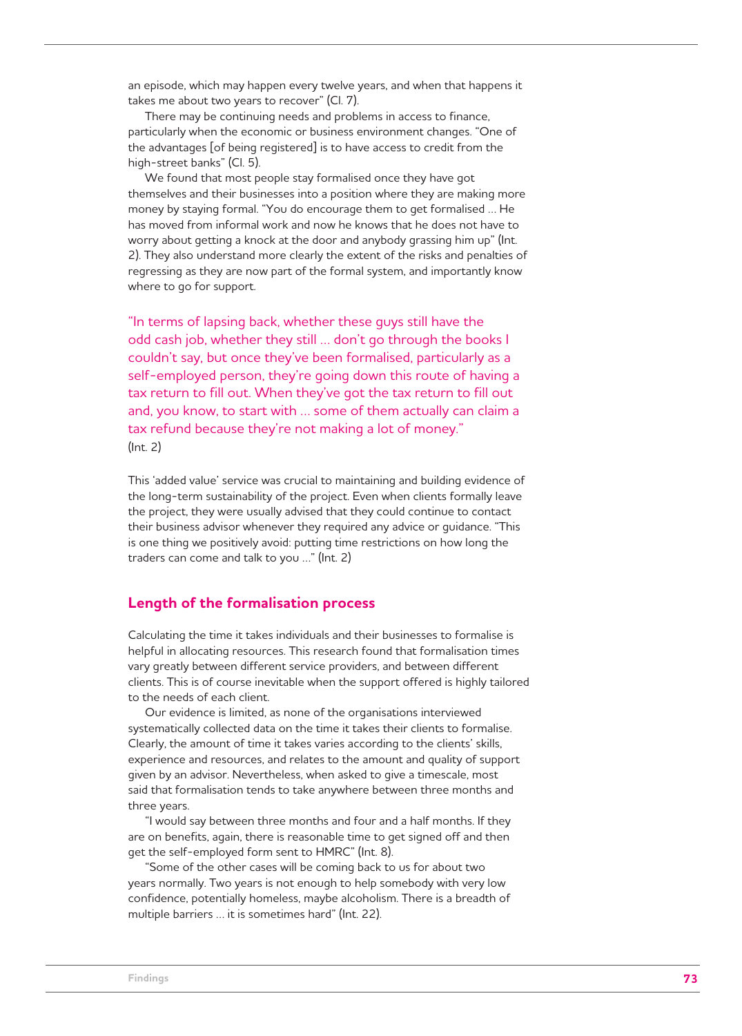an episode, which may happen every twelve years, and when that happens it takes me about two years to recover" (Cl. 7).

There may be continuing needs and problems in access to finance, particularly when the economic or business environment changes. "One of the advantages [of being registered] is to have access to credit from the high-street banks" (Cl. 5).

We found that most people stay formalised once they have got themselves and their businesses into a position where they are making more money by staying formal. "You do encourage them to get formalised … He has moved from informal work and now he knows that he does not have to worry about getting a knock at the door and anybody grassing him up" (Int. 2). They also understand more clearly the extent of the risks and penalties of regressing as they are now part of the formal system, and importantly know where to go for support.

> "In terms of lapsing back, whether these guys still have the odd cash job, whether they still … don't go through the books I couldn't say, but once they've been formalised, particularly as a self-employed person, they're going down this route of having a tax return to fill out. When they've got the tax return to fill out and, you know, to start with … some of them actually can claim a tax refund because they're not making a lot of money."
> (Int. 2)

This 'added value' service was crucial to maintaining and building evidence of the long-term sustainability of the project. Even when clients formally leave the project, they were usually advised that they could continue to contact their business advisor whenever they required any advice or guidance. "This is one thing we positively avoid: putting time restrictions on how long the traders can come and talk to you …" (Int. 2)

## Length of the formalisation process

Calculating the time it takes individuals and their businesses to formalise is helpful in allocating resources. This research found that formalisation times vary greatly between different service providers, and between different clients. This is of course inevitable when the support offered is highly tailored to the needs of each client.

Our evidence is limited, as none of the organisations interviewed systematically collected data on the time it takes their clients to formalise. Clearly, the amount of time it takes varies according to the clients' skills, experience and resources, and relates to the amount and quality of support given by an advisor. Nevertheless, when asked to give a timescale, most said that formalisation tends to take anywhere between three months and three years.

"I would say between three months and four and a half months. If they are on benefits, again, there is reasonable time to get signed off and then get the self-employed form sent to HMRC" (Int. 8).

"Some of the other cases will be coming back to us for about two years normally. Two years is not enough to help somebody with very low confidence, potentially homeless, maybe alcoholism. There is a breadth of multiple barriers … it is sometimes hard" (Int. 22).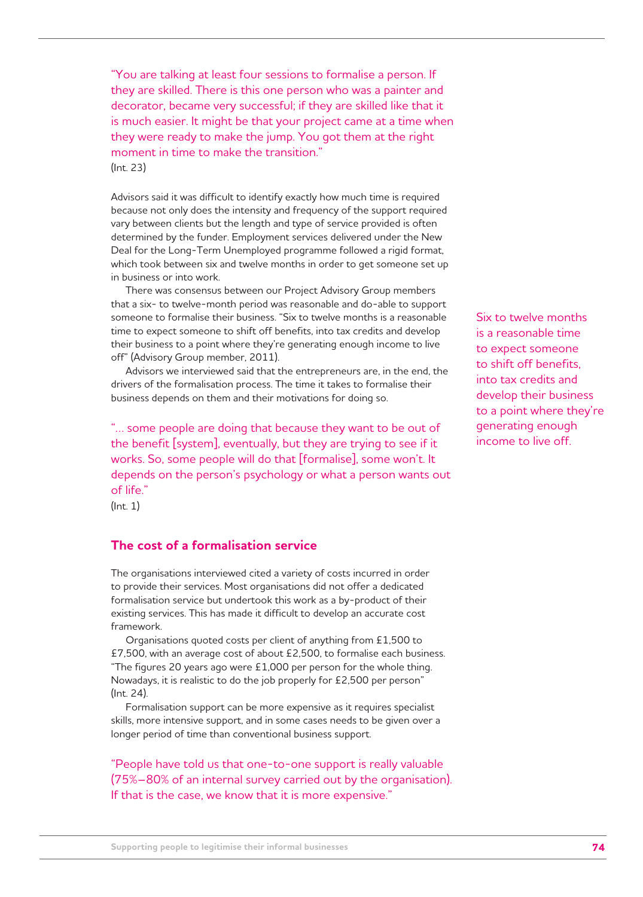"You are talking at least four sessions to formalise a person. If they are skilled. There is this one person who was a painter and decorator, became very successful; if they are skilled like that it is much easier. It might be that your project came at a time when they were ready to make the jump. You got them at the right moment in time to make the transition."
(Int. 23)

Advisors said it was difficult to identify exactly how much time is required because not only does the intensity and frequency of the support required vary between clients but the length and type of service provided is often determined by the funder. Employment services delivered under the New Deal for the Long-Term Unemployed programme followed a rigid format, which took between six and twelve months in order to get someone set up in business or into work.

There was consensus between our Project Advisory Group members that a six- to twelve-month period was reasonable and do-able to support someone to formalise their business. "Six to twelve months is a reasonable time to expect someone to shift off benefits, into tax credits and develop their business to a point where they're generating enough income to live off" (Advisory Group member, 2011).

Advisors we interviewed said that the entrepreneurs are, in the end, the drivers of the formalisation process. The time it takes to formalise their business depends on them and their motivations for doing so.

"... some people are doing that because they want to be out of the benefit [system], eventually, but they are trying to see if it works. So, some people will do that [formalise], some won't. It depends on the person's psychology or what a person wants out of life."
(Int. 1)

Six to twelve months is a reasonable time to expect someone to shift off benefits, into tax credits and develop their business to a point where they're generating enough income to live off.

## The cost of a formalisation service

The organisations interviewed cited a variety of costs incurred in order to provide their services. Most organisations did not offer a dedicated formalisation service but undertook this work as a by-product of their existing services. This has made it difficult to develop an accurate cost framework.

Organisations quoted costs per client of anything from £1,500 to £7,500, with an average cost of about £2,500, to formalise each business. "The figures 20 years ago were £1,000 per person for the whole thing. Nowadays, it is realistic to do the job properly for £2,500 per person" (Int. 24).

Formalisation support can be more expensive as it requires specialist skills, more intensive support, and in some cases needs to be given over a longer period of time than conventional business support.

"People have told us that one-to-one support is really valuable (75%–80% of an internal survey carried out by the organisation). If that is the case, we know that it is more expensive."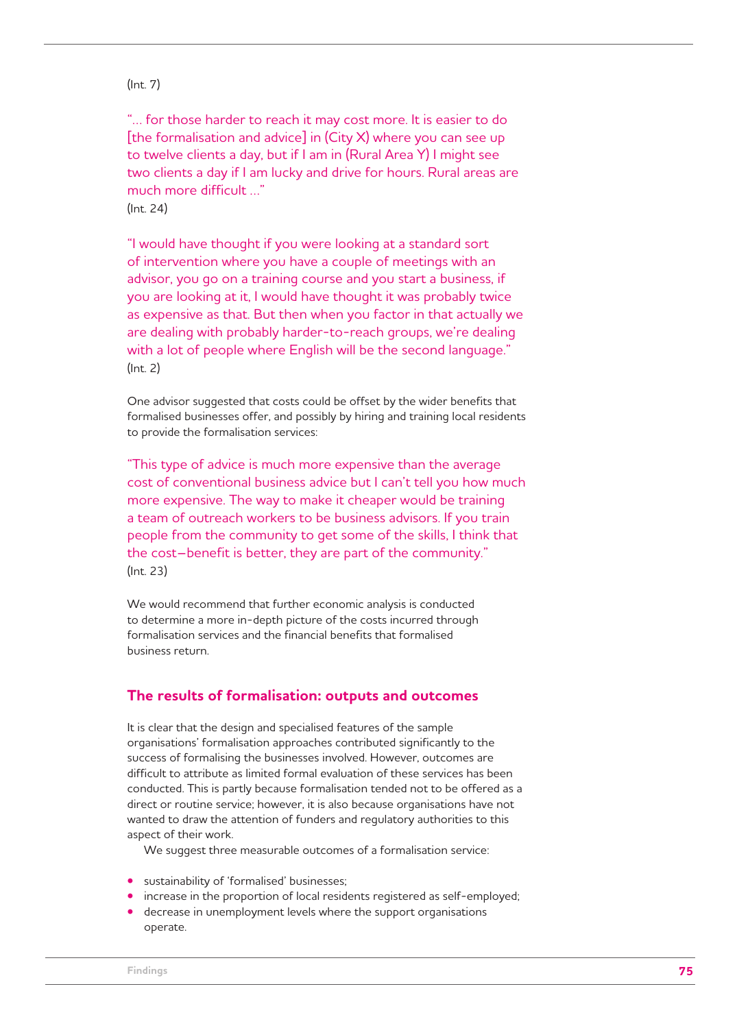(Int. 7)

"… for those harder to reach it may cost more. It is easier to do [the formalisation and advice] in (City X) where you can see up to twelve clients a day, but if I am in (Rural Area Y) I might see two clients a day if I am lucky and drive for hours. Rural areas are much more difficult …"
(Int. 24)

"I would have thought if you were looking at a standard sort of intervention where you have a couple of meetings with an advisor, you go on a training course and you start a business, if you are looking at it, I would have thought it was probably twice as expensive as that. But then when you factor in that actually we are dealing with probably harder-to-reach groups, we're dealing with a lot of people where English will be the second language."
(Int. 2)

One advisor suggested that costs could be offset by the wider benefits that formalised businesses offer, and possibly by hiring and training local residents to provide the formalisation services:

"This type of advice is much more expensive than the average cost of conventional business advice but I can't tell you how much more expensive. The way to make it cheaper would be training a team of outreach workers to be business advisors. If you train people from the community to get some of the skills, I think that the cost–benefit is better, they are part of the community."
(Int. 23)

We would recommend that further economic analysis is conducted to determine a more in-depth picture of the costs incurred through formalisation services and the financial benefits that formalised business return.

## The results of formalisation: outputs and outcomes

It is clear that the design and specialised features of the sample organisations' formalisation approaches contributed significantly to the success of formalising the businesses involved. However, outcomes are difficult to attribute as limited formal evaluation of these services has been conducted. This is partly because formalisation tended not to be offered as a direct or routine service; however, it is also because organisations have not wanted to draw the attention of funders and regulatory authorities to this aspect of their work.

We suggest three measurable outcomes of a formalisation service:

- sustainability of 'formalised' businesses;
- increase in the proportion of local residents registered as self-employed;
- decrease in unemployment levels where the support organisations operate.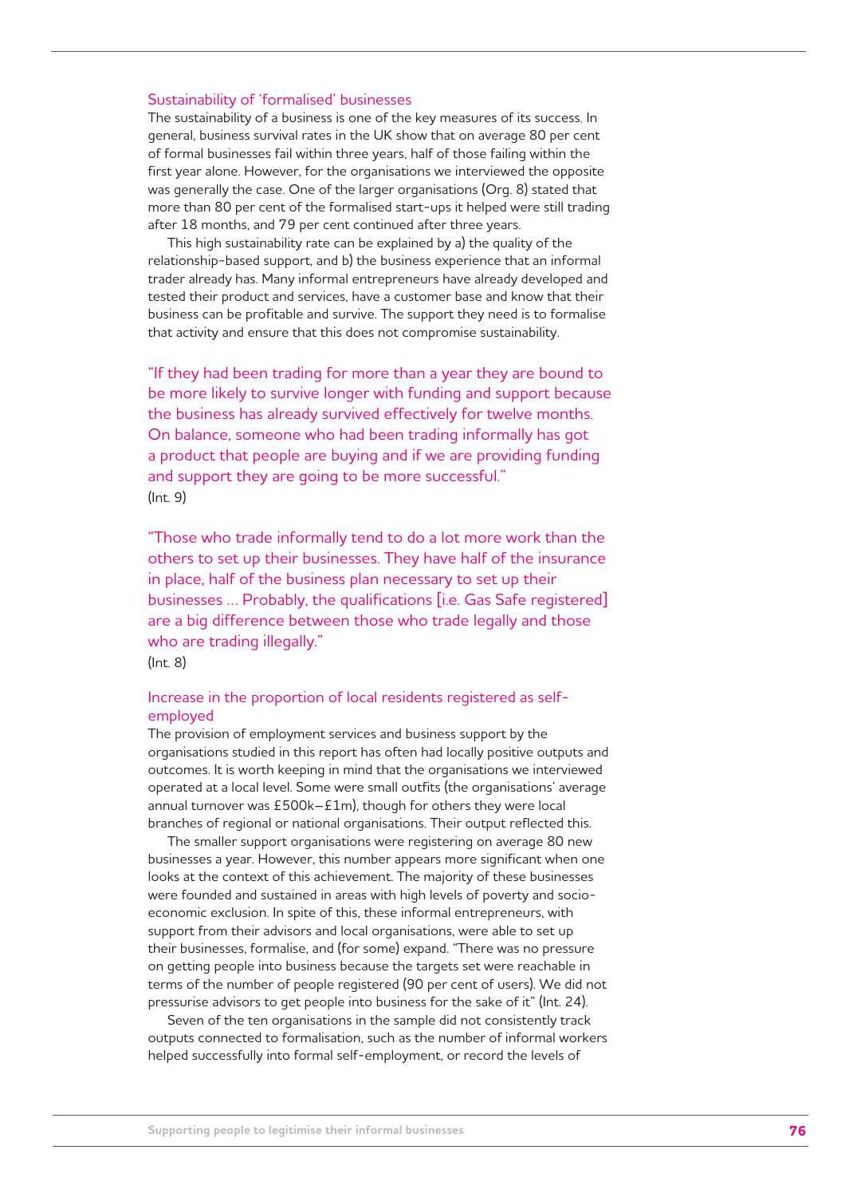### Sustainability of 'formalised' businesses

The sustainability of a business is one of the key measures of its success. In general, business survival rates in the UK show that on average 80 per cent of formal businesses fail within three years, half of those failing within the first year alone. However, for the organisations we interviewed the opposite was generally the case. One of the larger organisations (Org. 8) stated that more than 80 per cent of the formalised start-ups it helped were still trading after 18 months, and 79 per cent continued after three years.

This high sustainability rate can be explained by a) the quality of the relationship-based support, and b) the business experience that an informal trader already has. Many informal entrepreneurs have already developed and tested their product and services, have a customer base and know that their business can be profitable and survive. The support they need is to formalise that activity and ensure that this does not compromise sustainability.

> "If they had been trading for more than a year they are bound to be more likely to survive longer with funding and support because the business has already survived effectively for twelve months. On balance, someone who had been trading informally has got a product that people are buying and if we are providing funding and support they are going to be more successful."
>
> (Int. 9)

> "Those who trade informally tend to do a lot more work than the others to set up their businesses. They have half of the insurance in place, half of the business plan necessary to set up their businesses ... Probably, the qualifications [i.e. Gas Safe registered] are a big difference between those who trade legally and those who are trading illegally."
>
> (Int. 8)

### Increase in the proportion of local residents registered as self-employed

The provision of employment services and business support by the organisations studied in this report has often had locally positive outputs and outcomes. It is worth keeping in mind that the organisations we interviewed operated at a local level. Some were small outfits (the organisations' average annual turnover was £500k–£1m), though for others they were local branches of regional or national organisations. Their output reflected this.

The smaller support organisations were registering on average 80 new businesses a year. However, this number appears more significant when one looks at the context of this achievement. The majority of these businesses were founded and sustained in areas with high levels of poverty and socio-economic exclusion. In spite of this, these informal entrepreneurs, with support from their advisors and local organisations, were able to set up their businesses, formalise, and (for some) expand. "There was no pressure on getting people into business because the targets set were reachable in terms of the number of people registered (90 per cent of users). We did not pressurise advisors to get people into business for the sake of it" (Int. 24).

Seven of the ten organisations in the sample did not consistently track outputs connected to formalisation, such as the number of informal workers helped successfully into formal self-employment, or record the levels of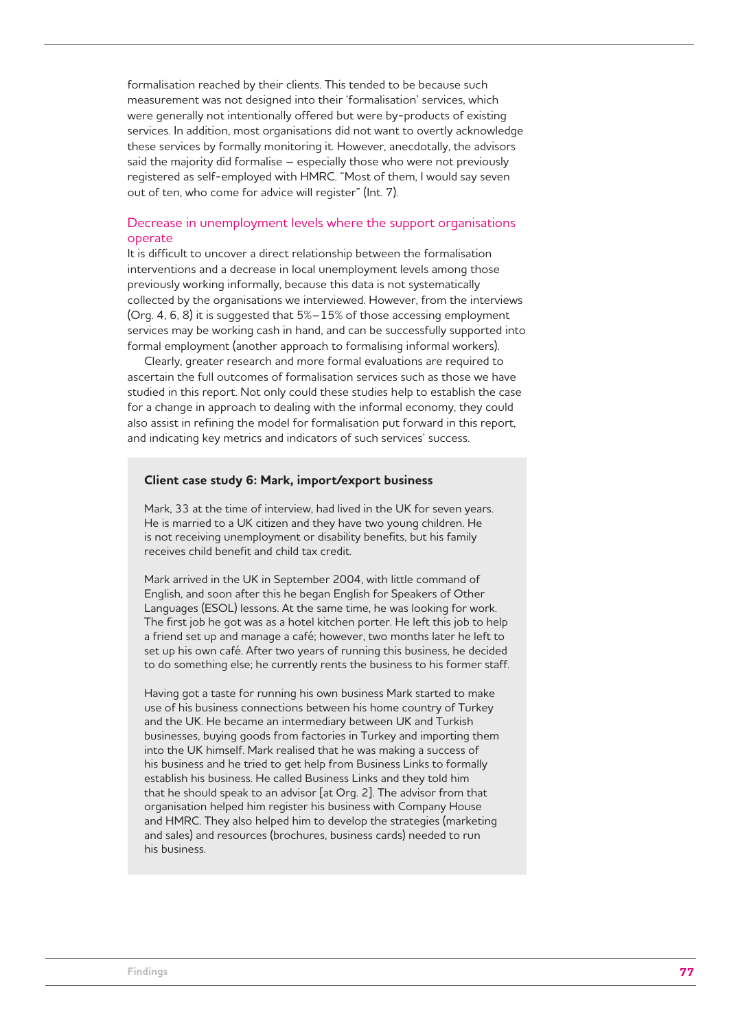formalisation reached by their clients. This tended to be because such measurement was not designed into their 'formalisation' services, which were generally not intentionally offered but were by-products of existing services. In addition, most organisations did not want to overtly acknowledge these services by formally monitoring it. However, anecdotally, the advisors said the majority did formalise – especially those who were not previously registered as self-employed with HMRC. "Most of them, I would say seven out of ten, who come for advice will register" (Int. 7).

### Decrease in unemployment levels where the support organisations operate

It is difficult to uncover a direct relationship between the formalisation interventions and a decrease in local unemployment levels among those previously working informally, because this data is not systematically collected by the organisations we interviewed. However, from the interviews (Org. 4, 6, 8) it is suggested that 5%–15% of those accessing employment services may be working cash in hand, and can be successfully supported into formal employment (another approach to formalising informal workers).

Clearly, greater research and more formal evaluations are required to ascertain the full outcomes of formalisation services such as those we have studied in this report. Not only could these studies help to establish the case for a change in approach to dealing with the informal economy, they could also assist in refining the model for formalisation put forward in this report, and indicating key metrics and indicators of such services' success.

**Client case study 6: Mark, import/export business**

Mark, 33 at the time of interview, had lived in the UK for seven years. He is married to a UK citizen and they have two young children. He is not receiving unemployment or disability benefits, but his family receives child benefit and child tax credit.

Mark arrived in the UK in September 2004, with little command of English, and soon after this he began English for Speakers of Other Languages (ESOL) lessons. At the same time, he was looking for work. The first job he got was as a hotel kitchen porter. He left this job to help a friend set up and manage a café; however, two months later he left to set up his own café. After two years of running this business, he decided to do something else; he currently rents the business to his former staff.

Having got a taste for running his own business Mark started to make use of his business connections between his home country of Turkey and the UK. He became an intermediary between UK and Turkish businesses, buying goods from factories in Turkey and importing them into the UK himself. Mark realised that he was making a success of his business and he tried to get help from Business Links to formally establish his business. He called Business Links and they told him that he should speak to an advisor [at Org. 2]. The advisor from that organisation helped him register his business with Company House and HMRC. They also helped him to develop the strategies (marketing and sales) and resources (brochures, business cards) needed to run his business.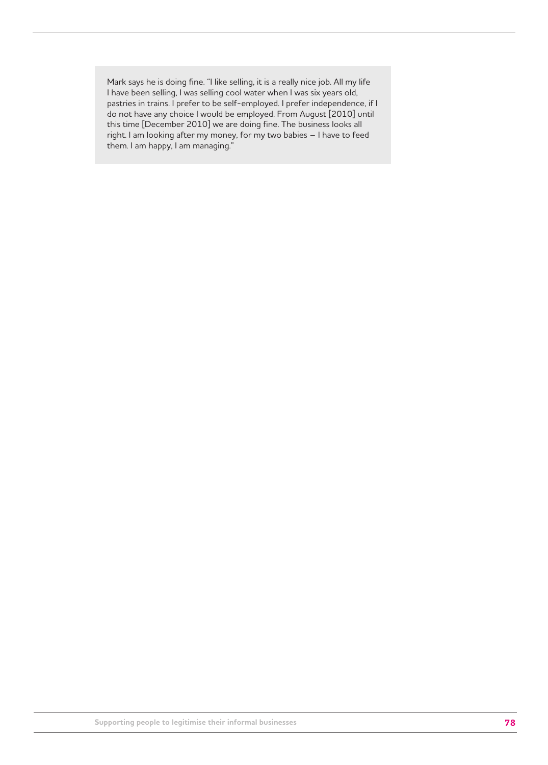> Mark says he is doing fine. "I like selling, it is a really nice job. All my life I have been selling, I was selling cool water when I was six years old, pastries in trains. I prefer to be self-employed. I prefer independence, if I do not have any choice I would be employed. From August [2010] until this time [December 2010] we are doing fine. The business looks all right. I am looking after my money, for my two babies – I have to feed them. I am happy, I am managing."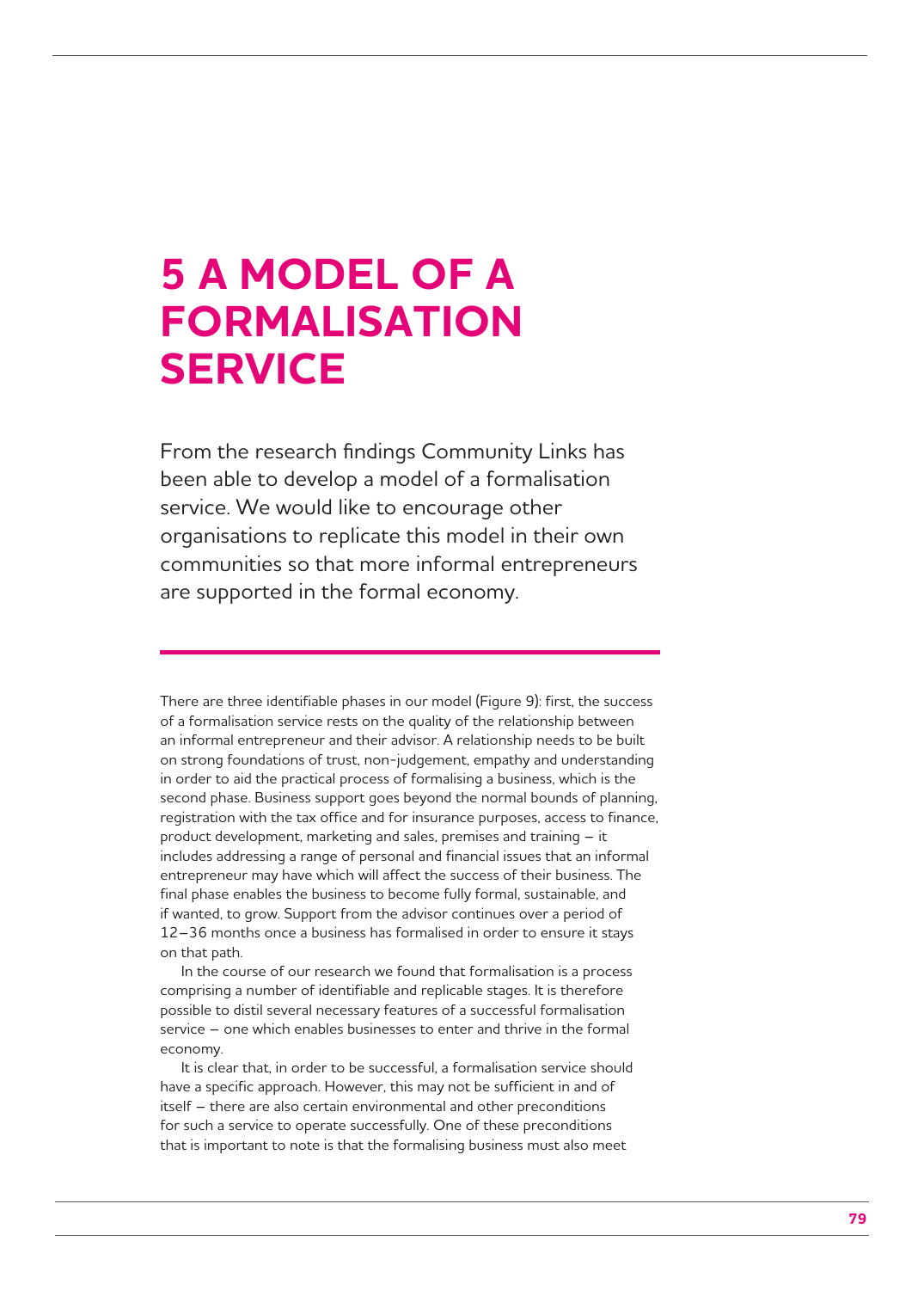# 5 A MODEL OF A FORMALISATION SERVICE

From the research findings Community Links has been able to develop a model of a formalisation service. We would like to encourage other organisations to replicate this model in their own communities so that more informal entrepreneurs are supported in the formal economy.

There are three identifiable phases in our model (Figure 9): first, the success of a formalisation service rests on the quality of the relationship between an informal entrepreneur and their advisor. A relationship needs to be built on strong foundations of trust, non-judgement, empathy and understanding in order to aid the practical process of formalising a business, which is the second phase. Business support goes beyond the normal bounds of planning, registration with the tax office and for insurance purposes, access to finance, product development, marketing and sales, premises and training – it includes addressing a range of personal and financial issues that an informal entrepreneur may have which will affect the success of their business. The final phase enables the business to become fully formal, sustainable, and if wanted, to grow. Support from the advisor continues over a period of 12–36 months once a business has formalised in order to ensure it stays on that path.

In the course of our research we found that formalisation is a process comprising a number of identifiable and replicable stages. It is therefore possible to distil several necessary features of a successful formalisation service – one which enables businesses to enter and thrive in the formal economy.

It is clear that, in order to be successful, a formalisation service should have a specific approach. However, this may not be sufficient in and of itself – there are also certain environmental and other preconditions for such a service to operate successfully. One of these preconditions that is important to note is that the formalising business must also meet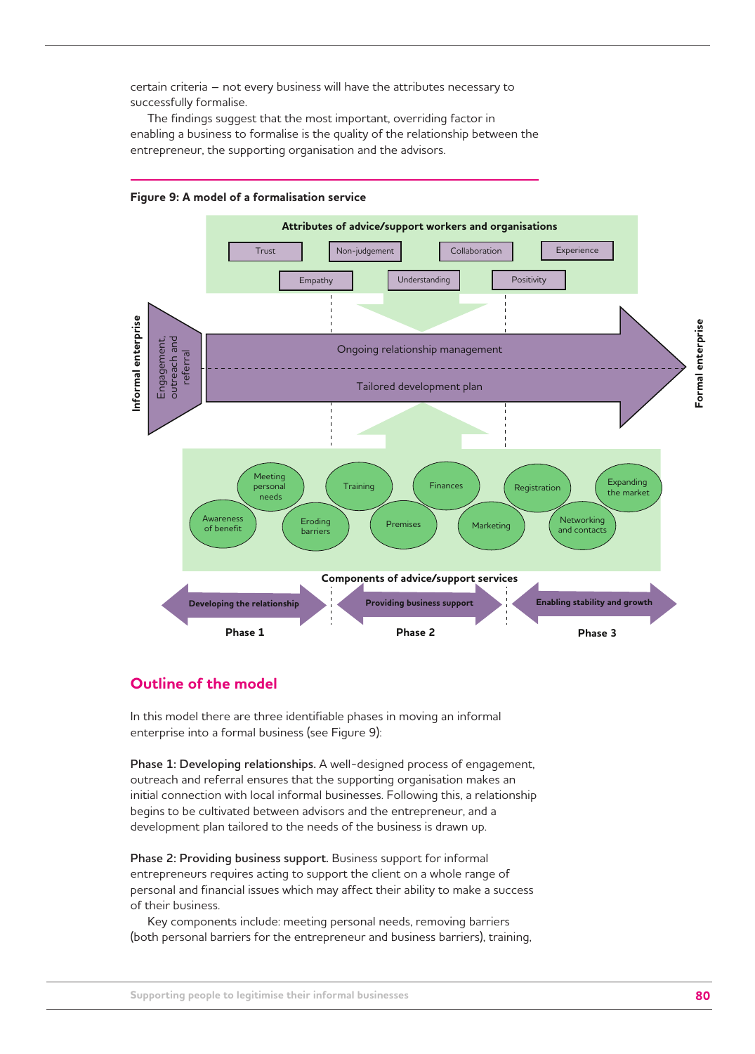certain criteria – not every business will have the attributes necessary to successfully formalise.

The findings suggest that the most important, overriding factor in enabling a business to formalise is the quality of the relationship between the entrepreneur, the supporting organisation and the advisors.

**Figure 9: A model of a formalisation service**

**Attributes of advice/support workers and organisations**

Trust | Non-judgement | Collaboration | Experience | Empathy | Understanding | Positivity

Informal enterprise → Engagement, outreach and referral → Ongoing relationship management / Tailored development plan → Formal enterprise

Meeting personal needs | Training | Finances | Registration | Expanding the market | Awareness of benefit | Eroding barriers | Premises | Marketing | Networking and contacts

**Components of advice/support services**

| **Developing the relationship** | **Providing business support** | **Enabling stability and growth** |
|---|---|---|
| **Phase 1** | **Phase 2** | **Phase 3** |

## Outline of the model

In this model there are three identifiable phases in moving an informal enterprise into a formal business (see Figure 9):

**Phase 1: Developing relationships.** A well-designed process of engagement, outreach and referral ensures that the supporting organisation makes an initial connection with local informal businesses. Following this, a relationship begins to be cultivated between advisors and the entrepreneur, and a development plan tailored to the needs of the business is drawn up.

**Phase 2: Providing business support.** Business support for informal entrepreneurs requires acting to support the client on a whole range of personal and financial issues which may affect their ability to make a success of their business.

Key components include: meeting personal needs, removing barriers (both personal barriers for the entrepreneur and business barriers), training,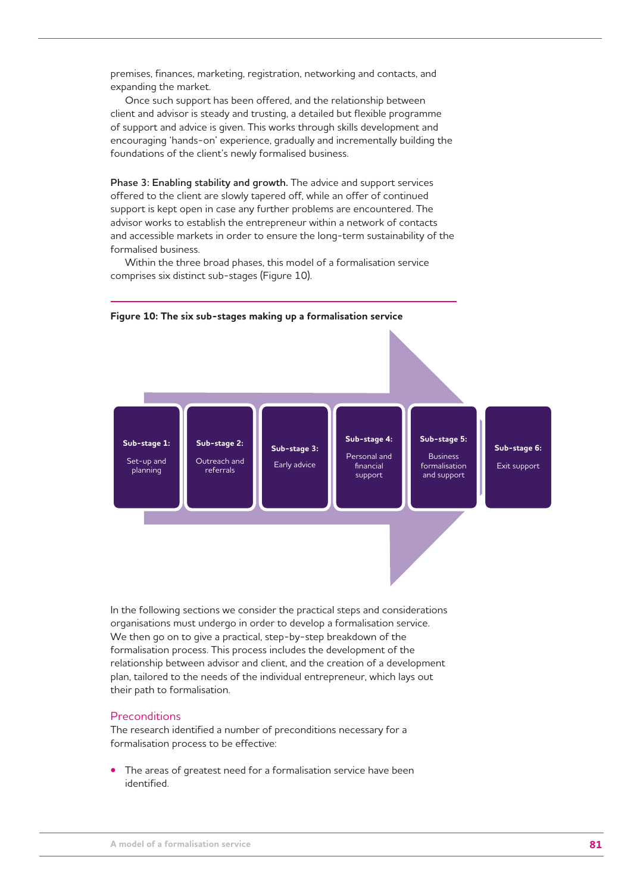premises, finances, marketing, registration, networking and contacts, and expanding the market.

Once such support has been offered, and the relationship between client and advisor is steady and trusting, a detailed but flexible programme of support and advice is given. This works through skills development and encouraging 'hands-on' experience, gradually and incrementally building the foundations of the client's newly formalised business.

**Phase 3: Enabling stability and growth.** The advice and support services offered to the client are slowly tapered off, while an offer of continued support is kept open in case any further problems are encountered. The advisor works to establish the entrepreneur within a network of contacts and accessible markets in order to ensure the long-term sustainability of the formalised business.

Within the three broad phases, this model of a formalisation service comprises six distinct sub-stages (Figure 10).

**Figure 10: The six sub-stages making up a formalisation service**

**Sub-stage 1:** Set-up and planning

**Sub-stage 2:** Outreach and referrals

**Sub-stage 3:** Early advice

**Sub-stage 4:** Personal and financial support

**Sub-stage 5:** Business formalisation and support

**Sub-stage 6:** Exit support

In the following sections we consider the practical steps and considerations organisations must undergo in order to develop a formalisation service. We then go on to give a practical, step-by-step breakdown of the formalisation process. This process includes the development of the relationship between advisor and client, and the creation of a development plan, tailored to the needs of the individual entrepreneur, which lays out their path to formalisation.

## Preconditions

The research identified a number of preconditions necessary for a formalisation process to be effective:

- The areas of greatest need for a formalisation service have been identified.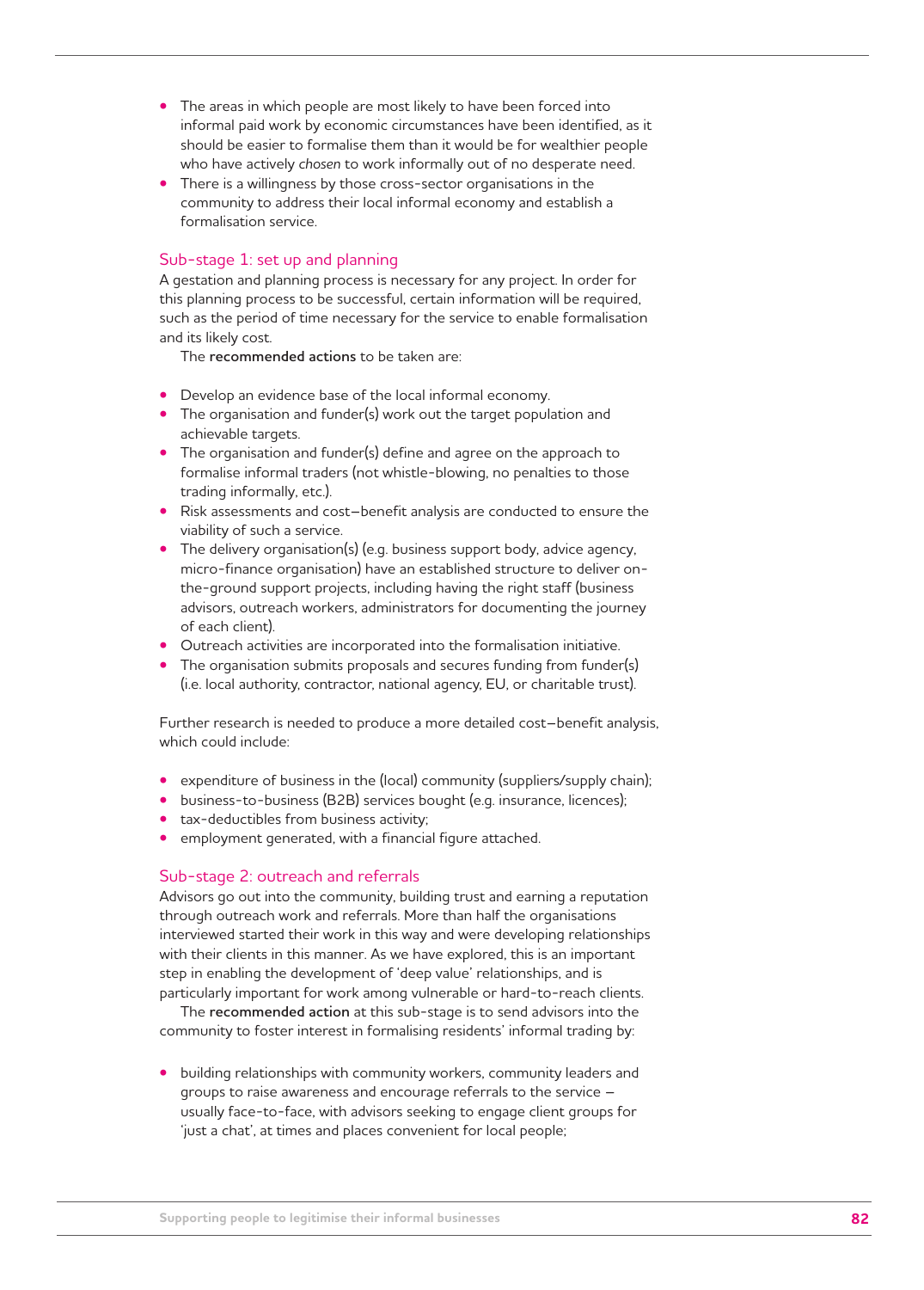- The areas in which people are most likely to have been forced into informal paid work by economic circumstances have been identified, as it should be easier to formalise them than it would be for wealthier people who have actively *chosen* to work informally out of no desperate need.
- There is a willingness by those cross-sector organisations in the community to address their local informal economy and establish a formalisation service.

### Sub-stage 1: set up and planning

A gestation and planning process is necessary for any project. In order for this planning process to be successful, certain information will be required, such as the period of time necessary for the service to enable formalisation and its likely cost.

The **recommended actions** to be taken are:

- Develop an evidence base of the local informal economy.
- The organisation and funder(s) work out the target population and achievable targets.
- The organisation and funder(s) define and agree on the approach to formalise informal traders (not whistle-blowing, no penalties to those trading informally, etc.).
- Risk assessments and cost–benefit analysis are conducted to ensure the viability of such a service.
- The delivery organisation(s) (e.g. business support body, advice agency, micro-finance organisation) have an established structure to deliver on-the-ground support projects, including having the right staff (business advisors, outreach workers, administrators for documenting the journey of each client).
- Outreach activities are incorporated into the formalisation initiative.
- The organisation submits proposals and secures funding from funder(s) (i.e. local authority, contractor, national agency, EU, or charitable trust).

Further research is needed to produce a more detailed cost–benefit analysis, which could include:

- expenditure of business in the (local) community (suppliers/supply chain);
- business-to-business (B2B) services bought (e.g. insurance, licences);
- tax-deductibles from business activity;
- employment generated, with a financial figure attached.

### Sub-stage 2: outreach and referrals

Advisors go out into the community, building trust and earning a reputation through outreach work and referrals. More than half the organisations interviewed started their work in this way and were developing relationships with their clients in this manner. As we have explored, this is an important step in enabling the development of 'deep value' relationships, and is particularly important for work among vulnerable or hard-to-reach clients.

The **recommended action** at this sub-stage is to send advisors into the community to foster interest in formalising residents' informal trading by:

- building relationships with community workers, community leaders and groups to raise awareness and encourage referrals to the service – usually face-to-face, with advisors seeking to engage client groups for 'just a chat', at times and places convenient for local people;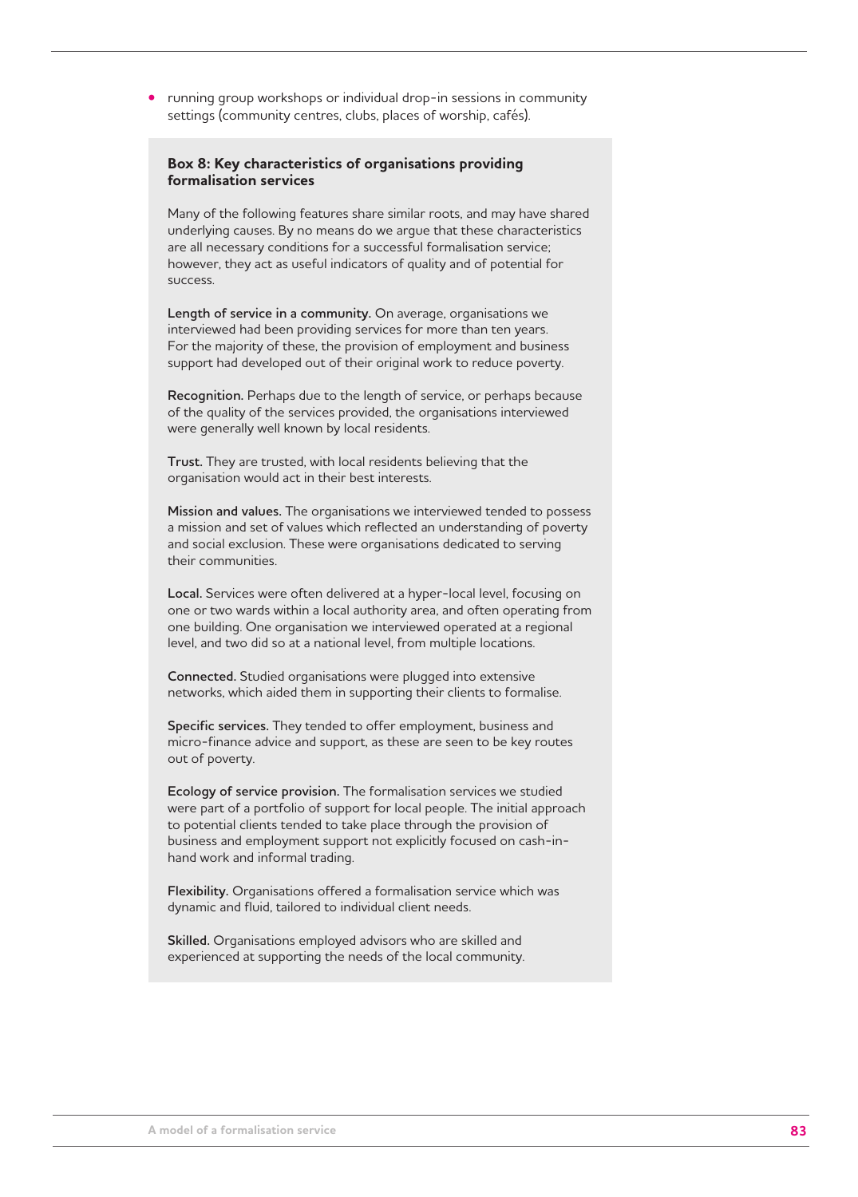- running group workshops or individual drop-in sessions in community settings (community centres, clubs, places of worship, cafés).

**Box 8: Key characteristics of organisations providing formalisation services**

Many of the following features share similar roots, and may have shared underlying causes. By no means do we argue that these characteristics are all necessary conditions for a successful formalisation service; however, they act as useful indicators of quality and of potential for success.

**Length of service in a community.** On average, organisations we interviewed had been providing services for more than ten years. For the majority of these, the provision of employment and business support had developed out of their original work to reduce poverty.

**Recognition.** Perhaps due to the length of service, or perhaps because of the quality of the services provided, the organisations interviewed were generally well known by local residents.

**Trust.** They are trusted, with local residents believing that the organisation would act in their best interests.

**Mission and values.** The organisations we interviewed tended to possess a mission and set of values which reflected an understanding of poverty and social exclusion. These were organisations dedicated to serving their communities.

**Local.** Services were often delivered at a hyper-local level, focusing on one or two wards within a local authority area, and often operating from one building. One organisation we interviewed operated at a regional level, and two did so at a national level, from multiple locations.

**Connected.** Studied organisations were plugged into extensive networks, which aided them in supporting their clients to formalise.

**Specific services.** They tended to offer employment, business and micro-finance advice and support, as these are seen to be key routes out of poverty.

**Ecology of service provision.** The formalisation services we studied were part of a portfolio of support for local people. The initial approach to potential clients tended to take place through the provision of business and employment support not explicitly focused on cash-in-hand work and informal trading.

**Flexibility.** Organisations offered a formalisation service which was dynamic and fluid, tailored to individual client needs.

**Skilled.** Organisations employed advisors who are skilled and experienced at supporting the needs of the local community.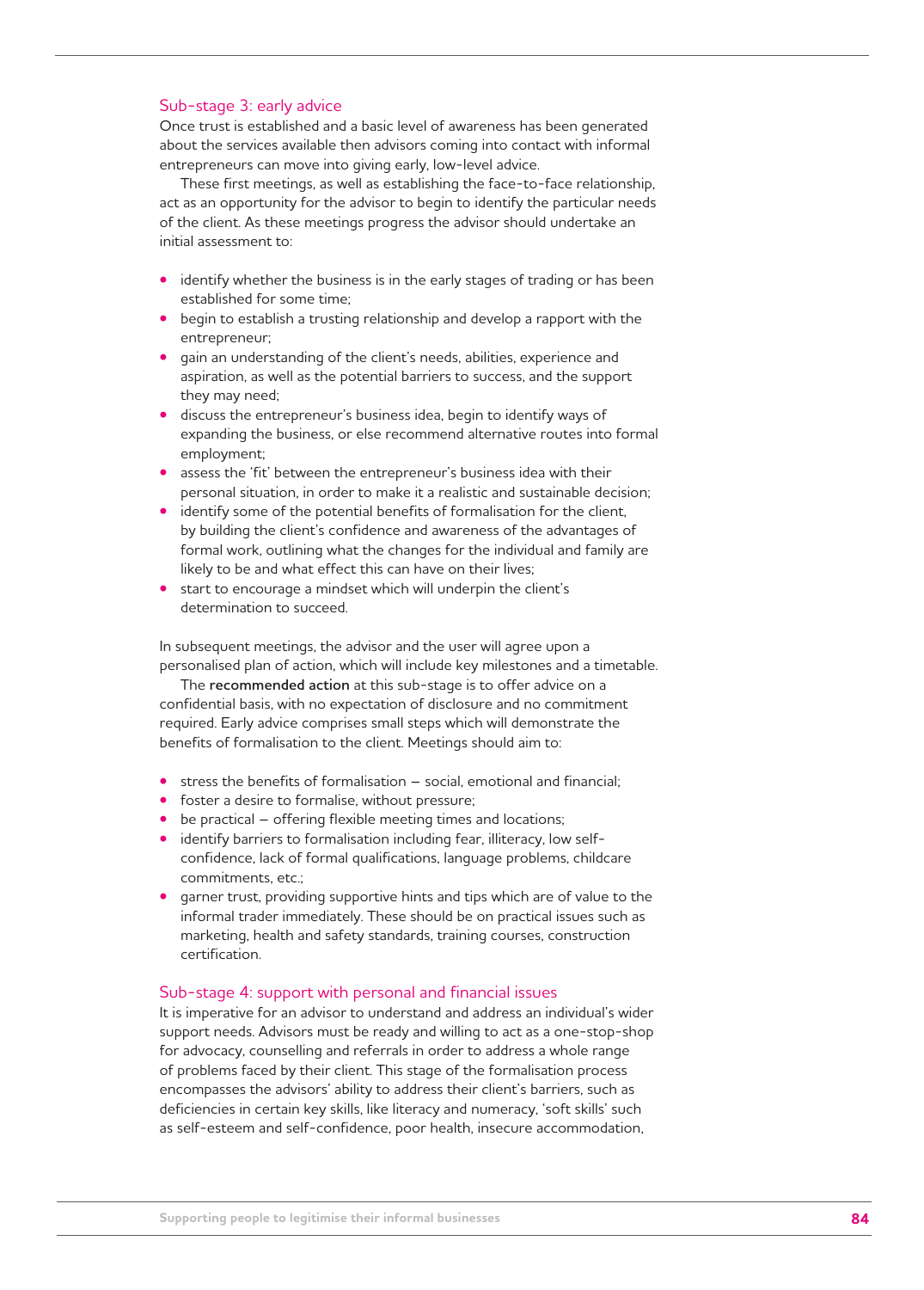### Sub-stage 3: early advice

Once trust is established and a basic level of awareness has been generated about the services available then advisors coming into contact with informal entrepreneurs can move into giving early, low-level advice.

These first meetings, as well as establishing the face-to-face relationship, act as an opportunity for the advisor to begin to identify the particular needs of the client. As these meetings progress the advisor should undertake an initial assessment to:

- identify whether the business is in the early stages of trading or has been established for some time;
- begin to establish a trusting relationship and develop a rapport with the entrepreneur;
- gain an understanding of the client's needs, abilities, experience and aspiration, as well as the potential barriers to success, and the support they may need;
- discuss the entrepreneur's business idea, begin to identify ways of expanding the business, or else recommend alternative routes into formal employment;
- assess the 'fit' between the entrepreneur's business idea with their personal situation, in order to make it a realistic and sustainable decision;
- identify some of the potential benefits of formalisation for the client, by building the client's confidence and awareness of the advantages of formal work, outlining what the changes for the individual and family are likely to be and what effect this can have on their lives;
- start to encourage a mindset which will underpin the client's determination to succeed.

In subsequent meetings, the advisor and the user will agree upon a personalised plan of action, which will include key milestones and a timetable.

The **recommended action** at this sub-stage is to offer advice on a confidential basis, with no expectation of disclosure and no commitment required. Early advice comprises small steps which will demonstrate the benefits of formalisation to the client. Meetings should aim to:

- stress the benefits of formalisation – social, emotional and financial;
- foster a desire to formalise, without pressure;
- be practical – offering flexible meeting times and locations;
- identify barriers to formalisation including fear, illiteracy, low self-confidence, lack of formal qualifications, language problems, childcare commitments, etc.;
- garner trust, providing supportive hints and tips which are of value to the informal trader immediately. These should be on practical issues such as marketing, health and safety standards, training courses, construction certification.

### Sub-stage 4: support with personal and financial issues

It is imperative for an advisor to understand and address an individual's wider support needs. Advisors must be ready and willing to act as a one-stop-shop for advocacy, counselling and referrals in order to address a whole range of problems faced by their client. This stage of the formalisation process encompasses the advisors' ability to address their client's barriers, such as deficiencies in certain key skills, like literacy and numeracy, 'soft skills' such as self-esteem and self-confidence, poor health, insecure accommodation,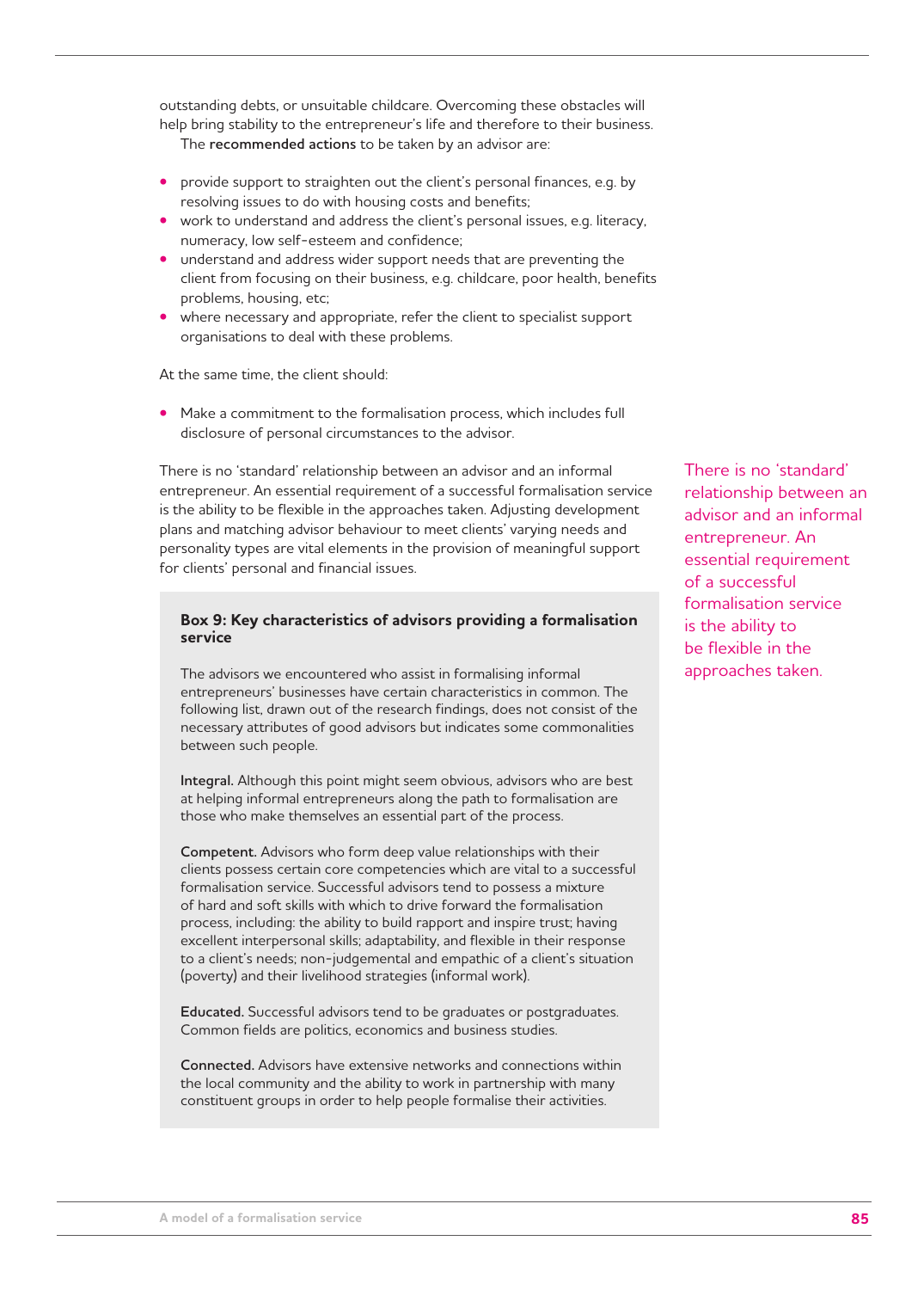outstanding debts, or unsuitable childcare. Overcoming these obstacles will help bring stability to the entrepreneur's life and therefore to their business.

The **recommended actions** to be taken by an advisor are:

- provide support to straighten out the client's personal finances, e.g. by resolving issues to do with housing costs and benefits;
- work to understand and address the client's personal issues, e.g. literacy, numeracy, low self-esteem and confidence;
- understand and address wider support needs that are preventing the client from focusing on their business, e.g. childcare, poor health, benefits problems, housing, etc;
- where necessary and appropriate, refer the client to specialist support organisations to deal with these problems.

At the same time, the client should:

- Make a commitment to the formalisation process, which includes full disclosure of personal circumstances to the advisor.

There is no 'standard' relationship between an advisor and an informal entrepreneur. An essential requirement of a successful formalisation service is the ability to be flexible in the approaches taken. Adjusting development plans and matching advisor behaviour to meet clients' varying needs and personality types are vital elements in the provision of meaningful support for clients' personal and financial issues.

> There is no 'standard' relationship between an advisor and an informal entrepreneur. An essential requirement of a successful formalisation service is the ability to be flexible in the approaches taken.

**Box 9: Key characteristics of advisors providing a formalisation service**

The advisors we encountered who assist in formalising informal entrepreneurs' businesses have certain characteristics in common. The following list, drawn out of the research findings, does not consist of the necessary attributes of good advisors but indicates some commonalities between such people.

**Integral.** Although this point might seem obvious, advisors who are best at helping informal entrepreneurs along the path to formalisation are those who make themselves an essential part of the process.

**Competent.** Advisors who form deep value relationships with their clients possess certain core competencies which are vital to a successful formalisation service. Successful advisors tend to possess a mixture of hard and soft skills with which to drive forward the formalisation process, including: the ability to build rapport and inspire trust; having excellent interpersonal skills; adaptability, and flexible in their response to a client's needs; non-judgemental and empathic of a client's situation (poverty) and their livelihood strategies (informal work).

**Educated.** Successful advisors tend to be graduates or postgraduates. Common fields are politics, economics and business studies.

**Connected.** Advisors have extensive networks and connections within the local community and the ability to work in partnership with many constituent groups in order to help people formalise their activities.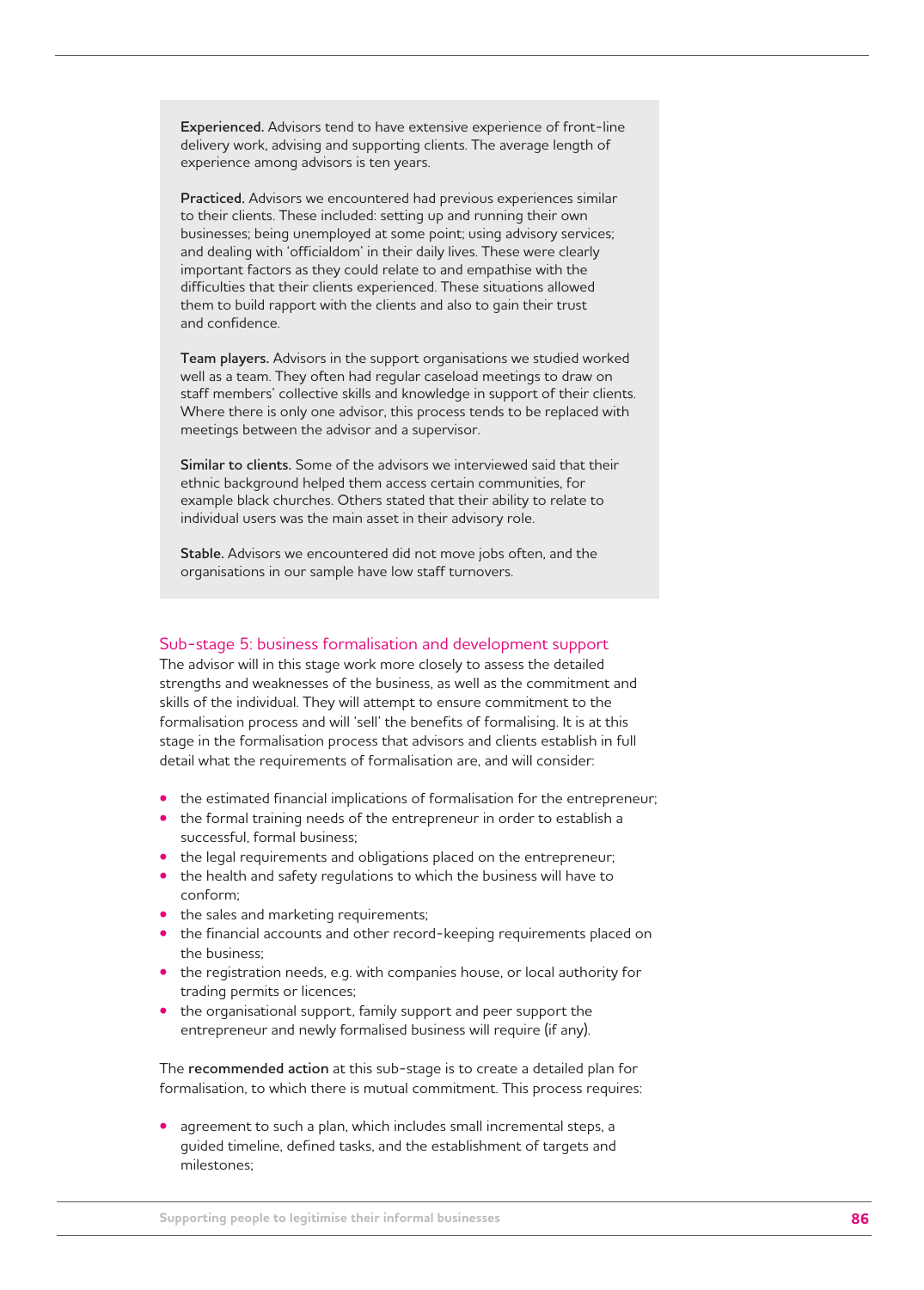**Experienced.** Advisors tend to have extensive experience of front-line delivery work, advising and supporting clients. The average length of experience among advisors is ten years.

**Practiced.** Advisors we encountered had previous experiences similar to their clients. These included: setting up and running their own businesses; being unemployed at some point; using advisory services; and dealing with 'officialdom' in their daily lives. These were clearly important factors as they could relate to and empathise with the difficulties that their clients experienced. These situations allowed them to build rapport with the clients and also to gain their trust and confidence.

**Team players.** Advisors in the support organisations we studied worked well as a team. They often had regular caseload meetings to draw on staff members' collective skills and knowledge in support of their clients. Where there is only one advisor, this process tends to be replaced with meetings between the advisor and a supervisor.

**Similar to clients.** Some of the advisors we interviewed said that their ethnic background helped them access certain communities, for example black churches. Others stated that their ability to relate to individual users was the main asset in their advisory role.

**Stable.** Advisors we encountered did not move jobs often, and the organisations in our sample have low staff turnovers.

### Sub-stage 5: business formalisation and development support

The advisor will in this stage work more closely to assess the detailed strengths and weaknesses of the business, as well as the commitment and skills of the individual. They will attempt to ensure commitment to the formalisation process and will 'sell' the benefits of formalising. It is at this stage in the formalisation process that advisors and clients establish in full detail what the requirements of formalisation are, and will consider:

- the estimated financial implications of formalisation for the entrepreneur;
- the formal training needs of the entrepreneur in order to establish a successful, formal business;
- the legal requirements and obligations placed on the entrepreneur;
- the health and safety regulations to which the business will have to conform;
- the sales and marketing requirements;
- the financial accounts and other record-keeping requirements placed on the business;
- the registration needs, e.g. with companies house, or local authority for trading permits or licences;
- the organisational support, family support and peer support the entrepreneur and newly formalised business will require (if any).

The **recommended action** at this sub-stage is to create a detailed plan for formalisation, to which there is mutual commitment. This process requires:

- agreement to such a plan, which includes small incremental steps, a guided timeline, defined tasks, and the establishment of targets and milestones;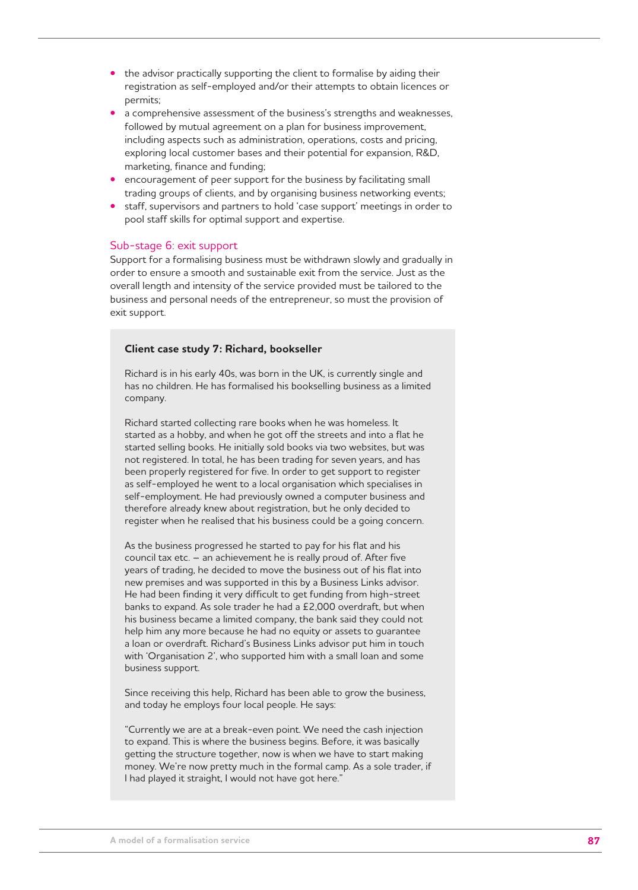- the advisor practically supporting the client to formalise by aiding their registration as self-employed and/or their attempts to obtain licences or permits;
- a comprehensive assessment of the business's strengths and weaknesses, followed by mutual agreement on a plan for business improvement, including aspects such as administration, operations, costs and pricing, exploring local customer bases and their potential for expansion, R&D, marketing, finance and funding;
- encouragement of peer support for the business by facilitating small trading groups of clients, and by organising business networking events;
- staff, supervisors and partners to hold 'case support' meetings in order to pool staff skills for optimal support and expertise.

### Sub-stage 6: exit support

Support for a formalising business must be withdrawn slowly and gradually in order to ensure a smooth and sustainable exit from the service. Just as the overall length and intensity of the service provided must be tailored to the business and personal needs of the entrepreneur, so must the provision of exit support.

**Client case study 7: Richard, bookseller**

Richard is in his early 40s, was born in the UK, is currently single and has no children. He has formalised his bookselling business as a limited company.

Richard started collecting rare books when he was homeless. It started as a hobby, and when he got off the streets and into a flat he started selling books. He initially sold books via two websites, but was not registered. In total, he has been trading for seven years, and has been properly registered for five. In order to get support to register as self-employed he went to a local organisation which specialises in self-employment. He had previously owned a computer business and therefore already knew about registration, but he only decided to register when he realised that his business could be a going concern.

As the business progressed he started to pay for his flat and his council tax etc. – an achievement he is really proud of. After five years of trading, he decided to move the business out of his flat into new premises and was supported in this by a Business Links advisor. He had been finding it very difficult to get funding from high-street banks to expand. As sole trader he had a £2,000 overdraft, but when his business became a limited company, the bank said they could not help him any more because he had no equity or assets to guarantee a loan or overdraft. Richard's Business Links advisor put him in touch with 'Organisation 2', who supported him with a small loan and some business support.

Since receiving this help, Richard has been able to grow the business, and today he employs four local people. He says:

"Currently we are at a break-even point. We need the cash injection to expand. This is where the business begins. Before, it was basically getting the structure together, now is when we have to start making money. We're now pretty much in the formal camp. As a sole trader, if I had played it straight, I would not have got here."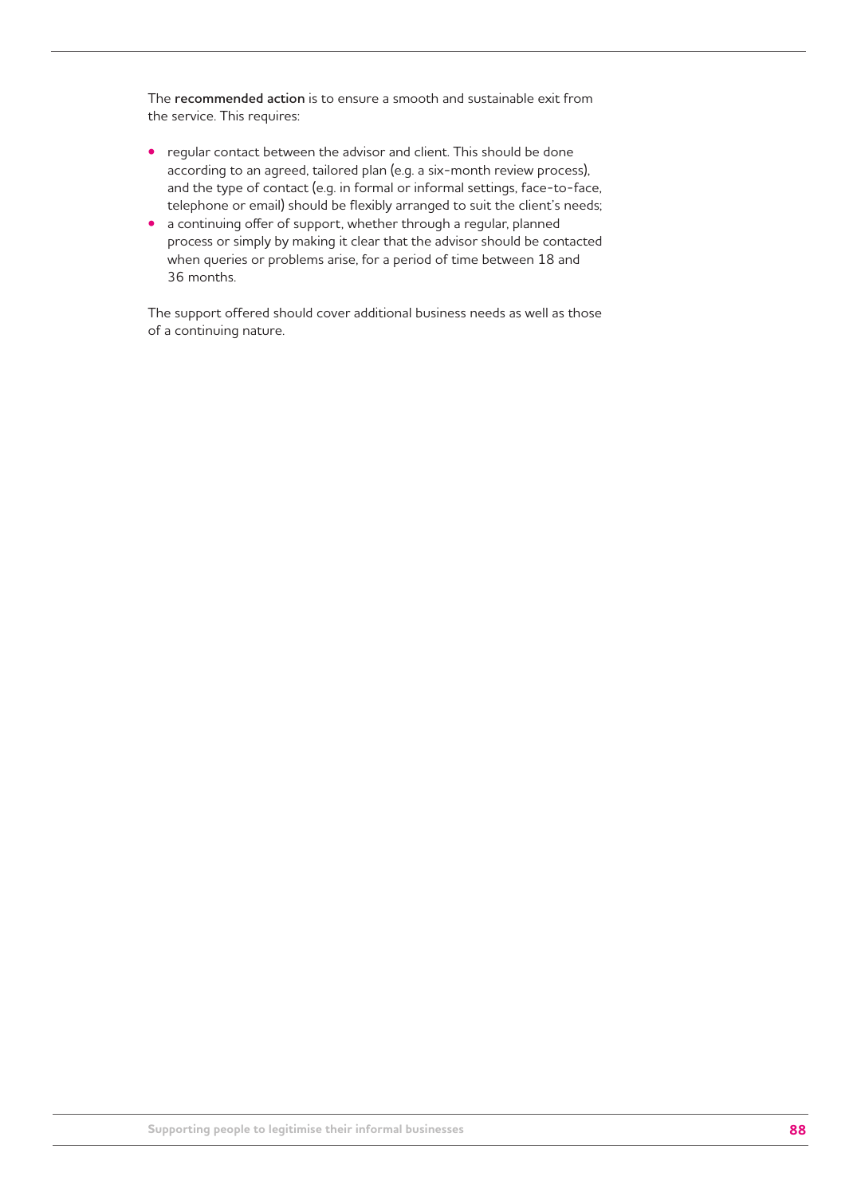The **recommended action** is to ensure a smooth and sustainable exit from the service. This requires:

- regular contact between the advisor and client. This should be done according to an agreed, tailored plan (e.g. a six-month review process), and the type of contact (e.g. in formal or informal settings, face-to-face, telephone or email) should be flexibly arranged to suit the client's needs;
- a continuing offer of support, whether through a regular, planned process or simply by making it clear that the advisor should be contacted when queries or problems arise, for a period of time between 18 and 36 months.

The support offered should cover additional business needs as well as those of a continuing nature.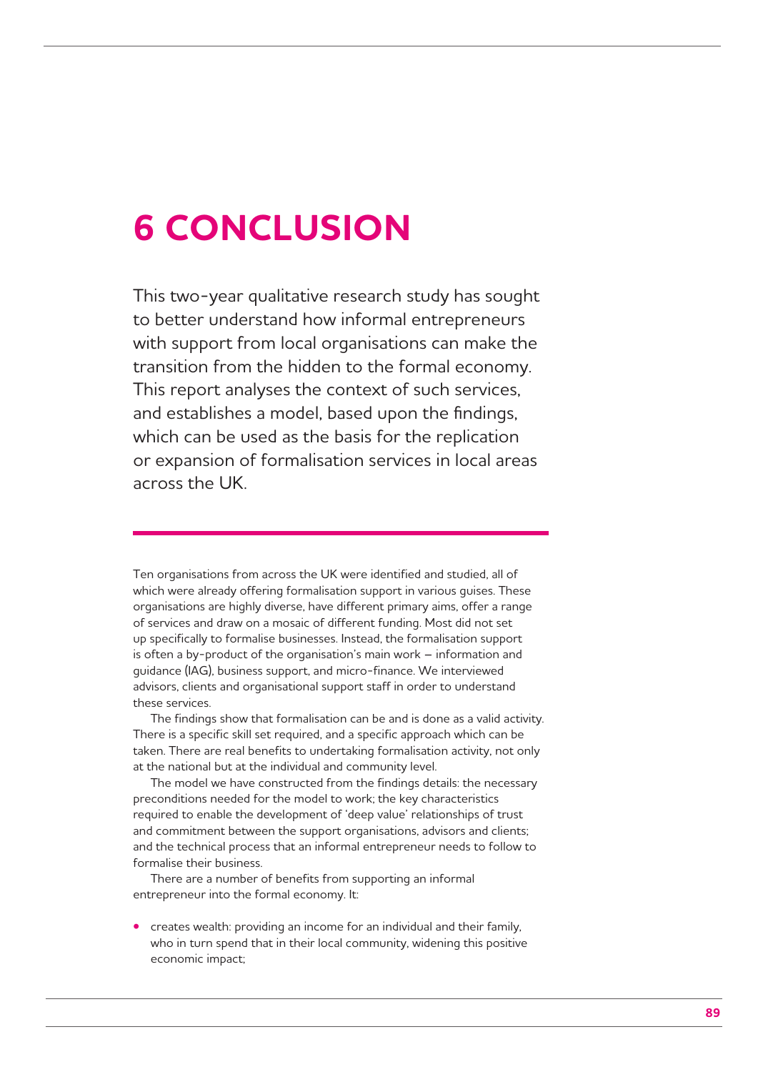# 6 CONCLUSION

This two-year qualitative research study has sought to better understand how informal entrepreneurs with support from local organisations can make the transition from the hidden to the formal economy. This report analyses the context of such services, and establishes a model, based upon the findings, which can be used as the basis for the replication or expansion of formalisation services in local areas across the UK.

Ten organisations from across the UK were identified and studied, all of which were already offering formalisation support in various guises. These organisations are highly diverse, have different primary aims, offer a range of services and draw on a mosaic of different funding. Most did not set up specifically to formalise businesses. Instead, the formalisation support is often a by-product of the organisation's main work – information and guidance (IAG), business support, and micro-finance. We interviewed advisors, clients and organisational support staff in order to understand these services.

The findings show that formalisation can be and is done as a valid activity. There is a specific skill set required, and a specific approach which can be taken. There are real benefits to undertaking formalisation activity, not only at the national but at the individual and community level.

The model we have constructed from the findings details: the necessary preconditions needed for the model to work; the key characteristics required to enable the development of 'deep value' relationships of trust and commitment between the support organisations, advisors and clients; and the technical process that an informal entrepreneur needs to follow to formalise their business.

There are a number of benefits from supporting an informal entrepreneur into the formal economy. It:

- creates wealth: providing an income for an individual and their family, who in turn spend that in their local community, widening this positive economic impact;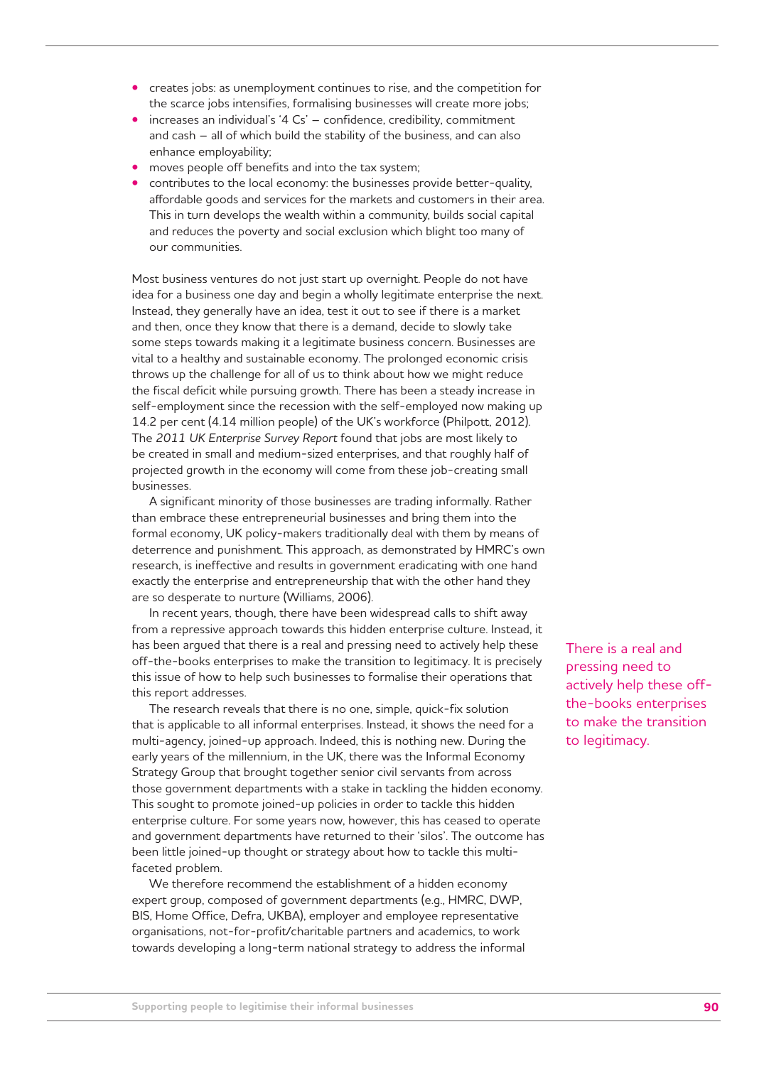- creates jobs: as unemployment continues to rise, and the competition for the scarce jobs intensifies, formalising businesses will create more jobs;
- increases an individual's '4 Cs' – confidence, credibility, commitment and cash – all of which build the stability of the business, and can also enhance employability;
- moves people off benefits and into the tax system;
- contributes to the local economy: the businesses provide better-quality, affordable goods and services for the markets and customers in their area. This in turn develops the wealth within a community, builds social capital and reduces the poverty and social exclusion which blight too many of our communities.

Most business ventures do not just start up overnight. People do not have idea for a business one day and begin a wholly legitimate enterprise the next. Instead, they generally have an idea, test it out to see if there is a market and then, once they know that there is a demand, decide to slowly take some steps towards making it a legitimate business concern. Businesses are vital to a healthy and sustainable economy. The prolonged economic crisis throws up the challenge for all of us to think about how we might reduce the fiscal deficit while pursuing growth. There has been a steady increase in self-employment since the recession with the self-employed now making up 14.2 per cent (4.14 million people) of the UK's workforce (Philpott, 2012). The *2011 UK Enterprise Survey Report* found that jobs are most likely to be created in small and medium-sized enterprises, and that roughly half of projected growth in the economy will come from these job-creating small businesses.

A significant minority of those businesses are trading informally. Rather than embrace these entrepreneurial businesses and bring them into the formal economy, UK policy-makers traditionally deal with them by means of deterrence and punishment. This approach, as demonstrated by HMRC's own research, is ineffective and results in government eradicating with one hand exactly the enterprise and entrepreneurship that with the other hand they are so desperate to nurture (Williams, 2006).

In recent years, though, there have been widespread calls to shift away from a repressive approach towards this hidden enterprise culture. Instead, it has been argued that there is a real and pressing need to actively help these off-the-books enterprises to make the transition to legitimacy. It is precisely this issue of how to help such businesses to formalise their operations that this report addresses.

> There is a real and pressing need to actively help these off-the-books enterprises to make the transition to legitimacy.

The research reveals that there is no one, simple, quick-fix solution that is applicable to all informal enterprises. Instead, it shows the need for a multi-agency, joined-up approach. Indeed, this is nothing new. During the early years of the millennium, in the UK, there was the Informal Economy Strategy Group that brought together senior civil servants from across those government departments with a stake in tackling the hidden economy. This sought to promote joined-up policies in order to tackle this hidden enterprise culture. For some years now, however, this has ceased to operate and government departments have returned to their 'silos'. The outcome has been little joined-up thought or strategy about how to tackle this multi-faceted problem.

We therefore recommend the establishment of a hidden economy expert group, composed of government departments (e.g., HMRC, DWP, BIS, Home Office, Defra, UKBA), employer and employee representative organisations, not-for-profit/charitable partners and academics, to work towards developing a long-term national strategy to address the informal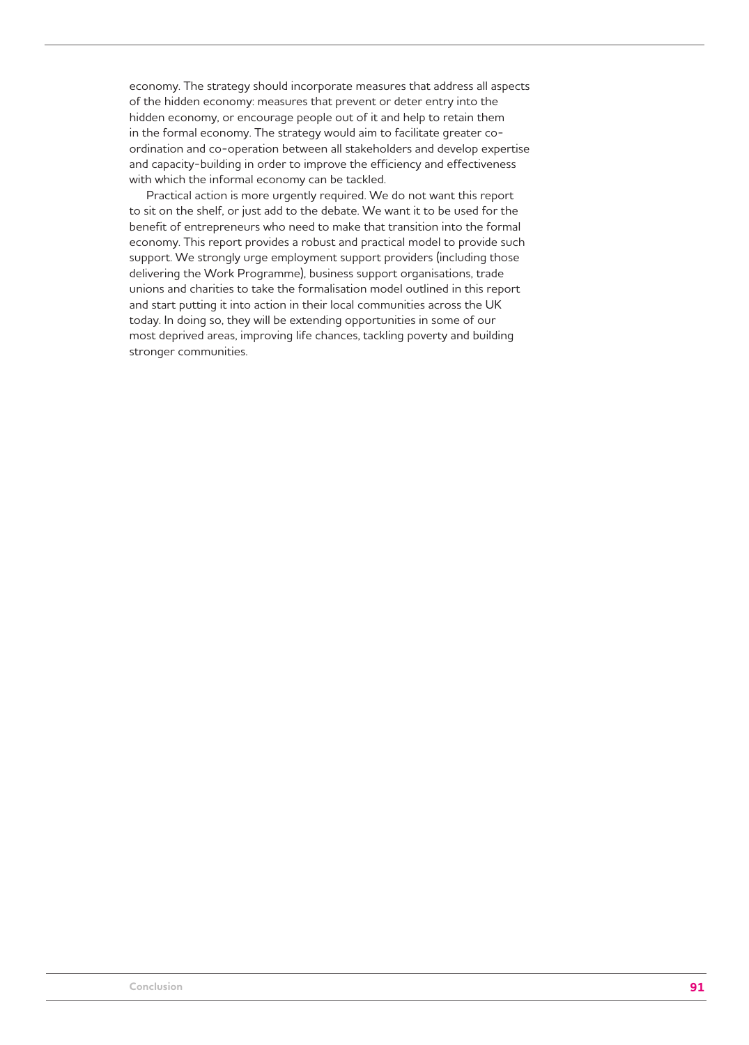economy. The strategy should incorporate measures that address all aspects of the hidden economy: measures that prevent or deter entry into the hidden economy, or encourage people out of it and help to retain them in the formal economy. The strategy would aim to facilitate greater co-ordination and co-operation between all stakeholders and develop expertise and capacity-building in order to improve the efficiency and effectiveness with which the informal economy can be tackled.

Practical action is more urgently required. We do not want this report to sit on the shelf, or just add to the debate. We want it to be used for the benefit of entrepreneurs who need to make that transition into the formal economy. This report provides a robust and practical model to provide such support. We strongly urge employment support providers (including those delivering the Work Programme), business support organisations, trade unions and charities to take the formalisation model outlined in this report and start putting it into action in their local communities across the UK today. In doing so, they will be extending opportunities in some of our most deprived areas, improving life chances, tackling poverty and building stronger communities.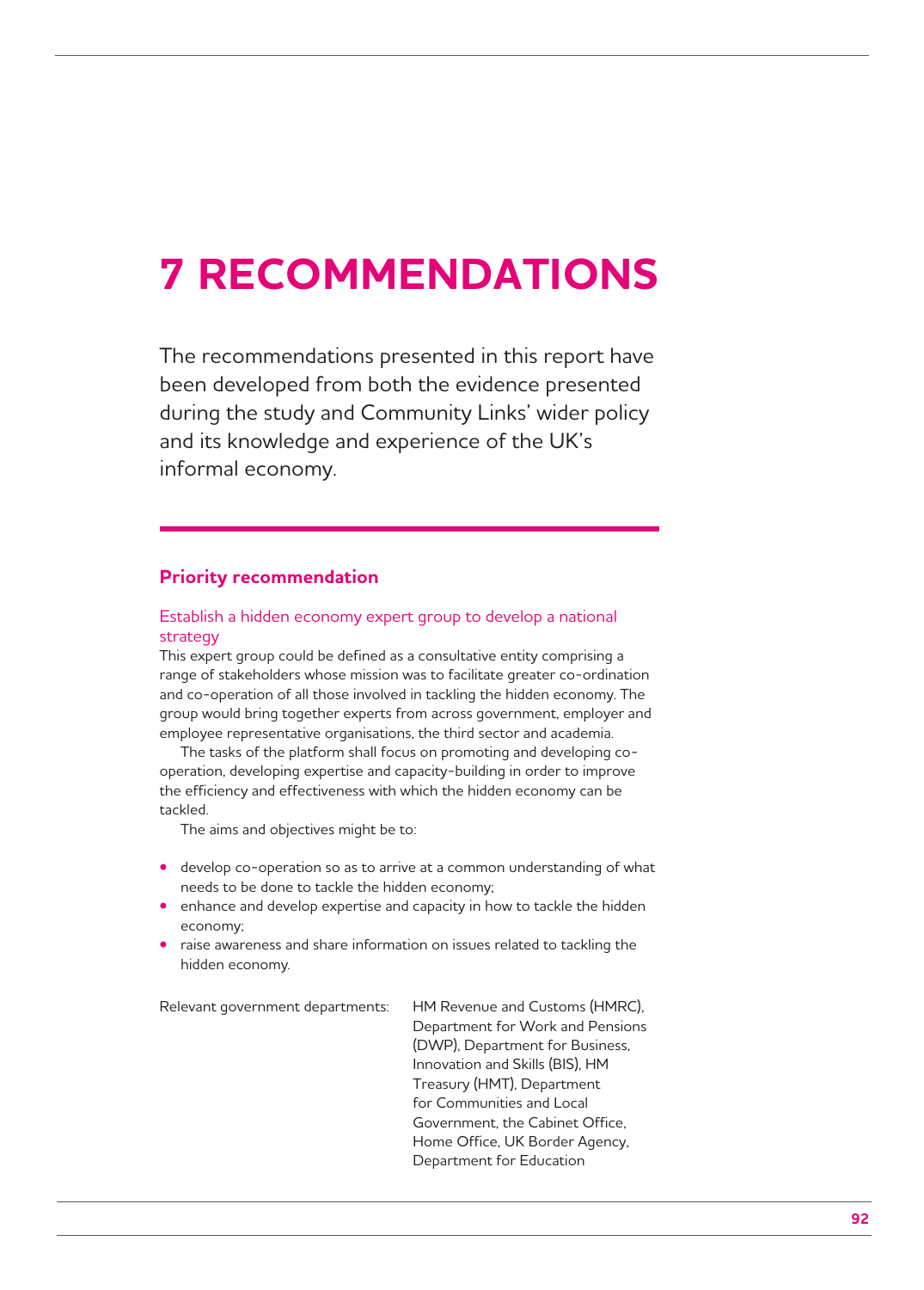# 7 RECOMMENDATIONS

The recommendations presented in this report have been developed from both the evidence presented during the study and Community Links' wider policy and its knowledge and experience of the UK's informal economy.

## Priority recommendation

### Establish a hidden economy expert group to develop a national strategy

This expert group could be defined as a consultative entity comprising a range of stakeholders whose mission was to facilitate greater co-ordination and co-operation of all those involved in tackling the hidden economy. The group would bring together experts from across government, employer and employee representative organisations, the third sector and academia.

The tasks of the platform shall focus on promoting and developing co-operation, developing expertise and capacity-building in order to improve the efficiency and effectiveness with which the hidden economy can be tackled.

The aims and objectives might be to:

- develop co-operation so as to arrive at a common understanding of what needs to be done to tackle the hidden economy;
- enhance and develop expertise and capacity in how to tackle the hidden economy;
- raise awareness and share information on issues related to tackling the hidden economy.

Relevant government departments: HM Revenue and Customs (HMRC), Department for Work and Pensions (DWP), Department for Business, Innovation and Skills (BIS), HM Treasury (HMT), Department for Communities and Local Government, the Cabinet Office, Home Office, UK Border Agency, Department for Education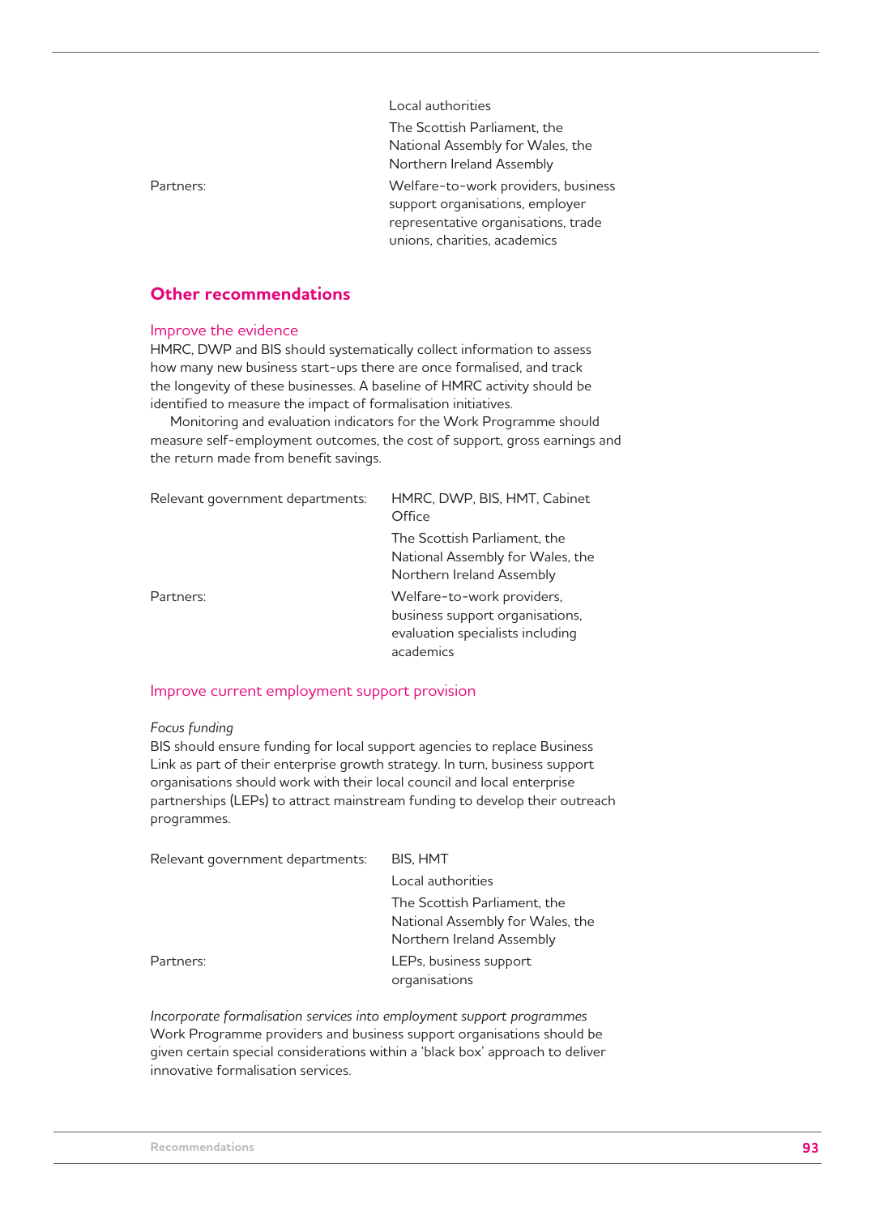| | |
|---|---|
| | Local authorities |
| | The Scottish Parliament, the National Assembly for Wales, the Northern Ireland Assembly |
| Partners: | Welfare-to-work providers, business support organisations, employer representative organisations, trade unions, charities, academics |

## Other recommendations

### Improve the evidence

HMRC, DWP and BIS should systematically collect information to assess how many new business start-ups there are once formalised, and track the longevity of these businesses. A baseline of HMRC activity should be identified to measure the impact of formalisation initiatives.

Monitoring and evaluation indicators for the Work Programme should measure self-employment outcomes, the cost of support, gross earnings and the return made from benefit savings.

| | |
|---|---|
| Relevant government departments: | HMRC, DWP, BIS, HMT, Cabinet Office |
| | The Scottish Parliament, the National Assembly for Wales, the Northern Ireland Assembly |
| Partners: | Welfare-to-work providers, business support organisations, evaluation specialists including academics |

### Improve current employment support provision

*Focus funding*

BIS should ensure funding for local support agencies to replace Business Link as part of their enterprise growth strategy. In turn, business support organisations should work with their local council and local enterprise partnerships (LEPs) to attract mainstream funding to develop their outreach programmes.

| | |
|---|---|
| Relevant government departments: | BIS, HMT |
| | Local authorities |
| | The Scottish Parliament, the National Assembly for Wales, the Northern Ireland Assembly |
| Partners: | LEPs, business support organisations |

*Incorporate formalisation services into employment support programmes*

Work Programme providers and business support organisations should be given certain special considerations within a 'black box' approach to deliver innovative formalisation services.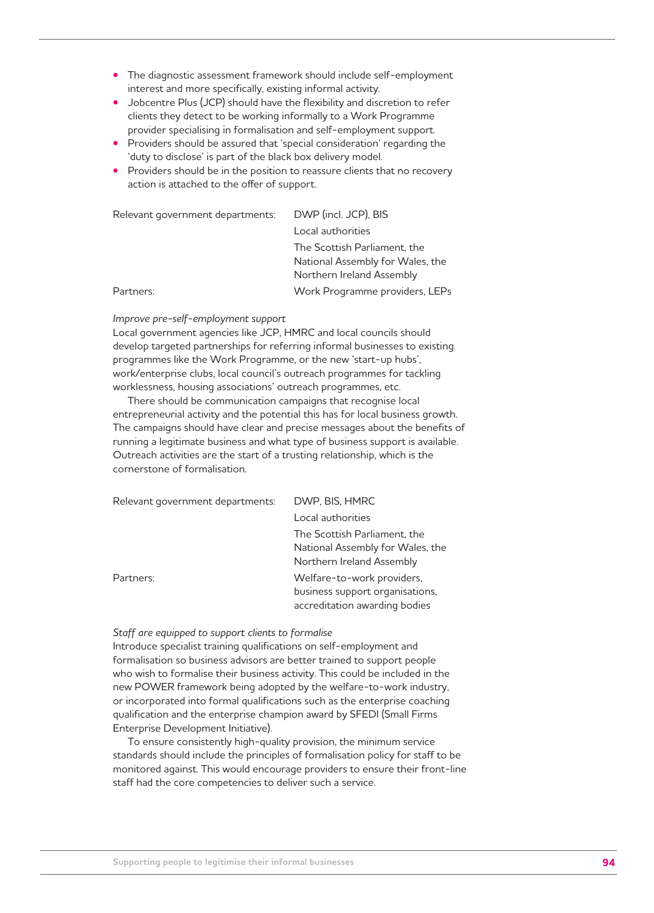- The diagnostic assessment framework should include self-employment interest and more specifically, existing informal activity.
- Jobcentre Plus (JCP) should have the flexibility and discretion to refer clients they detect to be working informally to a Work Programme provider specialising in formalisation and self-employment support.
- Providers should be assured that 'special consideration' regarding the 'duty to disclose' is part of the black box delivery model.
- Providers should be in the position to reassure clients that no recovery action is attached to the offer of support.

| | |
|---|---|
| Relevant government departments: | DWP (incl. JCP), BIS |
| | Local authorities |
| | The Scottish Parliament, the National Assembly for Wales, the Northern Ireland Assembly |
| Partners: | Work Programme providers, LEPs |

*Improve pre-self-employment support*

Local government agencies like JCP, HMRC and local councils should develop targeted partnerships for referring informal businesses to existing programmes like the Work Programme, or the new 'start-up hubs', work/enterprise clubs, local council's outreach programmes for tackling worklessness, housing associations' outreach programmes, etc.

There should be communication campaigns that recognise local entrepreneurial activity and the potential this has for local business growth. The campaigns should have clear and precise messages about the benefits of running a legitimate business and what type of business support is available. Outreach activities are the start of a trusting relationship, which is the cornerstone of formalisation.

| | |
|---|---|
| Relevant government departments: | DWP, BIS, HMRC |
| | Local authorities |
| | The Scottish Parliament, the National Assembly for Wales, the Northern Ireland Assembly |
| Partners: | Welfare-to-work providers, business support organisations, accreditation awarding bodies |

*Staff are equipped to support clients to formalise*

Introduce specialist training qualifications on self-employment and formalisation so business advisors are better trained to support people who wish to formalise their business activity. This could be included in the new POWER framework being adopted by the welfare-to-work industry, or incorporated into formal qualifications such as the enterprise coaching qualification and the enterprise champion award by SFEDI (Small Firms Enterprise Development Initiative).

To ensure consistently high-quality provision, the minimum service standards should include the principles of formalisation policy for staff to be monitored against. This would encourage providers to ensure their front-line staff had the core competencies to deliver such a service.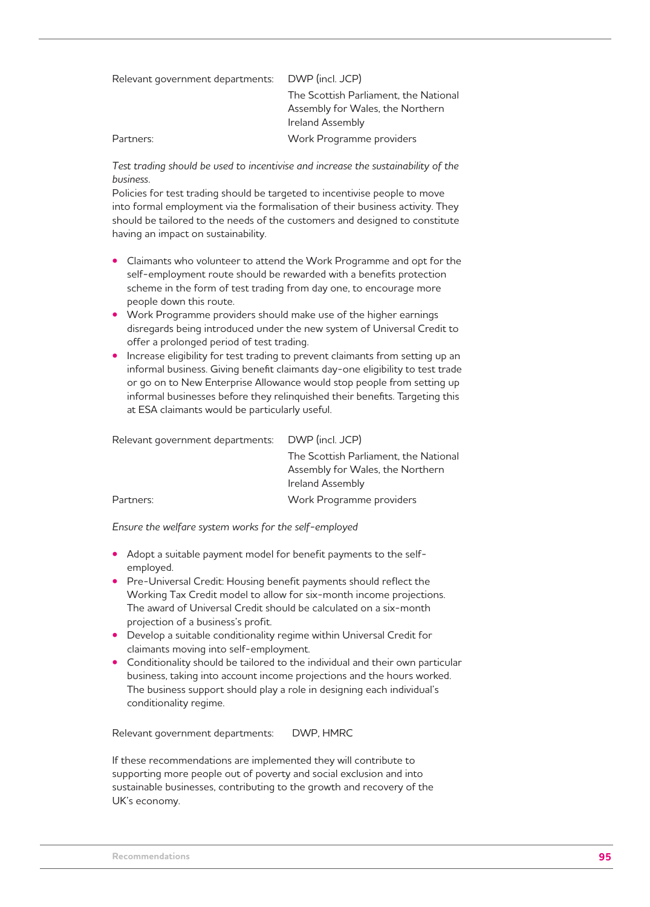| Relevant government departments: | DWP (incl. JCP) |
|---|---|
| | The Scottish Parliament, the National Assembly for Wales, the Northern Ireland Assembly |
| Partners: | Work Programme providers |

*Test trading should be used to incentivise and increase the sustainability of the business.*

Policies for test trading should be targeted to incentivise people to move into formal employment via the formalisation of their business activity. They should be tailored to the needs of the customers and designed to constitute having an impact on sustainability.

- Claimants who volunteer to attend the Work Programme and opt for the self-employment route should be rewarded with a benefits protection scheme in the form of test trading from day one, to encourage more people down this route.
- Work Programme providers should make use of the higher earnings disregards being introduced under the new system of Universal Credit to offer a prolonged period of test trading.
- Increase eligibility for test trading to prevent claimants from setting up an informal business. Giving benefit claimants day-one eligibility to test trade or go on to New Enterprise Allowance would stop people from setting up informal businesses before they relinquished their benefits. Targeting this at ESA claimants would be particularly useful.

| Relevant government departments: | DWP (incl. JCP) |
|---|---|
| | The Scottish Parliament, the National Assembly for Wales, the Northern Ireland Assembly |
| Partners: | Work Programme providers |

*Ensure the welfare system works for the self-employed*

- Adopt a suitable payment model for benefit payments to the self-employed.
- Pre-Universal Credit: Housing benefit payments should reflect the Working Tax Credit model to allow for six-month income projections. The award of Universal Credit should be calculated on a six-month projection of a business's profit.
- Develop a suitable conditionality regime within Universal Credit for claimants moving into self-employment.
- Conditionality should be tailored to the individual and their own particular business, taking into account income projections and the hours worked. The business support should play a role in designing each individual's conditionality regime.

| Relevant government departments: | DWP, HMRC |
|---|---|

If these recommendations are implemented they will contribute to supporting more people out of poverty and social exclusion and into sustainable businesses, contributing to the growth and recovery of the UK's economy.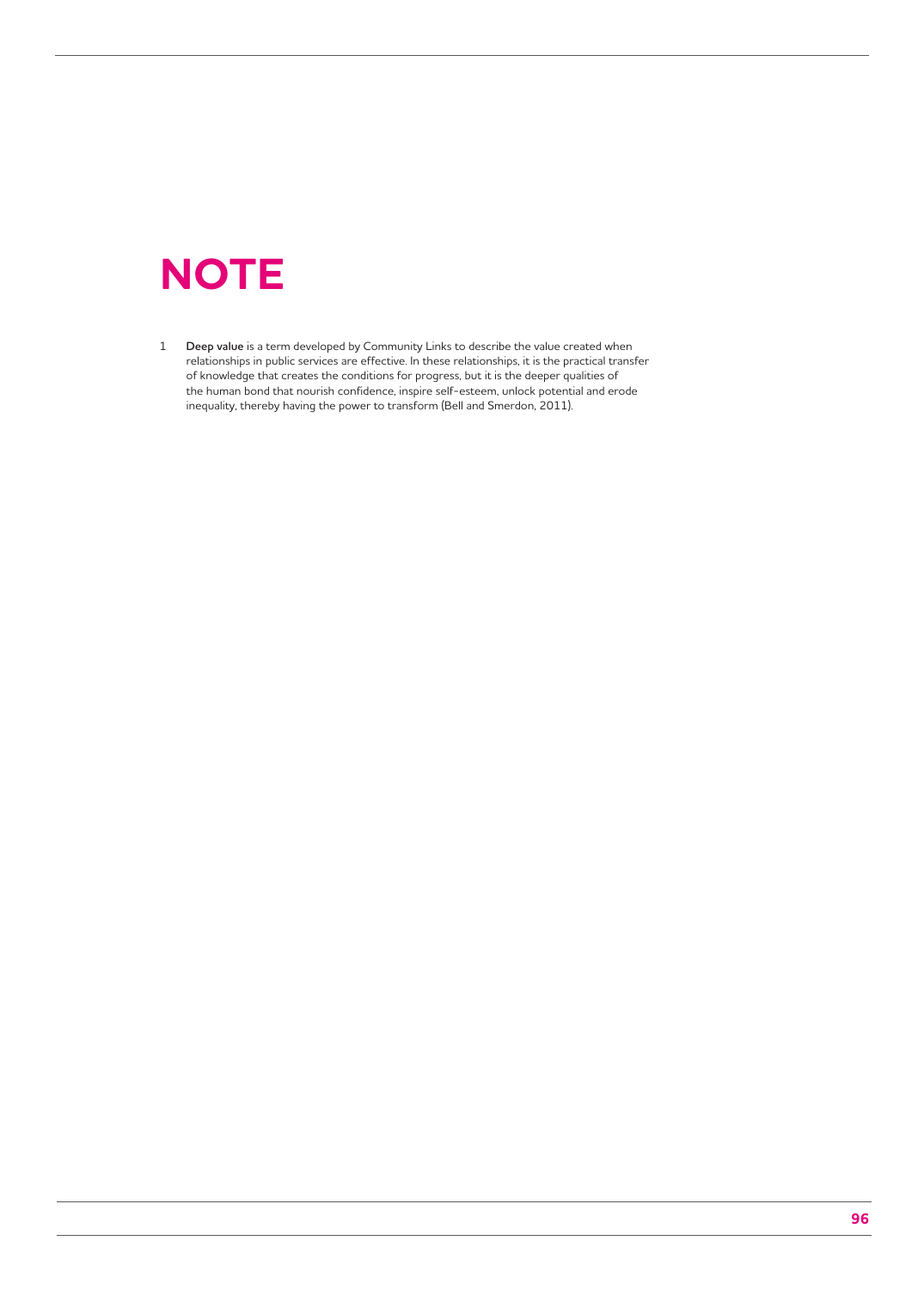# NOTE

1 **Deep value** is a term developed by Community Links to describe the value created when relationships in public services are effective. In these relationships, it is the practical transfer of knowledge that creates the conditions for progress, but it is the deeper qualities of the human bond that nourish confidence, inspire self-esteem, unlock potential and erode inequality, thereby having the power to transform (Bell and Smerdon, 2011).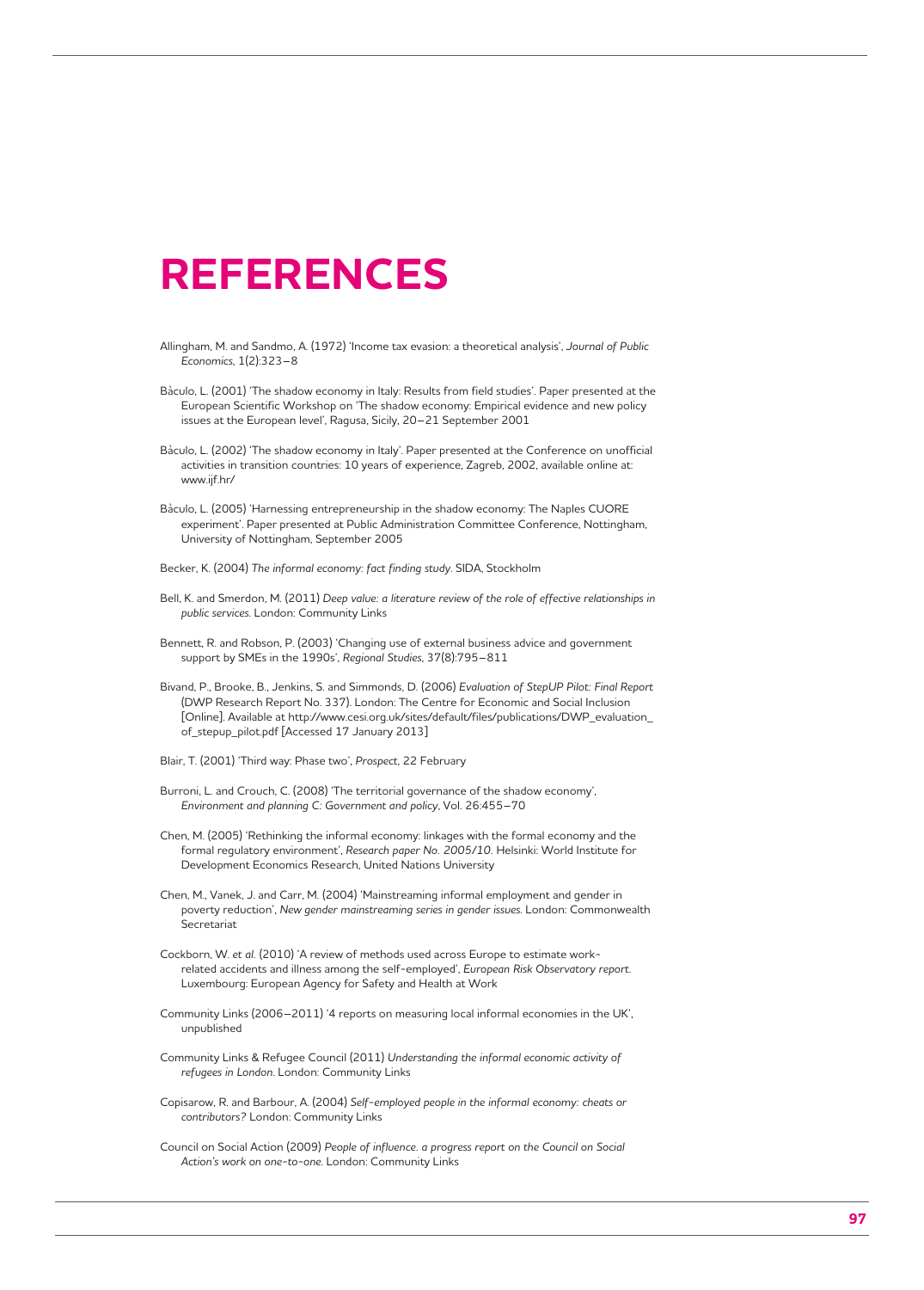# REFERENCES

Allingham, M. and Sandmo, A. (1972) 'Income tax evasion: a theoretical analysis', *Journal of Public Economics*, 1(2):323–8

Bàculo, L. (2001) 'The shadow economy in Italy: Results from field studies'. Paper presented at the European Scientific Workshop on 'The shadow economy: Empirical evidence and new policy issues at the European level', Ragusa, Sicily, 20–21 September 2001

Bàculo, L. (2002) 'The shadow economy in Italy'. Paper presented at the Conference on unofficial activities in transition countries: 10 years of experience, Zagreb, 2002, available online at: www.ijf.hr/

Bàculo, L. (2005) 'Harnessing entrepreneurship in the shadow economy: The Naples CUORE experiment'. Paper presented at Public Administration Committee Conference, Nottingham, University of Nottingham, September 2005

Becker, K. (2004) *The informal economy: fact finding study*. SIDA, Stockholm

Bell, K. and Smerdon, M. (2011) *Deep value: a literature review of the role of effective relationships in public services.* London: Community Links

Bennett, R. and Robson, P. (2003) 'Changing use of external business advice and government support by SMEs in the 1990s', *Regional Studies*, 37(8):795–811

Bivand, P., Brooke, B., Jenkins, S. and Simmonds, D. (2006) *Evaluation of StepUP Pilot: Final Report* (DWP Research Report No. 337). London: The Centre for Economic and Social Inclusion [Online]. Available at http://www.cesi.org.uk/sites/default/files/publications/DWP_evaluation_of_stepup_pilot.pdf [Accessed 17 January 2013]

Blair, T. (2001) 'Third way: Phase two', *Prospect*, 22 February

Burroni, L. and Crouch, C. (2008) 'The territorial governance of the shadow economy', *Environment and planning C: Government and policy*, Vol. 26:455–70

Chen, M. (2005) 'Rethinking the informal economy: linkages with the formal economy and the formal regulatory environment', *Research paper No. 2005/10*. Helsinki: World Institute for Development Economics Research, United Nations University

Chen, M., Vanek, J. and Carr, M. (2004) 'Mainstreaming informal employment and gender in poverty reduction', *New gender mainstreaming series in gender issues.* London: Commonwealth Secretariat

Cockborn, W. *et al.* (2010) 'A review of methods used across Europe to estimate work-related accidents and illness among the self-employed', *European Risk Observatory report.* Luxembourg: European Agency for Safety and Health at Work

Community Links (2006–2011) '4 reports on measuring local informal economies in the UK', unpublished

Community Links & Refugee Council (2011) *Understanding the informal economic activity of refugees in London.* London: Community Links

Copisarow, R. and Barbour, A. (2004) *Self-employed people in the informal economy: cheats or contributors?* London: Community Links

Council on Social Action (2009) *People of influence. a progress report on the Council on Social Action's work on one-to-one.* London: Community Links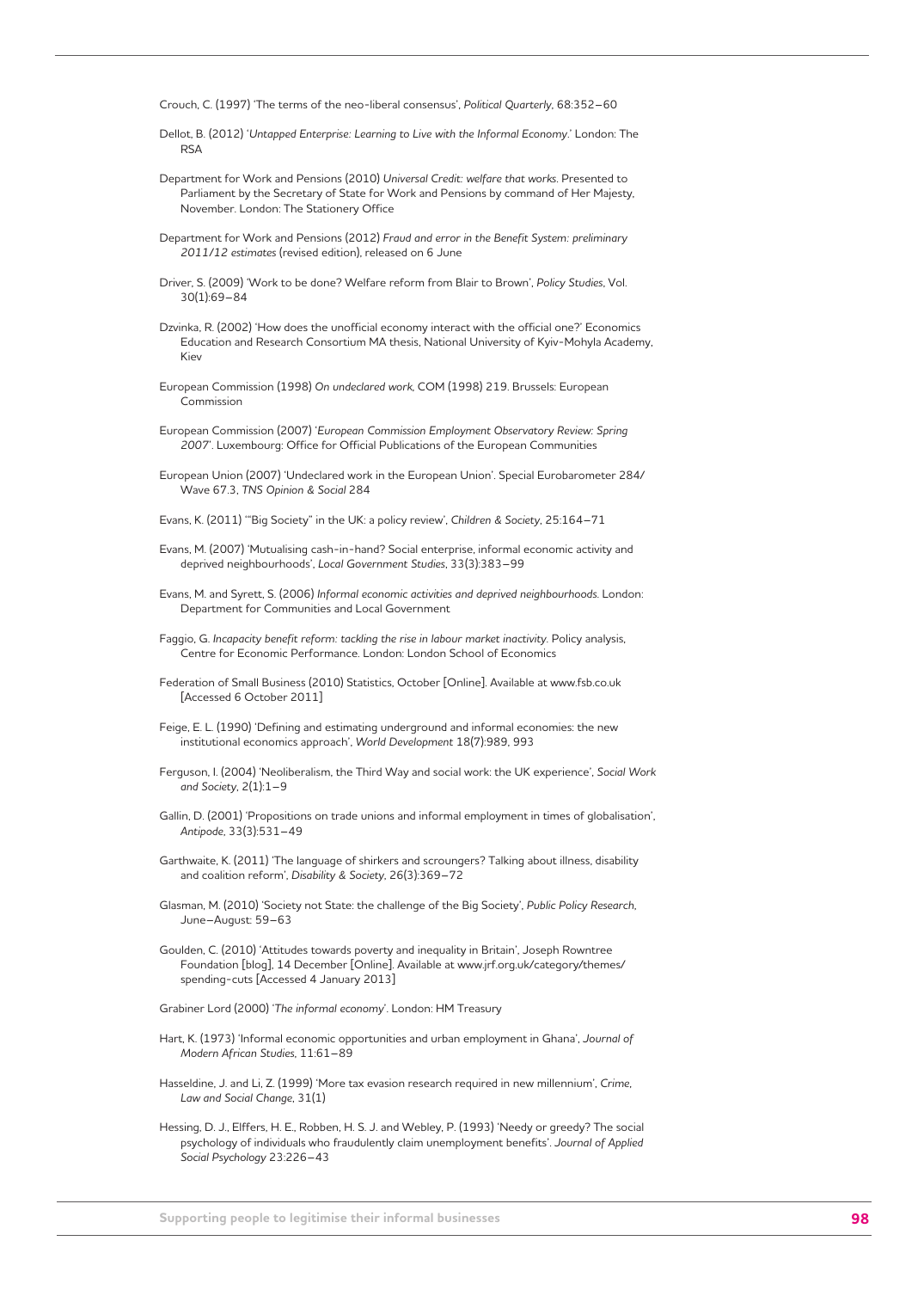Crouch, C. (1997) 'The terms of the neo-liberal consensus', *Political Quarterly*, 68:352–60

Dellot, B. (2012) '*Untapped Enterprise: Learning to Live with the Informal Economy*.' London: The RSA

Department for Work and Pensions (2010) *Universal Credit: welfare that works*. Presented to Parliament by the Secretary of State for Work and Pensions by command of Her Majesty, November. London: The Stationery Office

Department for Work and Pensions (2012) *Fraud and error in the Benefit System: preliminary 2011/12 estimates* (revised edition), released on 6 June

Driver, S. (2009) 'Work to be done? Welfare reform from Blair to Brown', *Policy Studies*, Vol. 30(1):69–84

Dzvinka, R. (2002) 'How does the unofficial economy interact with the official one?' Economics Education and Research Consortium MA thesis, National University of Kyiv-Mohyla Academy, Kiev

European Commission (1998) *On undeclared work*, COM (1998) 219. Brussels: European Commission

European Commission (2007) '*European Commission Employment Observatory Review: Spring 2007*'. Luxembourg: Office for Official Publications of the European Communities

European Union (2007) 'Undeclared work in the European Union'. Special Eurobarometer 284/ Wave 67.3, *TNS Opinion & Social* 284

Evans, K. (2011) '"Big Society" in the UK: a policy review', *Children & Society*, 25:164–71

Evans, M. (2007) 'Mutualising cash-in-hand? Social enterprise, informal economic activity and deprived neighbourhoods', *Local Government Studies*, 33(3):383–99

Evans, M. and Syrett, S. (2006) *Informal economic activities and deprived neighbourhoods*. London: Department for Communities and Local Government

Faggio, G. *Incapacity benefit reform: tackling the rise in labour market inactivity*. Policy analysis, Centre for Economic Performance. London: London School of Economics

Federation of Small Business (2010) Statistics, October [Online]. Available at www.fsb.co.uk [Accessed 6 October 2011]

Feige, E. L. (1990) 'Defining and estimating underground and informal economies: the new institutional economics approach', *World Development* 18(7):989, 993

Ferguson, I. (2004) 'Neoliberalism, the Third Way and social work: the UK experience', *Social Work and Society*, 2(1):1–9

Gallin, D. (2001) 'Propositions on trade unions and informal employment in times of globalisation', *Antipode*, 33(3):531–49

Garthwaite, K. (2011) 'The language of shirkers and scroungers? Talking about illness, disability and coalition reform', *Disability & Society*, 26(3):369–72

Glasman, M. (2010) 'Society not State: the challenge of the Big Society', *Public Policy Research*, June–August: 59–63

Goulden, C. (2010) 'Attitudes towards poverty and inequality in Britain', Joseph Rowntree Foundation [blog], 14 December [Online]. Available at www.jrf.org.uk/category/themes/ spending-cuts [Accessed 4 January 2013]

Grabiner Lord (2000) '*The informal economy*'. London: HM Treasury

Hart, K. (1973) 'Informal economic opportunities and urban employment in Ghana', *Journal of Modern African Studies*, 11:61–89

Hasseldine, J. and Li, Z. (1999) 'More tax evasion research required in new millennium', *Crime, Law and Social Change*, 31(1)

Hessing, D. J., Elffers, H. E., Robben, H. S. J. and Webley, P. (1993) 'Needy or greedy? The social psychology of individuals who fraudulently claim unemployment benefits'. *Journal of Applied Social Psychology* 23:226–43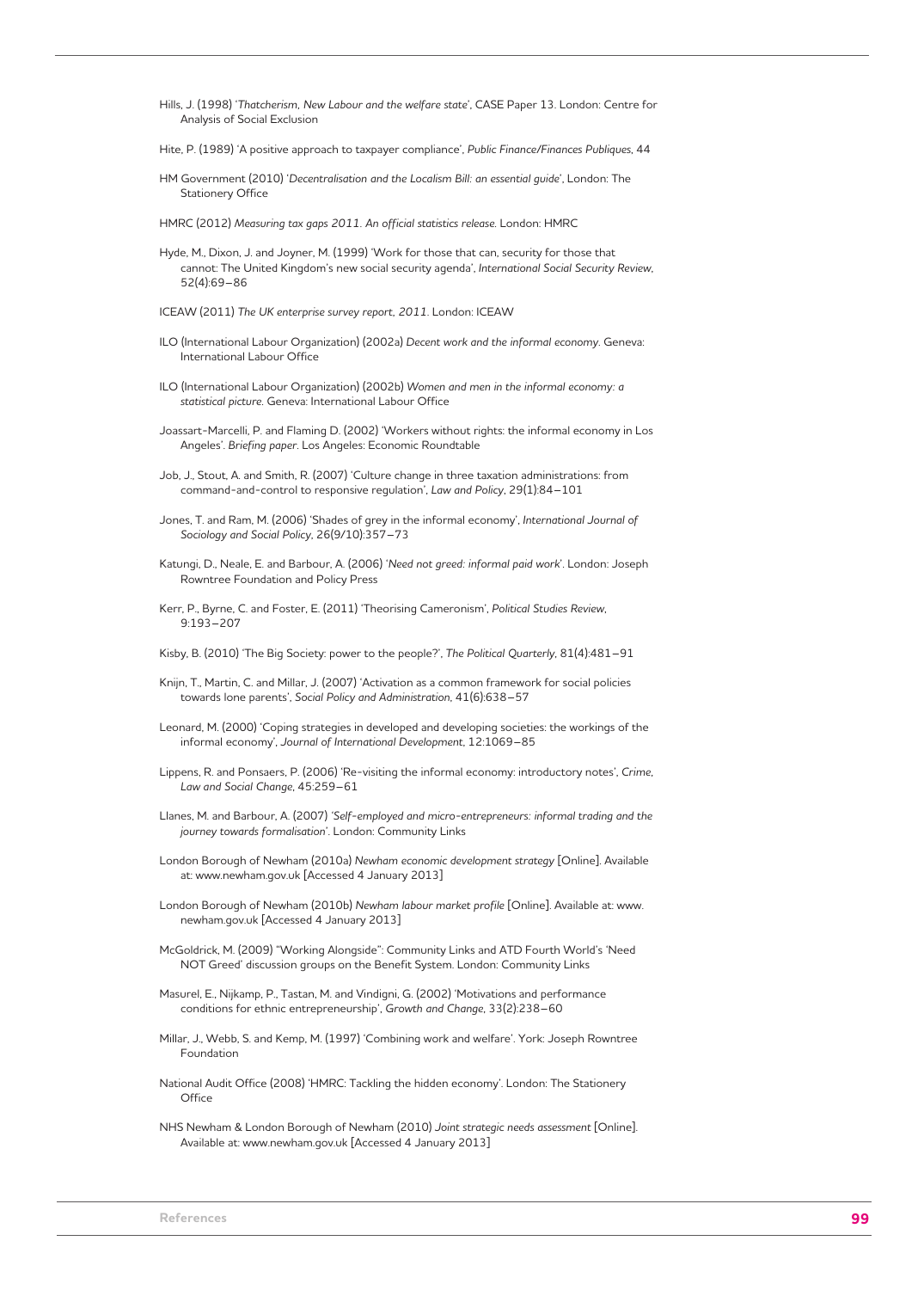Hills, J. (1998) '*Thatcherism, New Labour and the welfare state*', CASE Paper 13. London: Centre for Analysis of Social Exclusion

Hite, P. (1989) 'A positive approach to taxpayer compliance', *Public Finance/Finances Publiques*, 44

HM Government (2010) '*Decentralisation and the Localism Bill: an essential guide*', London: The Stationery Office

HMRC (2012) *Measuring tax gaps 2011. An official statistics release.* London: HMRC

Hyde, M., Dixon, J. and Joyner, M. (1999) 'Work for those that can, security for those that cannot: The United Kingdom's new social security agenda', *International Social Security Review*, 52(4):69–86

ICEAW (2011) *The UK enterprise survey report, 2011*. London: ICEAW

ILO (International Labour Organization) (2002a) *Decent work and the informal economy*. Geneva: International Labour Office

ILO (International Labour Organization) (2002b) *Women and men in the informal economy: a statistical picture.* Geneva: International Labour Office

Joassart-Marcelli, P. and Flaming D. (2002) 'Workers without rights: the informal economy in Los Angeles'. *Briefing paper*. Los Angeles: Economic Roundtable

Job, J., Stout, A. and Smith, R. (2007) 'Culture change in three taxation administrations: from command-and-control to responsive regulation', *Law and Policy*, 29(1):84–101

Jones, T. and Ram, M. (2006) 'Shades of grey in the informal economy', *International Journal of Sociology and Social Policy*, 26(9/10):357–73

Katungi, D., Neale, E. and Barbour, A. (2006) '*Need not greed: informal paid work*'. London: Joseph Rowntree Foundation and Policy Press

Kerr, P., Byrne, C. and Foster, E. (2011) 'Theorising Cameronism', *Political Studies Review*, 9:193–207

Kisby, B. (2010) 'The Big Society: power to the people?', *The Political Quarterly*, 81(4):481–91

Knijn, T., Martin, C. and Millar, J. (2007) 'Activation as a common framework for social policies towards lone parents', *Social Policy and Administration*, 41(6):638–57

Leonard, M. (2000) 'Coping strategies in developed and developing societies: the workings of the informal economy', *Journal of International Development*, 12:1069–85

Lippens, R. and Ponsaers, P. (2006) 'Re-visiting the informal economy: introductory notes', *Crime, Law and Social Change*, 45:259–61

Llanes, M. and Barbour, A. (2007) '*Self-employed and micro-entrepreneurs: informal trading and the journey towards formalisation*'. London: Community Links

London Borough of Newham (2010a) *Newham economic development strategy* [Online]. Available at: www.newham.gov.uk [Accessed 4 January 2013]

London Borough of Newham (2010b) *Newham labour market profile* [Online]. Available at: www.newham.gov.uk [Accessed 4 January 2013]

McGoldrick, M. (2009) "Working Alongside": Community Links and ATD Fourth World's 'Need NOT Greed' discussion groups on the Benefit System. London: Community Links

Masurel, E., Nijkamp, P., Tastan, M. and Vindigni, G. (2002) 'Motivations and performance conditions for ethnic entrepreneurship', *Growth and Change*, 33(2):238–60

Millar, J., Webb, S. and Kemp, M. (1997) 'Combining work and welfare'. York: Joseph Rowntree Foundation

National Audit Office (2008) 'HMRC: Tackling the hidden economy'. London: The Stationery Office

NHS Newham & London Borough of Newham (2010) *Joint strategic needs assessment* [Online]. Available at: www.newham.gov.uk [Accessed 4 January 2013]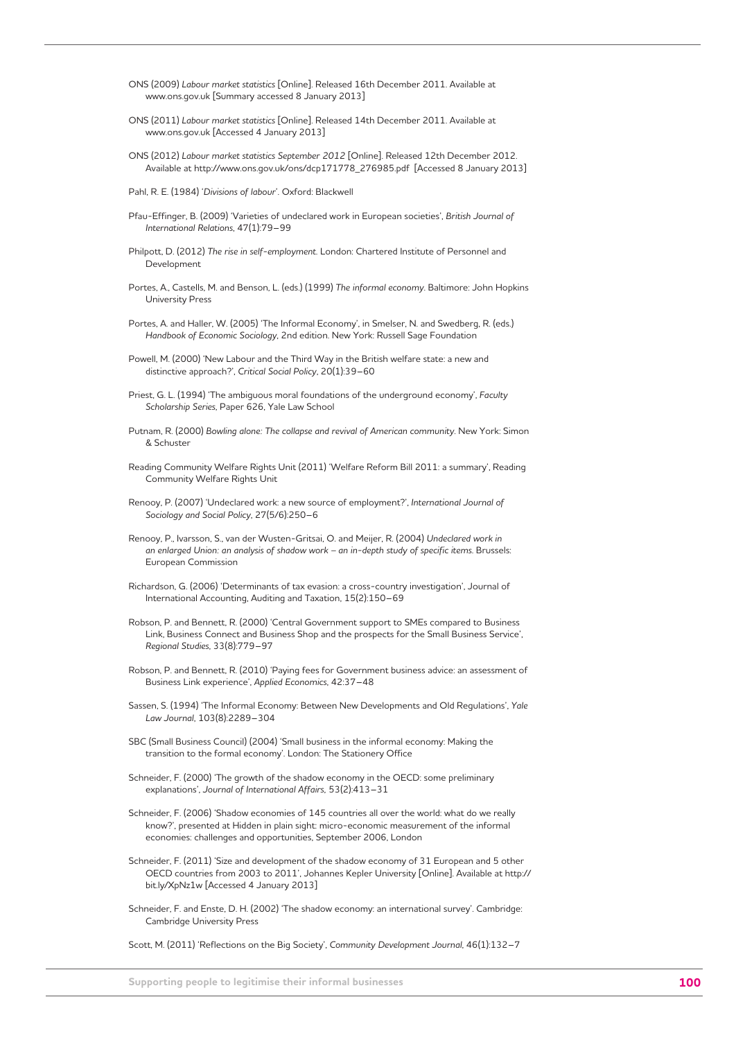ONS (2009) *Labour market statistics* [Online]. Released 16th December 2011. Available at www.ons.gov.uk [Summary accessed 8 January 2013]

ONS (2011) *Labour market statistics* [Online]. Released 14th December 2011. Available at www.ons.gov.uk [Accessed 4 January 2013]

ONS (2012) *Labour market statistics September 2012* [Online]. Released 12th December 2012. Available at http://www.ons.gov.uk/ons/dcp171778_276985.pdf [Accessed 8 January 2013]

Pahl, R. E. (1984) '*Divisions of labour*'. Oxford: Blackwell

Pfau-Effinger, B. (2009) 'Varieties of undeclared work in European societies', *British Journal of International Relations*, 47(1):79–99

Philpott, D. (2012) *The rise in self-employment*. London: Chartered Institute of Personnel and Development

Portes, A., Castells, M. and Benson, L. (eds.) (1999) *The informal economy*. Baltimore: John Hopkins University Press

Portes, A. and Haller, W. (2005) 'The Informal Economy', in Smelser, N. and Swedberg, R. (eds.) *Handbook of Economic Sociology*, 2nd edition. New York: Russell Sage Foundation

Powell, M. (2000) 'New Labour and the Third Way in the British welfare state: a new and distinctive approach?', *Critical Social Policy*, 20(1):39–60

Priest, G. L. (1994) 'The ambiguous moral foundations of the underground economy', *Faculty Scholarship Series*, Paper 626, Yale Law School

Putnam, R. (2000) *Bowling alone: The collapse and revival of American community*. New York: Simon & Schuster

Reading Community Welfare Rights Unit (2011) 'Welfare Reform Bill 2011: a summary', Reading Community Welfare Rights Unit

Renooy, P. (2007) 'Undeclared work: a new source of employment?', *International Journal of Sociology and Social Policy*, 27(5/6):250–6

Renooy, P., Ivarsson, S., van der Wusten-Gritsai, O. and Meijer, R. (2004) *Undeclared work in an enlarged Union: an analysis of shadow work – an in-depth study of specific items*. Brussels: European Commission

Richardson, G. (2006) 'Determinants of tax evasion: a cross-country investigation', Journal of International Accounting, Auditing and Taxation, 15(2):150–69

Robson, P. and Bennett, R. (2000) 'Central Government support to SMEs compared to Business Link, Business Connect and Business Shop and the prospects for the Small Business Service', *Regional Studies*, 33(8):779–97

Robson, P. and Bennett, R. (2010) 'Paying fees for Government business advice: an assessment of Business Link experience', *Applied Economics*, 42:37–48

Sassen, S. (1994) 'The Informal Economy: Between New Developments and Old Regulations', *Yale Law Journal*, 103(8):2289–304

SBC (Small Business Council) (2004) 'Small business in the informal economy: Making the transition to the formal economy'. London: The Stationery Office

Schneider, F. (2000) 'The growth of the shadow economy in the OECD: some preliminary explanations', *Journal of International Affairs*, 53(2):413–31

Schneider, F. (2006) 'Shadow economies of 145 countries all over the world: what do we really know?', presented at Hidden in plain sight: micro-economic measurement of the informal economies: challenges and opportunities, September 2006, London

Schneider, F. (2011) 'Size and development of the shadow economy of 31 European and 5 other OECD countries from 2003 to 2011', Johannes Kepler University [Online]. Available at http://bit.ly/XpNz1w [Accessed 4 January 2013]

Schneider, F. and Enste, D. H. (2002) 'The shadow economy: an international survey'. Cambridge: Cambridge University Press

Scott, M. (2011) 'Reflections on the Big Society', *Community Development Journal*, 46(1):132–7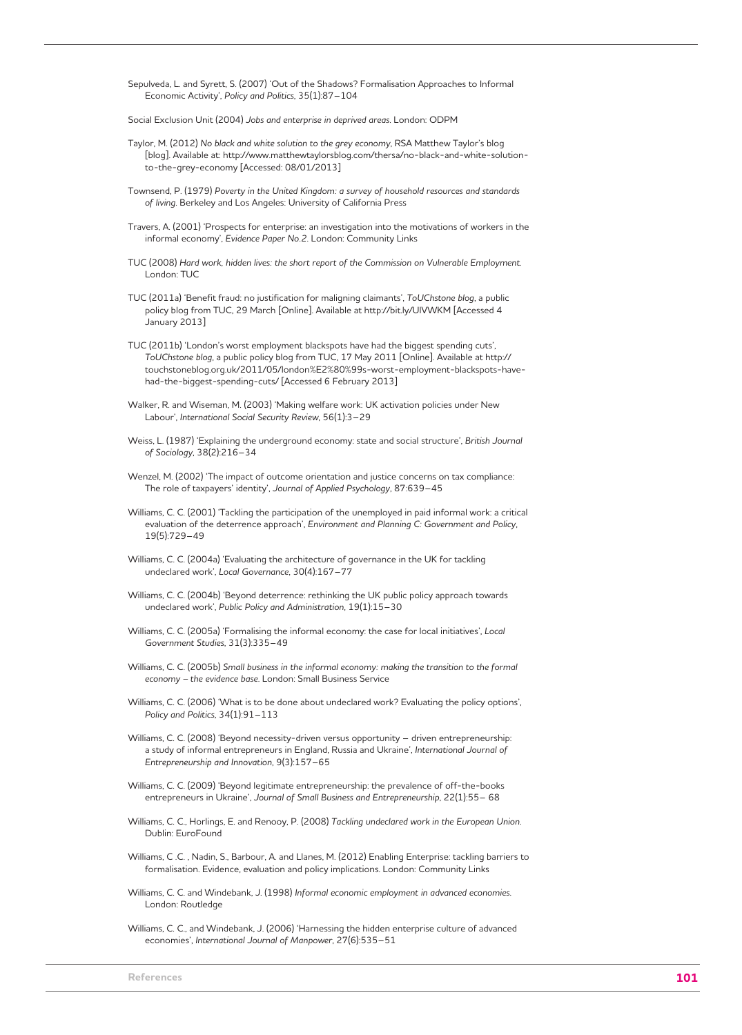Sepulveda, L. and Syrett, S. (2007) 'Out of the Shadows? Formalisation Approaches to Informal Economic Activity', *Policy and Politics*, 35(1):87–104

Social Exclusion Unit (2004) *Jobs and enterprise in deprived areas.* London: ODPM

Taylor, M. (2012) *No black and white solution to the grey economy*, RSA Matthew Taylor's blog [blog]. Available at: http://www.matthewtaylorsblog.com/thersa/no-black-and-white-solution-to-the-grey-economy [Accessed: 08/01/2013]

Townsend, P. (1979) *Poverty in the United Kingdom: a survey of household resources and standards of living.* Berkeley and Los Angeles: University of California Press

Travers, A. (2001) 'Prospects for enterprise: an investigation into the motivations of workers in the informal economy', *Evidence Paper No.2*. London: Community Links

TUC (2008) *Hard work, hidden lives: the short report of the Commission on Vulnerable Employment.* London: TUC

TUC (2011a) 'Benefit fraud: no justification for maligning claimants', *ToUChstone blog*, a public policy blog from TUC, 29 March [Online]. Available at http://bit.ly/UlVWKM [Accessed 4 January 2013]

TUC (2011b) 'London's worst employment blackspots have had the biggest spending cuts', *ToUChstone blog*, a public policy blog from TUC, 17 May 2011 [Online]. Available at http://touchstoneblog.org.uk/2011/05/london%E2%80%99s-worst-employment-blackspots-have-had-the-biggest-spending-cuts/ [Accessed 6 February 2013]

Walker, R. and Wiseman, M. (2003) 'Making welfare work: UK activation policies under New Labour', *International Social Security Review*, 56(1):3–29

Weiss, L. (1987) 'Explaining the underground economy: state and social structure', *British Journal of Sociology*, 38(2):216–34

Wenzel, M. (2002) 'The impact of outcome orientation and justice concerns on tax compliance: The role of taxpayers' identity', *Journal of Applied Psychology*, 87:639–45

Williams, C. C. (2001) 'Tackling the participation of the unemployed in paid informal work: a critical evaluation of the deterrence approach', *Environment and Planning C: Government and Policy*, 19(5):729–49

Williams, C. C. (2004a) 'Evaluating the architecture of governance in the UK for tackling undeclared work', *Local Governance*, 30(4):167–77

Williams, C. C. (2004b) 'Beyond deterrence: rethinking the UK public policy approach towards undeclared work', *Public Policy and Administration*, 19(1):15–30

Williams, C. C. (2005a) 'Formalising the informal economy: the case for local initiatives', *Local Government Studies*, 31(3):335–49

Williams, C. C. (2005b) *Small business in the informal economy: making the transition to the formal economy – the evidence base.* London: Small Business Service

Williams, C. C. (2006) 'What is to be done about undeclared work? Evaluating the policy options', *Policy and Politics*, 34(1):91–113

Williams, C. C. (2008) 'Beyond necessity-driven versus opportunity – driven entrepreneurship: a study of informal entrepreneurs in England, Russia and Ukraine', *International Journal of Entrepreneurship and Innovation*, 9(3):157–65

Williams, C. C. (2009) 'Beyond legitimate entrepreneurship: the prevalence of off-the-books entrepreneurs in Ukraine', *Journal of Small Business and Entrepreneurship*, 22(1):55– 68

Williams, C. C., Horlings, E. and Renooy, P. (2008) *Tackling undeclared work in the European Union.* Dublin: EuroFound

Williams, C .C. , Nadin, S., Barbour, A. and Llanes, M. (2012) Enabling Enterprise: tackling barriers to formalisation. Evidence, evaluation and policy implications. London: Community Links

Williams, C. C. and Windebank, J. (1998) *Informal economic employment in advanced economies.* London: Routledge

Williams, C. C., and Windebank, J. (2006) 'Harnessing the hidden enterprise culture of advanced economies', *International Journal of Manpower*, 27(6):535–51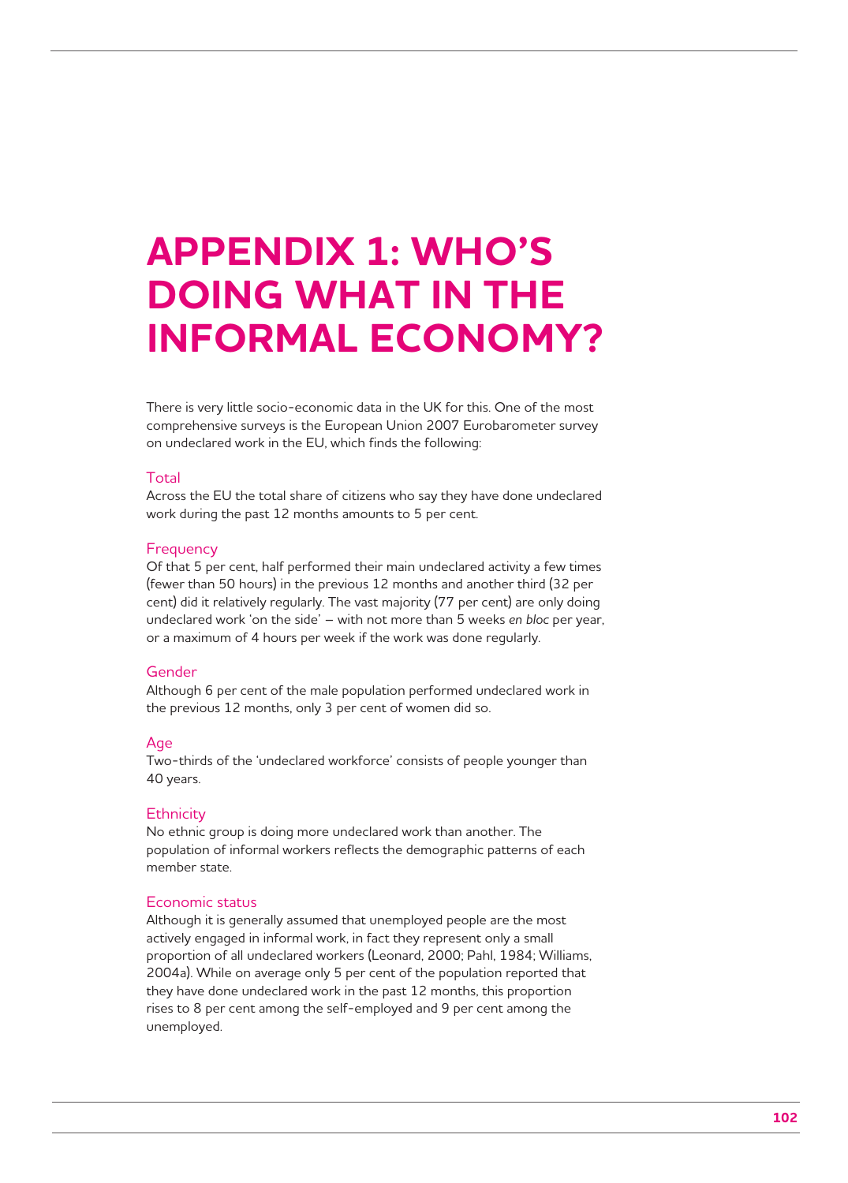# APPENDIX 1: WHO'S DOING WHAT IN THE INFORMAL ECONOMY?

There is very little socio-economic data in the UK for this. One of the most comprehensive surveys is the European Union 2007 Eurobarometer survey on undeclared work in the EU, which finds the following:

## Total

Across the EU the total share of citizens who say they have done undeclared work during the past 12 months amounts to 5 per cent.

## Frequency

Of that 5 per cent, half performed their main undeclared activity a few times (fewer than 50 hours) in the previous 12 months and another third (32 per cent) did it relatively regularly. The vast majority (77 per cent) are only doing undeclared work 'on the side' – with not more than 5 weeks *en bloc* per year, or a maximum of 4 hours per week if the work was done regularly.

## Gender

Although 6 per cent of the male population performed undeclared work in the previous 12 months, only 3 per cent of women did so.

## Age

Two-thirds of the 'undeclared workforce' consists of people younger than 40 years.

## Ethnicity

No ethnic group is doing more undeclared work than another. The population of informal workers reflects the demographic patterns of each member state.

## Economic status

Although it is generally assumed that unemployed people are the most actively engaged in informal work, in fact they represent only a small proportion of all undeclared workers (Leonard, 2000; Pahl, 1984; Williams, 2004a). While on average only 5 per cent of the population reported that they have done undeclared work in the past 12 months, this proportion rises to 8 per cent among the self-employed and 9 per cent among the unemployed.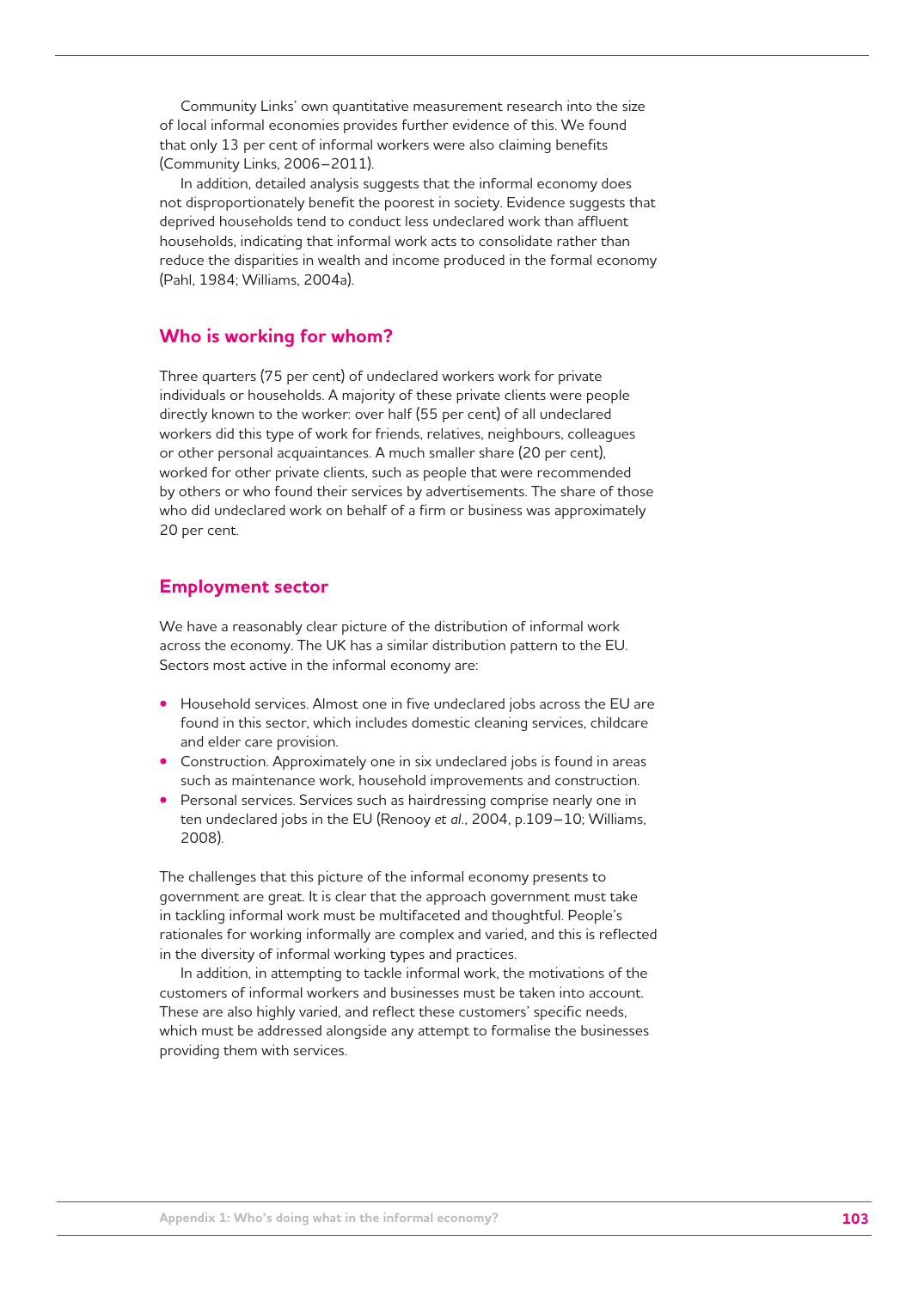Community Links' own quantitative measurement research into the size of local informal economies provides further evidence of this. We found that only 13 per cent of informal workers were also claiming benefits (Community Links, 2006–2011).

In addition, detailed analysis suggests that the informal economy does not disproportionately benefit the poorest in society. Evidence suggests that deprived households tend to conduct less undeclared work than affluent households, indicating that informal work acts to consolidate rather than reduce the disparities in wealth and income produced in the formal economy (Pahl, 1984; Williams, 2004a).

## Who is working for whom?

Three quarters (75 per cent) of undeclared workers work for private individuals or households. A majority of these private clients were people directly known to the worker: over half (55 per cent) of all undeclared workers did this type of work for friends, relatives, neighbours, colleagues or other personal acquaintances. A much smaller share (20 per cent), worked for other private clients, such as people that were recommended by others or who found their services by advertisements. The share of those who did undeclared work on behalf of a firm or business was approximately 20 per cent.

## Employment sector

We have a reasonably clear picture of the distribution of informal work across the economy. The UK has a similar distribution pattern to the EU. Sectors most active in the informal economy are:

- Household services. Almost one in five undeclared jobs across the EU are found in this sector, which includes domestic cleaning services, childcare and elder care provision.
- Construction. Approximately one in six undeclared jobs is found in areas such as maintenance work, household improvements and construction.
- Personal services. Services such as hairdressing comprise nearly one in ten undeclared jobs in the EU (Renooy *et al.*, 2004, p.109–10; Williams, 2008).

The challenges that this picture of the informal economy presents to government are great. It is clear that the approach government must take in tackling informal work must be multifaceted and thoughtful. People's rationales for working informally are complex and varied, and this is reflected in the diversity of informal working types and practices.

In addition, in attempting to tackle informal work, the motivations of the customers of informal workers and businesses must be taken into account. These are also highly varied, and reflect these customers' specific needs, which must be addressed alongside any attempt to formalise the businesses providing them with services.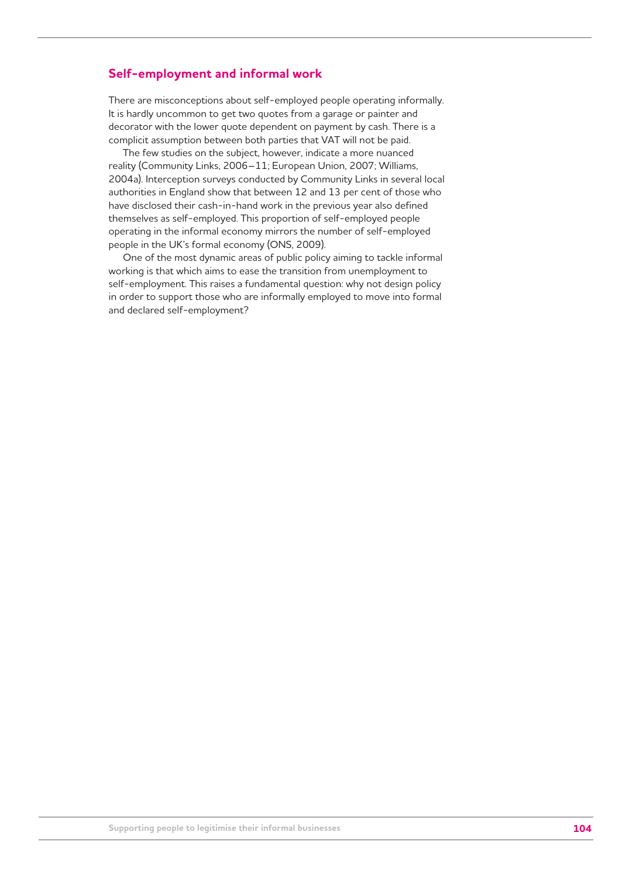## Self-employment and informal work

There are misconceptions about self-employed people operating informally. It is hardly uncommon to get two quotes from a garage or painter and decorator with the lower quote dependent on payment by cash. There is a complicit assumption between both parties that VAT will not be paid.

The few studies on the subject, however, indicate a more nuanced reality (Community Links, 2006–11; European Union, 2007; Williams, 2004a). Interception surveys conducted by Community Links in several local authorities in England show that between 12 and 13 per cent of those who have disclosed their cash-in-hand work in the previous year also defined themselves as self-employed. This proportion of self-employed people operating in the informal economy mirrors the number of self-employed people in the UK's formal economy (ONS, 2009).

One of the most dynamic areas of public policy aiming to tackle informal working is that which aims to ease the transition from unemployment to self-employment. This raises a fundamental question: why not design policy in order to support those who are informally employed to move into formal and declared self-employment?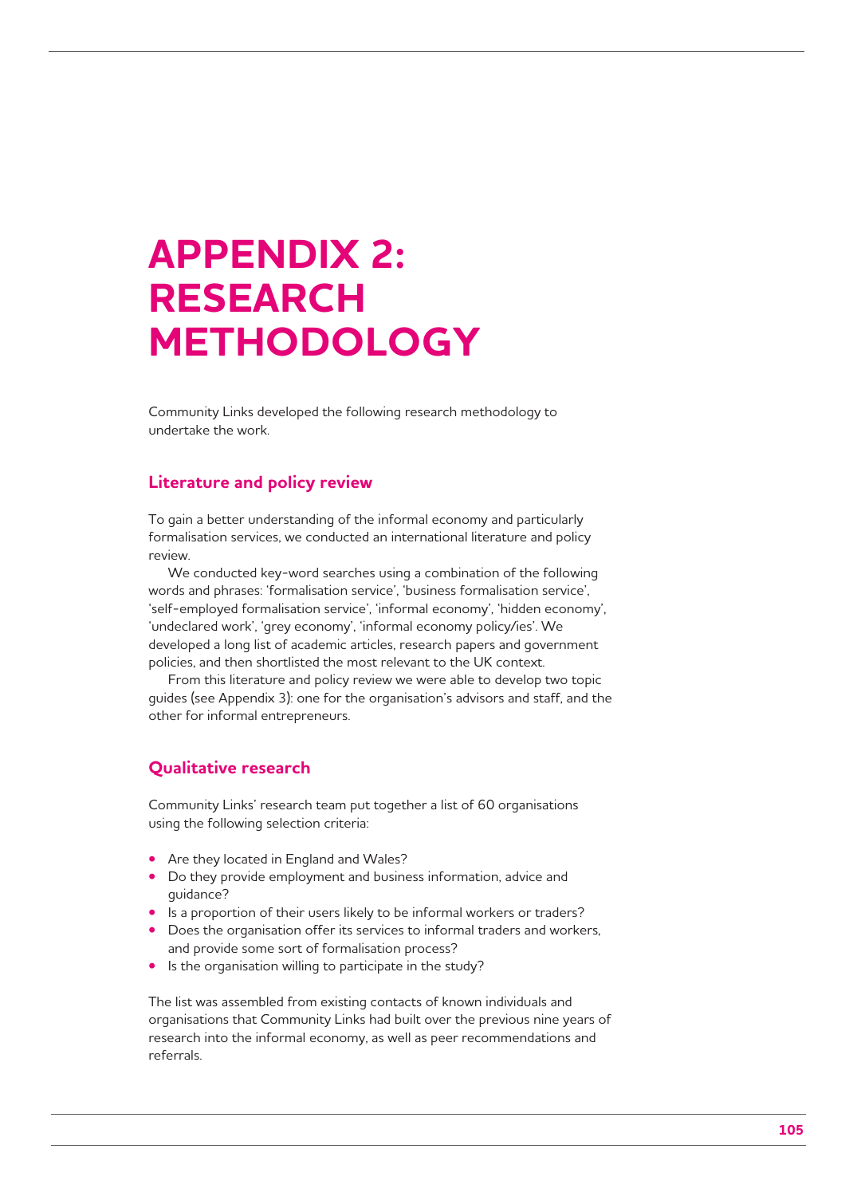# APPENDIX 2: RESEARCH METHODOLOGY

Community Links developed the following research methodology to undertake the work.

## Literature and policy review

To gain a better understanding of the informal economy and particularly formalisation services, we conducted an international literature and policy review.

We conducted key-word searches using a combination of the following words and phrases: 'formalisation service', 'business formalisation service', 'self-employed formalisation service', 'informal economy', 'hidden economy', 'undeclared work', 'grey economy', 'informal economy policy/ies'. We developed a long list of academic articles, research papers and government policies, and then shortlisted the most relevant to the UK context.

From this literature and policy review we were able to develop two topic guides (see Appendix 3): one for the organisation's advisors and staff, and the other for informal entrepreneurs.

## Qualitative research

Community Links' research team put together a list of 60 organisations using the following selection criteria:

- Are they located in England and Wales?
- Do they provide employment and business information, advice and guidance?
- Is a proportion of their users likely to be informal workers or traders?
- Does the organisation offer its services to informal traders and workers, and provide some sort of formalisation process?
- Is the organisation willing to participate in the study?

The list was assembled from existing contacts of known individuals and organisations that Community Links had built over the previous nine years of research into the informal economy, as well as peer recommendations and referrals.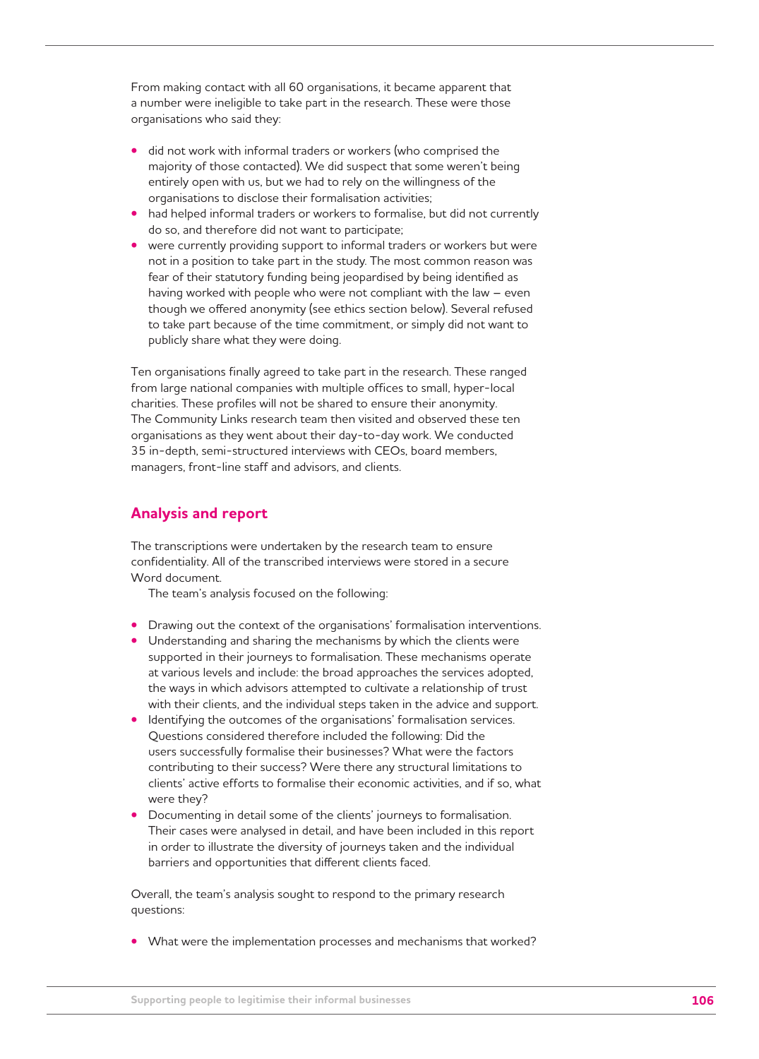From making contact with all 60 organisations, it became apparent that a number were ineligible to take part in the research. These were those organisations who said they:

- did not work with informal traders or workers (who comprised the majority of those contacted). We did suspect that some weren't being entirely open with us, but we had to rely on the willingness of the organisations to disclose their formalisation activities;
- had helped informal traders or workers to formalise, but did not currently do so, and therefore did not want to participate;
- were currently providing support to informal traders or workers but were not in a position to take part in the study. The most common reason was fear of their statutory funding being jeopardised by being identified as having worked with people who were not compliant with the law – even though we offered anonymity (see ethics section below). Several refused to take part because of the time commitment, or simply did not want to publicly share what they were doing.

Ten organisations finally agreed to take part in the research. These ranged from large national companies with multiple offices to small, hyper-local charities. These profiles will not be shared to ensure their anonymity. The Community Links research team then visited and observed these ten organisations as they went about their day-to-day work. We conducted 35 in-depth, semi-structured interviews with CEOs, board members, managers, front-line staff and advisors, and clients.

## Analysis and report

The transcriptions were undertaken by the research team to ensure confidentiality. All of the transcribed interviews were stored in a secure Word document.

The team's analysis focused on the following:

- Drawing out the context of the organisations' formalisation interventions.
- Understanding and sharing the mechanisms by which the clients were supported in their journeys to formalisation. These mechanisms operate at various levels and include: the broad approaches the services adopted, the ways in which advisors attempted to cultivate a relationship of trust with their clients, and the individual steps taken in the advice and support.
- Identifying the outcomes of the organisations' formalisation services. Questions considered therefore included the following: Did the users successfully formalise their businesses? What were the factors contributing to their success? Were there any structural limitations to clients' active efforts to formalise their economic activities, and if so, what were they?
- Documenting in detail some of the clients' journeys to formalisation. Their cases were analysed in detail, and have been included in this report in order to illustrate the diversity of journeys taken and the individual barriers and opportunities that different clients faced.

Overall, the team's analysis sought to respond to the primary research questions:

- What were the implementation processes and mechanisms that worked?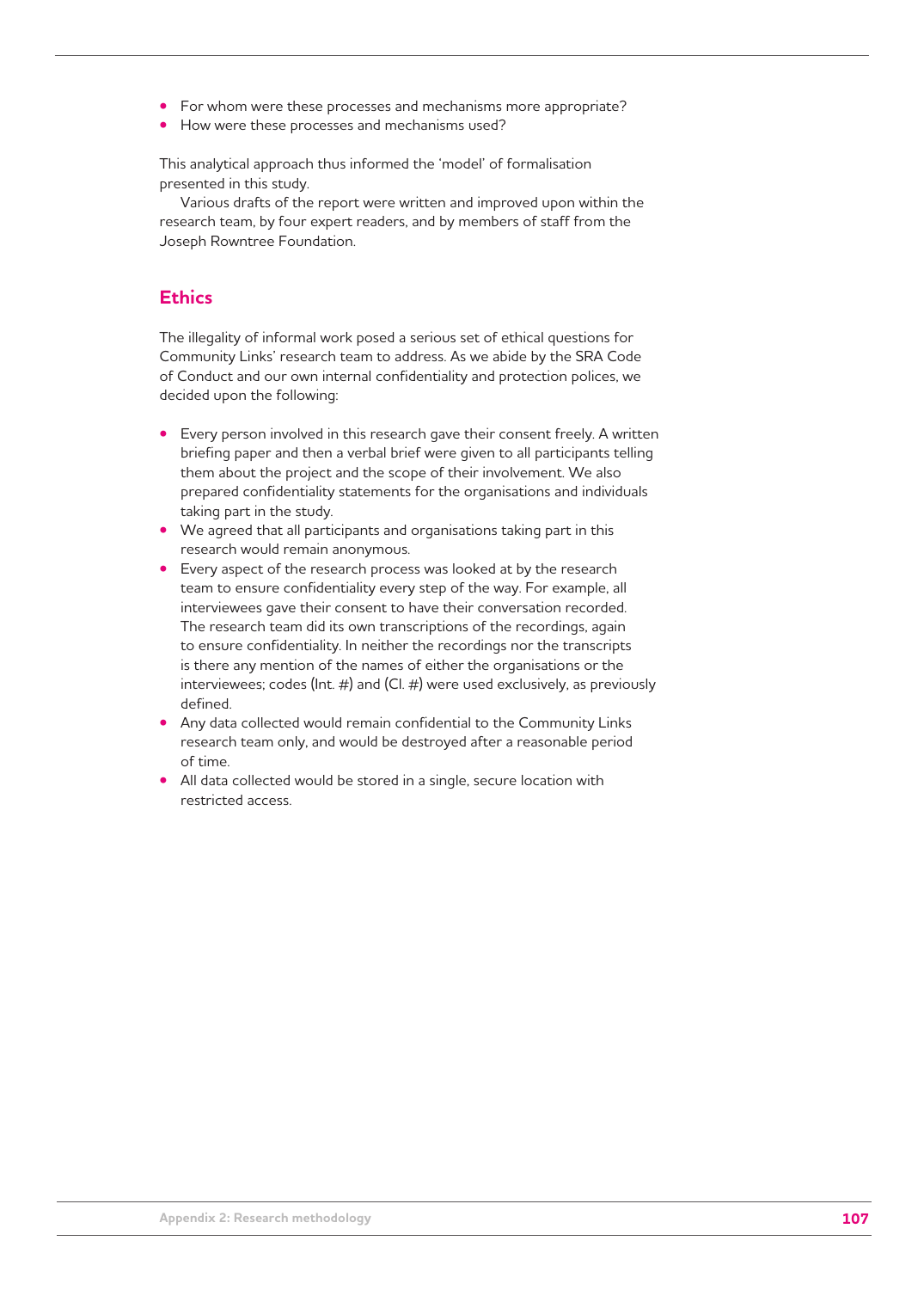- For whom were these processes and mechanisms more appropriate?
- How were these processes and mechanisms used?

This analytical approach thus informed the 'model' of formalisation presented in this study.

Various drafts of the report were written and improved upon within the research team, by four expert readers, and by members of staff from the Joseph Rowntree Foundation.

## Ethics

The illegality of informal work posed a serious set of ethical questions for Community Links' research team to address. As we abide by the SRA Code of Conduct and our own internal confidentiality and protection polices, we decided upon the following:

- Every person involved in this research gave their consent freely. A written briefing paper and then a verbal brief were given to all participants telling them about the project and the scope of their involvement. We also prepared confidentiality statements for the organisations and individuals taking part in the study.
- We agreed that all participants and organisations taking part in this research would remain anonymous.
- Every aspect of the research process was looked at by the research team to ensure confidentiality every step of the way. For example, all interviewees gave their consent to have their conversation recorded. The research team did its own transcriptions of the recordings, again to ensure confidentiality. In neither the recordings nor the transcripts is there any mention of the names of either the organisations or the interviewees; codes (Int. #) and (Cl. #) were used exclusively, as previously defined.
- Any data collected would remain confidential to the Community Links research team only, and would be destroyed after a reasonable period of time.
- All data collected would be stored in a single, secure location with restricted access.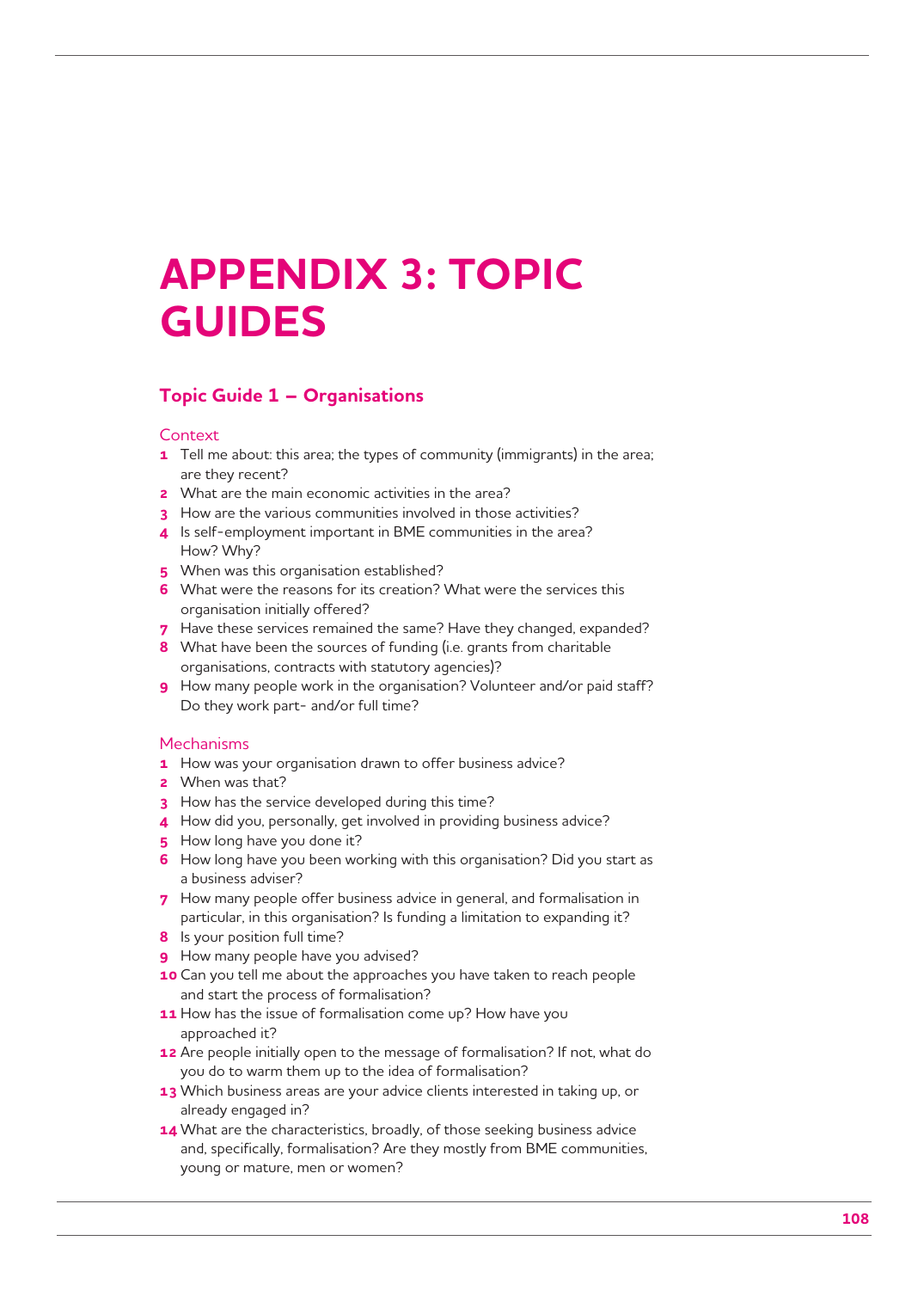# APPENDIX 3: TOPIC GUIDES

## Topic Guide 1 – Organisations

### Context

1. Tell me about: this area; the types of community (immigrants) in the area; are they recent?
2. What are the main economic activities in the area?
3. How are the various communities involved in those activities?
4. Is self-employment important in BME communities in the area? How? Why?
5. When was this organisation established?
6. What were the reasons for its creation? What were the services this organisation initially offered?
7. Have these services remained the same? Have they changed, expanded?
8. What have been the sources of funding (i.e. grants from charitable organisations, contracts with statutory agencies)?
9. How many people work in the organisation? Volunteer and/or paid staff? Do they work part- and/or full time?

### Mechanisms

1. How was your organisation drawn to offer business advice?
2. When was that?
3. How has the service developed during this time?
4. How did you, personally, get involved in providing business advice?
5. How long have you done it?
6. How long have you been working with this organisation? Did you start as a business adviser?
7. How many people offer business advice in general, and formalisation in particular, in this organisation? Is funding a limitation to expanding it?
8. Is your position full time?
9. How many people have you advised?
10. Can you tell me about the approaches you have taken to reach people and start the process of formalisation?
11. How has the issue of formalisation come up? How have you approached it?
12. Are people initially open to the message of formalisation? If not, what do you do to warm them up to the idea of formalisation?
13. Which business areas are your advice clients interested in taking up, or already engaged in?
14. What are the characteristics, broadly, of those seeking business advice and, specifically, formalisation? Are they mostly from BME communities, young or mature, men or women?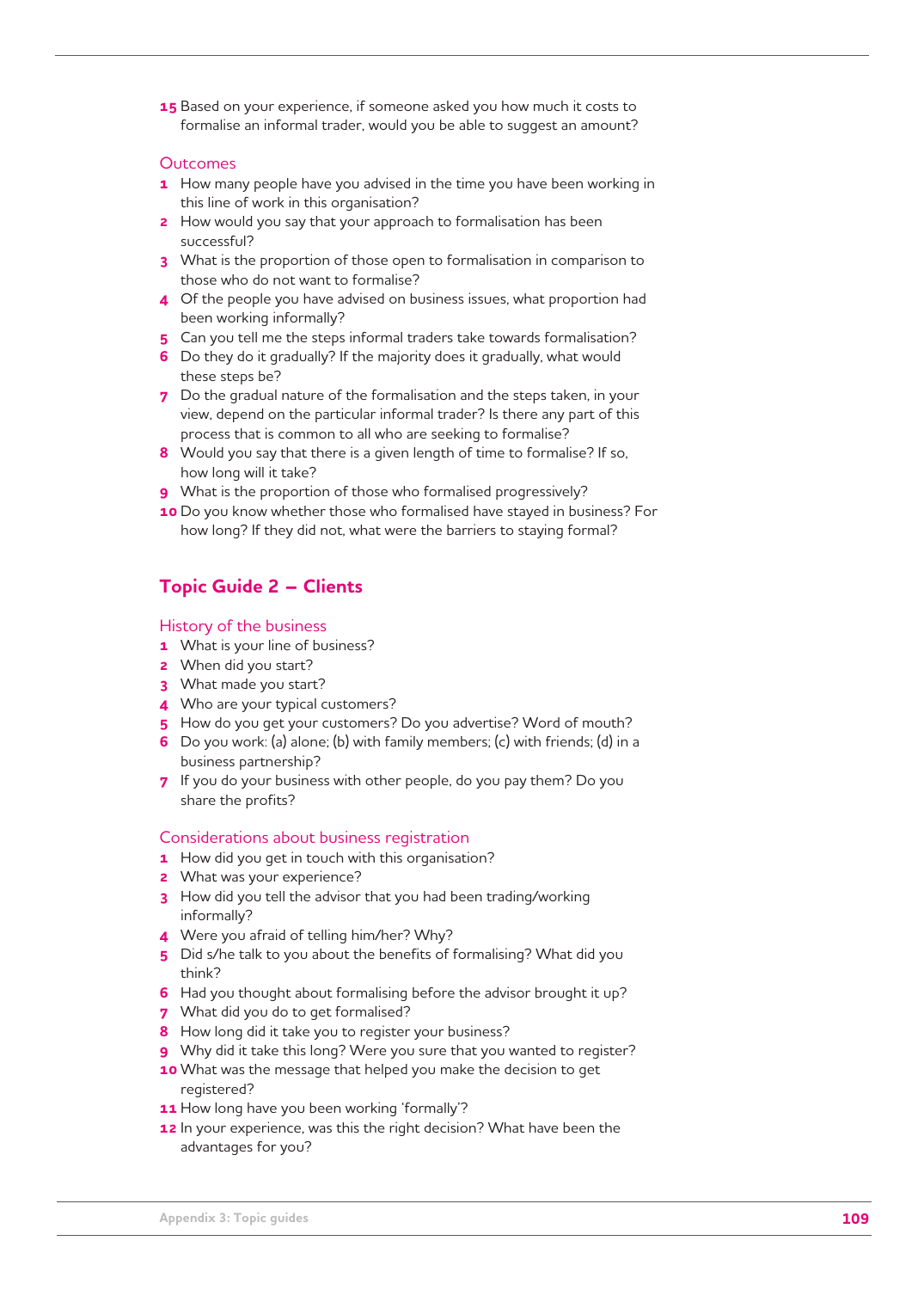15 Based on your experience, if someone asked you how much it costs to formalise an informal trader, would you be able to suggest an amount?

### Outcomes

1. How many people have you advised in the time you have been working in this line of work in this organisation?
2. How would you say that your approach to formalisation has been successful?
3. What is the proportion of those open to formalisation in comparison to those who do not want to formalise?
4. Of the people you have advised on business issues, what proportion had been working informally?
5. Can you tell me the steps informal traders take towards formalisation?
6. Do they do it gradually? If the majority does it gradually, what would these steps be?
7. Do the gradual nature of the formalisation and the steps taken, in your view, depend on the particular informal trader? Is there any part of this process that is common to all who are seeking to formalise?
8. Would you say that there is a given length of time to formalise? If so, how long will it take?
9. What is the proportion of those who formalised progressively?
10. Do you know whether those who formalised have stayed in business? For how long? If they did not, what were the barriers to staying formal?

## Topic Guide 2 – Clients

### History of the business

1. What is your line of business?
2. When did you start?
3. What made you start?
4. Who are your typical customers?
5. How do you get your customers? Do you advertise? Word of mouth?
6. Do you work: (a) alone; (b) with family members; (c) with friends; (d) in a business partnership?
7. If you do your business with other people, do you pay them? Do you share the profits?

### Considerations about business registration

1. How did you get in touch with this organisation?
2. What was your experience?
3. How did you tell the advisor that you had been trading/working informally?
4. Were you afraid of telling him/her? Why?
5. Did s/he talk to you about the benefits of formalising? What did you think?
6. Had you thought about formalising before the advisor brought it up?
7. What did you do to get formalised?
8. How long did it take you to register your business?
9. Why did it take this long? Were you sure that you wanted to register?
10. What was the message that helped you make the decision to get registered?
11. How long have you been working 'formally'?
12. In your experience, was this the right decision? What have been the advantages for you?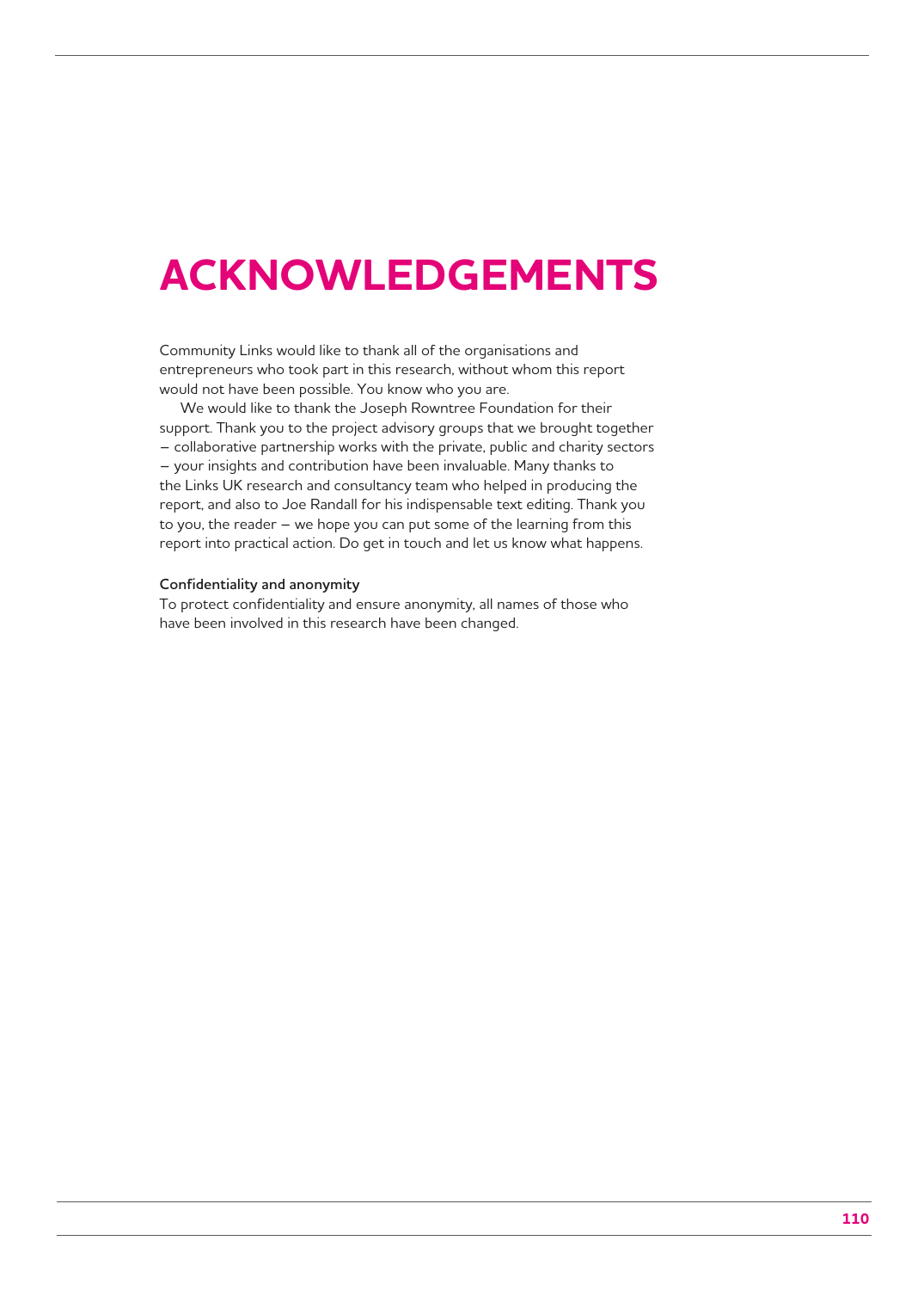# ACKNOWLEDGEMENTS

Community Links would like to thank all of the organisations and entrepreneurs who took part in this research, without whom this report would not have been possible. You know who you are.

We would like to thank the Joseph Rowntree Foundation for their support. Thank you to the project advisory groups that we brought together – collaborative partnership works with the private, public and charity sectors – your insights and contribution have been invaluable. Many thanks to the Links UK research and consultancy team who helped in producing the report, and also to Joe Randall for his indispensable text editing. Thank you to you, the reader – we hope you can put some of the learning from this report into practical action. Do get in touch and let us know what happens.

**Confidentiality and anonymity**

To protect confidentiality and ensure anonymity, all names of those who have been involved in this research have been changed.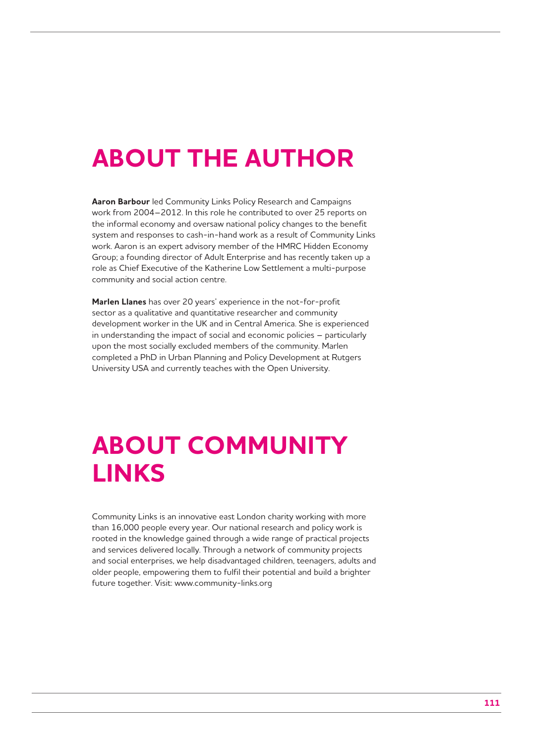# ABOUT THE AUTHOR

**Aaron Barbour** led Community Links Policy Research and Campaigns work from 2004–2012. In this role he contributed to over 25 reports on the informal economy and oversaw national policy changes to the benefit system and responses to cash-in-hand work as a result of Community Links work. Aaron is an expert advisory member of the HMRC Hidden Economy Group; a founding director of Adult Enterprise and has recently taken up a role as Chief Executive of the Katherine Low Settlement a multi-purpose community and social action centre.

**Marlen Llanes** has over 20 years' experience in the not-for-profit sector as a qualitative and quantitative researcher and community development worker in the UK and in Central America. She is experienced in understanding the impact of social and economic policies – particularly upon the most socially excluded members of the community. Marlen completed a PhD in Urban Planning and Policy Development at Rutgers University USA and currently teaches with the Open University.

# ABOUT COMMUNITY LINKS

Community Links is an innovative east London charity working with more than 16,000 people every year. Our national research and policy work is rooted in the knowledge gained through a wide range of practical projects and services delivered locally. Through a network of community projects and social enterprises, we help disadvantaged children, teenagers, adults and older people, empowering them to fulfil their potential and build a brighter future together. Visit: www.community-links.org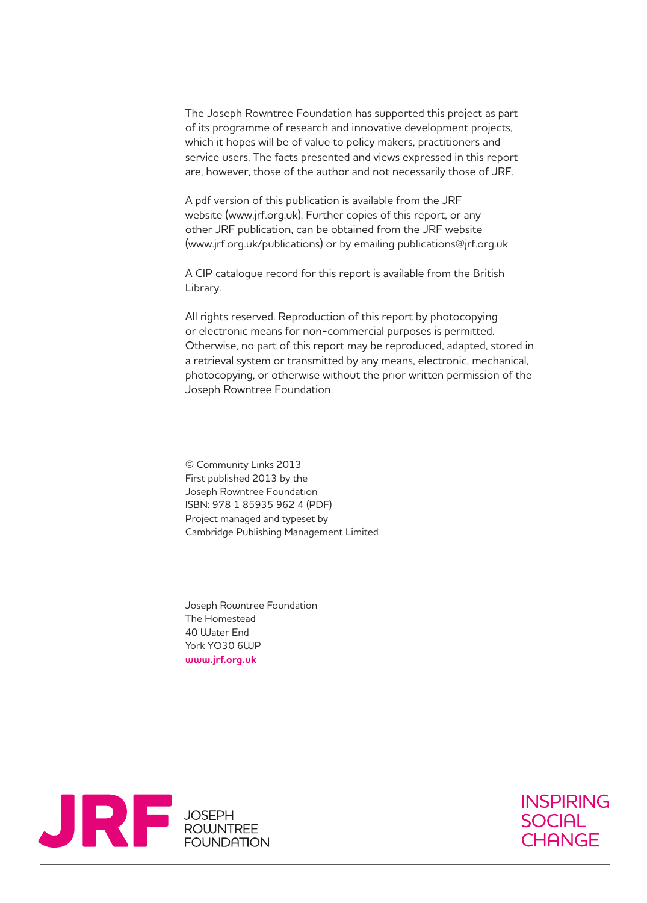The Joseph Rowntree Foundation has supported this project as part of its programme of research and innovative development projects, which it hopes will be of value to policy makers, practitioners and service users. The facts presented and views expressed in this report are, however, those of the author and not necessarily those of JRF.

A pdf version of this publication is available from the JRF website (www.jrf.org.uk). Further copies of this report, or any other JRF publication, can be obtained from the JRF website (www.jrf.org.uk/publications) or by emailing publications@jrf.org.uk

A CIP catalogue record for this report is available from the British Library.

All rights reserved. Reproduction of this report by photocopying or electronic means for non-commercial purposes is permitted. Otherwise, no part of this report may be reproduced, adapted, stored in a retrieval system or transmitted by any means, electronic, mechanical, photocopying, or otherwise without the prior written permission of the Joseph Rowntree Foundation.

© Community Links 2013
First published 2013 by the
Joseph Rowntree Foundation
ISBN: 978 1 85935 962 4 (PDF)
Project managed and typeset by
Cambridge Publishing Management Limited

Joseph Rowntree Foundation
The Homestead
40 Water End
York YO30 6WP
**www.jrf.org.uk**

JRF JOSEPH ROWNTREE FOUNDATION

INSPIRING SOCIAL CHANGE